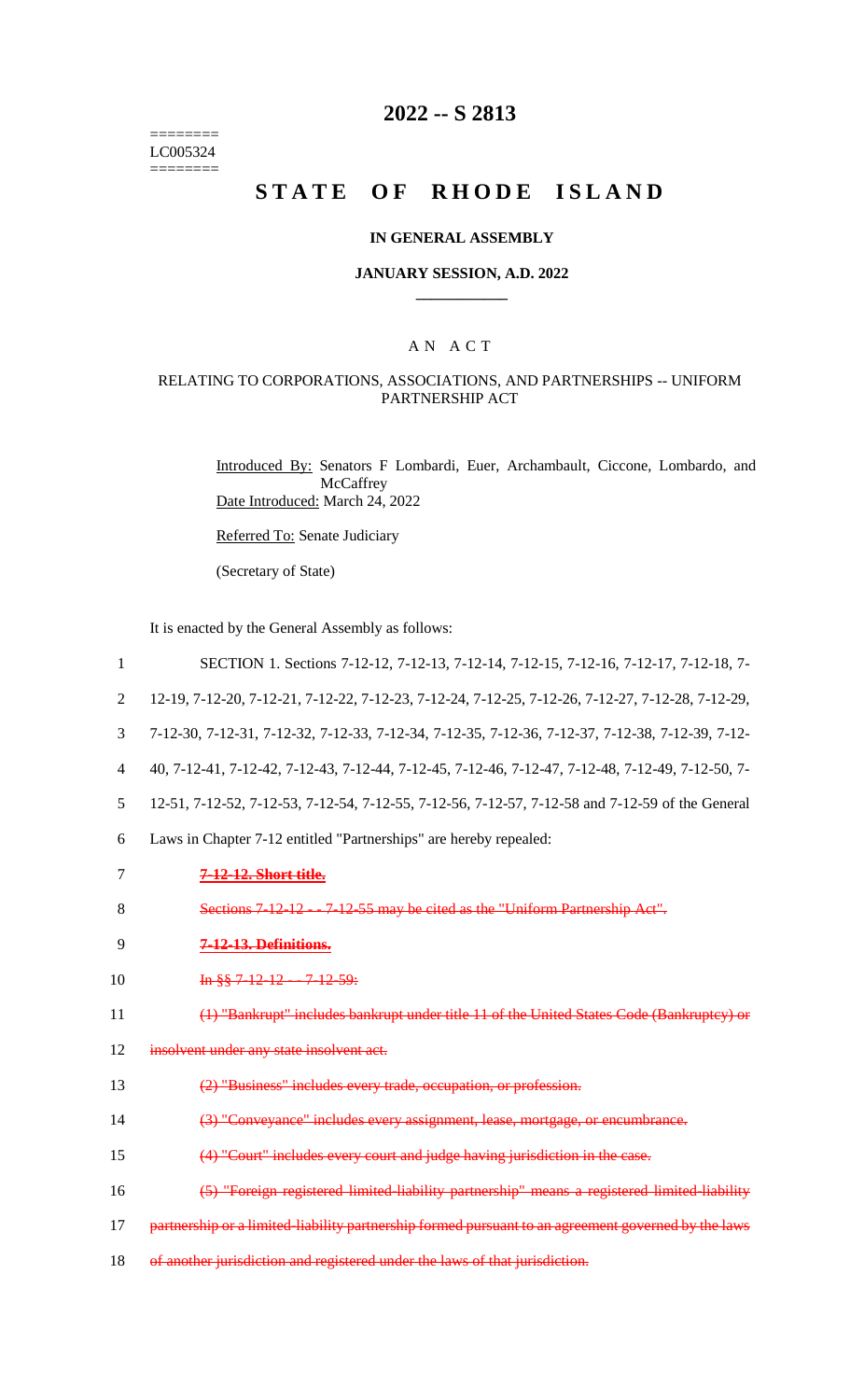======== LC005324 ========

# 2022 -- S 2813

# STATE OF RHODE ISLAND

## IN GENERAL ASSEMBLY

### JANUARY SESSION, A.D. 2022

## A N A C T

### RELATING TO CORPORATIONS, ASSOCIATIONS, AND PARTNERSHIPS -- UNIFORM PARTNERSHIP ACT

Introduced By: Senators F Lombardi, Euer, Archambault, Ciccone, Lombardo, and McCaffrey

Date Introduced: March 24, 2022

Referred To: Senate Judiciary

(Secretary of State)

It is enacted by the General Assembly as follows:

1 SECTION 1. Sections 7-12-12, 7-12-13, 7-12-14, 7-12-15, 7-12-16, 7-12-17, 7-12-18, 7-
2 12-19, 7-12-20, 7-12-21, 7-12-22, 7-12-23, 7-12-24, 7-12-25, 7-12-26, 7-12-27, 7-12-28, 7-12-29,
3 7-12-30, 7-12-31, 7-12-32, 7-12-33, 7-12-34, 7-12-35, 7-12-36, 7-12-37, 7-12-38, 7-12-39, 7-12-
4 40, 7-12-41, 7-12-42, 7-12-43, 7-12-44, 7-12-45, 7-12-46, 7-12-47, 7-12-48, 7-12-49, 7-12-50, 7-
5 12-51, 7-12-52, 7-12-53, 7-12-54, 7-12-55, 7-12-56, 7-12-57, 7-12-58 and 7-12-59 of the General
6 Laws in Chapter 7-12 entitled "Partnerships" are hereby repealed:

7 ~~**7-12-12. Short title.**~~

8 ~~Sections 7-12-12 -- 7-12-55 may be cited as the "Uniform Partnership Act".~~

9 ~~**7-12-13. Definitions.**~~

10 ~~In §§ 7-12-12 -- 7-12-59:~~

11 ~~(1) "Bankrupt" includes bankrupt under title 11 of the United States Code (Bankruptcy) or~~
12 ~~insolvent under any state insolvent act.~~

13 ~~(2) "Business" includes every trade, occupation, or profession.~~

14 ~~(3) "Conveyance" includes every assignment, lease, mortgage, or encumbrance.~~

15 ~~(4) "Court" includes every court and judge having jurisdiction in the case.~~

16 ~~(5) "Foreign registered limited-liability partnership" means a registered limited-liability~~
17 ~~partnership or a limited-liability partnership formed pursuant to an agreement governed by the laws~~
18 ~~of another jurisdiction and registered under the laws of that jurisdiction.~~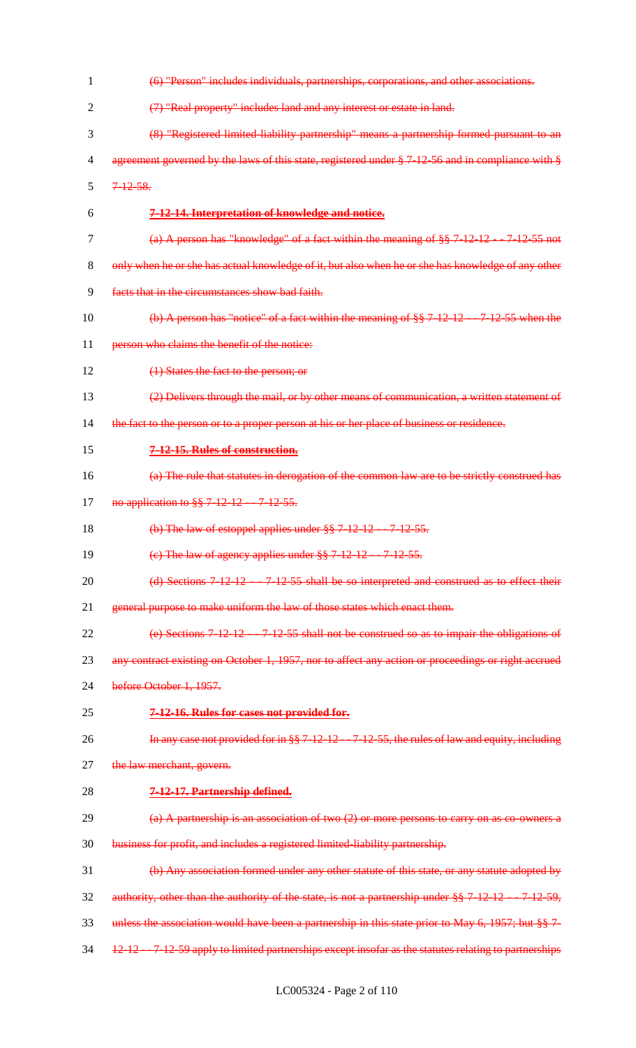(6) "Person" includes individuals, partnerships, corporations, and other associations.

(7) "Real property" includes land and any interest or estate in land.

(8) "Registered limited-liability partnership" means a partnership formed pursuant to an agreement governed by the laws of this state, registered under § 7-12-56 and in compliance with § 7-12-58.

**7-12-14. Interpretation of knowledge and notice.**

(a) A person has "knowledge" of a fact within the meaning of §§ 7-12-12 -- 7-12-55 not only when he or she has actual knowledge of it, but also when he or she has knowledge of any other facts that in the circumstances show bad faith.

(b) A person has "notice" of a fact within the meaning of §§ 7-12-12 -- 7-12-55 when the person who claims the benefit of the notice:

(1) States the fact to the person; or

(2) Delivers through the mail, or by other means of communication, a written statement of the fact to the person or to a proper person at his or her place of business or residence.

**7-12-15. Rules of construction.**

(a) The rule that statutes in derogation of the common law are to be strictly construed has no application to §§ 7-12-12 -- 7-12-55.

(b) The law of estoppel applies under §§ 7-12-12 -- 7-12-55.

(c) The law of agency applies under §§ 7-12-12 -- 7-12-55.

(d) Sections 7-12-12 -- 7-12-55 shall be so interpreted and construed as to effect their general purpose to make uniform the law of those states which enact them.

(e) Sections 7-12-12 -- 7-12-55 shall not be construed so as to impair the obligations of any contract existing on October 1, 1957, nor to affect any action or proceedings or right accrued before October 1, 1957.

**7-12-16. Rules for cases not provided for.**

In any case not provided for in §§ 7-12-12 -- 7-12-55, the rules of law and equity, including the law merchant, govern.

**7-12-17. Partnership defined.**

(a) A partnership is an association of two (2) or more persons to carry on as co-owners a business for profit, and includes a registered limited-liability partnership.

(b) Any association formed under any other statute of this state, or any statute adopted by authority, other than the authority of the state, is not a partnership under §§ 7-12-12 -- 7-12-59, unless the association would have been a partnership in this state prior to May 6, 1957; but §§ 7-12-12 -- 7-12-59 apply to limited partnerships except insofar as the statutes relating to partnerships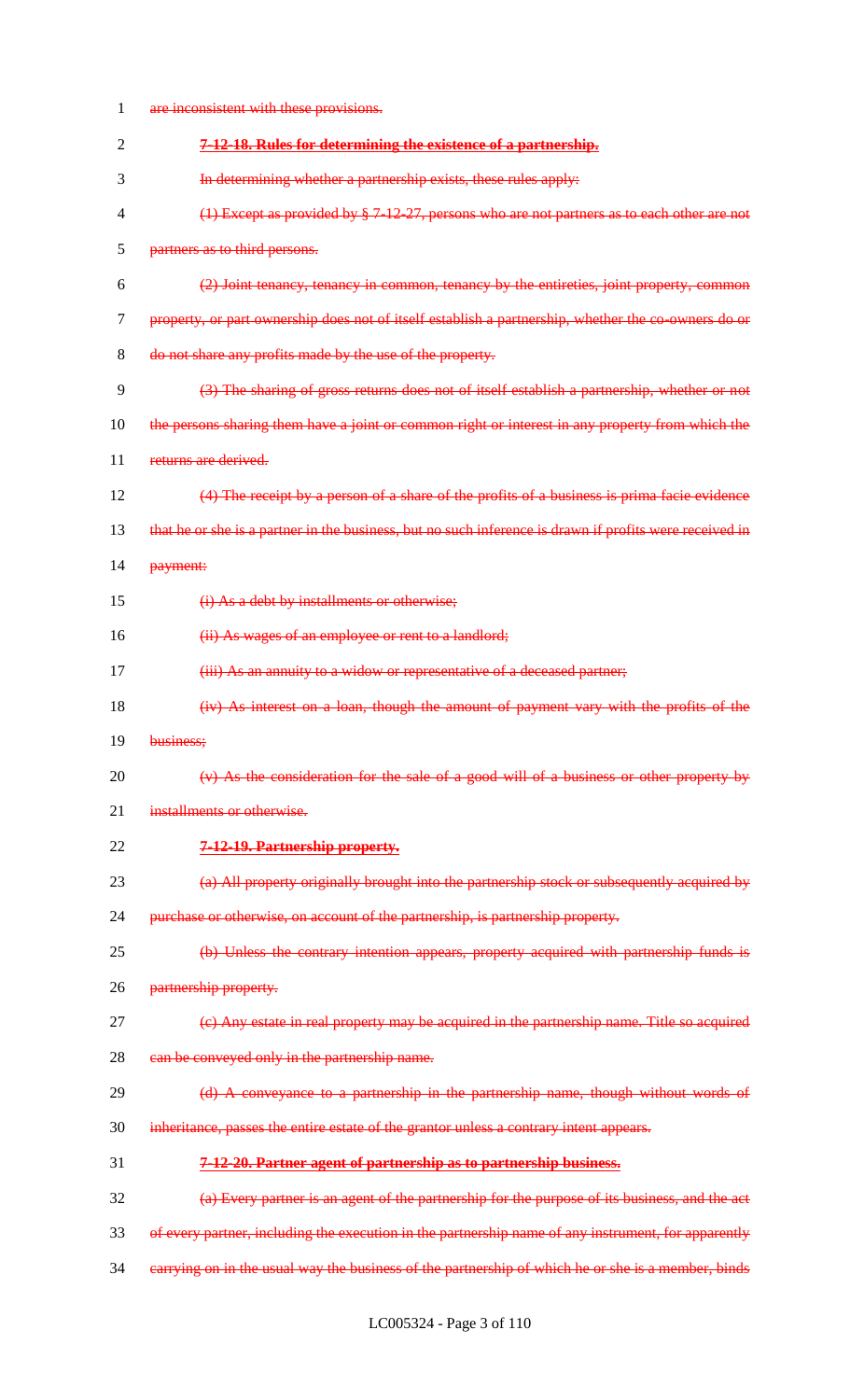are inconsistent with these provisions.

**7-12-18. Rules for determining the existence of a partnership.**

In determining whether a partnership exists, these rules apply:

(1) Except as provided by § 7-12-27, persons who are not partners as to each other are not partners as to third persons.

(2) Joint tenancy, tenancy in common, tenancy by the entireties, joint property, common property, or part ownership does not of itself establish a partnership, whether the co-owners do or do not share any profits made by the use of the property.

(3) The sharing of gross returns does not of itself establish a partnership, whether or not the persons sharing them have a joint or common right or interest in any property from which the returns are derived.

(4) The receipt by a person of a share of the profits of a business is prima facie evidence that he or she is a partner in the business, but no such inference is drawn if profits were received in payment:

(i) As a debt by installments or otherwise;

(ii) As wages of an employee or rent to a landlord;

(iii) As an annuity to a widow or representative of a deceased partner;

(iv) As interest on a loan, though the amount of payment vary with the profits of the business;

(v) As the consideration for the sale of a good will of a business or other property by installments or otherwise.

**7-12-19. Partnership property.**

(a) All property originally brought into the partnership stock or subsequently acquired by purchase or otherwise, on account of the partnership, is partnership property.

(b) Unless the contrary intention appears, property acquired with partnership funds is partnership property.

(c) Any estate in real property may be acquired in the partnership name. Title so acquired can be conveyed only in the partnership name.

(d) A conveyance to a partnership in the partnership name, though without words of inheritance, passes the entire estate of the grantor unless a contrary intent appears.

**7-12-20. Partner agent of partnership as to partnership business.**

(a) Every partner is an agent of the partnership for the purpose of its business, and the act of every partner, including the execution in the partnership name of any instrument, for apparently carrying on in the usual way the business of the partnership of which he or she is a member, binds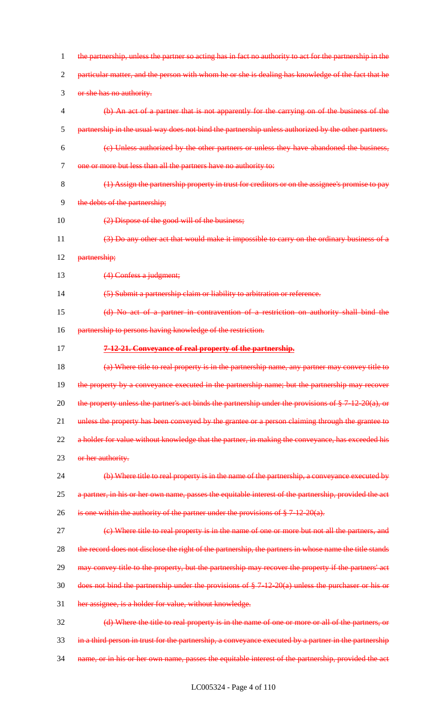the partnership, unless the partner so acting has in fact no authority to act for the partnership in the particular matter, and the person with whom he or she is dealing has knowledge of the fact that he or she has no authority.

(b) An act of a partner that is not apparently for the carrying on of the business of the partnership in the usual way does not bind the partnership unless authorized by the other partners.

(c) Unless authorized by the other partners or unless they have abandoned the business, one or more but less than all the partners have no authority to:

(1) Assign the partnership property in trust for creditors or on the assignee's promise to pay the debts of the partnership;

(2) Dispose of the good will of the business;

(3) Do any other act that would make it impossible to carry on the ordinary business of a partnership;

(4) Confess a judgment;

(5) Submit a partnership claim or liability to arbitration or reference.

(d) No act of a partner in contravention of a restriction on authority shall bind the partnership to persons having knowledge of the restriction.

**7-12-21. Conveyance of real property of the partnership.**

(a) Where title to real property is in the partnership name, any partner may convey title to the property by a conveyance executed in the partnership name; but the partnership may recover the property unless the partner's act binds the partnership under the provisions of § 7-12-20(a), or unless the property has been conveyed by the grantee or a person claiming through the grantee to a holder for value without knowledge that the partner, in making the conveyance, has exceeded his or her authority.

(b) Where title to real property is in the name of the partnership, a conveyance executed by a partner, in his or her own name, passes the equitable interest of the partnership, provided the act is one within the authority of the partner under the provisions of § 7-12-20(a).

(c) Where title to real property is in the name of one or more but not all the partners, and the record does not disclose the right of the partnership, the partners in whose name the title stands may convey title to the property, but the partnership may recover the property if the partners' act does not bind the partnership under the provisions of § 7-12-20(a) unless the purchaser or his or her assignee, is a holder for value, without knowledge.

(d) Where the title to real property is in the name of one or more or all of the partners, or in a third person in trust for the partnership, a conveyance executed by a partner in the partnership name, or in his or her own name, passes the equitable interest of the partnership, provided the act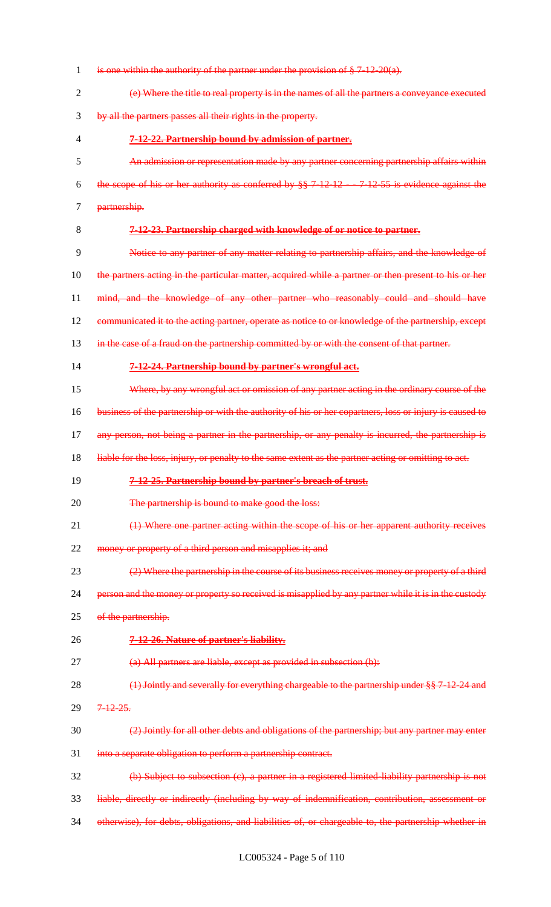is one within the authority of the partner under the provision of § 7-12-20(a).

(e) Where the title to real property is in the names of all the partners a conveyance executed by all the partners passes all their rights in the property.

**7-12-22. Partnership bound by admission of partner.**

An admission or representation made by any partner concerning partnership affairs within the scope of his or her authority as conferred by §§ 7-12-12 — 7-12-55 is evidence against the partnership.

**7-12-23. Partnership charged with knowledge of or notice to partner.**

Notice to any partner of any matter relating to partnership affairs, and the knowledge of the partners acting in the particular matter, acquired while a partner or then present to his or her mind, and the knowledge of any other partner who reasonably could and should have communicated it to the acting partner, operate as notice to or knowledge of the partnership, except in the case of a fraud on the partnership committed by or with the consent of that partner.

**7-12-24. Partnership bound by partner's wrongful act.**

Where, by any wrongful act or omission of any partner acting in the ordinary course of the business of the partnership or with the authority of his or her copartners, loss or injury is caused to any person, not being a partner in the partnership, or any penalty is incurred, the partnership is liable for the loss, injury, or penalty to the same extent as the partner acting or omitting to act.

**7-12-25. Partnership bound by partner's breach of trust.**

The partnership is bound to make good the loss:

(1) Where one partner acting within the scope of his or her apparent authority receives money or property of a third person and misapplies it; and

(2) Where the partnership in the course of its business receives money or property of a third person and the money or property so received is misapplied by any partner while it is in the custody of the partnership.

**7-12-26. Nature of partner's liability.**

(a) All partners are liable, except as provided in subsection (b):

(1) Jointly and severally for everything chargeable to the partnership under §§ 7-12-24 and 7-12-25.

(2) Jointly for all other debts and obligations of the partnership; but any partner may enter into a separate obligation to perform a partnership contract.

(b) Subject to subsection (c), a partner in a registered limited-liability partnership is not liable, directly or indirectly (including by way of indemnification, contribution, assessment or otherwise), for debts, obligations, and liabilities of, or chargeable to, the partnership whether in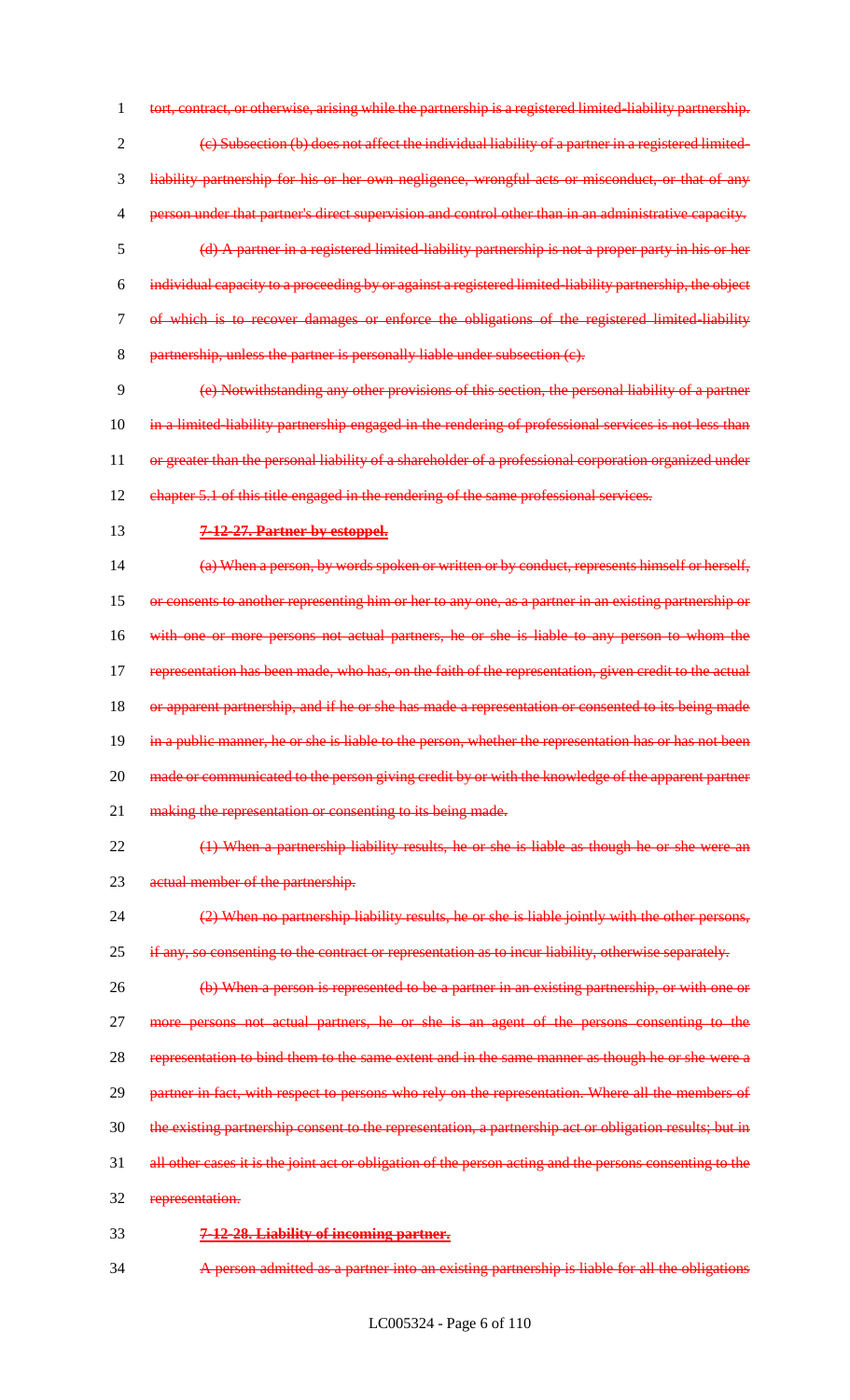tort, contract, or otherwise, arising while the partnership is a registered limited-liability partnership.

(c) Subsection (b) does not affect the individual liability of a partner in a registered limited-liability partnership for his or her own negligence, wrongful acts or misconduct, or that of any person under that partner's direct supervision and control other than in an administrative capacity.

(d) A partner in a registered limited-liability partnership is not a proper party in his or her individual capacity to a proceeding by or against a registered limited-liability partnership, the object of which is to recover damages or enforce the obligations of the registered limited-liability partnership, unless the partner is personally liable under subsection (c).

(e) Notwithstanding any other provisions of this section, the personal liability of a partner in a limited-liability partnership engaged in the rendering of professional services is not less than or greater than the personal liability of a shareholder of a professional corporation organized under chapter 5.1 of this title engaged in the rendering of the same professional services.

**7-12-27. Partner by estoppel.**

(a) When a person, by words spoken or written or by conduct, represents himself or herself, or consents to another representing him or her to any one, as a partner in an existing partnership or with one or more persons not actual partners, he or she is liable to any person to whom the representation has been made, who has, on the faith of the representation, given credit to the actual or apparent partnership, and if he or she has made a representation or consented to its being made in a public manner, he or she is liable to the person, whether the representation has or has not been made or communicated to the person giving credit by or with the knowledge of the apparent partner making the representation or consenting to its being made.

(1) When a partnership liability results, he or she is liable as though he or she were an actual member of the partnership.

(2) When no partnership liability results, he or she is liable jointly with the other persons, if any, so consenting to the contract or representation as to incur liability, otherwise separately.

(b) When a person is represented to be a partner in an existing partnership, or with one or more persons not actual partners, he or she is an agent of the persons consenting to the representation to bind them to the same extent and in the same manner as though he or she were a partner in fact, with respect to persons who rely on the representation. Where all the members of the existing partnership consent to the representation, a partnership act or obligation results; but in all other cases it is the joint act or obligation of the person acting and the persons consenting to the representation.

**7-12-28. Liability of incoming partner.**

A person admitted as a partner into an existing partnership is liable for all the obligations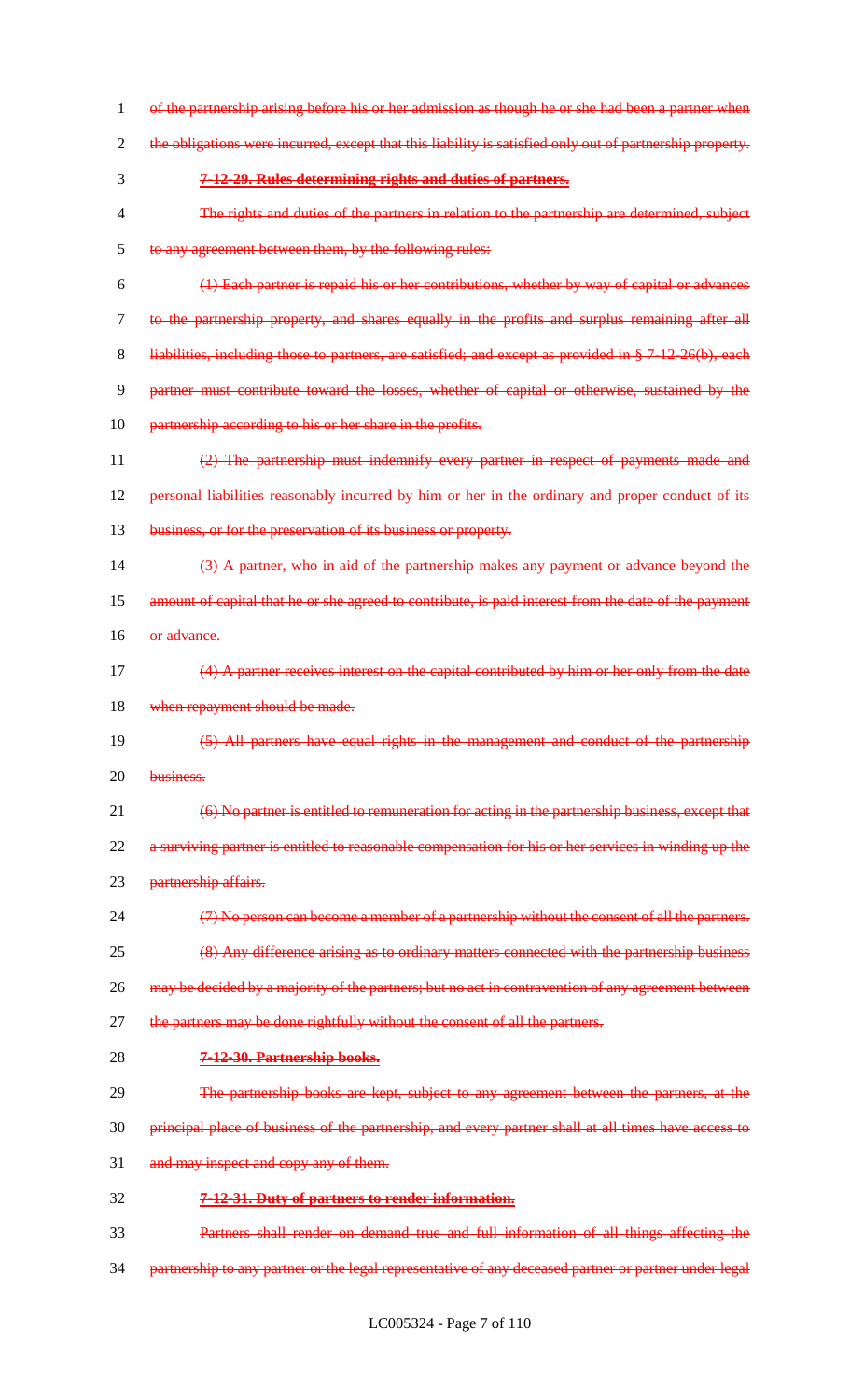of the partnership arising before his or her admission as though he or she had been a partner when the obligations were incurred, except that this liability is satisfied only out of partnership property.

**7-12-29. Rules determining rights and duties of partners.**

The rights and duties of the partners in relation to the partnership are determined, subject to any agreement between them, by the following rules:

(1) Each partner is repaid his or her contributions, whether by way of capital or advances to the partnership property, and shares equally in the profits and surplus remaining after all liabilities, including those to partners, are satisfied; and except as provided in § 7-12-26(b), each partner must contribute toward the losses, whether of capital or otherwise, sustained by the partnership according to his or her share in the profits.

(2) The partnership must indemnify every partner in respect of payments made and personal liabilities reasonably incurred by him or her in the ordinary and proper conduct of its business, or for the preservation of its business or property.

(3) A partner, who in aid of the partnership makes any payment or advance beyond the amount of capital that he or she agreed to contribute, is paid interest from the date of the payment or advance.

(4) A partner receives interest on the capital contributed by him or her only from the date when repayment should be made.

(5) All partners have equal rights in the management and conduct of the partnership business.

(6) No partner is entitled to remuneration for acting in the partnership business, except that a surviving partner is entitled to reasonable compensation for his or her services in winding up the partnership affairs.

(7) No person can become a member of a partnership without the consent of all the partners.

(8) Any difference arising as to ordinary matters connected with the partnership business may be decided by a majority of the partners; but no act in contravention of any agreement between the partners may be done rightfully without the consent of all the partners.

**7-12-30. Partnership books.**

The partnership books are kept, subject to any agreement between the partners, at the principal place of business of the partnership, and every partner shall at all times have access to and may inspect and copy any of them.

**7-12-31. Duty of partners to render information.**

Partners shall render on demand true and full information of all things affecting the partnership to any partner or the legal representative of any deceased partner or partner under legal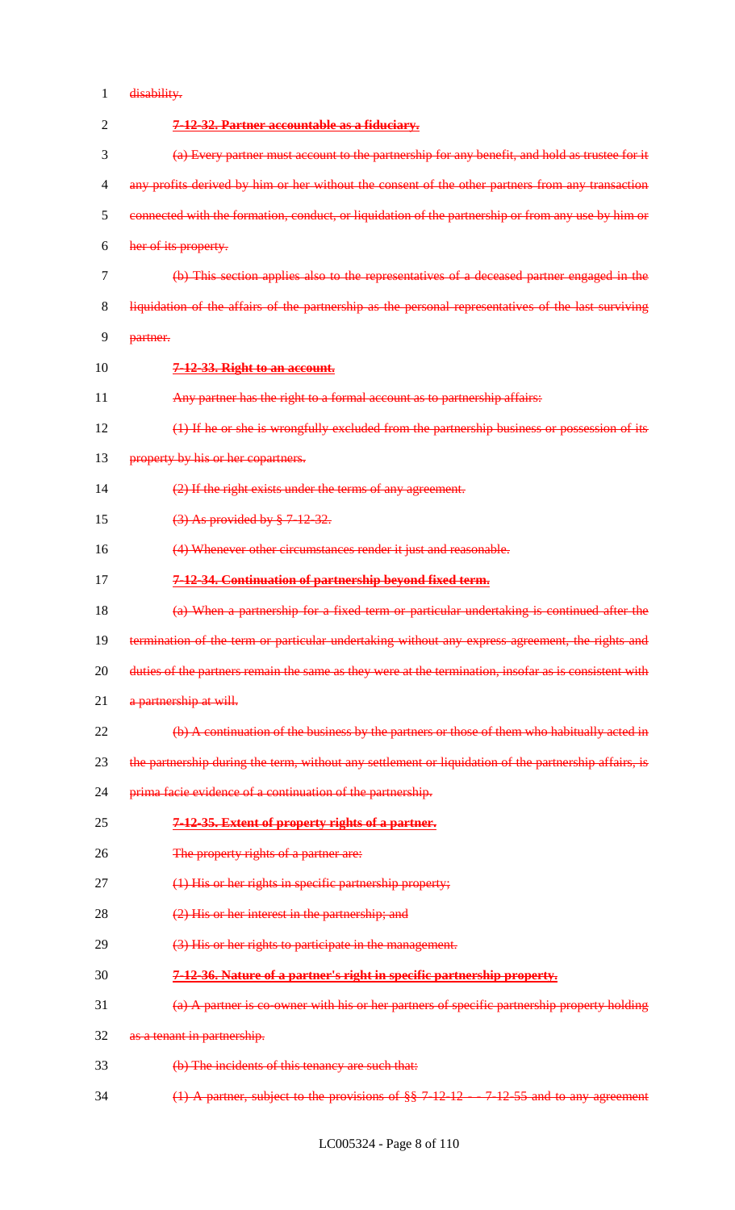disability.

~~**7-12-32. Partner accountable as a fiduciary.**~~

~~(a) Every partner must account to the partnership for any benefit, and hold as trustee for it any profits derived by him or her without the consent of the other partners from any transaction connected with the formation, conduct, or liquidation of the partnership or from any use by him or her of its property.~~

~~(b) This section applies also to the representatives of a deceased partner engaged in the liquidation of the affairs of the partnership as the personal representatives of the last surviving partner.~~

~~**7-12-33. Right to an account.**~~

~~Any partner has the right to a formal account as to partnership affairs:~~

~~(1) If he or she is wrongfully excluded from the partnership business or possession of its property by his or her copartners.~~

~~(2) If the right exists under the terms of any agreement.~~

~~(3) As provided by § 7-12-32.~~

~~(4) Whenever other circumstances render it just and reasonable.~~

~~**7-12-34. Continuation of partnership beyond fixed term.**~~

~~(a) When a partnership for a fixed term or particular undertaking is continued after the termination of the term or particular undertaking without any express agreement, the rights and duties of the partners remain the same as they were at the termination, insofar as is consistent with a partnership at will.~~

~~(b) A continuation of the business by the partners or those of them who habitually acted in the partnership during the term, without any settlement or liquidation of the partnership affairs, is prima facie evidence of a continuation of the partnership.~~

~~**7-12-35. Extent of property rights of a partner.**~~

~~The property rights of a partner are:~~

~~(1) His or her rights in specific partnership property;~~

~~(2) His or her interest in the partnership; and~~

~~(3) His or her rights to participate in the management.~~

~~**7-12-36. Nature of a partner's right in specific partnership property.**~~

~~(a) A partner is co-owner with his or her partners of specific partnership property holding as a tenant in partnership.~~

~~(b) The incidents of this tenancy are such that:~~

~~(1) A partner, subject to the provisions of §§ 7-12-12 -- 7-12-55 and to any agreement~~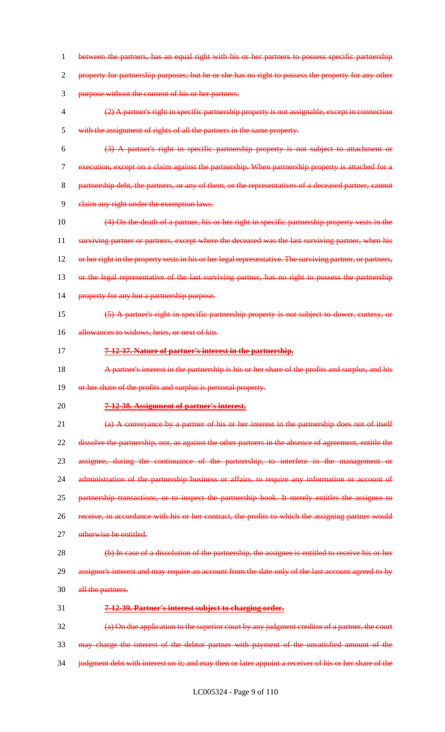between the partners, has an equal right with his or her partners to possess specific partnership property for partnership purposes; but he or she has no right to possess the property for any other purpose without the consent of his or her partners.

(2) A partner's right in specific partnership property is not assignable, except in connection with the assignment of rights of all the partners in the same property.

(3) A partner's right in specific partnership property is not subject to attachment or execution, except on a claim against the partnership. When partnership property is attached for a partnership debt, the partners, or any of them, or the representatives of a deceased partner, cannot claim any right under the exemption laws.

(4) On the death of a partner, his or her right in specific partnership property vests in the surviving partner or partners, except where the deceased was the last surviving partner, when his or her right in the property vests in his or her legal representative. The surviving partner, or partners, or the legal representative of the last surviving partner, has no right to possess the partnership property for any but a partnership purpose.

(5) A partner's right in specific partnership property is not subject to dower, curtesy, or allowances to widows, heirs, or next of kin.

**7-12-37. Nature of partner's interest in the partnership.**

A partner's interest in the partnership is his or her share of the profits and surplus, and his or her share of the profits and surplus is personal property.

**7-12-38. Assignment of partner's interest.**

(a) A conveyance by a partner of his or her interest in the partnership does not of itself dissolve the partnership, nor, as against the other partners in the absence of agreement, entitle the assignee, during the continuance of the partnership, to interfere in the management or administration of the partnership business or affairs, to require any information or account of partnership transactions, or to inspect the partnership book. It merely entitles the assignee to receive, in accordance with his or her contract, the profits to which the assigning partner would otherwise be entitled.

(b) In case of a dissolution of the partnership, the assignee is entitled to receive his or her assignor's interest and may require an account from the date only of the last account agreed to by all the partners.

**7-12-39. Partner's interest subject to charging order.**

(a) On due application to the superior court by any judgment creditor of a partner, the court may charge the interest of the debtor partner with payment of the unsatisfied amount of the judgment debt with interest on it; and may then or later appoint a receiver of his or her share of the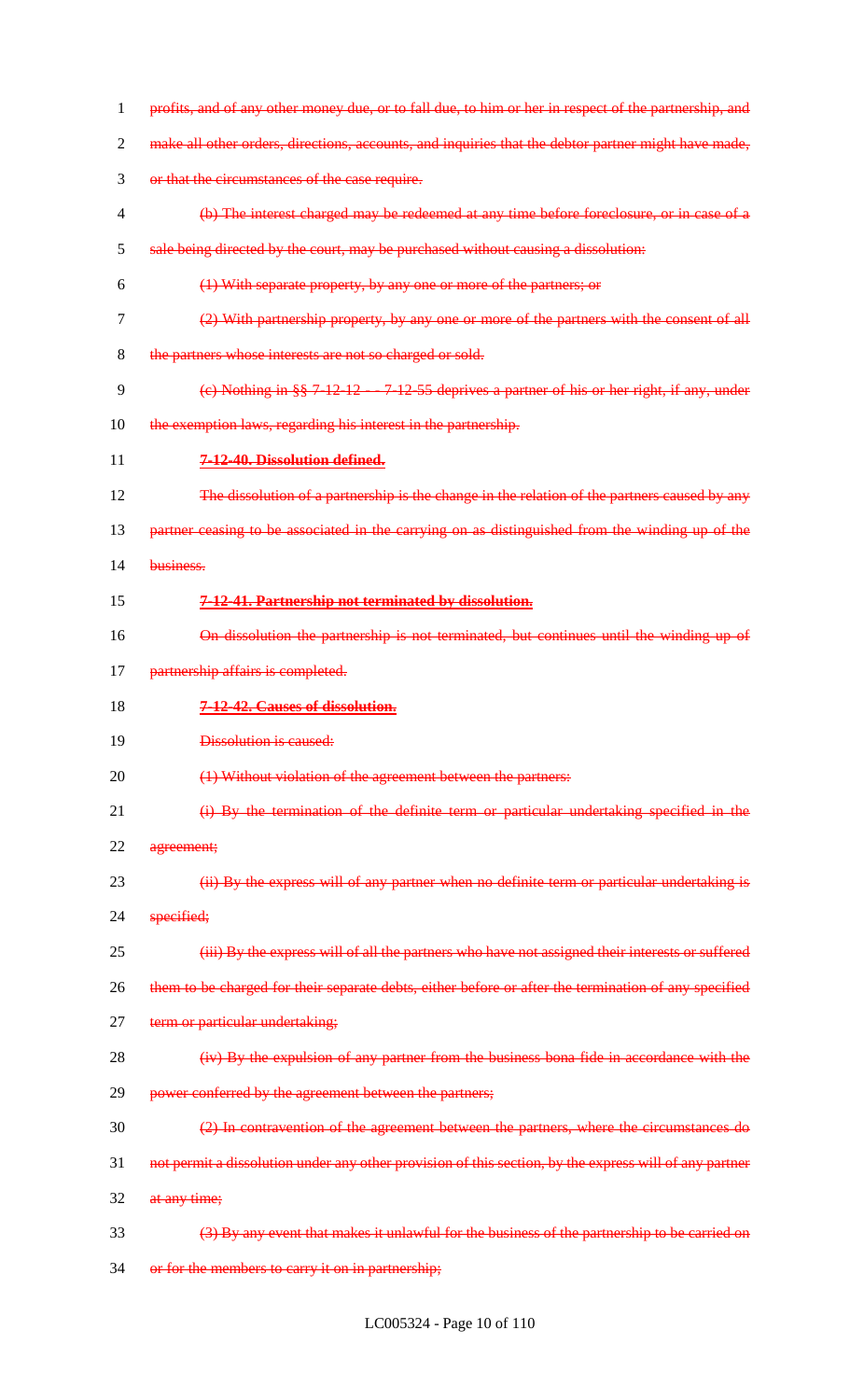~~profits, and of any other money due, or to fall due, to him or her in respect of the partnership, and make all other orders, directions, accounts, and inquiries that the debtor partner might have made, or that the circumstances of the case require.~~

~~(b) The interest charged may be redeemed at any time before foreclosure, or in case of a sale being directed by the court, may be purchased without causing a dissolution:~~

~~(1) With separate property, by any one or more of the partners; or~~

~~(2) With partnership property, by any one or more of the partners with the consent of all the partners whose interests are not so charged or sold.~~

~~(c) Nothing in §§ 7-12-12 -- 7-12-55 deprives a partner of his or her right, if any, under the exemption laws, regarding his interest in the partnership.~~

~~**7-12-40. Dissolution defined.**~~

~~The dissolution of a partnership is the change in the relation of the partners caused by any partner ceasing to be associated in the carrying on as distinguished from the winding up of the business.~~

~~**7-12-41. Partnership not terminated by dissolution.**~~

~~On dissolution the partnership is not terminated, but continues until the winding up of partnership affairs is completed.~~

~~**7-12-42. Causes of dissolution.**~~

~~Dissolution is caused:~~

~~(1) Without violation of the agreement between the partners:~~

~~(i) By the termination of the definite term or particular undertaking specified in the agreement;~~

~~(ii) By the express will of any partner when no definite term or particular undertaking is specified;~~

~~(iii) By the express will of all the partners who have not assigned their interests or suffered them to be charged for their separate debts, either before or after the termination of any specified term or particular undertaking;~~

~~(iv) By the expulsion of any partner from the business bona fide in accordance with the power conferred by the agreement between the partners;~~

~~(2) In contravention of the agreement between the partners, where the circumstances do not permit a dissolution under any other provision of this section, by the express will of any partner at any time;~~

~~(3) By any event that makes it unlawful for the business of the partnership to be carried on or for the members to carry it on in partnership;~~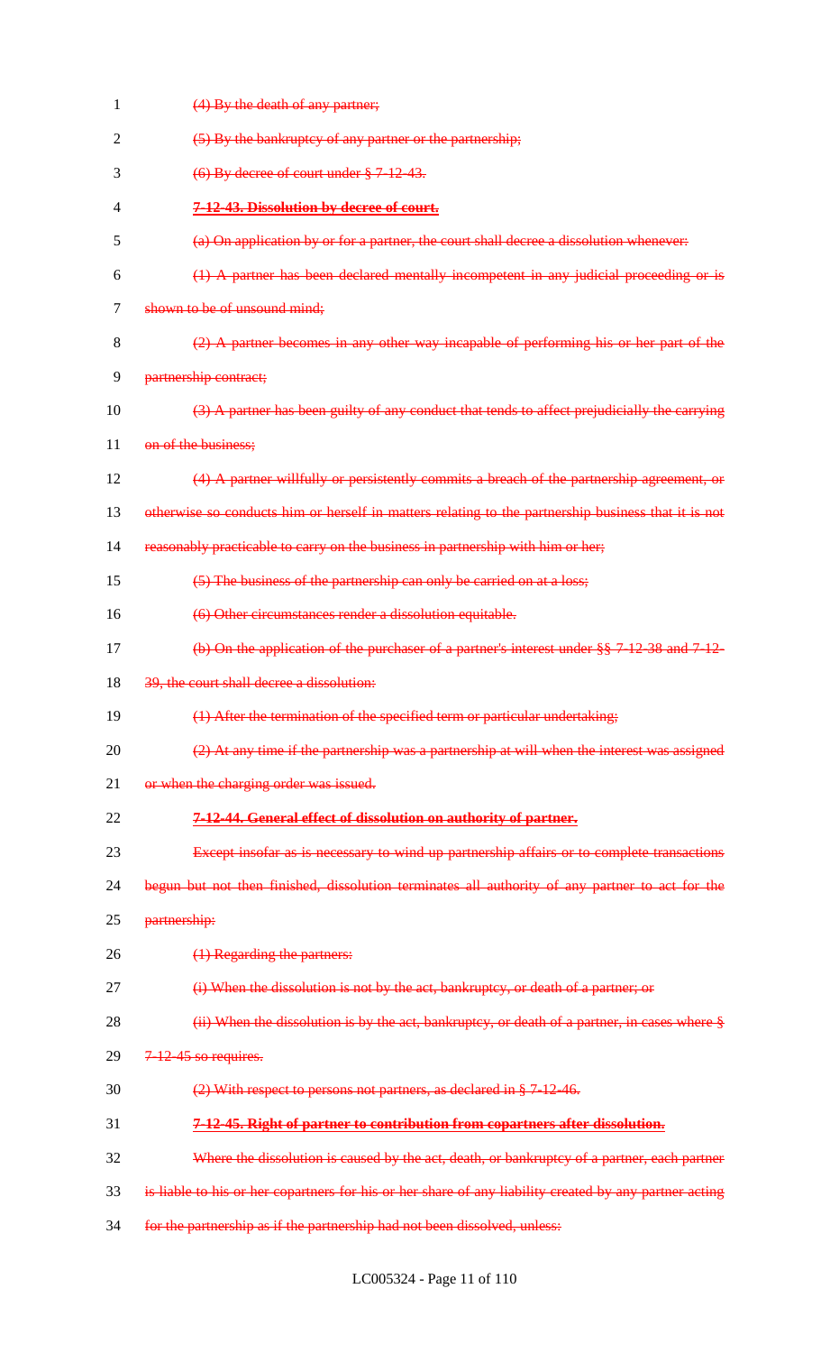~~(4) By the death of any partner;~~

~~(5) By the bankruptcy of any partner or the partnership;~~

~~(6) By decree of court under § 7-12-43.~~

~~**7-12-43. Dissolution by decree of court.**~~

~~(a) On application by or for a partner, the court shall decree a dissolution whenever:~~

~~(1) A partner has been declared mentally incompetent in any judicial proceeding or is shown to be of unsound mind;~~

~~(2) A partner becomes in any other way incapable of performing his or her part of the partnership contract;~~

~~(3) A partner has been guilty of any conduct that tends to affect prejudicially the carrying on of the business;~~

~~(4) A partner willfully or persistently commits a breach of the partnership agreement, or otherwise so conducts him or herself in matters relating to the partnership business that it is not reasonably practicable to carry on the business in partnership with him or her;~~

~~(5) The business of the partnership can only be carried on at a loss;~~

~~(6) Other circumstances render a dissolution equitable.~~

~~(b) On the application of the purchaser of a partner's interest under §§ 7-12-38 and 7-12-39, the court shall decree a dissolution:~~

~~(1) After the termination of the specified term or particular undertaking;~~

~~(2) At any time if the partnership was a partnership at will when the interest was assigned or when the charging order was issued.~~

~~**7-12-44. General effect of dissolution on authority of partner.**~~

~~Except insofar as is necessary to wind up partnership affairs or to complete transactions begun but not then finished, dissolution terminates all authority of any partner to act for the partnership:~~

~~(1) Regarding the partners:~~

~~(i) When the dissolution is not by the act, bankruptcy, or death of a partner; or~~

~~(ii) When the dissolution is by the act, bankruptcy, or death of a partner, in cases where § 7-12-45 so requires.~~

~~(2) With respect to persons not partners, as declared in § 7-12-46.~~

~~**7-12-45. Right of partner to contribution from copartners after dissolution.**~~

~~Where the dissolution is caused by the act, death, or bankruptcy of a partner, each partner is liable to his or her copartners for his or her share of any liability created by any partner acting for the partnership as if the partnership had not been dissolved, unless:~~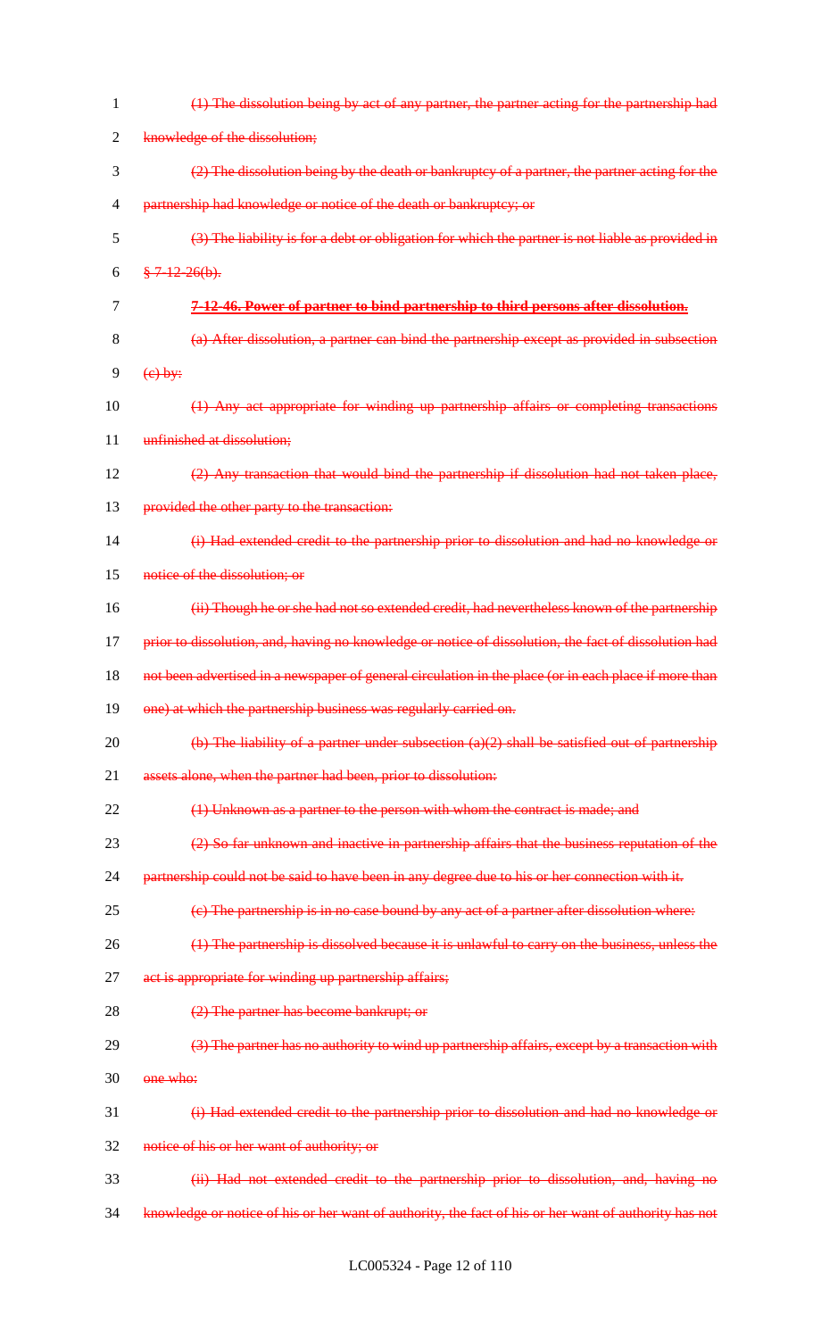~~(1) The dissolution being by act of any partner, the partner acting for the partnership had knowledge of the dissolution;~~

~~(2) The dissolution being by the death or bankruptcy of a partner, the partner acting for the partnership had knowledge or notice of the death or bankruptcy; or~~

~~(3) The liability is for a debt or obligation for which the partner is not liable as provided in § 7-12-26(b).~~

~~**7-12-46. Power of partner to bind partnership to third persons after dissolution.**~~

~~(a) After dissolution, a partner can bind the partnership except as provided in subsection (c) by:~~

~~(1) Any act appropriate for winding up partnership affairs or completing transactions unfinished at dissolution;~~

~~(2) Any transaction that would bind the partnership if dissolution had not taken place, provided the other party to the transaction:~~

~~(i) Had extended credit to the partnership prior to dissolution and had no knowledge or notice of the dissolution; or~~

~~(ii) Though he or she had not so extended credit, had nevertheless known of the partnership prior to dissolution, and, having no knowledge or notice of dissolution, the fact of dissolution had not been advertised in a newspaper of general circulation in the place (or in each place if more than one) at which the partnership business was regularly carried on.~~

~~(b) The liability of a partner under subsection (a)(2) shall be satisfied out of partnership assets alone, when the partner had been, prior to dissolution:~~

~~(1) Unknown as a partner to the person with whom the contract is made; and~~

~~(2) So far unknown and inactive in partnership affairs that the business reputation of the partnership could not be said to have been in any degree due to his or her connection with it.~~

~~(c) The partnership is in no case bound by any act of a partner after dissolution where:~~

~~(1) The partnership is dissolved because it is unlawful to carry on the business, unless the act is appropriate for winding up partnership affairs;~~

~~(2) The partner has become bankrupt; or~~

~~(3) The partner has no authority to wind up partnership affairs, except by a transaction with one who:~~

~~(i) Had extended credit to the partnership prior to dissolution and had no knowledge or notice of his or her want of authority; or~~

~~(ii) Had not extended credit to the partnership prior to dissolution, and, having no knowledge or notice of his or her want of authority, the fact of his or her want of authority has not~~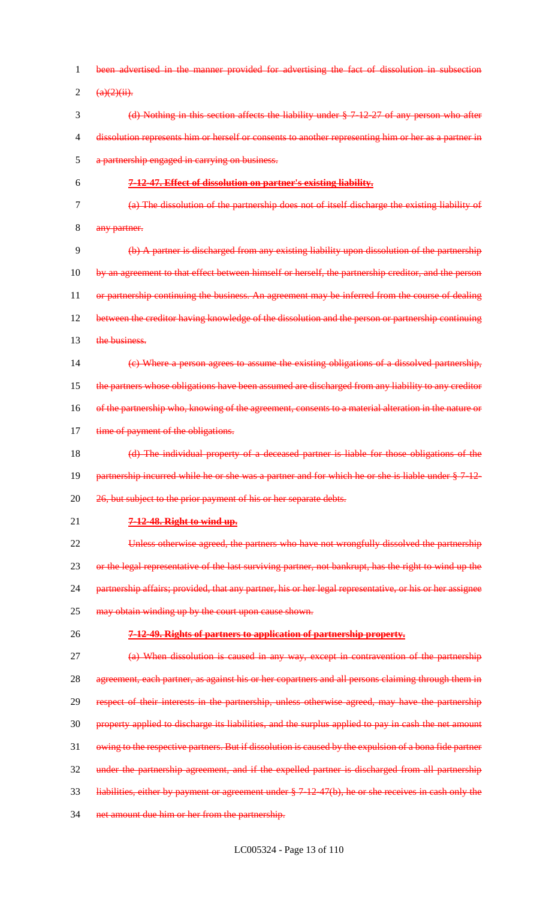been advertised in the manner provided for advertising the fact of dissolution in subsection (a)(2)(ii).

(d) Nothing in this section affects the liability under § 7-12-27 of any person who after dissolution represents him or herself or consents to another representing him or her as a partner in a partnership engaged in carrying on business.

**7-12-47. Effect of dissolution on partner's existing liability.**

(a) The dissolution of the partnership does not of itself discharge the existing liability of any partner.

(b) A partner is discharged from any existing liability upon dissolution of the partnership by an agreement to that effect between himself or herself, the partnership creditor, and the person or partnership continuing the business. An agreement may be inferred from the course of dealing between the creditor having knowledge of the dissolution and the person or partnership continuing the business.

(c) Where a person agrees to assume the existing obligations of a dissolved partnership, the partners whose obligations have been assumed are discharged from any liability to any creditor of the partnership who, knowing of the agreement, consents to a material alteration in the nature or time of payment of the obligations.

(d) The individual property of a deceased partner is liable for those obligations of the partnership incurred while he or she was a partner and for which he or she is liable under § 7-12-26, but subject to the prior payment of his or her separate debts.

**7-12-48. Right to wind up.**

Unless otherwise agreed, the partners who have not wrongfully dissolved the partnership or the legal representative of the last surviving partner, not bankrupt, has the right to wind up the partnership affairs; provided, that any partner, his or her legal representative, or his or her assignee may obtain winding up by the court upon cause shown.

**7-12-49. Rights of partners to application of partnership property.**

(a) When dissolution is caused in any way, except in contravention of the partnership agreement, each partner, as against his or her copartners and all persons claiming through them in respect of their interests in the partnership, unless otherwise agreed, may have the partnership property applied to discharge its liabilities, and the surplus applied to pay in cash the net amount owing to the respective partners. But if dissolution is caused by the expulsion of a bona fide partner under the partnership agreement, and if the expelled partner is discharged from all partnership liabilities, either by payment or agreement under § 7-12-47(b), he or she receives in cash only the net amount due him or her from the partnership.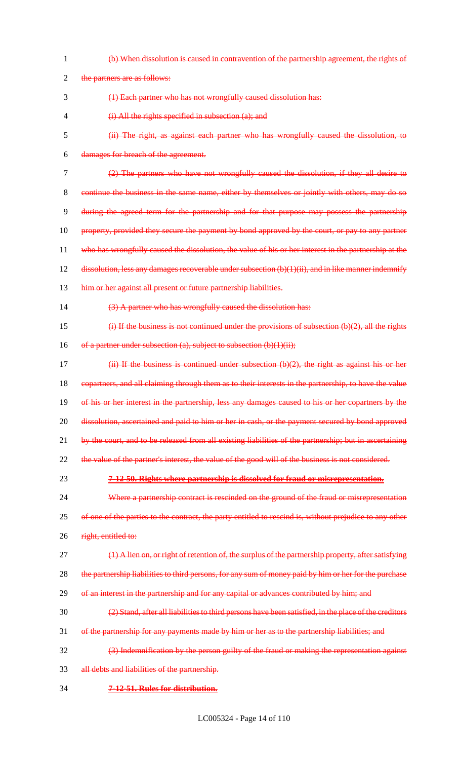~~(b) When dissolution is caused in contravention of the partnership agreement, the rights of the partners are as follows:~~

~~(1) Each partner who has not wrongfully caused dissolution has:~~

~~(i) All the rights specified in subsection (a); and~~

~~(ii) The right, as against each partner who has wrongfully caused the dissolution, to damages for breach of the agreement.~~

~~(2) The partners who have not wrongfully caused the dissolution, if they all desire to continue the business in the same name, either by themselves or jointly with others, may do so during the agreed term for the partnership and for that purpose may possess the partnership property, provided they secure the payment by bond approved by the court, or pay to any partner who has wrongfully caused the dissolution, the value of his or her interest in the partnership at the dissolution, less any damages recoverable under subsection (b)(1)(ii), and in like manner indemnify him or her against all present or future partnership liabilities.~~

~~(3) A partner who has wrongfully caused the dissolution has:~~

~~(i) If the business is not continued under the provisions of subsection (b)(2), all the rights of a partner under subsection (a), subject to subsection (b)(1)(ii);~~

~~(ii) If the business is continued under subsection (b)(2), the right as against his or her copartners, and all claiming through them as to their interests in the partnership, to have the value of his or her interest in the partnership, less any damages caused to his or her copartners by the dissolution, ascertained and paid to him or her in cash, or the payment secured by bond approved by the court, and to be released from all existing liabilities of the partnership; but in ascertaining the value of the partner's interest, the value of the good will of the business is not considered.~~

**~~7-12-50. Rights where partnership is dissolved for fraud or misrepresentation.~~**

~~Where a partnership contract is rescinded on the ground of the fraud or misrepresentation of one of the parties to the contract, the party entitled to rescind is, without prejudice to any other right, entitled to:~~

~~(1) A lien on, or right of retention of, the surplus of the partnership property, after satisfying the partnership liabilities to third persons, for any sum of money paid by him or her for the purchase of an interest in the partnership and for any capital or advances contributed by him; and~~

~~(2) Stand, after all liabilities to third persons have been satisfied, in the place of the creditors of the partnership for any payments made by him or her as to the partnership liabilities; and~~

~~(3) Indemnification by the person guilty of the fraud or making the representation against all debts and liabilities of the partnership.~~

**~~7-12-51. Rules for distribution.~~**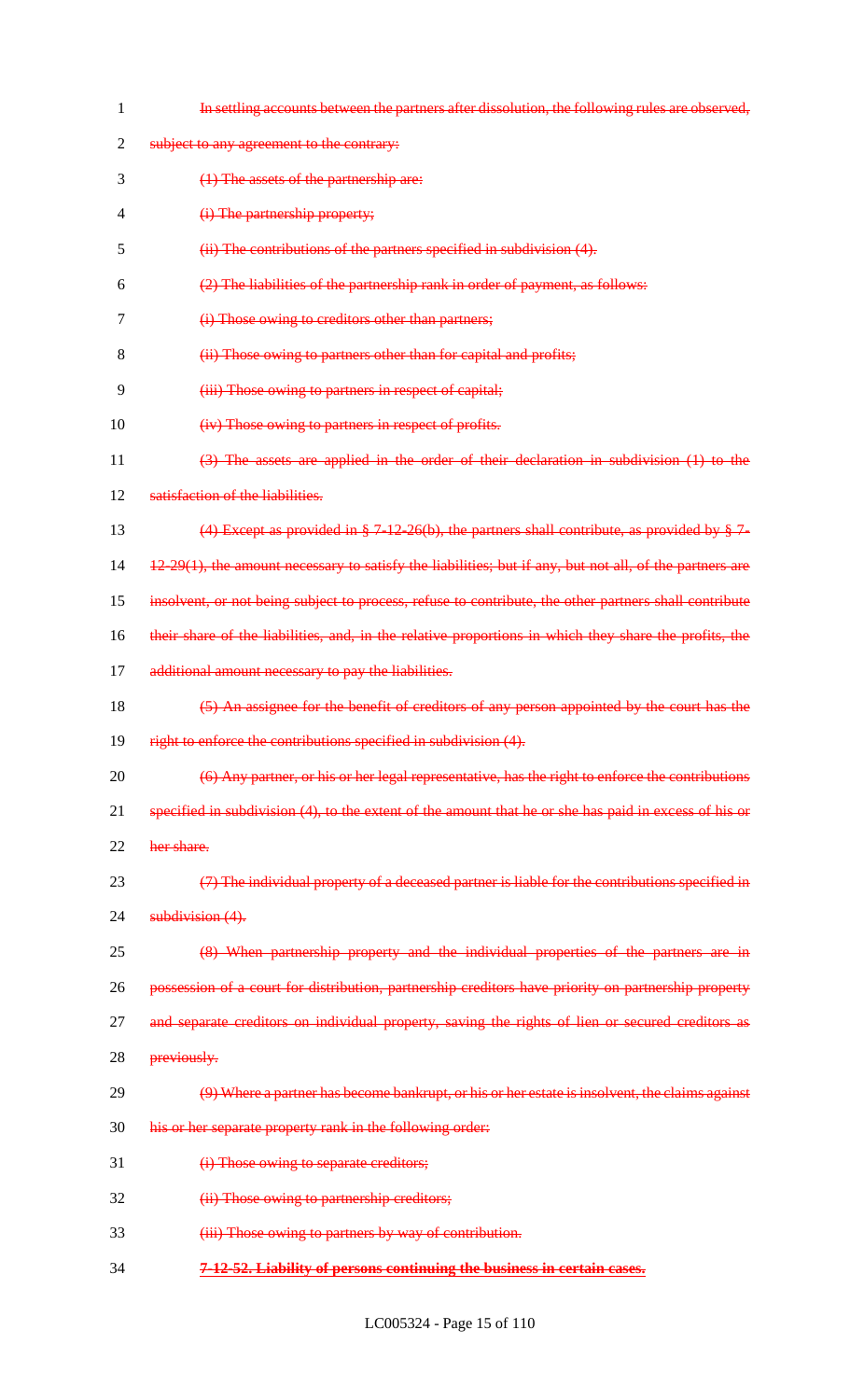~~In settling accounts between the partners after dissolution, the following rules are observed, subject to any agreement to the contrary:~~

~~(1) The assets of the partnership are:~~

~~(i) The partnership property;~~

~~(ii) The contributions of the partners specified in subdivision (4).~~

~~(2) The liabilities of the partnership rank in order of payment, as follows:~~

~~(i) Those owing to creditors other than partners;~~

~~(ii) Those owing to partners other than for capital and profits;~~

~~(iii) Those owing to partners in respect of capital;~~

~~(iv) Those owing to partners in respect of profits.~~

~~(3) The assets are applied in the order of their declaration in subdivision (1) to the satisfaction of the liabilities.~~

~~(4) Except as provided in § 7-12-26(b), the partners shall contribute, as provided by § 7-12-29(1), the amount necessary to satisfy the liabilities; but if any, but not all, of the partners are insolvent, or not being subject to process, refuse to contribute, the other partners shall contribute their share of the liabilities, and, in the relative proportions in which they share the profits, the additional amount necessary to pay the liabilities.~~

~~(5) An assignee for the benefit of creditors of any person appointed by the court has the right to enforce the contributions specified in subdivision (4).~~

~~(6) Any partner, or his or her legal representative, has the right to enforce the contributions specified in subdivision (4), to the extent of the amount that he or she has paid in excess of his or her share.~~

~~(7) The individual property of a deceased partner is liable for the contributions specified in subdivision (4).~~

~~(8) When partnership property and the individual properties of the partners are in possession of a court for distribution, partnership creditors have priority on partnership property and separate creditors on individual property, saving the rights of lien or secured creditors as previously.~~

~~(9) Where a partner has become bankrupt, or his or her estate is insolvent, the claims against his or her separate property rank in the following order:~~

~~(i) Those owing to separate creditors;~~

~~(ii) Those owing to partnership creditors;~~

~~(iii) Those owing to partners by way of contribution.~~

**~~7-12-52. Liability of persons continuing the business in certain cases.~~**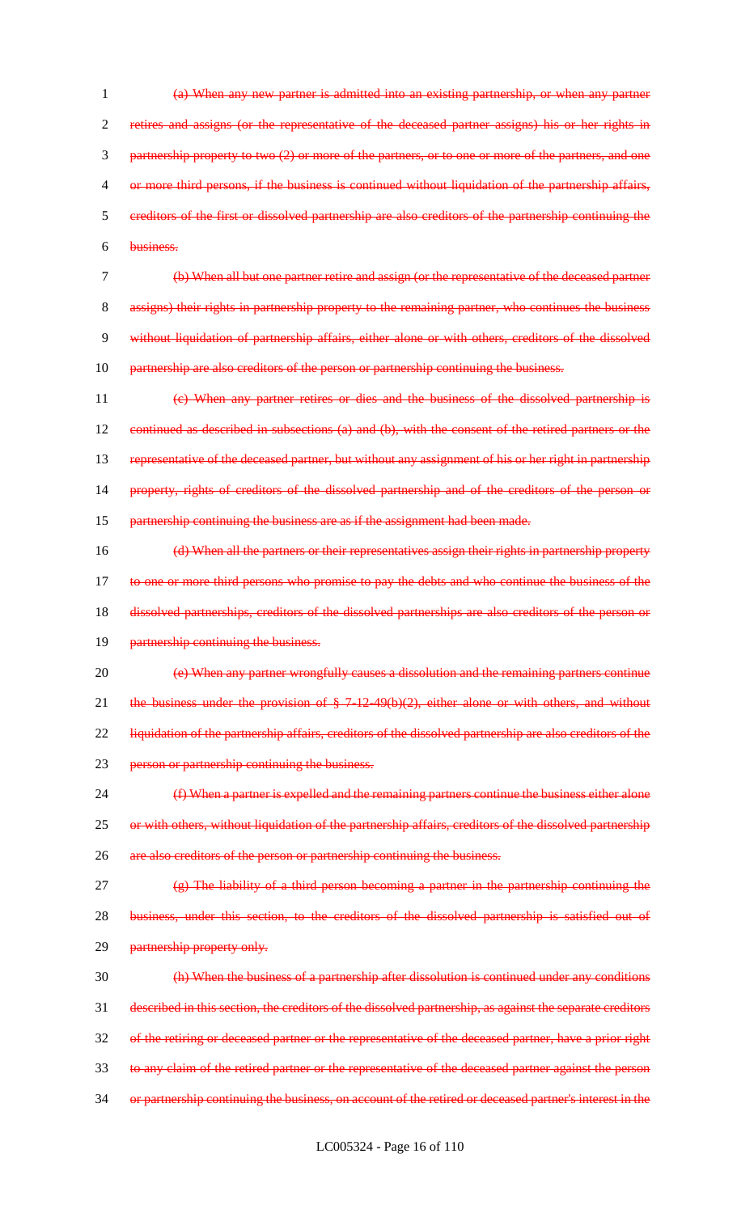~~(a) When any new partner is admitted into an existing partnership, or when any partner retires and assigns (or the representative of the deceased partner assigns) his or her rights in partnership property to two (2) or more of the partners, or to one or more of the partners, and one or more third persons, if the business is continued without liquidation of the partnership affairs, creditors of the first or dissolved partnership are also creditors of the partnership continuing the business.~~

~~(b) When all but one partner retire and assign (or the representative of the deceased partner assigns) their rights in partnership property to the remaining partner, who continues the business without liquidation of partnership affairs, either alone or with others, creditors of the dissolved partnership are also creditors of the person or partnership continuing the business.~~

~~(c) When any partner retires or dies and the business of the dissolved partnership is continued as described in subsections (a) and (b), with the consent of the retired partners or the representative of the deceased partner, but without any assignment of his or her right in partnership property, rights of creditors of the dissolved partnership and of the creditors of the person or partnership continuing the business are as if the assignment had been made.~~

~~(d) When all the partners or their representatives assign their rights in partnership property to one or more third persons who promise to pay the debts and who continue the business of the dissolved partnerships, creditors of the dissolved partnerships are also creditors of the person or partnership continuing the business.~~

~~(e) When any partner wrongfully causes a dissolution and the remaining partners continue the business under the provision of § 7-12-49(b)(2), either alone or with others, and without liquidation of the partnership affairs, creditors of the dissolved partnership are also creditors of the person or partnership continuing the business.~~

~~(f) When a partner is expelled and the remaining partners continue the business either alone or with others, without liquidation of the partnership affairs, creditors of the dissolved partnership are also creditors of the person or partnership continuing the business.~~

~~(g) The liability of a third person becoming a partner in the partnership continuing the business, under this section, to the creditors of the dissolved partnership is satisfied out of partnership property only.~~

~~(h) When the business of a partnership after dissolution is continued under any conditions described in this section, the creditors of the dissolved partnership, as against the separate creditors of the retiring or deceased partner or the representative of the deceased partner, have a prior right to any claim of the retired partner or the representative of the deceased partner against the person or partnership continuing the business, on account of the retired or deceased partner's interest in the~~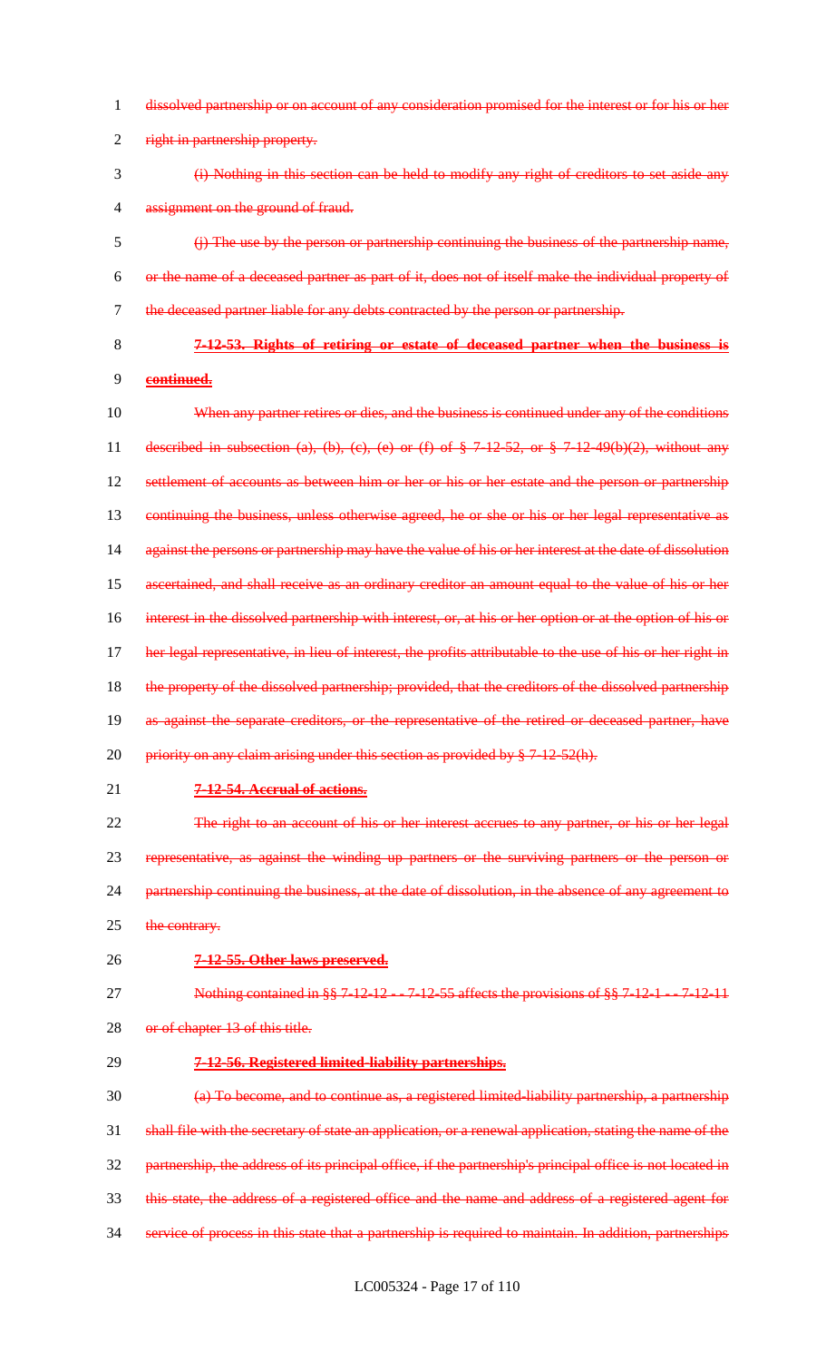dissolved partnership or on account of any consideration promised for the interest or for his or her right in partnership property.

(i) Nothing in this section can be held to modify any right of creditors to set aside any assignment on the ground of fraud.

(j) The use by the person or partnership continuing the business of the partnership name, or the name of a deceased partner as part of it, does not of itself make the individual property of the deceased partner liable for any debts contracted by the person or partnership.

**7-12-53. Rights of retiring or estate of deceased partner when the business is continued.**

When any partner retires or dies, and the business is continued under any of the conditions described in subsection (a), (b), (c), (e) or (f) of § 7-12-52, or § 7-12-49(b)(2), without any settlement of accounts as between him or her or his or her estate and the person or partnership continuing the business, unless otherwise agreed, he or she or his or her legal representative as against the persons or partnership may have the value of his or her interest at the date of dissolution ascertained, and shall receive as an ordinary creditor an amount equal to the value of his or her interest in the dissolved partnership with interest, or, at his or her option or at the option of his or her legal representative, in lieu of interest, the profits attributable to the use of his or her right in the property of the dissolved partnership; provided, that the creditors of the dissolved partnership as against the separate creditors, or the representative of the retired or deceased partner, have priority on any claim arising under this section as provided by § 7-12-52(h).

**7-12-54. Accrual of actions.**

The right to an account of his or her interest accrues to any partner, or his or her legal representative, as against the winding up partners or the surviving partners or the person or partnership continuing the business, at the date of dissolution, in the absence of any agreement to the contrary.

**7-12-55. Other laws preserved.**

Nothing contained in §§ 7-12-12 -- 7-12-55 affects the provisions of §§ 7-12-1 -- 7-12-11 or of chapter 13 of this title.

**7-12-56. Registered limited-liability partnerships.**

(a) To become, and to continue as, a registered limited-liability partnership, a partnership shall file with the secretary of state an application, or a renewal application, stating the name of the partnership, the address of its principal office, if the partnership's principal office is not located in this state, the address of a registered office and the name and address of a registered agent for service of process in this state that a partnership is required to maintain. In addition, partnerships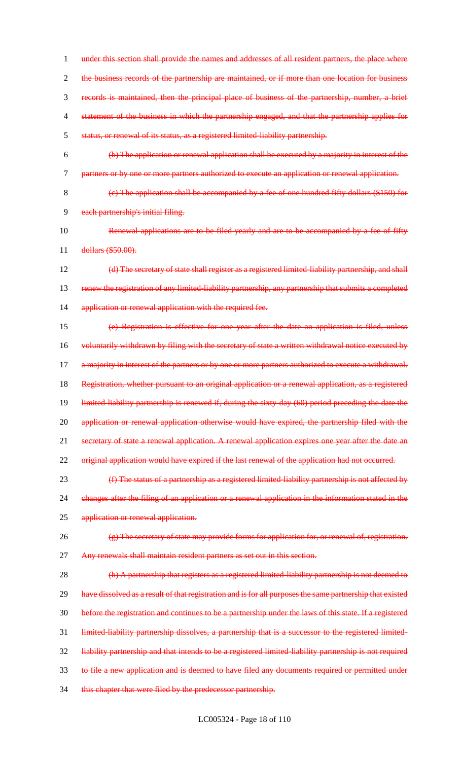under this section shall provide the names and addresses of all resident partners, the place where the business records of the partnership are maintained, or if more than one location for business records is maintained, then the principal place of business of the partnership, number, a brief statement of the business in which the partnership engaged, and that the partnership applies for status, or renewal of its status, as a registered limited-liability partnership.

(b) The application or renewal application shall be executed by a majority in interest of the partners or by one or more partners authorized to execute an application or renewal application.

(c) The application shall be accompanied by a fee of one hundred fifty dollars ($150) for each partnership's initial filing.

Renewal applications are to be filed yearly and are to be accompanied by a fee of fifty dollars ($50.00).

(d) The secretary of state shall register as a registered limited-liability partnership, and shall renew the registration of any limited-liability partnership, any partnership that submits a completed application or renewal application with the required fee.

(e) Registration is effective for one year after the date an application is filed, unless voluntarily withdrawn by filing with the secretary of state a written withdrawal notice executed by a majority in interest of the partners or by one or more partners authorized to execute a withdrawal. Registration, whether pursuant to an original application or a renewal application, as a registered limited-liability partnership is renewed if, during the sixty-day (60) period preceding the date the application or renewal application otherwise would have expired, the partnership filed with the secretary of state a renewal application. A renewal application expires one year after the date an original application would have expired if the last renewal of the application had not occurred.

(f) The status of a partnership as a registered limited-liability partnership is not affected by changes after the filing of an application or a renewal application in the information stated in the application or renewal application.

(g) The secretary of state may provide forms for application for, or renewal of, registration. Any renewals shall maintain resident partners as set out in this section.

(h) A partnership that registers as a registered limited-liability partnership is not deemed to have dissolved as a result of that registration and is for all purposes the same partnership that existed before the registration and continues to be a partnership under the laws of this state. If a registered limited-liability partnership dissolves, a partnership that is a successor to the registered limited-liability partnership and that intends to be a registered limited-liability partnership is not required to file a new application and is deemed to have filed any documents required or permitted under this chapter that were filed by the predecessor partnership.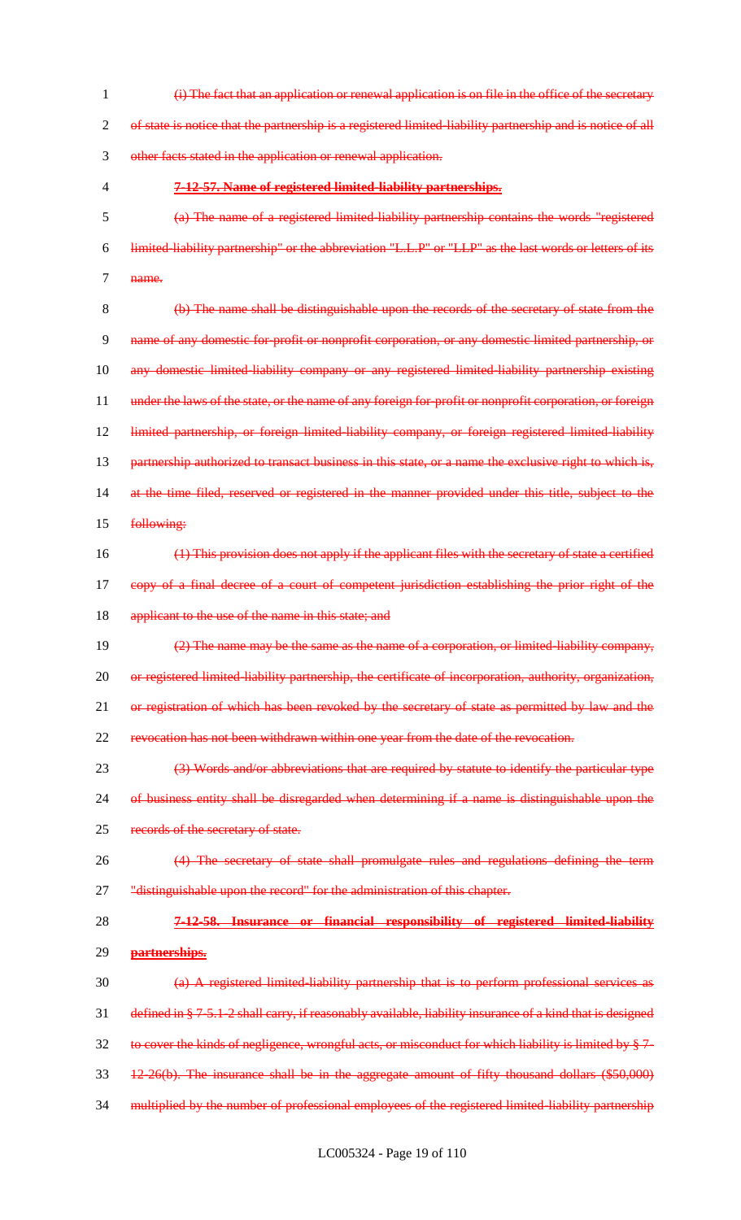~~(i) The fact that an application or renewal application is on file in the office of the secretary of state is notice that the partnership is a registered limited-liability partnership and is notice of all other facts stated in the application or renewal application.~~

~~**7-12-57. Name of registered limited-liability partnerships.**~~

~~(a) The name of a registered limited-liability partnership contains the words "registered limited-liability partnership" or the abbreviation "L.L.P" or "LLP" as the last words or letters of its name.~~

~~(b) The name shall be distinguishable upon the records of the secretary of state from the name of any domestic for-profit or nonprofit corporation, or any domestic limited partnership, or any domestic limited-liability company or any registered limited-liability partnership existing under the laws of the state, or the name of any foreign for-profit or nonprofit corporation, or foreign limited partnership, or foreign limited-liability company, or foreign registered limited-liability partnership authorized to transact business in this state, or a name the exclusive right to which is, at the time filed, reserved or registered in the manner provided under this title, subject to the following:~~

~~(1) This provision does not apply if the applicant files with the secretary of state a certified copy of a final decree of a court of competent jurisdiction establishing the prior right of the applicant to the use of the name in this state; and~~

~~(2) The name may be the same as the name of a corporation, or limited-liability company, or registered limited-liability partnership, the certificate of incorporation, authority, organization, or registration of which has been revoked by the secretary of state as permitted by law and the revocation has not been withdrawn within one year from the date of the revocation.~~

~~(3) Words and/or abbreviations that are required by statute to identify the particular type of business entity shall be disregarded when determining if a name is distinguishable upon the records of the secretary of state.~~

~~(4) The secretary of state shall promulgate rules and regulations defining the term "distinguishable upon the record" for the administration of this chapter.~~

~~**7-12-58. Insurance or financial responsibility of registered limited-liability partnerships.**~~

~~(a) A registered limited-liability partnership that is to perform professional services as defined in § 7-5.1-2 shall carry, if reasonably available, liability insurance of a kind that is designed to cover the kinds of negligence, wrongful acts, or misconduct for which liability is limited by § 7-12-26(b). The insurance shall be in the aggregate amount of fifty thousand dollars ($50,000) multiplied by the number of professional employees of the registered limited-liability partnership~~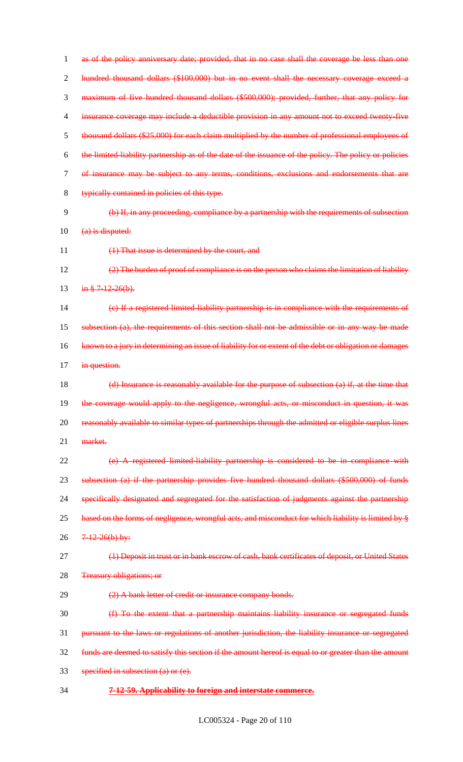~~as of the policy anniversary date; provided, that in no case shall the coverage be less than one hundred thousand dollars ($100,000) but in no event shall the necessary coverage exceed a maximum of five hundred thousand dollars ($500,000); provided, further, that any policy for insurance coverage may include a deductible provision in any amount not to exceed twenty-five thousand dollars ($25,000) for each claim multiplied by the number of professional employees of the limited-liability partnership as of the date of the issuance of the policy. The policy or policies of insurance may be subject to any terms, conditions, exclusions and endorsements that are typically contained in policies of this type.~~

~~(b) If, in any proceeding, compliance by a partnership with the requirements of subsection (a) is disputed:~~

~~(1) That issue is determined by the court, and~~

~~(2) The burden of proof of compliance is on the person who claims the limitation of liability in § 7-12-26(b).~~

~~(c) If a registered limited-liability partnership is in compliance with the requirements of subsection (a), the requirements of this section shall not be admissible or in any way be made known to a jury in determining an issue of liability for or extent of the debt or obligation or damages in question.~~

~~(d) Insurance is reasonably available for the purpose of subsection (a) if, at the time that the coverage would apply to the negligence, wrongful acts, or misconduct in question, it was reasonably available to similar types of partnerships through the admitted or eligible surplus lines market.~~

~~(e) A registered limited-liability partnership is considered to be in compliance with subsection (a) if the partnership provides five hundred thousand dollars ($500,000) of funds specifically designated and segregated for the satisfaction of judgments against the partnership based on the forms of negligence, wrongful acts, and misconduct for which liability is limited by § 7-12-26(b) by:~~

~~(1) Deposit in trust or in bank escrow of cash, bank certificates of deposit, or United States Treasury obligations; or~~

~~(2) A bank letter of credit or insurance company bonds.~~

~~(f) To the extent that a partnership maintains liability insurance or segregated funds pursuant to the laws or regulations of another jurisdiction, the liability insurance or segregated funds are deemed to satisfy this section if the amount hereof is equal to or greater than the amount specified in subsection (a) or (e).~~

~~**7-12-59. Applicability to foreign and interstate commerce.**~~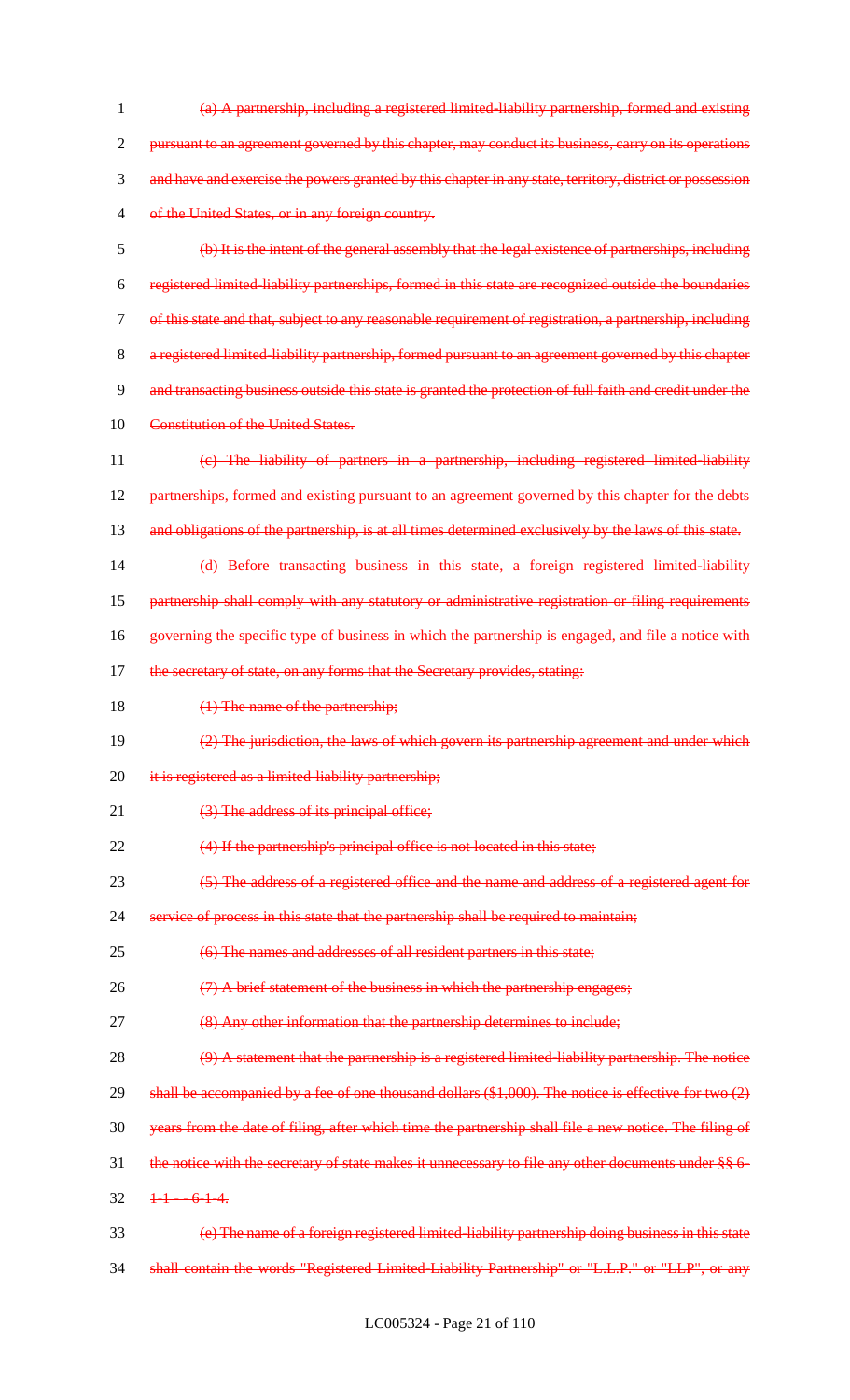~~(a) A partnership, including a registered limited-liability partnership, formed and existing pursuant to an agreement governed by this chapter, may conduct its business, carry on its operations and have and exercise the powers granted by this chapter in any state, territory, district or possession of the United States, or in any foreign country.~~

~~(b) It is the intent of the general assembly that the legal existence of partnerships, including registered limited-liability partnerships, formed in this state are recognized outside the boundaries of this state and that, subject to any reasonable requirement of registration, a partnership, including a registered limited-liability partnership, formed pursuant to an agreement governed by this chapter and transacting business outside this state is granted the protection of full faith and credit under the Constitution of the United States.~~

~~(c) The liability of partners in a partnership, including registered limited-liability partnerships, formed and existing pursuant to an agreement governed by this chapter for the debts and obligations of the partnership, is at all times determined exclusively by the laws of this state.~~

~~(d) Before transacting business in this state, a foreign registered limited-liability partnership shall comply with any statutory or administrative registration or filing requirements governing the specific type of business in which the partnership is engaged, and file a notice with the secretary of state, on any forms that the Secretary provides, stating:~~

~~(1) The name of the partnership;~~

~~(2) The jurisdiction, the laws of which govern its partnership agreement and under which it is registered as a limited-liability partnership;~~

~~(3) The address of its principal office;~~

~~(4) If the partnership's principal office is not located in this state;~~

~~(5) The address of a registered office and the name and address of a registered agent for service of process in this state that the partnership shall be required to maintain;~~

~~(6) The names and addresses of all resident partners in this state;~~

~~(7) A brief statement of the business in which the partnership engages;~~

~~(8) Any other information that the partnership determines to include;~~

~~(9) A statement that the partnership is a registered limited-liability partnership. The notice shall be accompanied by a fee of one thousand dollars ($1,000). The notice is effective for two (2) years from the date of filing, after which time the partnership shall file a new notice. The filing of the notice with the secretary of state makes it unnecessary to file any other documents under §§ 6-1-1 -- 6-1-4.~~

~~(e) The name of a foreign registered limited-liability partnership doing business in this state shall contain the words "Registered Limited-Liability Partnership" or "L.L.P." or "LLP", or any~~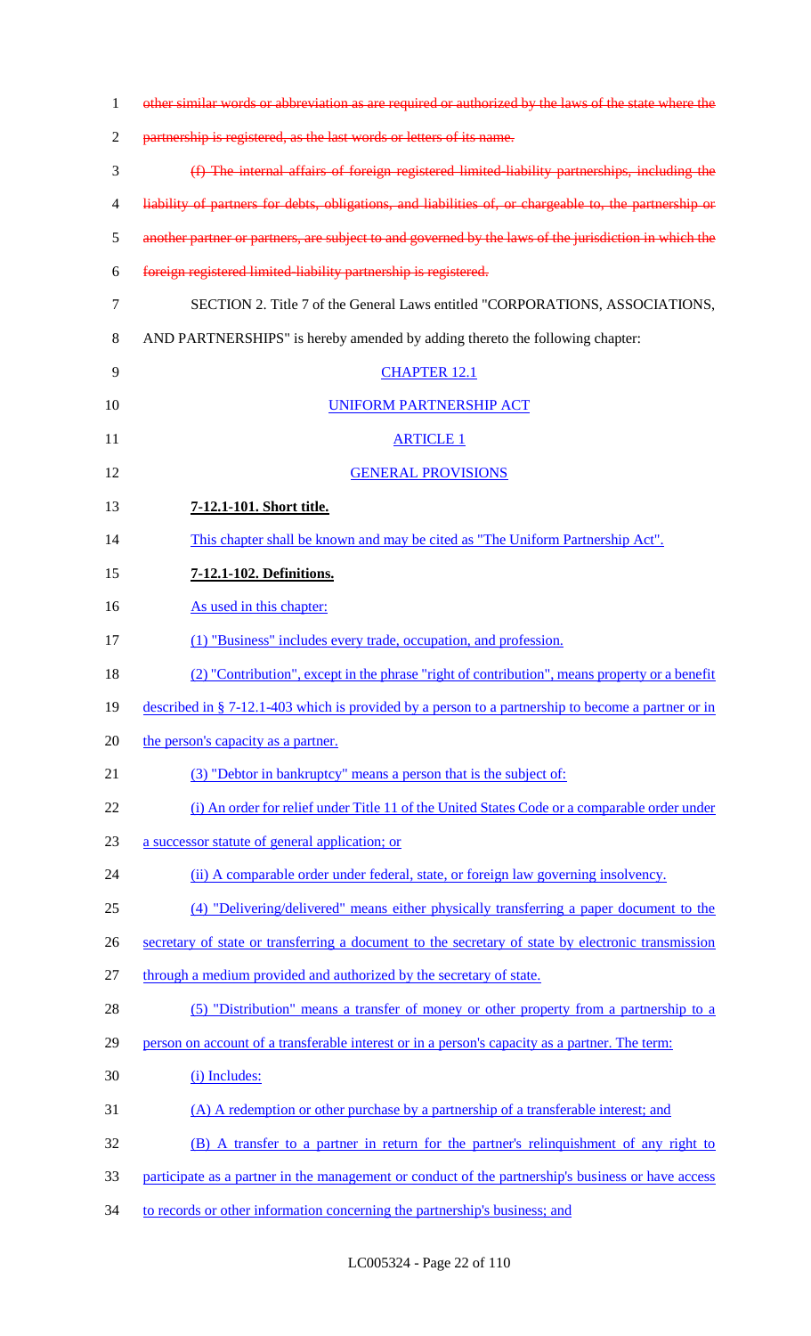~~other similar words or abbreviation as are required or authorized by the laws of the state where the partnership is registered, as the last words or letters of its name.~~

~~(f) The internal affairs of foreign registered limited-liability partnerships, including the liability of partners for debts, obligations, and liabilities of, or chargeable to, the partnership or another partner or partners, are subject to and governed by the laws of the jurisdiction in which the foreign registered limited-liability partnership is registered.~~

SECTION 2. Title 7 of the General Laws entitled "CORPORATIONS, ASSOCIATIONS, AND PARTNERSHIPS" is hereby amended by adding thereto the following chapter:

CHAPTER 12.1

UNIFORM PARTNERSHIP ACT

ARTICLE 1

GENERAL PROVISIONS

**7-12.1-101. Short title.**

This chapter shall be known and may be cited as "The Uniform Partnership Act".

**7-12.1-102. Definitions.**

As used in this chapter:

(1) "Business" includes every trade, occupation, and profession.

(2) "Contribution", except in the phrase "right of contribution", means property or a benefit described in § 7-12.1-403 which is provided by a person to a partnership to become a partner or in the person's capacity as a partner.

(3) "Debtor in bankruptcy" means a person that is the subject of:

(i) An order for relief under Title 11 of the United States Code or a comparable order under a successor statute of general application; or

(ii) A comparable order under federal, state, or foreign law governing insolvency.

(4) "Delivering/delivered" means either physically transferring a paper document to the secretary of state or transferring a document to the secretary of state by electronic transmission through a medium provided and authorized by the secretary of state.

(5) "Distribution" means a transfer of money or other property from a partnership to a person on account of a transferable interest or in a person's capacity as a partner. The term:

(i) Includes:

(A) A redemption or other purchase by a partnership of a transferable interest; and

(B) A transfer to a partner in return for the partner's relinquishment of any right to participate as a partner in the management or conduct of the partnership's business or have access to records or other information concerning the partnership's business; and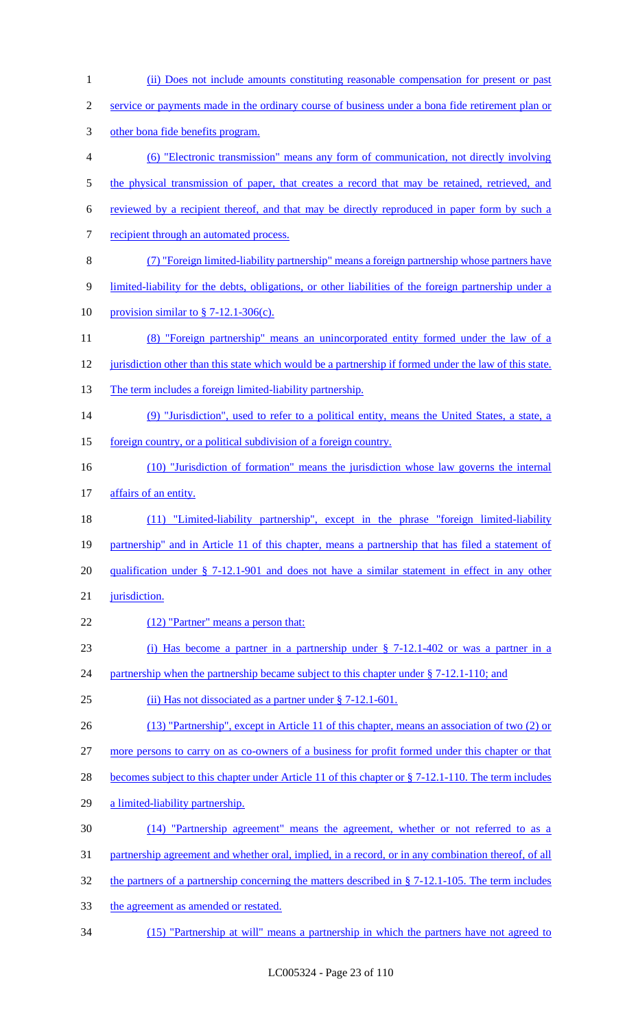(ii) Does not include amounts constituting reasonable compensation for present or past service or payments made in the ordinary course of business under a bona fide retirement plan or other bona fide benefits program.

(6) "Electronic transmission" means any form of communication, not directly involving the physical transmission of paper, that creates a record that may be retained, retrieved, and reviewed by a recipient thereof, and that may be directly reproduced in paper form by such a recipient through an automated process.

(7) "Foreign limited-liability partnership" means a foreign partnership whose partners have limited-liability for the debts, obligations, or other liabilities of the foreign partnership under a provision similar to § 7-12.1-306(c).

(8) "Foreign partnership" means an unincorporated entity formed under the law of a jurisdiction other than this state which would be a partnership if formed under the law of this state. The term includes a foreign limited-liability partnership.

(9) "Jurisdiction", used to refer to a political entity, means the United States, a state, a foreign country, or a political subdivision of a foreign country.

(10) "Jurisdiction of formation" means the jurisdiction whose law governs the internal affairs of an entity.

(11) "Limited-liability partnership", except in the phrase "foreign limited-liability partnership" and in Article 11 of this chapter, means a partnership that has filed a statement of qualification under § 7-12.1-901 and does not have a similar statement in effect in any other jurisdiction.

(12) "Partner" means a person that:

(i) Has become a partner in a partnership under § 7-12.1-402 or was a partner in a partnership when the partnership became subject to this chapter under § 7-12.1-110; and

(ii) Has not dissociated as a partner under § 7-12.1-601.

(13) "Partnership", except in Article 11 of this chapter, means an association of two (2) or more persons to carry on as co-owners of a business for profit formed under this chapter or that becomes subject to this chapter under Article 11 of this chapter or § 7-12.1-110. The term includes a limited-liability partnership.

(14) "Partnership agreement" means the agreement, whether or not referred to as a partnership agreement and whether oral, implied, in a record, or in any combination thereof, of all the partners of a partnership concerning the matters described in § 7-12.1-105. The term includes the agreement as amended or restated.

(15) "Partnership at will" means a partnership in which the partners have not agreed to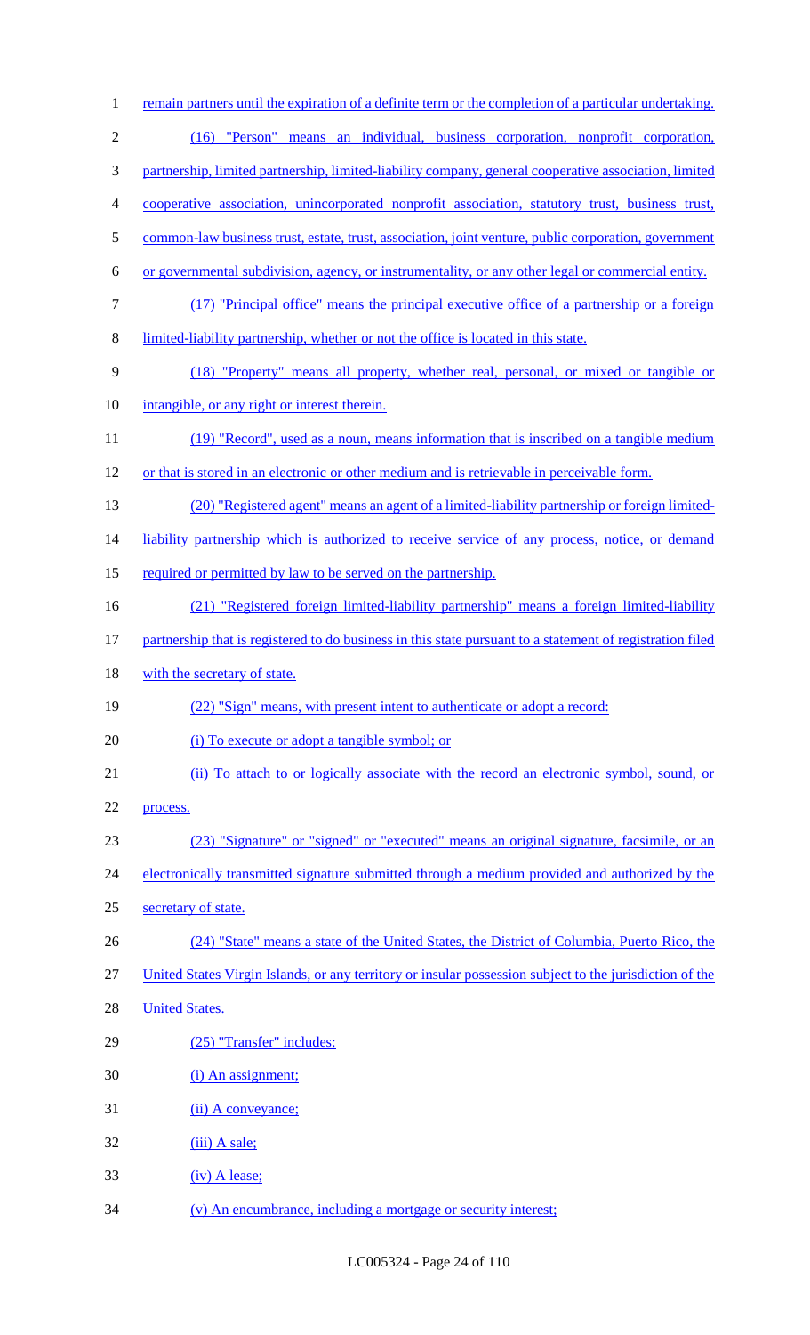remain partners until the expiration of a definite term or the completion of a particular undertaking.

(16) "Person" means an individual, business corporation, nonprofit corporation, partnership, limited partnership, limited-liability company, general cooperative association, limited cooperative association, unincorporated nonprofit association, statutory trust, business trust, common-law business trust, estate, trust, association, joint venture, public corporation, government or governmental subdivision, agency, or instrumentality, or any other legal or commercial entity.

(17) "Principal office" means the principal executive office of a partnership or a foreign limited-liability partnership, whether or not the office is located in this state.

(18) "Property" means all property, whether real, personal, or mixed or tangible or intangible, or any right or interest therein.

(19) "Record", used as a noun, means information that is inscribed on a tangible medium or that is stored in an electronic or other medium and is retrievable in perceivable form.

(20) "Registered agent" means an agent of a limited-liability partnership or foreign limited-liability partnership which is authorized to receive service of any process, notice, or demand required or permitted by law to be served on the partnership.

(21) "Registered foreign limited-liability partnership" means a foreign limited-liability partnership that is registered to do business in this state pursuant to a statement of registration filed with the secretary of state.

(22) "Sign" means, with present intent to authenticate or adopt a record:

(i) To execute or adopt a tangible symbol; or

(ii) To attach to or logically associate with the record an electronic symbol, sound, or process.

(23) "Signature" or "signed" or "executed" means an original signature, facsimile, or an electronically transmitted signature submitted through a medium provided and authorized by the secretary of state.

(24) "State" means a state of the United States, the District of Columbia, Puerto Rico, the United States Virgin Islands, or any territory or insular possession subject to the jurisdiction of the United States.

(25) "Transfer" includes:

(i) An assignment;

(ii) A conveyance;

(iii) A sale;

(iv) A lease;

(v) An encumbrance, including a mortgage or security interest;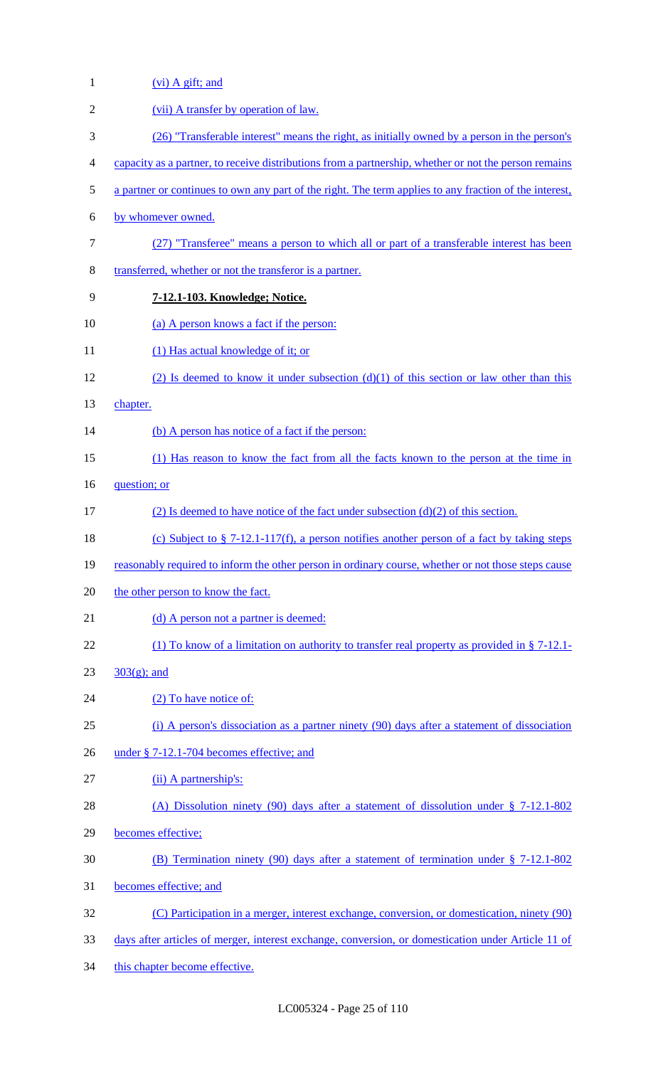(vi) A gift; and

(vii) A transfer by operation of law.

(26) "Transferable interest" means the right, as initially owned by a person in the person's capacity as a partner, to receive distributions from a partnership, whether or not the person remains a partner or continues to own any part of the right. The term applies to any fraction of the interest, by whomever owned.

(27) "Transferee" means a person to which all or part of a transferable interest has been transferred, whether or not the transferor is a partner.

**7-12.1-103. Knowledge; Notice.**

(a) A person knows a fact if the person:

(1) Has actual knowledge of it; or

(2) Is deemed to know it under subsection (d)(1) of this section or law other than this chapter.

(b) A person has notice of a fact if the person:

(1) Has reason to know the fact from all the facts known to the person at the time in question; or

(2) Is deemed to have notice of the fact under subsection (d)(2) of this section.

(c) Subject to § 7-12.1-117(f), a person notifies another person of a fact by taking steps reasonably required to inform the other person in ordinary course, whether or not those steps cause the other person to know the fact.

(d) A person not a partner is deemed:

(1) To know of a limitation on authority to transfer real property as provided in § 7-12.1-303(g); and

(2) To have notice of:

(i) A person's dissociation as a partner ninety (90) days after a statement of dissociation under § 7-12.1-704 becomes effective; and

(ii) A partnership's:

(A) Dissolution ninety (90) days after a statement of dissolution under § 7-12.1-802 becomes effective;

(B) Termination ninety (90) days after a statement of termination under § 7-12.1-802 becomes effective; and

(C) Participation in a merger, interest exchange, conversion, or domestication, ninety (90) days after articles of merger, interest exchange, conversion, or domestication under Article 11 of this chapter become effective.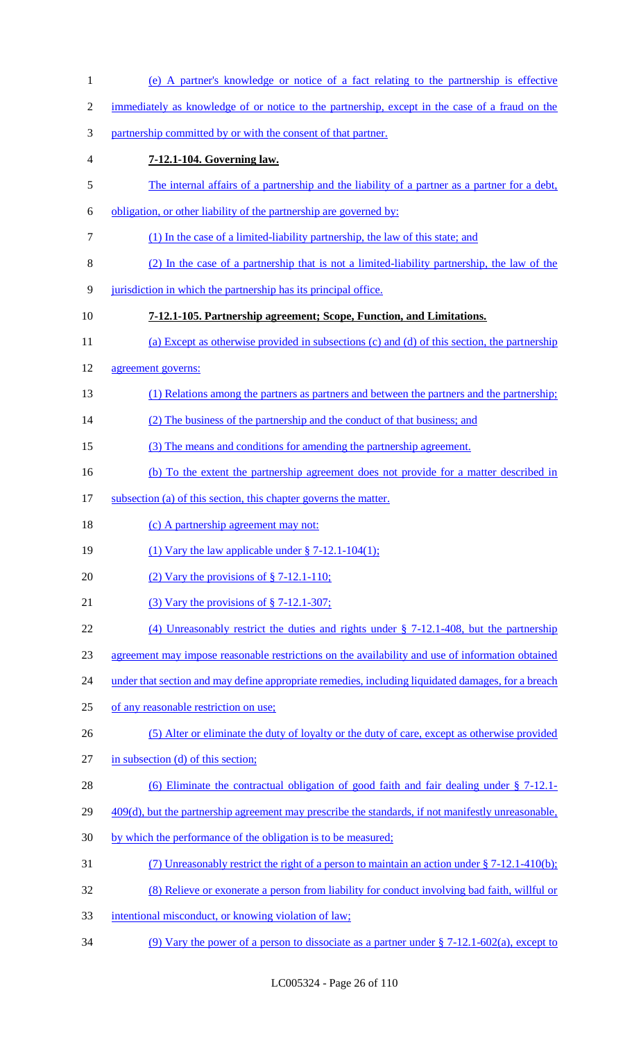(e) A partner's knowledge or notice of a fact relating to the partnership is effective immediately as knowledge of or notice to the partnership, except in the case of a fraud on the partnership committed by or with the consent of that partner.

**7-12.1-104. Governing law.**

The internal affairs of a partnership and the liability of a partner as a partner for a debt, obligation, or other liability of the partnership are governed by:

(1) In the case of a limited-liability partnership, the law of this state; and

(2) In the case of a partnership that is not a limited-liability partnership, the law of the jurisdiction in which the partnership has its principal office.

**7-12.1-105. Partnership agreement; Scope, Function, and Limitations.**

(a) Except as otherwise provided in subsections (c) and (d) of this section, the partnership agreement governs:

(1) Relations among the partners as partners and between the partners and the partnership;

(2) The business of the partnership and the conduct of that business; and

(3) The means and conditions for amending the partnership agreement.

(b) To the extent the partnership agreement does not provide for a matter described in subsection (a) of this section, this chapter governs the matter.

(c) A partnership agreement may not:

(1) Vary the law applicable under § 7-12.1-104(1);

(2) Vary the provisions of § 7-12.1-110;

(3) Vary the provisions of § 7-12.1-307;

(4) Unreasonably restrict the duties and rights under § 7-12.1-408, but the partnership agreement may impose reasonable restrictions on the availability and use of information obtained under that section and may define appropriate remedies, including liquidated damages, for a breach of any reasonable restriction on use;

(5) Alter or eliminate the duty of loyalty or the duty of care, except as otherwise provided in subsection (d) of this section;

(6) Eliminate the contractual obligation of good faith and fair dealing under § 7-12.1-409(d), but the partnership agreement may prescribe the standards, if not manifestly unreasonable, by which the performance of the obligation is to be measured;

(7) Unreasonably restrict the right of a person to maintain an action under § 7-12.1-410(b);

(8) Relieve or exonerate a person from liability for conduct involving bad faith, willful or intentional misconduct, or knowing violation of law;

(9) Vary the power of a person to dissociate as a partner under § 7-12.1-602(a), except to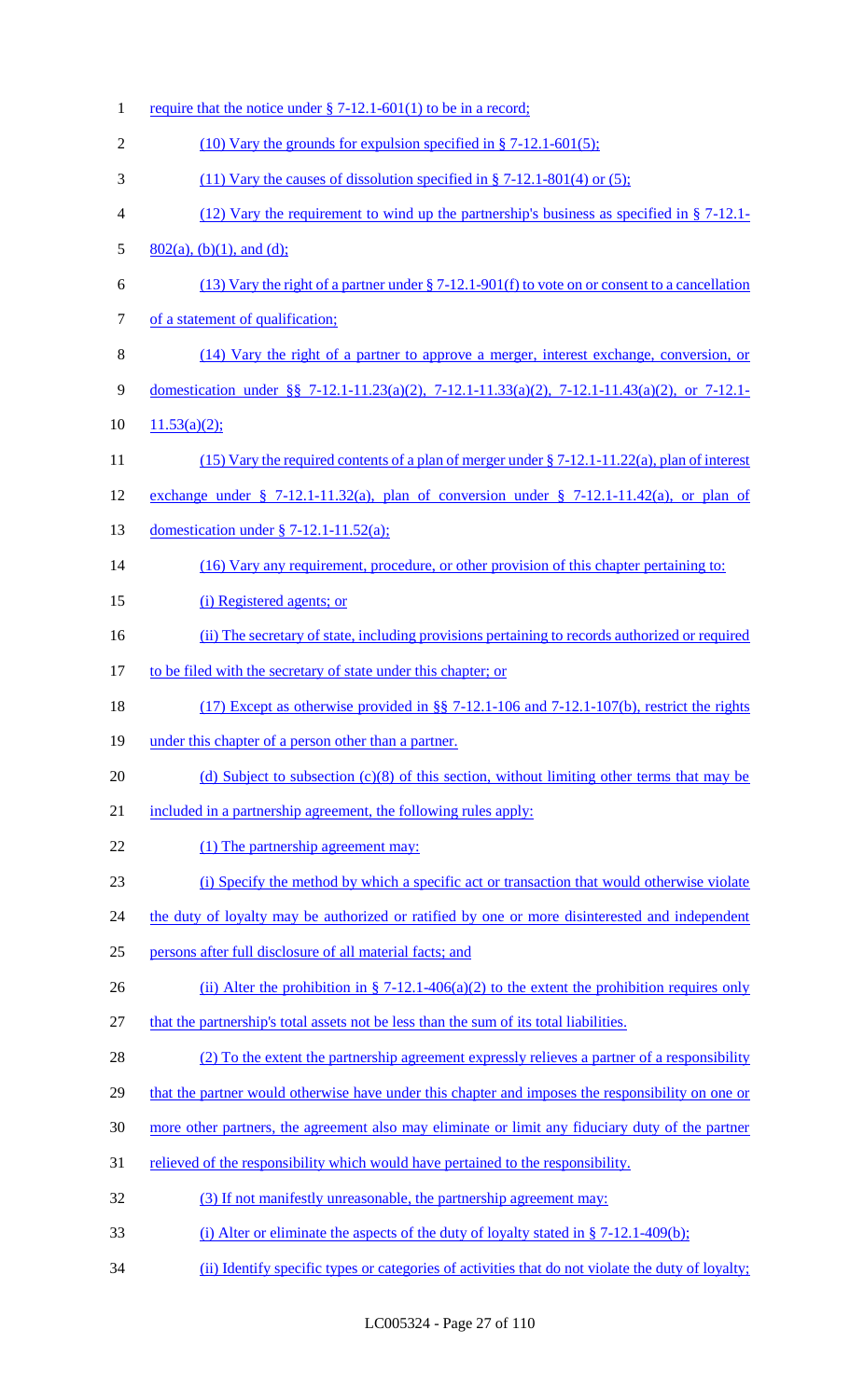require that the notice under § 7-12.1-601(1) to be in a record;

(10) Vary the grounds for expulsion specified in § 7-12.1-601(5);

(11) Vary the causes of dissolution specified in § 7-12.1-801(4) or (5);

(12) Vary the requirement to wind up the partnership's business as specified in § 7-12.1-802(a), (b)(1), and (d);

(13) Vary the right of a partner under § 7-12.1-901(f) to vote on or consent to a cancellation of a statement of qualification;

(14) Vary the right of a partner to approve a merger, interest exchange, conversion, or domestication under §§ 7-12.1-11.23(a)(2), 7-12.1-11.33(a)(2), 7-12.1-11.43(a)(2), or 7-12.1-11.53(a)(2);

(15) Vary the required contents of a plan of merger under § 7-12.1-11.22(a), plan of interest exchange under § 7-12.1-11.32(a), plan of conversion under § 7-12.1-11.42(a), or plan of domestication under § 7-12.1-11.52(a);

(16) Vary any requirement, procedure, or other provision of this chapter pertaining to:

(i) Registered agents; or

(ii) The secretary of state, including provisions pertaining to records authorized or required to be filed with the secretary of state under this chapter; or

(17) Except as otherwise provided in §§ 7-12.1-106 and 7-12.1-107(b), restrict the rights under this chapter of a person other than a partner.

(d) Subject to subsection (c)(8) of this section, without limiting other terms that may be included in a partnership agreement, the following rules apply:

(1) The partnership agreement may:

(i) Specify the method by which a specific act or transaction that would otherwise violate the duty of loyalty may be authorized or ratified by one or more disinterested and independent persons after full disclosure of all material facts; and

(ii) Alter the prohibition in § 7-12.1-406(a)(2) to the extent the prohibition requires only that the partnership's total assets not be less than the sum of its total liabilities.

(2) To the extent the partnership agreement expressly relieves a partner of a responsibility that the partner would otherwise have under this chapter and imposes the responsibility on one or more other partners, the agreement also may eliminate or limit any fiduciary duty of the partner relieved of the responsibility which would have pertained to the responsibility.

(3) If not manifestly unreasonable, the partnership agreement may:

(i) Alter or eliminate the aspects of the duty of loyalty stated in § 7-12.1-409(b);

(ii) Identify specific types or categories of activities that do not violate the duty of loyalty;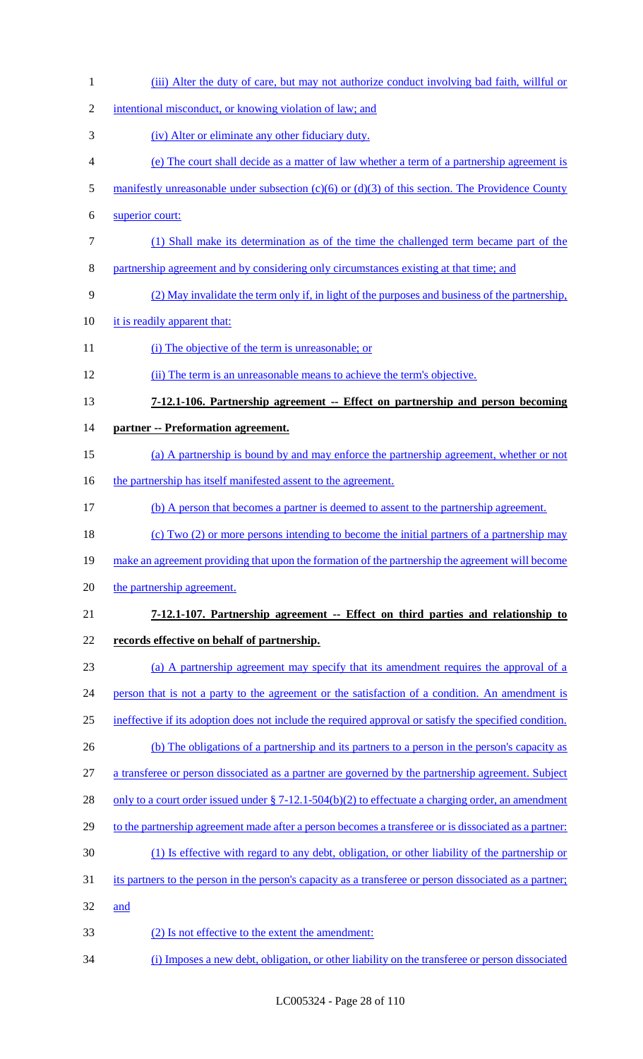(iii) Alter the duty of care, but may not authorize conduct involving bad faith, willful or intentional misconduct, or knowing violation of law; and

(iv) Alter or eliminate any other fiduciary duty.

(e) The court shall decide as a matter of law whether a term of a partnership agreement is manifestly unreasonable under subsection (c)(6) or (d)(3) of this section. The Providence County superior court:

(1) Shall make its determination as of the time the challenged term became part of the partnership agreement and by considering only circumstances existing at that time; and

(2) May invalidate the term only if, in light of the purposes and business of the partnership, it is readily apparent that:

(i) The objective of the term is unreasonable; or

(ii) The term is an unreasonable means to achieve the term's objective.

**7-12.1-106. Partnership agreement -- Effect on partnership and person becoming partner -- Preformation agreement.**

(a) A partnership is bound by and may enforce the partnership agreement, whether or not the partnership has itself manifested assent to the agreement.

(b) A person that becomes a partner is deemed to assent to the partnership agreement.

(c) Two (2) or more persons intending to become the initial partners of a partnership may make an agreement providing that upon the formation of the partnership the agreement will become the partnership agreement.

**7-12.1-107. Partnership agreement -- Effect on third parties and relationship to records effective on behalf of partnership.**

(a) A partnership agreement may specify that its amendment requires the approval of a person that is not a party to the agreement or the satisfaction of a condition. An amendment is ineffective if its adoption does not include the required approval or satisfy the specified condition.

(b) The obligations of a partnership and its partners to a person in the person's capacity as a transferee or person dissociated as a partner are governed by the partnership agreement. Subject only to a court order issued under § 7-12.1-504(b)(2) to effectuate a charging order, an amendment to the partnership agreement made after a person becomes a transferee or is dissociated as a partner:

(1) Is effective with regard to any debt, obligation, or other liability of the partnership or its partners to the person in the person's capacity as a transferee or person dissociated as a partner; and

(2) Is not effective to the extent the amendment:

(i) Imposes a new debt, obligation, or other liability on the transferee or person dissociated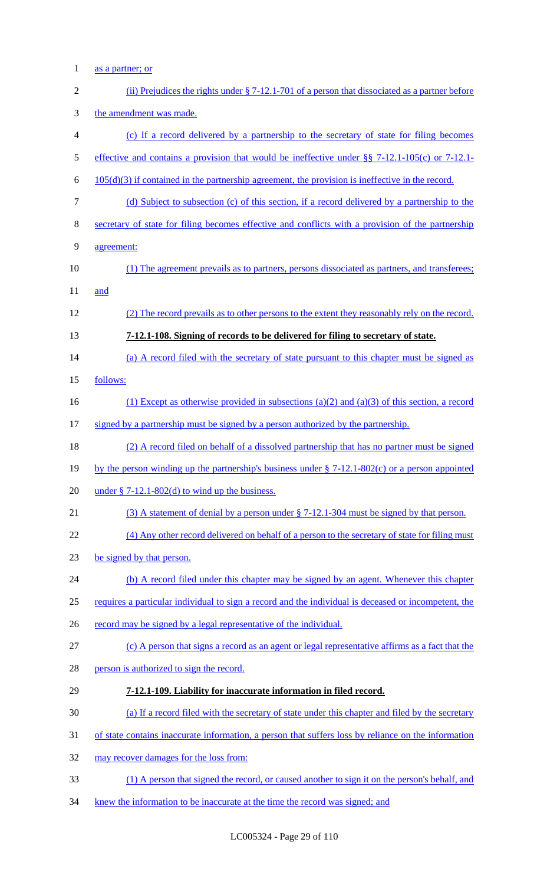as a partner; or

(ii) Prejudices the rights under § 7-12.1-701 of a person that dissociated as a partner before the amendment was made.

(c) If a record delivered by a partnership to the secretary of state for filing becomes effective and contains a provision that would be ineffective under §§ 7-12.1-105(c) or 7-12.1-105(d)(3) if contained in the partnership agreement, the provision is ineffective in the record.

(d) Subject to subsection (c) of this section, if a record delivered by a partnership to the secretary of state for filing becomes effective and conflicts with a provision of the partnership agreement:

(1) The agreement prevails as to partners, persons dissociated as partners, and transferees; and

(2) The record prevails as to other persons to the extent they reasonably rely on the record.

**7-12.1-108. Signing of records to be delivered for filing to secretary of state.**

(a) A record filed with the secretary of state pursuant to this chapter must be signed as follows:

(1) Except as otherwise provided in subsections (a)(2) and (a)(3) of this section, a record signed by a partnership must be signed by a person authorized by the partnership.

(2) A record filed on behalf of a dissolved partnership that has no partner must be signed by the person winding up the partnership's business under § 7-12.1-802(c) or a person appointed under § 7-12.1-802(d) to wind up the business.

(3) A statement of denial by a person under § 7-12.1-304 must be signed by that person.

(4) Any other record delivered on behalf of a person to the secretary of state for filing must be signed by that person.

(b) A record filed under this chapter may be signed by an agent. Whenever this chapter requires a particular individual to sign a record and the individual is deceased or incompetent, the record may be signed by a legal representative of the individual.

(c) A person that signs a record as an agent or legal representative affirms as a fact that the person is authorized to sign the record.

**7-12.1-109. Liability for inaccurate information in filed record.**

(a) If a record filed with the secretary of state under this chapter and filed by the secretary of state contains inaccurate information, a person that suffers loss by reliance on the information may recover damages for the loss from:

(1) A person that signed the record, or caused another to sign it on the person's behalf, and knew the information to be inaccurate at the time the record was signed; and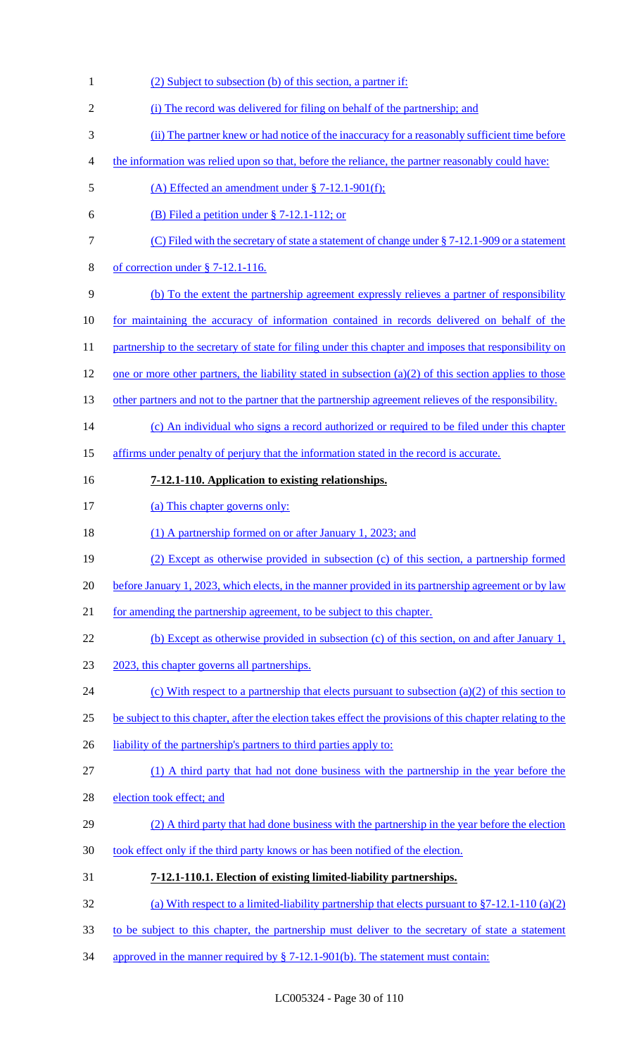(2) Subject to subsection (b) of this section, a partner if:

(i) The record was delivered for filing on behalf of the partnership; and

(ii) The partner knew or had notice of the inaccuracy for a reasonably sufficient time before the information was relied upon so that, before the reliance, the partner reasonably could have:

(A) Effected an amendment under § 7-12.1-901(f);

(B) Filed a petition under § 7-12.1-112; or

(C) Filed with the secretary of state a statement of change under § 7-12.1-909 or a statement of correction under § 7-12.1-116.

(b) To the extent the partnership agreement expressly relieves a partner of responsibility for maintaining the accuracy of information contained in records delivered on behalf of the partnership to the secretary of state for filing under this chapter and imposes that responsibility on one or more other partners, the liability stated in subsection (a)(2) of this section applies to those other partners and not to the partner that the partnership agreement relieves of the responsibility.

(c) An individual who signs a record authorized or required to be filed under this chapter affirms under penalty of perjury that the information stated in the record is accurate.

**7-12.1-110. Application to existing relationships.**

(a) This chapter governs only:

(1) A partnership formed on or after January 1, 2023; and

(2) Except as otherwise provided in subsection (c) of this section, a partnership formed before January 1, 2023, which elects, in the manner provided in its partnership agreement or by law for amending the partnership agreement, to be subject to this chapter.

(b) Except as otherwise provided in subsection (c) of this section, on and after January 1, 2023, this chapter governs all partnerships.

(c) With respect to a partnership that elects pursuant to subsection (a)(2) of this section to be subject to this chapter, after the election takes effect the provisions of this chapter relating to the liability of the partnership's partners to third parties apply to:

(1) A third party that had not done business with the partnership in the year before the election took effect; and

(2) A third party that had done business with the partnership in the year before the election took effect only if the third party knows or has been notified of the election.

**7-12.1-110.1. Election of existing limited-liability partnerships.**

(a) With respect to a limited-liability partnership that elects pursuant to §7-12.1-110 (a)(2) to be subject to this chapter, the partnership must deliver to the secretary of state a statement approved in the manner required by § 7-12.1-901(b). The statement must contain: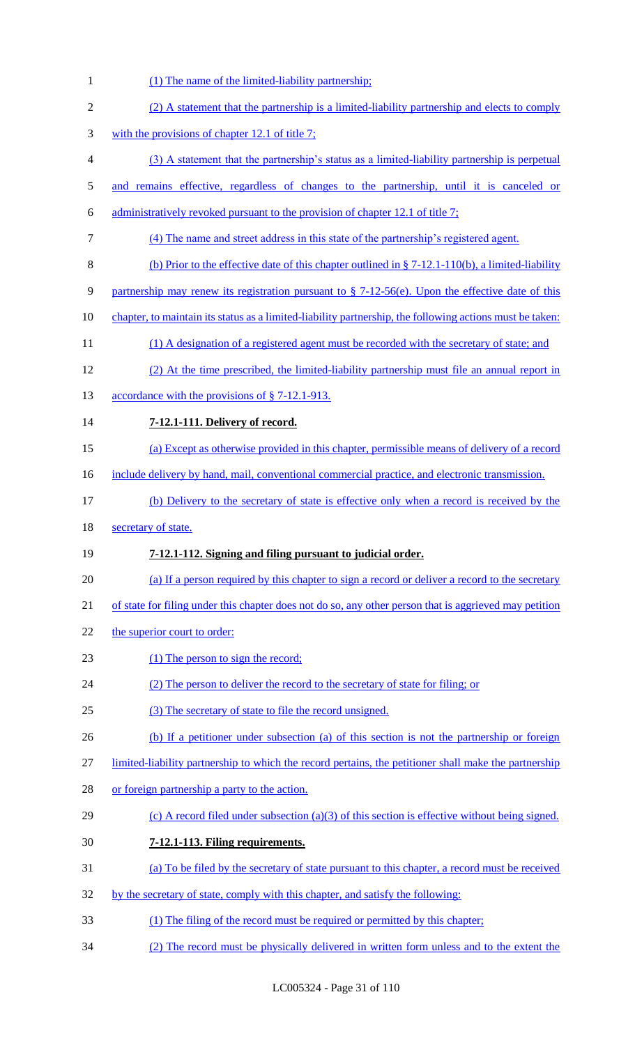(1) The name of the limited-liability partnership;

(2) A statement that the partnership is a limited-liability partnership and elects to comply with the provisions of chapter 12.1 of title 7;

(3) A statement that the partnership's status as a limited-liability partnership is perpetual and remains effective, regardless of changes to the partnership, until it is canceled or administratively revoked pursuant to the provision of chapter 12.1 of title 7;

(4) The name and street address in this state of the partnership's registered agent.

(b) Prior to the effective date of this chapter outlined in § 7-12.1-110(b), a limited-liability partnership may renew its registration pursuant to § 7-12-56(e). Upon the effective date of this chapter, to maintain its status as a limited-liability partnership, the following actions must be taken:

(1) A designation of a registered agent must be recorded with the secretary of state; and

(2) At the time prescribed, the limited-liability partnership must file an annual report in accordance with the provisions of § 7-12.1-913.

**7-12.1-111. Delivery of record.**

(a) Except as otherwise provided in this chapter, permissible means of delivery of a record include delivery by hand, mail, conventional commercial practice, and electronic transmission.

(b) Delivery to the secretary of state is effective only when a record is received by the secretary of state.

**7-12.1-112. Signing and filing pursuant to judicial order.**

(a) If a person required by this chapter to sign a record or deliver a record to the secretary of state for filing under this chapter does not do so, any other person that is aggrieved may petition the superior court to order:

(1) The person to sign the record;

(2) The person to deliver the record to the secretary of state for filing; or

(3) The secretary of state to file the record unsigned.

(b) If a petitioner under subsection (a) of this section is not the partnership or foreign limited-liability partnership to which the record pertains, the petitioner shall make the partnership or foreign partnership a party to the action.

(c) A record filed under subsection (a)(3) of this section is effective without being signed.

**7-12.1-113. Filing requirements.**

(a) To be filed by the secretary of state pursuant to this chapter, a record must be received by the secretary of state, comply with this chapter, and satisfy the following:

(1) The filing of the record must be required or permitted by this chapter;

(2) The record must be physically delivered in written form unless and to the extent the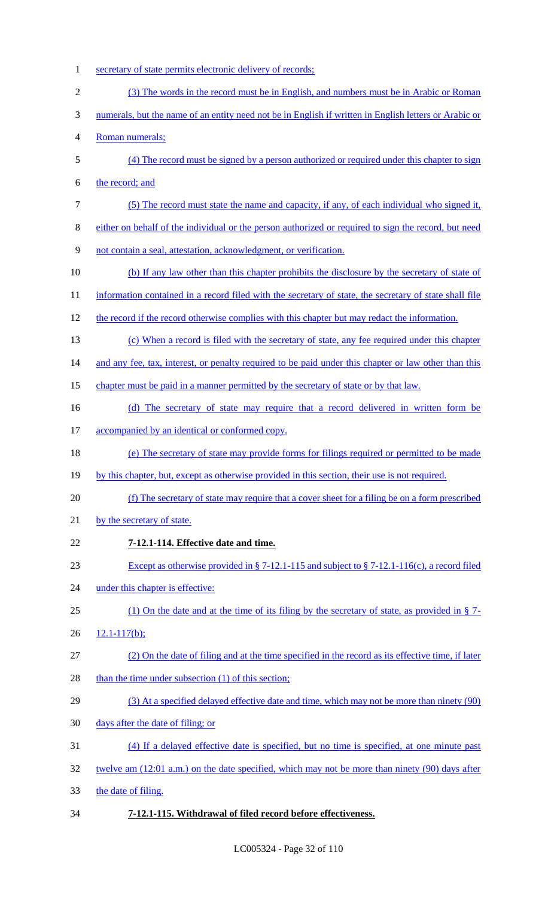secretary of state permits electronic delivery of records;

(3) The words in the record must be in English, and numbers must be in Arabic or Roman numerals, but the name of an entity need not be in English if written in English letters or Arabic or Roman numerals;

(4) The record must be signed by a person authorized or required under this chapter to sign the record; and

(5) The record must state the name and capacity, if any, of each individual who signed it, either on behalf of the individual or the person authorized or required to sign the record, but need not contain a seal, attestation, acknowledgment, or verification.

(b) If any law other than this chapter prohibits the disclosure by the secretary of state of information contained in a record filed with the secretary of state, the secretary of state shall file the record if the record otherwise complies with this chapter but may redact the information.

(c) When a record is filed with the secretary of state, any fee required under this chapter and any fee, tax, interest, or penalty required to be paid under this chapter or law other than this chapter must be paid in a manner permitted by the secretary of state or by that law.

(d) The secretary of state may require that a record delivered in written form be accompanied by an identical or conformed copy.

(e) The secretary of state may provide forms for filings required or permitted to be made by this chapter, but, except as otherwise provided in this section, their use is not required.

(f) The secretary of state may require that a cover sheet for a filing be on a form prescribed by the secretary of state.

**7-12.1-114. Effective date and time.**

Except as otherwise provided in § 7-12.1-115 and subject to § 7-12.1-116(c), a record filed under this chapter is effective:

(1) On the date and at the time of its filing by the secretary of state, as provided in § 7-12.1-117(b);

(2) On the date of filing and at the time specified in the record as its effective time, if later than the time under subsection (1) of this section;

(3) At a specified delayed effective date and time, which may not be more than ninety (90) days after the date of filing; or

(4) If a delayed effective date is specified, but no time is specified, at one minute past twelve am (12:01 a.m.) on the date specified, which may not be more than ninety (90) days after the date of filing.

**7-12.1-115. Withdrawal of filed record before effectiveness.**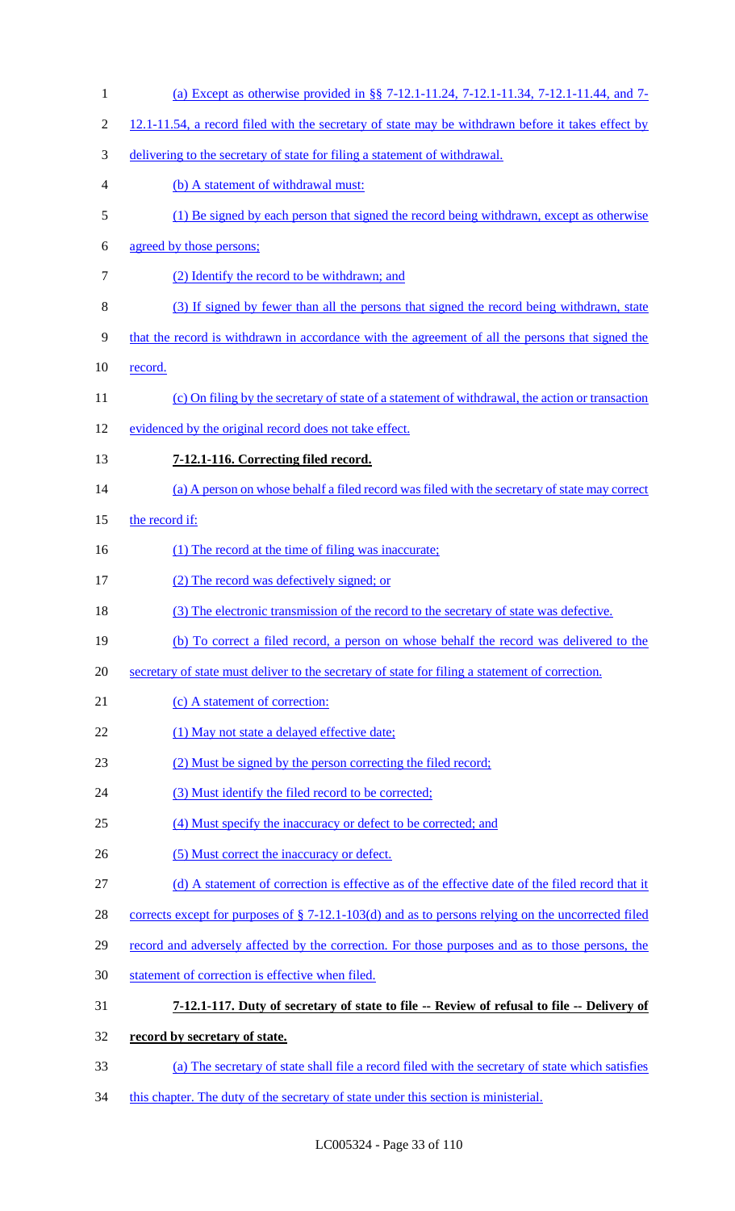(a) Except as otherwise provided in §§ 7-12.1-11.24, 7-12.1-11.34, 7-12.1-11.44, and 7-12.1-11.54, a record filed with the secretary of state may be withdrawn before it takes effect by delivering to the secretary of state for filing a statement of withdrawal.

(b) A statement of withdrawal must:

(1) Be signed by each person that signed the record being withdrawn, except as otherwise agreed by those persons;

(2) Identify the record to be withdrawn; and

(3) If signed by fewer than all the persons that signed the record being withdrawn, state that the record is withdrawn in accordance with the agreement of all the persons that signed the record.

(c) On filing by the secretary of state of a statement of withdrawal, the action or transaction evidenced by the original record does not take effect.

**7-12.1-116. Correcting filed record.**

(a) A person on whose behalf a filed record was filed with the secretary of state may correct the record if:

(1) The record at the time of filing was inaccurate;

(2) The record was defectively signed; or

(3) The electronic transmission of the record to the secretary of state was defective.

(b) To correct a filed record, a person on whose behalf the record was delivered to the secretary of state must deliver to the secretary of state for filing a statement of correction.

(c) A statement of correction:

(1) May not state a delayed effective date;

(2) Must be signed by the person correcting the filed record;

(3) Must identify the filed record to be corrected;

(4) Must specify the inaccuracy or defect to be corrected; and

(5) Must correct the inaccuracy or defect.

(d) A statement of correction is effective as of the effective date of the filed record that it corrects except for purposes of § 7-12.1-103(d) and as to persons relying on the uncorrected filed record and adversely affected by the correction. For those purposes and as to those persons, the statement of correction is effective when filed.

**7-12.1-117. Duty of secretary of state to file -- Review of refusal to file -- Delivery of record by secretary of state.**

(a) The secretary of state shall file a record filed with the secretary of state which satisfies this chapter. The duty of the secretary of state under this section is ministerial.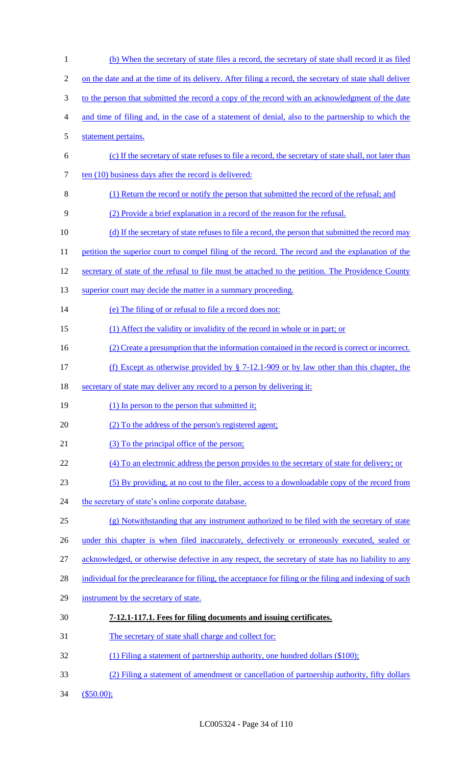(b) When the secretary of state files a record, the secretary of state shall record it as filed on the date and at the time of its delivery. After filing a record, the secretary of state shall deliver to the person that submitted the record a copy of the record with an acknowledgment of the date and time of filing and, in the case of a statement of denial, also to the partnership to which the statement pertains.

(c) If the secretary of state refuses to file a record, the secretary of state shall, not later than ten (10) business days after the record is delivered:

(1) Return the record or notify the person that submitted the record of the refusal; and

(2) Provide a brief explanation in a record of the reason for the refusal.

(d) If the secretary of state refuses to file a record, the person that submitted the record may petition the superior court to compel filing of the record. The record and the explanation of the secretary of state of the refusal to file must be attached to the petition. The Providence County superior court may decide the matter in a summary proceeding.

(e) The filing of or refusal to file a record does not:

(1) Affect the validity or invalidity of the record in whole or in part; or

(2) Create a presumption that the information contained in the record is correct or incorrect.

(f) Except as otherwise provided by § 7-12.1-909 or by law other than this chapter, the secretary of state may deliver any record to a person by delivering it:

(1) In person to the person that submitted it;

(2) To the address of the person's registered agent;

(3) To the principal office of the person;

(4) To an electronic address the person provides to the secretary of state for delivery; or

(5) By providing, at no cost to the filer, access to a downloadable copy of the record from the secretary of state's online corporate database.

(g) Notwithstanding that any instrument authorized to be filed with the secretary of state under this chapter is when filed inaccurately, defectively or erroneously executed, sealed or acknowledged, or otherwise defective in any respect, the secretary of state has no liability to any individual for the preclearance for filing, the acceptance for filing or the filing and indexing of such instrument by the secretary of state.

**7-12.1-117.1. Fees for filing documents and issuing certificates.**

The secretary of state shall charge and collect for:

(1) Filing a statement of partnership authority, one hundred dollars ($100);

(2) Filing a statement of amendment or cancellation of partnership authority, fifty dollars ($50.00);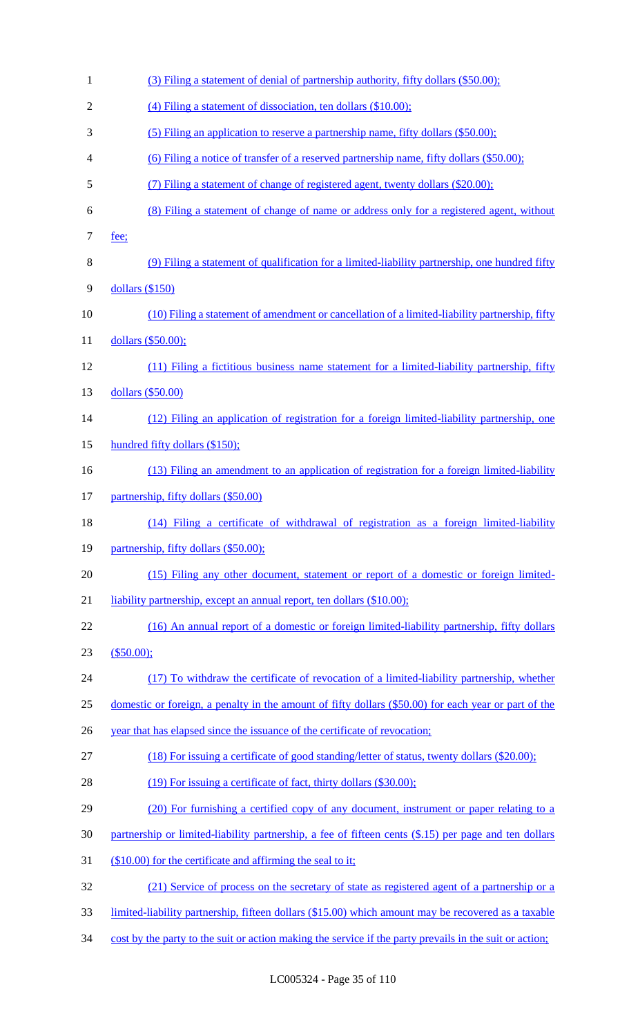(3) Filing a statement of denial of partnership authority, fifty dollars ($50.00);

(4) Filing a statement of dissociation, ten dollars ($10.00);

(5) Filing an application to reserve a partnership name, fifty dollars ($50.00);

(6) Filing a notice of transfer of a reserved partnership name, fifty dollars ($50.00);

(7) Filing a statement of change of registered agent, twenty dollars ($20.00);

(8) Filing a statement of change of name or address only for a registered agent, without fee;

(9) Filing a statement of qualification for a limited-liability partnership, one hundred fifty dollars ($150)

(10) Filing a statement of amendment or cancellation of a limited-liability partnership, fifty dollars ($50.00);

(11) Filing a fictitious business name statement for a limited-liability partnership, fifty dollars ($50.00)

(12) Filing an application of registration for a foreign limited-liability partnership, one hundred fifty dollars ($150);

(13) Filing an amendment to an application of registration for a foreign limited-liability partnership, fifty dollars ($50.00)

(14) Filing a certificate of withdrawal of registration as a foreign limited-liability partnership, fifty dollars ($50.00);

(15) Filing any other document, statement or report of a domestic or foreign limited-liability partnership, except an annual report, ten dollars ($10.00);

(16) An annual report of a domestic or foreign limited-liability partnership, fifty dollars ($50.00);

(17) To withdraw the certificate of revocation of a limited-liability partnership, whether domestic or foreign, a penalty in the amount of fifty dollars ($50.00) for each year or part of the year that has elapsed since the issuance of the certificate of revocation;

(18) For issuing a certificate of good standing/letter of status, twenty dollars ($20.00);

(19) For issuing a certificate of fact, thirty dollars ($30.00);

(20) For furnishing a certified copy of any document, instrument or paper relating to a partnership or limited-liability partnership, a fee of fifteen cents ($.15) per page and ten dollars ($10.00) for the certificate and affirming the seal to it;

(21) Service of process on the secretary of state as registered agent of a partnership or a limited-liability partnership, fifteen dollars ($15.00) which amount may be recovered as a taxable cost by the party to the suit or action making the service if the party prevails in the suit or action;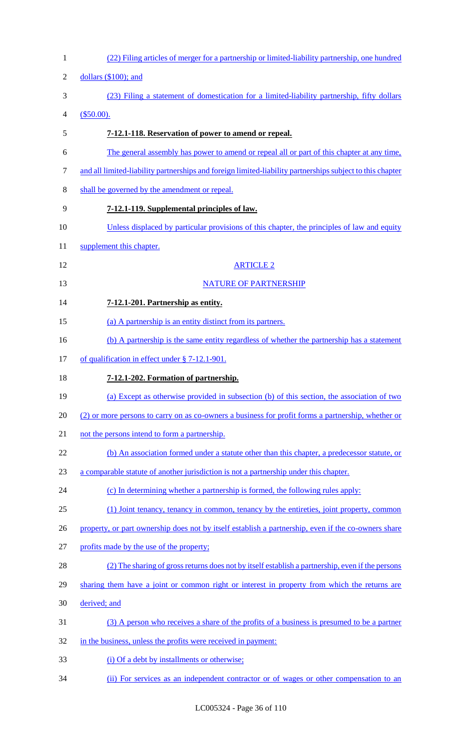(22) Filing articles of merger for a partnership or limited-liability partnership, one hundred dollars ($100); and

(23) Filing a statement of domestication for a limited-liability partnership, fifty dollars ($50.00).

**7-12.1-118. Reservation of power to amend or repeal.**

The general assembly has power to amend or repeal all or part of this chapter at any time, and all limited-liability partnerships and foreign limited-liability partnerships subject to this chapter shall be governed by the amendment or repeal.

**7-12.1-119. Supplemental principles of law.**

Unless displaced by particular provisions of this chapter, the principles of law and equity supplement this chapter.

ARTICLE 2

NATURE OF PARTNERSHIP

**7-12.1-201. Partnership as entity.**

(a) A partnership is an entity distinct from its partners.

(b) A partnership is the same entity regardless of whether the partnership has a statement of qualification in effect under § 7-12.1-901.

**7-12.1-202. Formation of partnership.**

(a) Except as otherwise provided in subsection (b) of this section, the association of two (2) or more persons to carry on as co-owners a business for profit forms a partnership, whether or not the persons intend to form a partnership.

(b) An association formed under a statute other than this chapter, a predecessor statute, or a comparable statute of another jurisdiction is not a partnership under this chapter.

(c) In determining whether a partnership is formed, the following rules apply:

(1) Joint tenancy, tenancy in common, tenancy by the entireties, joint property, common property, or part ownership does not by itself establish a partnership, even if the co-owners share profits made by the use of the property;

(2) The sharing of gross returns does not by itself establish a partnership, even if the persons sharing them have a joint or common right or interest in property from which the returns are derived; and

(3) A person who receives a share of the profits of a business is presumed to be a partner in the business, unless the profits were received in payment:

(i) Of a debt by installments or otherwise;

(ii) For services as an independent contractor or of wages or other compensation to an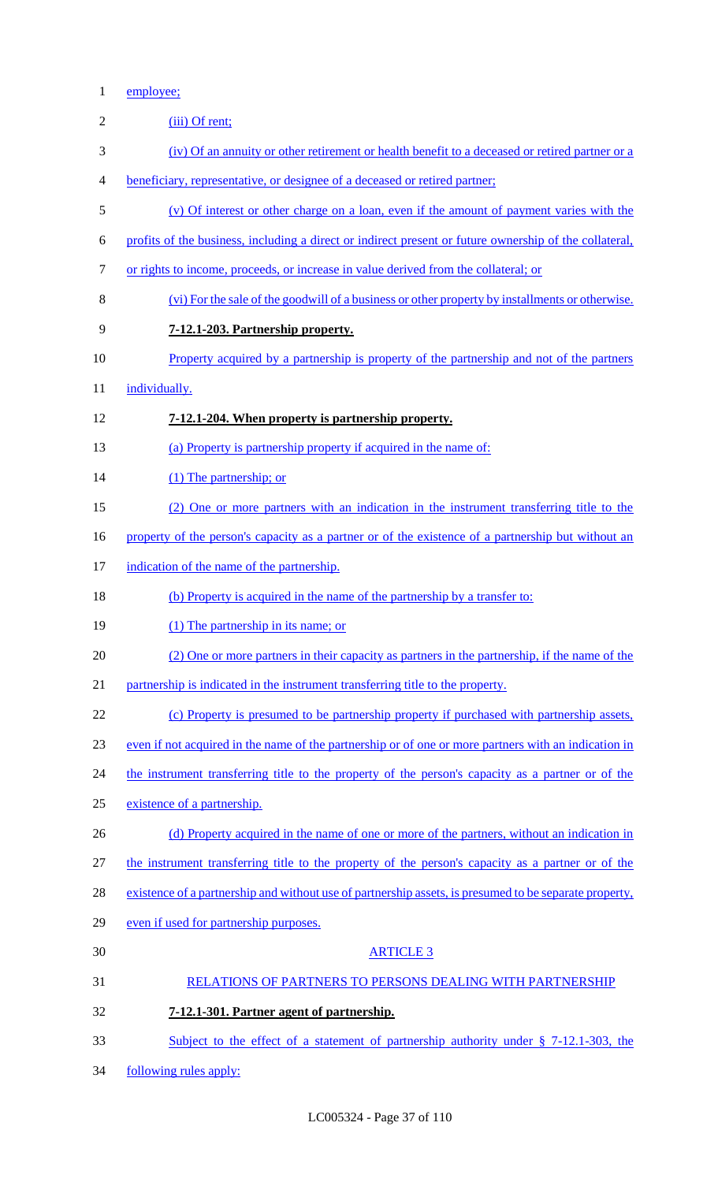employee;

(iii) Of rent;

(iv) Of an annuity or other retirement or health benefit to a deceased or retired partner or a beneficiary, representative, or designee of a deceased or retired partner;

(v) Of interest or other charge on a loan, even if the amount of payment varies with the profits of the business, including a direct or indirect present or future ownership of the collateral, or rights to income, proceeds, or increase in value derived from the collateral; or

(vi) For the sale of the goodwill of a business or other property by installments or otherwise.

**7-12.1-203. Partnership property.**

Property acquired by a partnership is property of the partnership and not of the partners individually.

**7-12.1-204. When property is partnership property.**

(a) Property is partnership property if acquired in the name of:

(1) The partnership; or

(2) One or more partners with an indication in the instrument transferring title to the property of the person's capacity as a partner or of the existence of a partnership but without an indication of the name of the partnership.

(b) Property is acquired in the name of the partnership by a transfer to:

(1) The partnership in its name; or

(2) One or more partners in their capacity as partners in the partnership, if the name of the partnership is indicated in the instrument transferring title to the property.

(c) Property is presumed to be partnership property if purchased with partnership assets, even if not acquired in the name of the partnership or of one or more partners with an indication in the instrument transferring title to the property of the person's capacity as a partner or of the existence of a partnership.

(d) Property acquired in the name of one or more of the partners, without an indication in the instrument transferring title to the property of the person's capacity as a partner or of the existence of a partnership and without use of partnership assets, is presumed to be separate property, even if used for partnership purposes.

ARTICLE 3

RELATIONS OF PARTNERS TO PERSONS DEALING WITH PARTNERSHIP

**7-12.1-301. Partner agent of partnership.**

Subject to the effect of a statement of partnership authority under § 7-12.1-303, the following rules apply: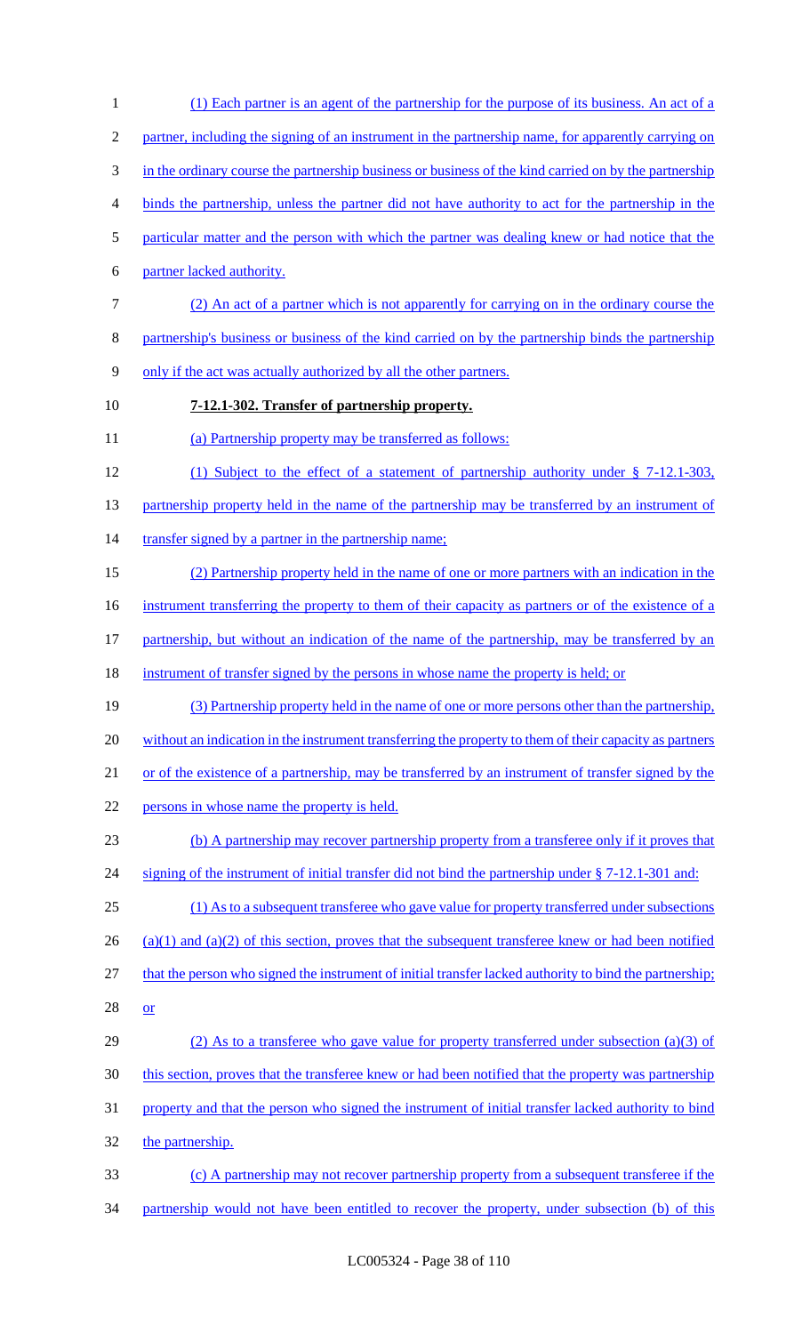(1) Each partner is an agent of the partnership for the purpose of its business. An act of a partner, including the signing of an instrument in the partnership name, for apparently carrying on in the ordinary course the partnership business or business of the kind carried on by the partnership binds the partnership, unless the partner did not have authority to act for the partnership in the particular matter and the person with which the partner was dealing knew or had notice that the partner lacked authority.

(2) An act of a partner which is not apparently for carrying on in the ordinary course the partnership's business or business of the kind carried on by the partnership binds the partnership only if the act was actually authorized by all the other partners.

**7-12.1-302. Transfer of partnership property.**

(a) Partnership property may be transferred as follows:

(1) Subject to the effect of a statement of partnership authority under § 7-12.1-303, partnership property held in the name of the partnership may be transferred by an instrument of transfer signed by a partner in the partnership name;

(2) Partnership property held in the name of one or more partners with an indication in the instrument transferring the property to them of their capacity as partners or of the existence of a partnership, but without an indication of the name of the partnership, may be transferred by an instrument of transfer signed by the persons in whose name the property is held; or

(3) Partnership property held in the name of one or more persons other than the partnership, without an indication in the instrument transferring the property to them of their capacity as partners or of the existence of a partnership, may be transferred by an instrument of transfer signed by the persons in whose name the property is held.

(b) A partnership may recover partnership property from a transferee only if it proves that signing of the instrument of initial transfer did not bind the partnership under § 7-12.1-301 and:

(1) As to a subsequent transferee who gave value for property transferred under subsections (a)(1) and (a)(2) of this section, proves that the subsequent transferee knew or had been notified that the person who signed the instrument of initial transfer lacked authority to bind the partnership; or

(2) As to a transferee who gave value for property transferred under subsection (a)(3) of this section, proves that the transferee knew or had been notified that the property was partnership property and that the person who signed the instrument of initial transfer lacked authority to bind the partnership.

(c) A partnership may not recover partnership property from a subsequent transferee if the partnership would not have been entitled to recover the property, under subsection (b) of this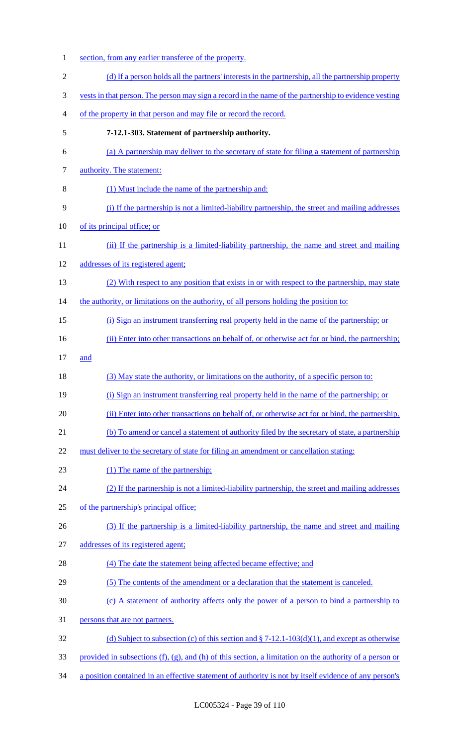section, from any earlier transferee of the property.

(d) If a person holds all the partners' interests in the partnership, all the partnership property vests in that person. The person may sign a record in the name of the partnership to evidence vesting of the property in that person and may file or record the record.

**7-12.1-303. Statement of partnership authority.**

(a) A partnership may deliver to the secretary of state for filing a statement of partnership authority. The statement:

(1) Must include the name of the partnership and:

(i) If the partnership is not a limited-liability partnership, the street and mailing addresses of its principal office; or

(ii) If the partnership is a limited-liability partnership, the name and street and mailing addresses of its registered agent;

(2) With respect to any position that exists in or with respect to the partnership, may state the authority, or limitations on the authority, of all persons holding the position to:

(i) Sign an instrument transferring real property held in the name of the partnership; or

(ii) Enter into other transactions on behalf of, or otherwise act for or bind, the partnership; and

(3) May state the authority, or limitations on the authority, of a specific person to:

(i) Sign an instrument transferring real property held in the name of the partnership; or

(ii) Enter into other transactions on behalf of, or otherwise act for or bind, the partnership.

(b) To amend or cancel a statement of authority filed by the secretary of state, a partnership must deliver to the secretary of state for filing an amendment or cancellation stating:

(1) The name of the partnership;

(2) If the partnership is not a limited-liability partnership, the street and mailing addresses of the partnership's principal office;

(3) If the partnership is a limited-liability partnership, the name and street and mailing addresses of its registered agent;

(4) The date the statement being affected became effective; and

(5) The contents of the amendment or a declaration that the statement is canceled.

(c) A statement of authority affects only the power of a person to bind a partnership to persons that are not partners.

(d) Subject to subsection (c) of this section and § 7-12.1-103(d)(1), and except as otherwise provided in subsections (f), (g), and (h) of this section, a limitation on the authority of a person or a position contained in an effective statement of authority is not by itself evidence of any person's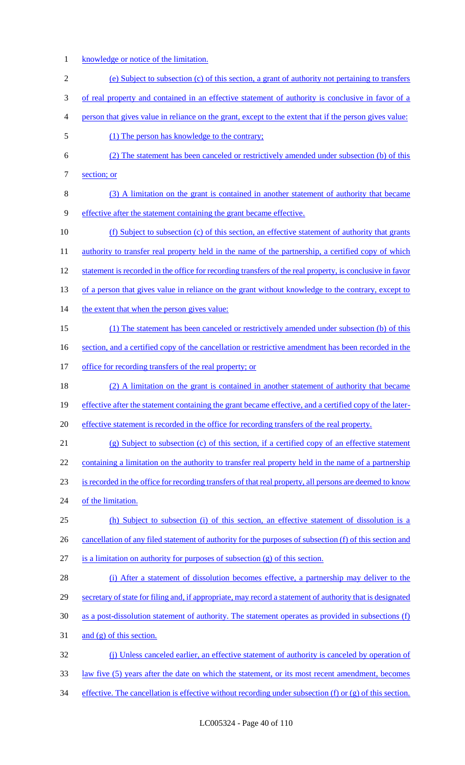knowledge or notice of the limitation.

(e) Subject to subsection (c) of this section, a grant of authority not pertaining to transfers of real property and contained in an effective statement of authority is conclusive in favor of a person that gives value in reliance on the grant, except to the extent that if the person gives value:

(1) The person has knowledge to the contrary;

(2) The statement has been canceled or restrictively amended under subsection (b) of this section; or

(3) A limitation on the grant is contained in another statement of authority that became effective after the statement containing the grant became effective.

(f) Subject to subsection (c) of this section, an effective statement of authority that grants authority to transfer real property held in the name of the partnership, a certified copy of which statement is recorded in the office for recording transfers of the real property, is conclusive in favor of a person that gives value in reliance on the grant without knowledge to the contrary, except to the extent that when the person gives value:

(1) The statement has been canceled or restrictively amended under subsection (b) of this section, and a certified copy of the cancellation or restrictive amendment has been recorded in the office for recording transfers of the real property; or

(2) A limitation on the grant is contained in another statement of authority that became effective after the statement containing the grant became effective, and a certified copy of the later-effective statement is recorded in the office for recording transfers of the real property.

(g) Subject to subsection (c) of this section, if a certified copy of an effective statement containing a limitation on the authority to transfer real property held in the name of a partnership is recorded in the office for recording transfers of that real property, all persons are deemed to know of the limitation.

(h) Subject to subsection (i) of this section, an effective statement of dissolution is a cancellation of any filed statement of authority for the purposes of subsection (f) of this section and is a limitation on authority for purposes of subsection (g) of this section.

(i) After a statement of dissolution becomes effective, a partnership may deliver to the secretary of state for filing and, if appropriate, may record a statement of authority that is designated as a post-dissolution statement of authority. The statement operates as provided in subsections (f) and (g) of this section.

(j) Unless canceled earlier, an effective statement of authority is canceled by operation of law five (5) years after the date on which the statement, or its most recent amendment, becomes effective. The cancellation is effective without recording under subsection (f) or (g) of this section.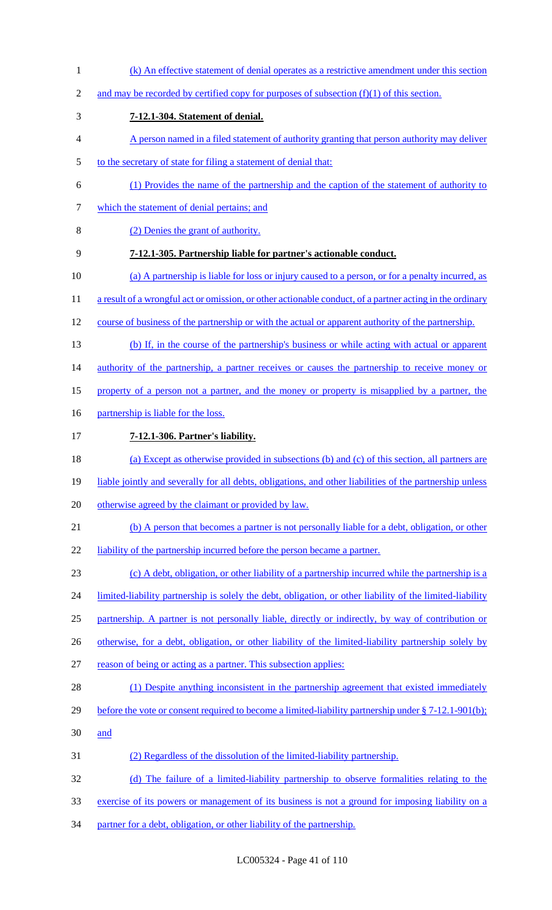(k) An effective statement of denial operates as a restrictive amendment under this section and may be recorded by certified copy for purposes of subsection (f)(1) of this section.

**7-12.1-304. Statement of denial.**

A person named in a filed statement of authority granting that person authority may deliver to the secretary of state for filing a statement of denial that:

(1) Provides the name of the partnership and the caption of the statement of authority to which the statement of denial pertains; and

(2) Denies the grant of authority.

**7-12.1-305. Partnership liable for partner's actionable conduct.**

(a) A partnership is liable for loss or injury caused to a person, or for a penalty incurred, as a result of a wrongful act or omission, or other actionable conduct, of a partner acting in the ordinary course of business of the partnership or with the actual or apparent authority of the partnership.

(b) If, in the course of the partnership's business or while acting with actual or apparent authority of the partnership, a partner receives or causes the partnership to receive money or property of a person not a partner, and the money or property is misapplied by a partner, the partnership is liable for the loss.

**7-12.1-306. Partner's liability.**

(a) Except as otherwise provided in subsections (b) and (c) of this section, all partners are liable jointly and severally for all debts, obligations, and other liabilities of the partnership unless otherwise agreed by the claimant or provided by law.

(b) A person that becomes a partner is not personally liable for a debt, obligation, or other liability of the partnership incurred before the person became a partner.

(c) A debt, obligation, or other liability of a partnership incurred while the partnership is a limited-liability partnership is solely the debt, obligation, or other liability of the limited-liability partnership. A partner is not personally liable, directly or indirectly, by way of contribution or otherwise, for a debt, obligation, or other liability of the limited-liability partnership solely by reason of being or acting as a partner. This subsection applies:

(1) Despite anything inconsistent in the partnership agreement that existed immediately before the vote or consent required to become a limited-liability partnership under § 7-12.1-901(b); and

(2) Regardless of the dissolution of the limited-liability partnership.

(d) The failure of a limited-liability partnership to observe formalities relating to the exercise of its powers or management of its business is not a ground for imposing liability on a partner for a debt, obligation, or other liability of the partnership.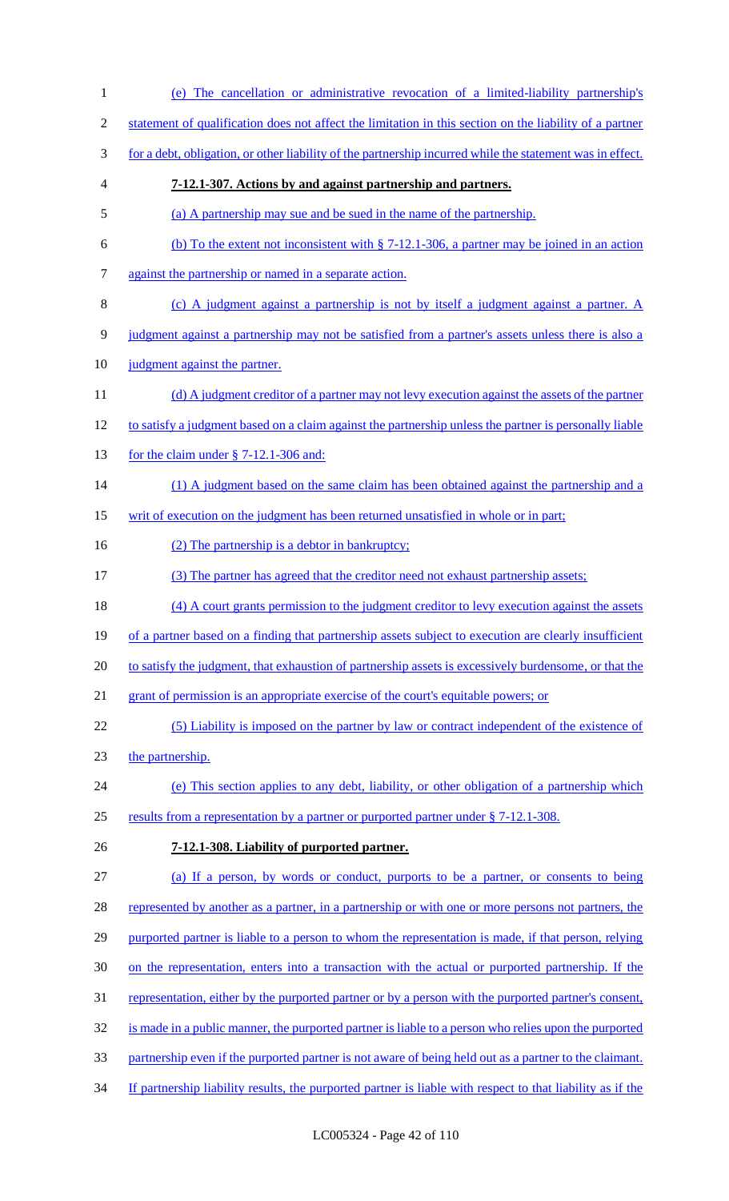(e) The cancellation or administrative revocation of a limited-liability partnership's statement of qualification does not affect the limitation in this section on the liability of a partner for a debt, obligation, or other liability of the partnership incurred while the statement was in effect.

**7-12.1-307. Actions by and against partnership and partners.**

(a) A partnership may sue and be sued in the name of the partnership.

(b) To the extent not inconsistent with § 7-12.1-306, a partner may be joined in an action against the partnership or named in a separate action.

(c) A judgment against a partnership is not by itself a judgment against a partner. A judgment against a partnership may not be satisfied from a partner's assets unless there is also a judgment against the partner.

(d) A judgment creditor of a partner may not levy execution against the assets of the partner to satisfy a judgment based on a claim against the partnership unless the partner is personally liable for the claim under § 7-12.1-306 and:

(1) A judgment based on the same claim has been obtained against the partnership and a writ of execution on the judgment has been returned unsatisfied in whole or in part;

(2) The partnership is a debtor in bankruptcy;

(3) The partner has agreed that the creditor need not exhaust partnership assets;

(4) A court grants permission to the judgment creditor to levy execution against the assets of a partner based on a finding that partnership assets subject to execution are clearly insufficient to satisfy the judgment, that exhaustion of partnership assets is excessively burdensome, or that the grant of permission is an appropriate exercise of the court's equitable powers; or

(5) Liability is imposed on the partner by law or contract independent of the existence of the partnership.

(e) This section applies to any debt, liability, or other obligation of a partnership which results from a representation by a partner or purported partner under § 7-12.1-308.

**7-12.1-308. Liability of purported partner.**

(a) If a person, by words or conduct, purports to be a partner, or consents to being represented by another as a partner, in a partnership or with one or more persons not partners, the purported partner is liable to a person to whom the representation is made, if that person, relying on the representation, enters into a transaction with the actual or purported partnership. If the representation, either by the purported partner or by a person with the purported partner's consent, is made in a public manner, the purported partner is liable to a person who relies upon the purported partnership even if the purported partner is not aware of being held out as a partner to the claimant. If partnership liability results, the purported partner is liable with respect to that liability as if the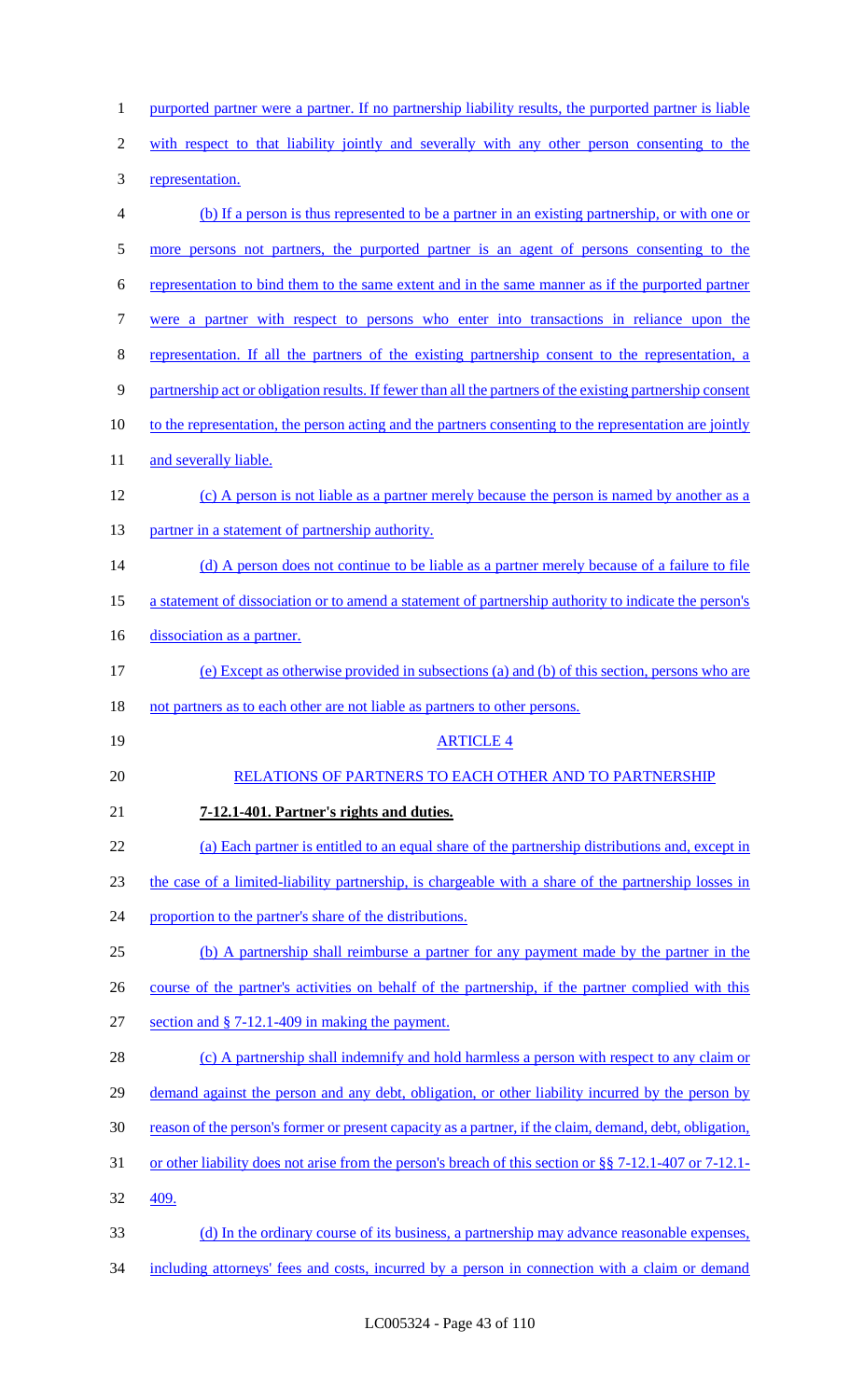purported partner were a partner. If no partnership liability results, the purported partner is liable with respect to that liability jointly and severally with any other person consenting to the representation.

(b) If a person is thus represented to be a partner in an existing partnership, or with one or more persons not partners, the purported partner is an agent of persons consenting to the representation to bind them to the same extent and in the same manner as if the purported partner were a partner with respect to persons who enter into transactions in reliance upon the representation. If all the partners of the existing partnership consent to the representation, a partnership act or obligation results. If fewer than all the partners of the existing partnership consent to the representation, the person acting and the partners consenting to the representation are jointly and severally liable.

(c) A person is not liable as a partner merely because the person is named by another as a partner in a statement of partnership authority.

(d) A person does not continue to be liable as a partner merely because of a failure to file a statement of dissociation or to amend a statement of partnership authority to indicate the person's dissociation as a partner.

(e) Except as otherwise provided in subsections (a) and (b) of this section, persons who are not partners as to each other are not liable as partners to other persons.

ARTICLE 4

RELATIONS OF PARTNERS TO EACH OTHER AND TO PARTNERSHIP

**7-12.1-401. Partner's rights and duties.**

(a) Each partner is entitled to an equal share of the partnership distributions and, except in the case of a limited-liability partnership, is chargeable with a share of the partnership losses in proportion to the partner's share of the distributions.

(b) A partnership shall reimburse a partner for any payment made by the partner in the course of the partner's activities on behalf of the partnership, if the partner complied with this section and § 7-12.1-409 in making the payment.

(c) A partnership shall indemnify and hold harmless a person with respect to any claim or demand against the person and any debt, obligation, or other liability incurred by the person by reason of the person's former or present capacity as a partner, if the claim, demand, debt, obligation, or other liability does not arise from the person's breach of this section or §§ 7-12.1-407 or 7-12.1-409.

(d) In the ordinary course of its business, a partnership may advance reasonable expenses, including attorneys' fees and costs, incurred by a person in connection with a claim or demand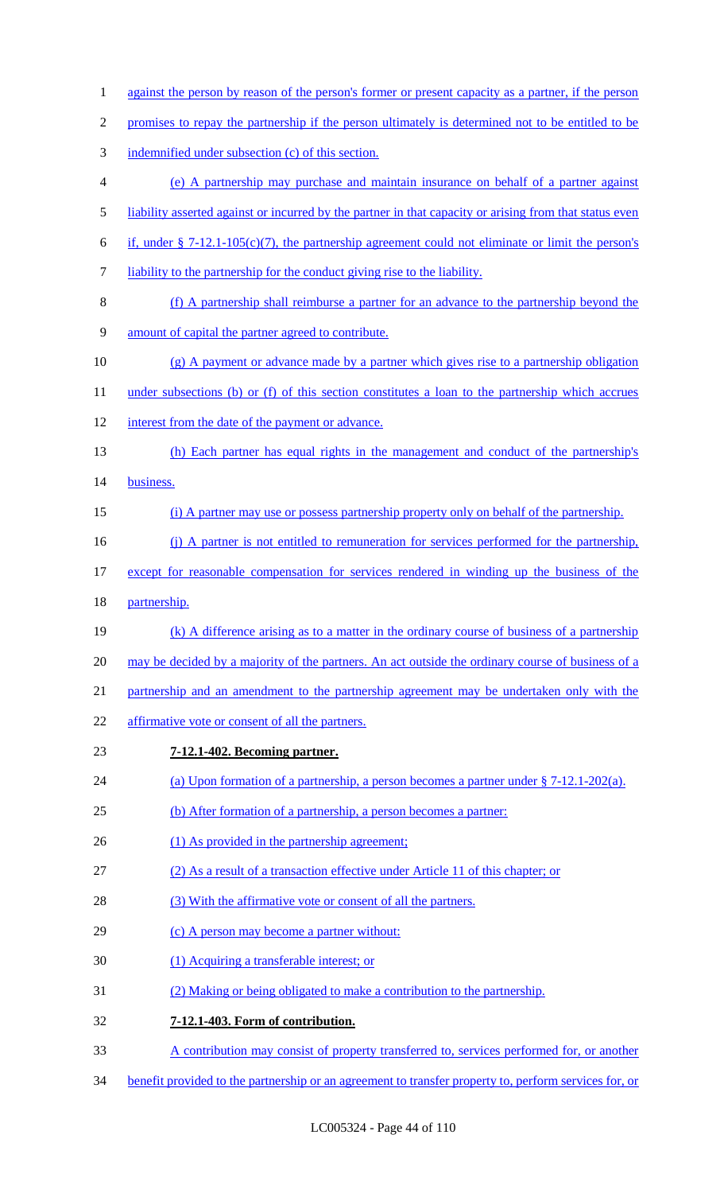against the person by reason of the person's former or present capacity as a partner, if the person promises to repay the partnership if the person ultimately is determined not to be entitled to be indemnified under subsection (c) of this section.

(e) A partnership may purchase and maintain insurance on behalf of a partner against liability asserted against or incurred by the partner in that capacity or arising from that status even if, under § 7-12.1-105(c)(7), the partnership agreement could not eliminate or limit the person's liability to the partnership for the conduct giving rise to the liability.

(f) A partnership shall reimburse a partner for an advance to the partnership beyond the amount of capital the partner agreed to contribute.

(g) A payment or advance made by a partner which gives rise to a partnership obligation under subsections (b) or (f) of this section constitutes a loan to the partnership which accrues interest from the date of the payment or advance.

(h) Each partner has equal rights in the management and conduct of the partnership's business.

(i) A partner may use or possess partnership property only on behalf of the partnership.

(j) A partner is not entitled to remuneration for services performed for the partnership, except for reasonable compensation for services rendered in winding up the business of the partnership.

(k) A difference arising as to a matter in the ordinary course of business of a partnership may be decided by a majority of the partners. An act outside the ordinary course of business of a partnership and an amendment to the partnership agreement may be undertaken only with the affirmative vote or consent of all the partners.

**7-12.1-402. Becoming partner.**

(a) Upon formation of a partnership, a person becomes a partner under § 7-12.1-202(a).

(b) After formation of a partnership, a person becomes a partner:

(1) As provided in the partnership agreement;

(2) As a result of a transaction effective under Article 11 of this chapter; or

(3) With the affirmative vote or consent of all the partners.

(c) A person may become a partner without:

(1) Acquiring a transferable interest; or

(2) Making or being obligated to make a contribution to the partnership.

**7-12.1-403. Form of contribution.**

A contribution may consist of property transferred to, services performed for, or another benefit provided to the partnership or an agreement to transfer property to, perform services for, or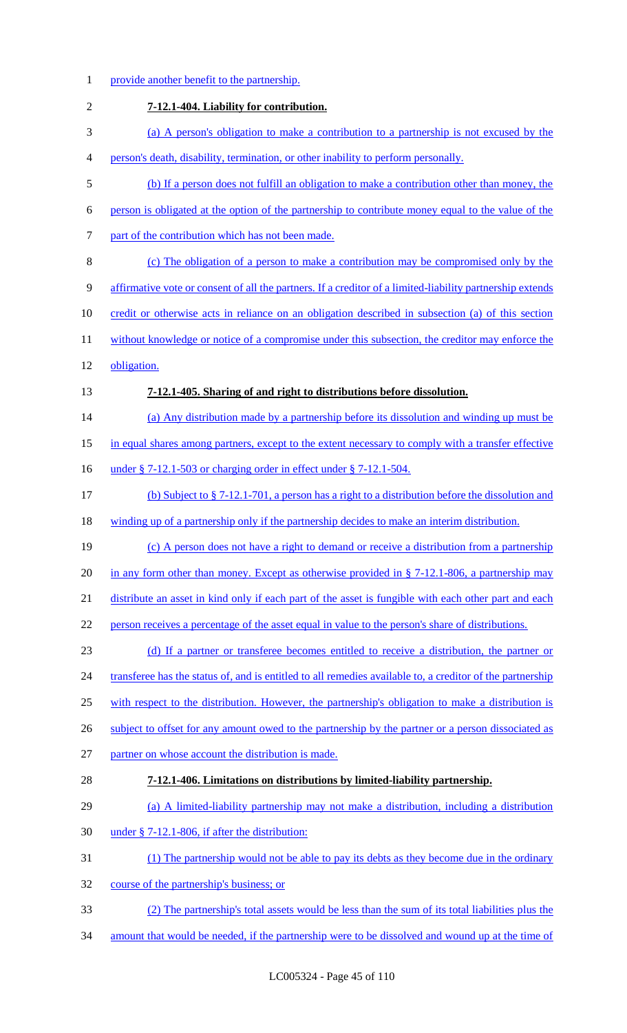provide another benefit to the partnership.

**7-12.1-404. Liability for contribution.**

(a) A person's obligation to make a contribution to a partnership is not excused by the person's death, disability, termination, or other inability to perform personally.

(b) If a person does not fulfill an obligation to make a contribution other than money, the person is obligated at the option of the partnership to contribute money equal to the value of the part of the contribution which has not been made.

(c) The obligation of a person to make a contribution may be compromised only by the affirmative vote or consent of all the partners. If a creditor of a limited-liability partnership extends credit or otherwise acts in reliance on an obligation described in subsection (a) of this section without knowledge or notice of a compromise under this subsection, the creditor may enforce the obligation.

**7-12.1-405. Sharing of and right to distributions before dissolution.**

(a) Any distribution made by a partnership before its dissolution and winding up must be in equal shares among partners, except to the extent necessary to comply with a transfer effective under § 7-12.1-503 or charging order in effect under § 7-12.1-504.

(b) Subject to § 7-12.1-701, a person has a right to a distribution before the dissolution and winding up of a partnership only if the partnership decides to make an interim distribution.

(c) A person does not have a right to demand or receive a distribution from a partnership in any form other than money. Except as otherwise provided in § 7-12.1-806, a partnership may distribute an asset in kind only if each part of the asset is fungible with each other part and each person receives a percentage of the asset equal in value to the person's share of distributions.

(d) If a partner or transferee becomes entitled to receive a distribution, the partner or transferee has the status of, and is entitled to all remedies available to, a creditor of the partnership with respect to the distribution. However, the partnership's obligation to make a distribution is subject to offset for any amount owed to the partnership by the partner or a person dissociated as partner on whose account the distribution is made.

**7-12.1-406. Limitations on distributions by limited-liability partnership.**

(a) A limited-liability partnership may not make a distribution, including a distribution under § 7-12.1-806, if after the distribution:

(1) The partnership would not be able to pay its debts as they become due in the ordinary course of the partnership's business; or

(2) The partnership's total assets would be less than the sum of its total liabilities plus the amount that would be needed, if the partnership were to be dissolved and wound up at the time of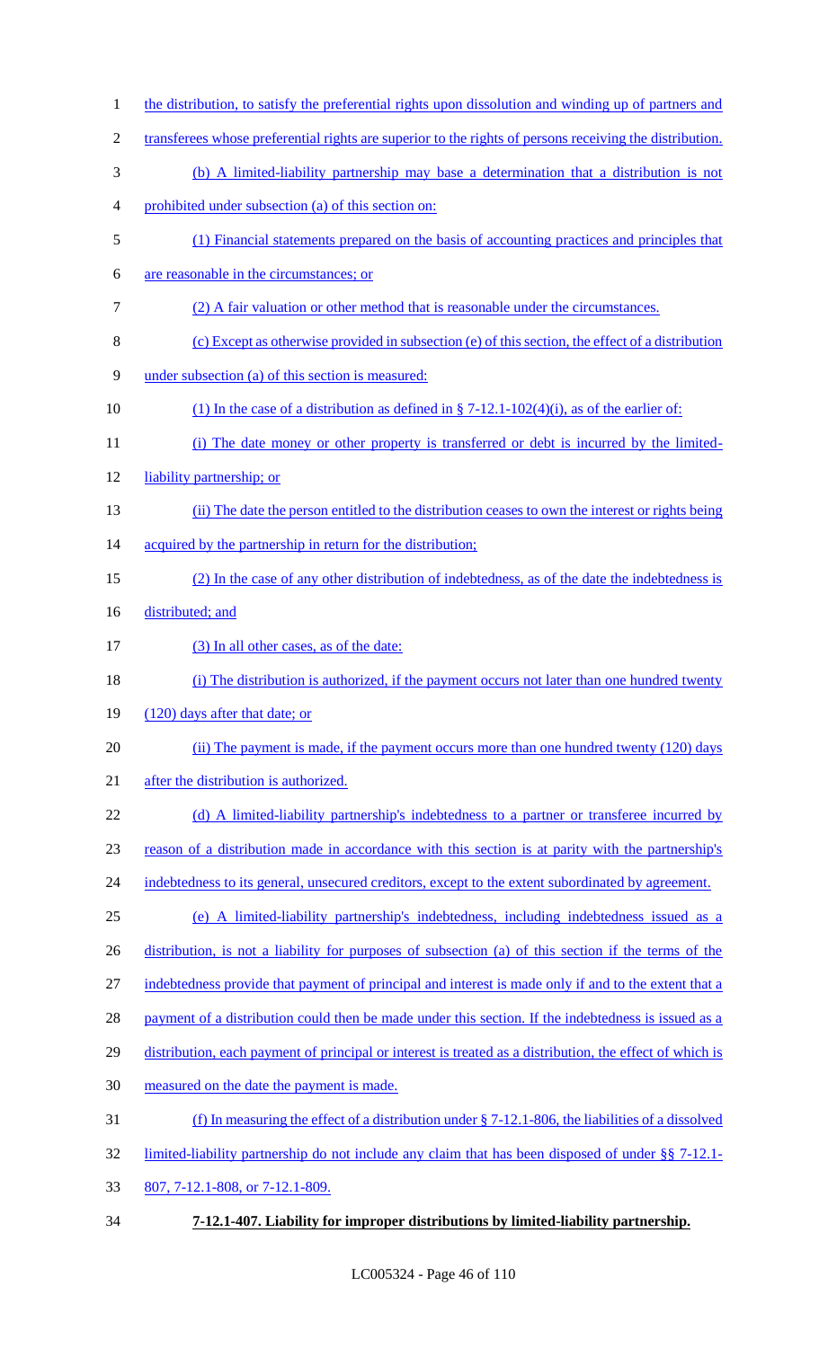the distribution, to satisfy the preferential rights upon dissolution and winding up of partners and transferees whose preferential rights are superior to the rights of persons receiving the distribution.

(b) A limited-liability partnership may base a determination that a distribution is not prohibited under subsection (a) of this section on:

(1) Financial statements prepared on the basis of accounting practices and principles that are reasonable in the circumstances; or

(2) A fair valuation or other method that is reasonable under the circumstances.

(c) Except as otherwise provided in subsection (e) of this section, the effect of a distribution under subsection (a) of this section is measured:

(1) In the case of a distribution as defined in § 7-12.1-102(4)(i), as of the earlier of:

(i) The date money or other property is transferred or debt is incurred by the limited-liability partnership; or

(ii) The date the person entitled to the distribution ceases to own the interest or rights being acquired by the partnership in return for the distribution;

(2) In the case of any other distribution of indebtedness, as of the date the indebtedness is distributed; and

(3) In all other cases, as of the date:

(i) The distribution is authorized, if the payment occurs not later than one hundred twenty (120) days after that date; or

(ii) The payment is made, if the payment occurs more than one hundred twenty (120) days after the distribution is authorized.

(d) A limited-liability partnership's indebtedness to a partner or transferee incurred by reason of a distribution made in accordance with this section is at parity with the partnership's indebtedness to its general, unsecured creditors, except to the extent subordinated by agreement.

(e) A limited-liability partnership's indebtedness, including indebtedness issued as a distribution, is not a liability for purposes of subsection (a) of this section if the terms of the indebtedness provide that payment of principal and interest is made only if and to the extent that a payment of a distribution could then be made under this section. If the indebtedness is issued as a distribution, each payment of principal or interest is treated as a distribution, the effect of which is measured on the date the payment is made.

(f) In measuring the effect of a distribution under § 7-12.1-806, the liabilities of a dissolved limited-liability partnership do not include any claim that has been disposed of under §§ 7-12.1-807, 7-12.1-808, or 7-12.1-809.

**7-12.1-407. Liability for improper distributions by limited-liability partnership.**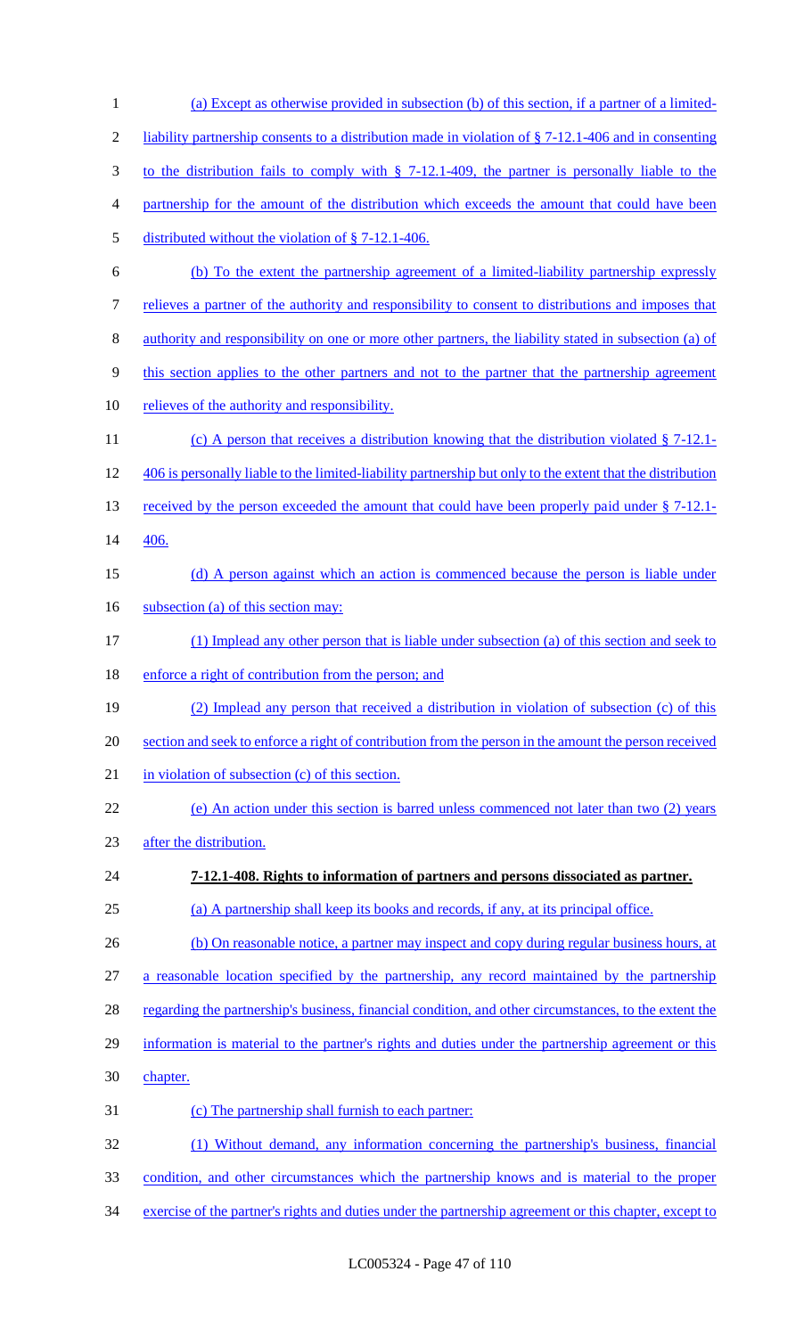(a) Except as otherwise provided in subsection (b) of this section, if a partner of a limited-liability partnership consents to a distribution made in violation of § 7-12.1-406 and in consenting to the distribution fails to comply with § 7-12.1-409, the partner is personally liable to the partnership for the amount of the distribution which exceeds the amount that could have been distributed without the violation of § 7-12.1-406.

(b) To the extent the partnership agreement of a limited-liability partnership expressly relieves a partner of the authority and responsibility to consent to distributions and imposes that authority and responsibility on one or more other partners, the liability stated in subsection (a) of this section applies to the other partners and not to the partner that the partnership agreement relieves of the authority and responsibility.

(c) A person that receives a distribution knowing that the distribution violated § 7-12.1-406 is personally liable to the limited-liability partnership but only to the extent that the distribution received by the person exceeded the amount that could have been properly paid under § 7-12.1-406.

(d) A person against which an action is commenced because the person is liable under subsection (a) of this section may:

(1) Implead any other person that is liable under subsection (a) of this section and seek to enforce a right of contribution from the person; and

(2) Implead any person that received a distribution in violation of subsection (c) of this section and seek to enforce a right of contribution from the person in the amount the person received in violation of subsection (c) of this section.

(e) An action under this section is barred unless commenced not later than two (2) years after the distribution.

**7-12.1-408. Rights to information of partners and persons dissociated as partner.**

(a) A partnership shall keep its books and records, if any, at its principal office.

(b) On reasonable notice, a partner may inspect and copy during regular business hours, at a reasonable location specified by the partnership, any record maintained by the partnership regarding the partnership's business, financial condition, and other circumstances, to the extent the information is material to the partner's rights and duties under the partnership agreement or this chapter.

(c) The partnership shall furnish to each partner:

(1) Without demand, any information concerning the partnership's business, financial condition, and other circumstances which the partnership knows and is material to the proper exercise of the partner's rights and duties under the partnership agreement or this chapter, except to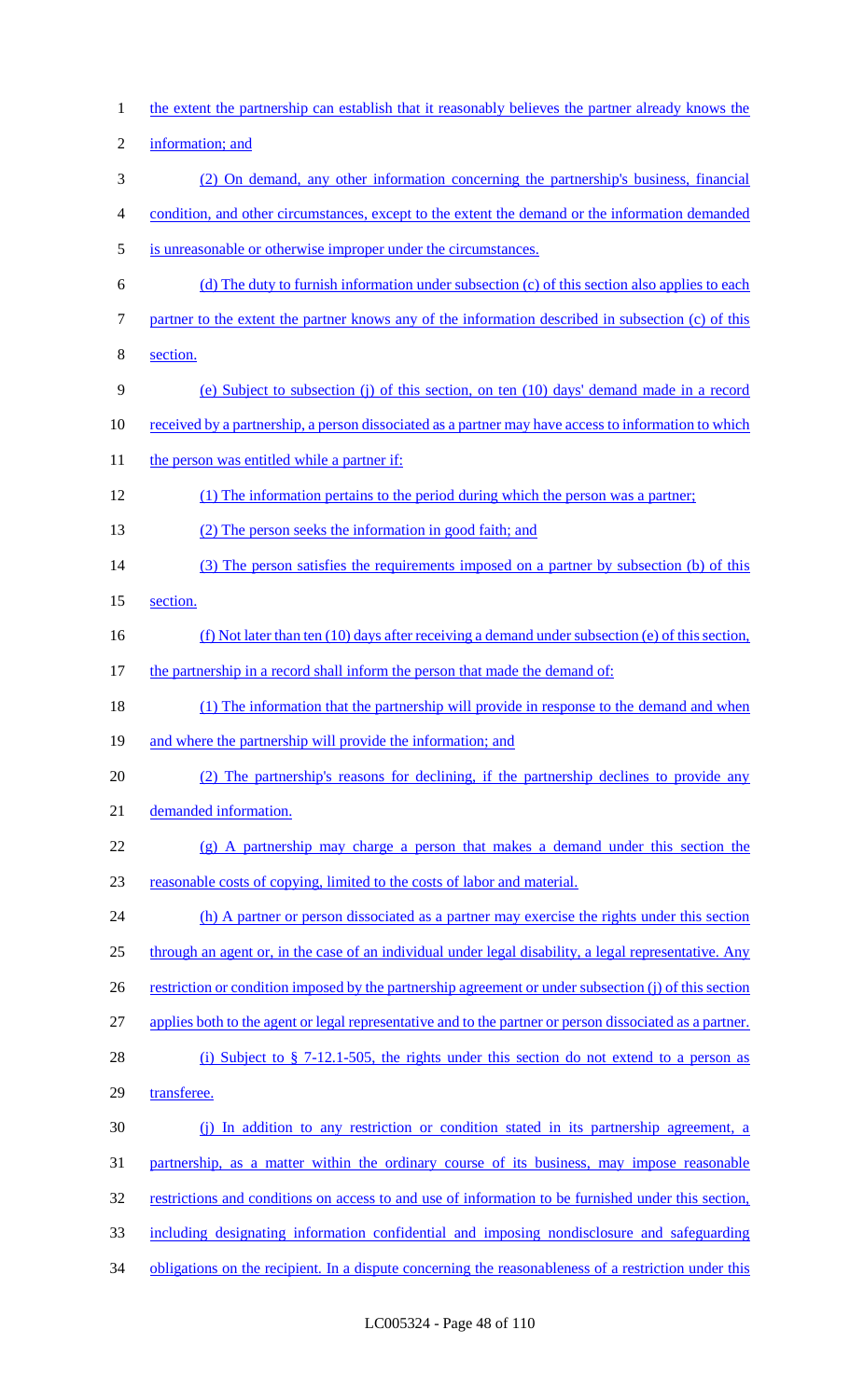the extent the partnership can establish that it reasonably believes the partner already knows the information; and

(2) On demand, any other information concerning the partnership's business, financial condition, and other circumstances, except to the extent the demand or the information demanded is unreasonable or otherwise improper under the circumstances.

(d) The duty to furnish information under subsection (c) of this section also applies to each partner to the extent the partner knows any of the information described in subsection (c) of this section.

(e) Subject to subsection (j) of this section, on ten (10) days' demand made in a record received by a partnership, a person dissociated as a partner may have access to information to which the person was entitled while a partner if:

(1) The information pertains to the period during which the person was a partner;

(2) The person seeks the information in good faith; and

(3) The person satisfies the requirements imposed on a partner by subsection (b) of this section.

(f) Not later than ten (10) days after receiving a demand under subsection (e) of this section, the partnership in a record shall inform the person that made the demand of:

(1) The information that the partnership will provide in response to the demand and when and where the partnership will provide the information; and

(2) The partnership's reasons for declining, if the partnership declines to provide any demanded information.

(g) A partnership may charge a person that makes a demand under this section the reasonable costs of copying, limited to the costs of labor and material.

(h) A partner or person dissociated as a partner may exercise the rights under this section through an agent or, in the case of an individual under legal disability, a legal representative. Any restriction or condition imposed by the partnership agreement or under subsection (j) of this section applies both to the agent or legal representative and to the partner or person dissociated as a partner.

(i) Subject to § 7-12.1-505, the rights under this section do not extend to a person as transferee.

(j) In addition to any restriction or condition stated in its partnership agreement, a partnership, as a matter within the ordinary course of its business, may impose reasonable restrictions and conditions on access to and use of information to be furnished under this section, including designating information confidential and imposing nondisclosure and safeguarding obligations on the recipient. In a dispute concerning the reasonableness of a restriction under this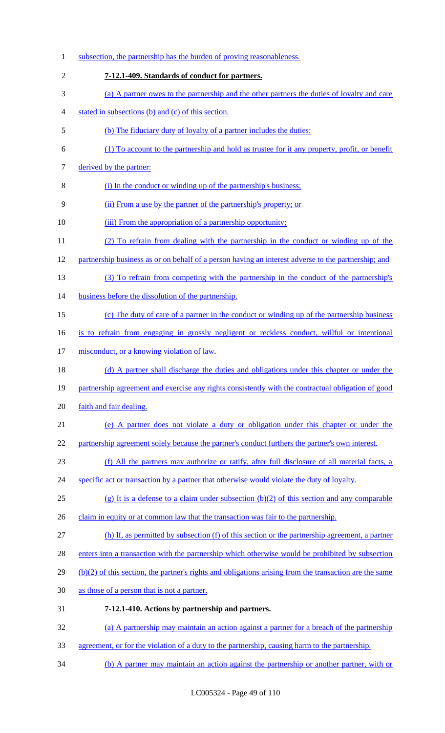subsection, the partnership has the burden of proving reasonableness.

**7-12.1-409. Standards of conduct for partners.**

(a) A partner owes to the partnership and the other partners the duties of loyalty and care stated in subsections (b) and (c) of this section.

(b) The fiduciary duty of loyalty of a partner includes the duties:

(1) To account to the partnership and hold as trustee for it any property, profit, or benefit derived by the partner:

(i) In the conduct or winding up of the partnership's business;

(ii) From a use by the partner of the partnership's property; or

(iii) From the appropriation of a partnership opportunity;

(2) To refrain from dealing with the partnership in the conduct or winding up of the partnership business as or on behalf of a person having an interest adverse to the partnership; and

(3) To refrain from competing with the partnership in the conduct of the partnership's business before the dissolution of the partnership.

(c) The duty of care of a partner in the conduct or winding up of the partnership business is to refrain from engaging in grossly negligent or reckless conduct, willful or intentional misconduct, or a knowing violation of law.

(d) A partner shall discharge the duties and obligations under this chapter or under the partnership agreement and exercise any rights consistently with the contractual obligation of good faith and fair dealing.

(e) A partner does not violate a duty or obligation under this chapter or under the partnership agreement solely because the partner's conduct furthers the partner's own interest.

(f) All the partners may authorize or ratify, after full disclosure of all material facts, a specific act or transaction by a partner that otherwise would violate the duty of loyalty.

(g) It is a defense to a claim under subsection (b)(2) of this section and any comparable claim in equity or at common law that the transaction was fair to the partnership.

(h) If, as permitted by subsection (f) of this section or the partnership agreement, a partner enters into a transaction with the partnership which otherwise would be prohibited by subsection (b)(2) of this section, the partner's rights and obligations arising from the transaction are the same as those of a person that is not a partner.

**7-12.1-410. Actions by partnership and partners.**

(a) A partnership may maintain an action against a partner for a breach of the partnership agreement, or for the violation of a duty to the partnership, causing harm to the partnership.

(b) A partner may maintain an action against the partnership or another partner, with or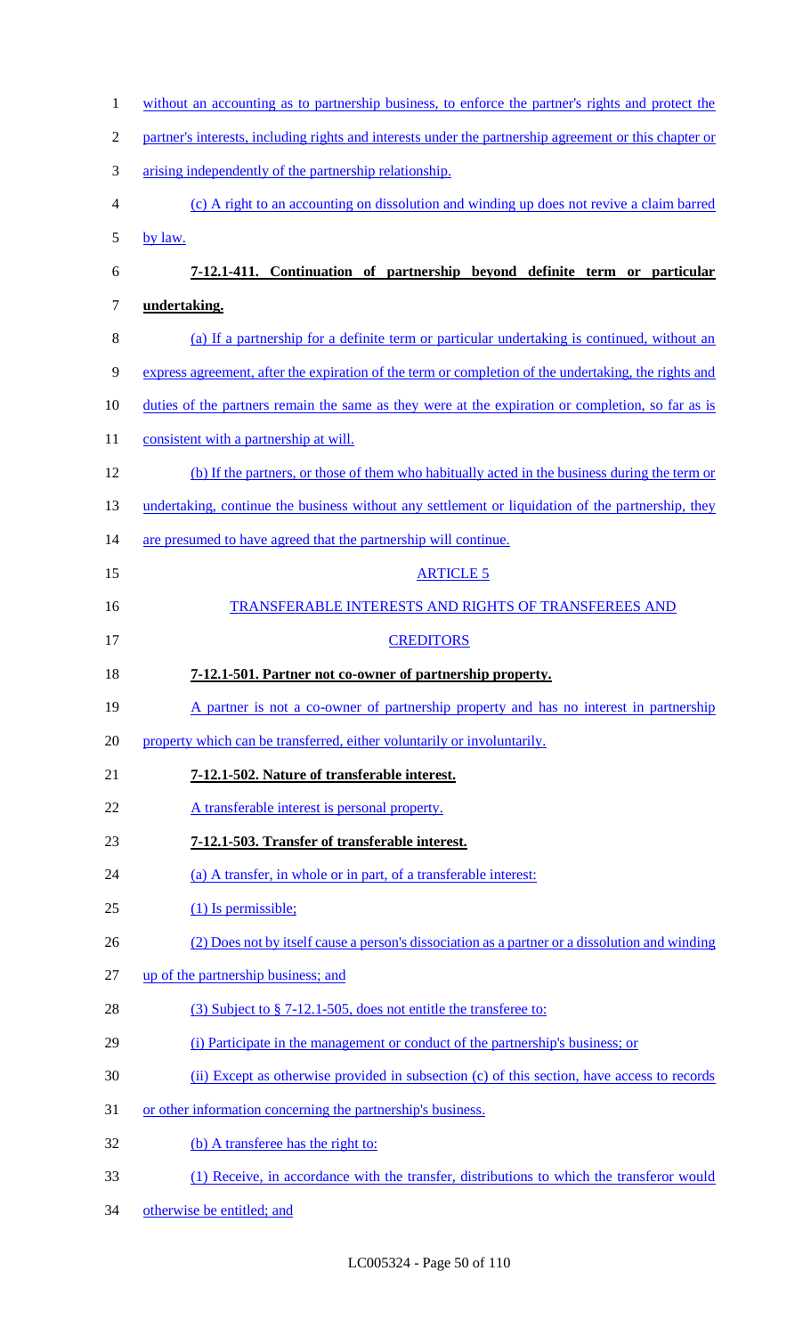without an accounting as to partnership business, to enforce the partner's rights and protect the partner's interests, including rights and interests under the partnership agreement or this chapter or arising independently of the partnership relationship.

(c) A right to an accounting on dissolution and winding up does not revive a claim barred by law.

**7-12.1-411. Continuation of partnership beyond definite term or particular undertaking.**

(a) If a partnership for a definite term or particular undertaking is continued, without an express agreement, after the expiration of the term or completion of the undertaking, the rights and duties of the partners remain the same as they were at the expiration or completion, so far as is consistent with a partnership at will.

(b) If the partners, or those of them who habitually acted in the business during the term or undertaking, continue the business without any settlement or liquidation of the partnership, they are presumed to have agreed that the partnership will continue.

ARTICLE 5

TRANSFERABLE INTERESTS AND RIGHTS OF TRANSFEREES AND CREDITORS

**7-12.1-501. Partner not co-owner of partnership property.**

A partner is not a co-owner of partnership property and has no interest in partnership property which can be transferred, either voluntarily or involuntarily.

**7-12.1-502. Nature of transferable interest.**

A transferable interest is personal property.

**7-12.1-503. Transfer of transferable interest.**

(a) A transfer, in whole or in part, of a transferable interest:

(1) Is permissible;

(2) Does not by itself cause a person's dissociation as a partner or a dissolution and winding up of the partnership business; and

(3) Subject to § 7-12.1-505, does not entitle the transferee to:

(i) Participate in the management or conduct of the partnership's business; or

(ii) Except as otherwise provided in subsection (c) of this section, have access to records or other information concerning the partnership's business.

(b) A transferee has the right to:

(1) Receive, in accordance with the transfer, distributions to which the transferor would otherwise be entitled; and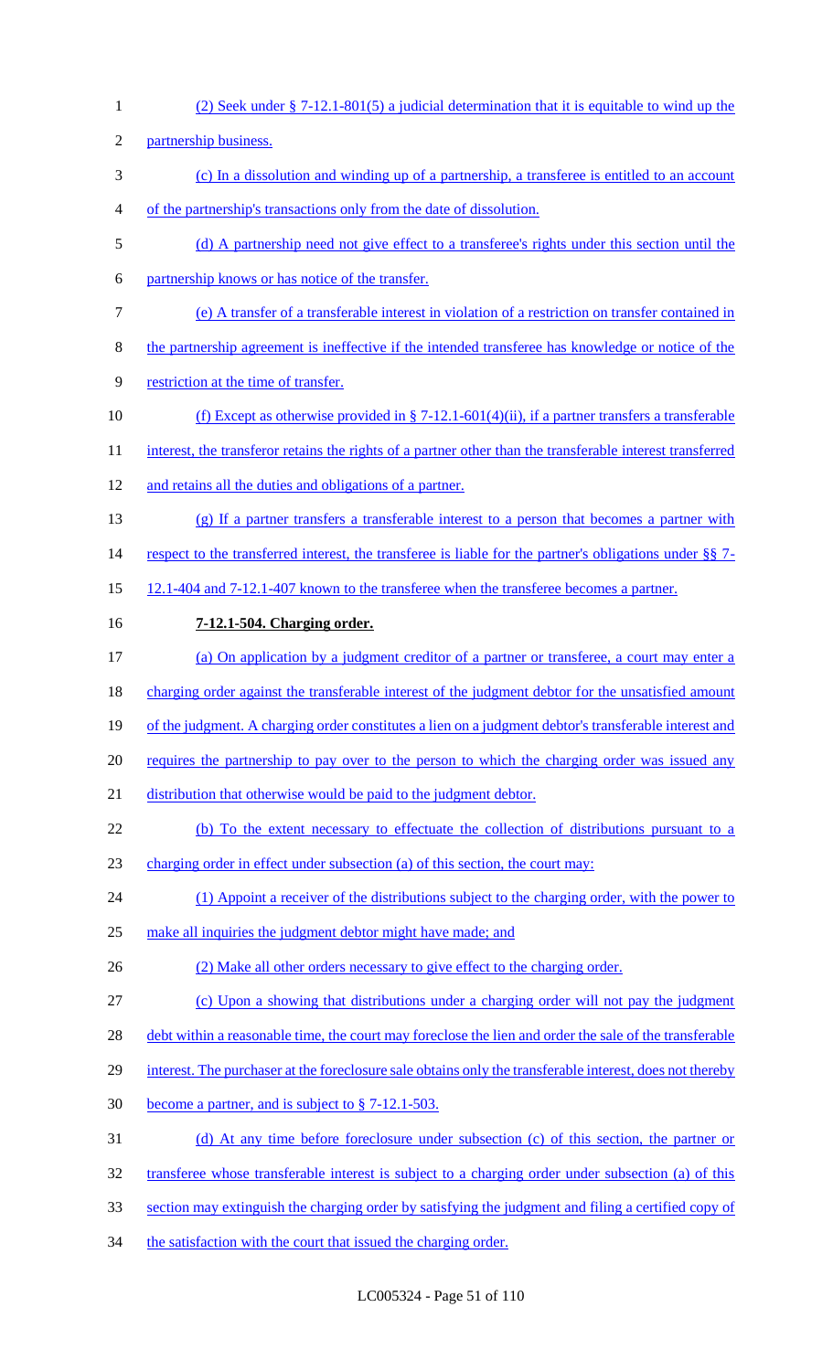(2) Seek under § 7-12.1-801(5) a judicial determination that it is equitable to wind up the partnership business.

(c) In a dissolution and winding up of a partnership, a transferee is entitled to an account of the partnership's transactions only from the date of dissolution.

(d) A partnership need not give effect to a transferee's rights under this section until the partnership knows or has notice of the transfer.

(e) A transfer of a transferable interest in violation of a restriction on transfer contained in the partnership agreement is ineffective if the intended transferee has knowledge or notice of the restriction at the time of transfer.

(f) Except as otherwise provided in § 7-12.1-601(4)(ii), if a partner transfers a transferable interest, the transferor retains the rights of a partner other than the transferable interest transferred and retains all the duties and obligations of a partner.

(g) If a partner transfers a transferable interest to a person that becomes a partner with respect to the transferred interest, the transferee is liable for the partner's obligations under §§ 7-12.1-404 and 7-12.1-407 known to the transferee when the transferee becomes a partner.

**7-12.1-504. Charging order.**

(a) On application by a judgment creditor of a partner or transferee, a court may enter a charging order against the transferable interest of the judgment debtor for the unsatisfied amount of the judgment. A charging order constitutes a lien on a judgment debtor's transferable interest and requires the partnership to pay over to the person to which the charging order was issued any distribution that otherwise would be paid to the judgment debtor.

(b) To the extent necessary to effectuate the collection of distributions pursuant to a charging order in effect under subsection (a) of this section, the court may:

(1) Appoint a receiver of the distributions subject to the charging order, with the power to make all inquiries the judgment debtor might have made; and

(2) Make all other orders necessary to give effect to the charging order.

(c) Upon a showing that distributions under a charging order will not pay the judgment debt within a reasonable time, the court may foreclose the lien and order the sale of the transferable interest. The purchaser at the foreclosure sale obtains only the transferable interest, does not thereby become a partner, and is subject to § 7-12.1-503.

(d) At any time before foreclosure under subsection (c) of this section, the partner or transferee whose transferable interest is subject to a charging order under subsection (a) of this section may extinguish the charging order by satisfying the judgment and filing a certified copy of the satisfaction with the court that issued the charging order.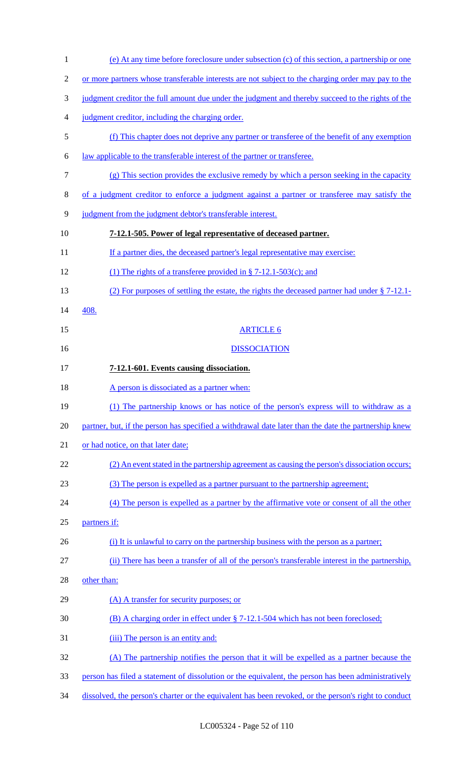(e) At any time before foreclosure under subsection (c) of this section, a partnership or one or more partners whose transferable interests are not subject to the charging order may pay to the judgment creditor the full amount due under the judgment and thereby succeed to the rights of the judgment creditor, including the charging order.

(f) This chapter does not deprive any partner or transferee of the benefit of any exemption law applicable to the transferable interest of the partner or transferee.

(g) This section provides the exclusive remedy by which a person seeking in the capacity of a judgment creditor to enforce a judgment against a partner or transferee may satisfy the judgment from the judgment debtor's transferable interest.

**7-12.1-505. Power of legal representative of deceased partner.**

If a partner dies, the deceased partner's legal representative may exercise:

(1) The rights of a transferee provided in § 7-12.1-503(c); and

(2) For purposes of settling the estate, the rights the deceased partner had under § 7-12.1-408.

ARTICLE 6

DISSOCIATION

**7-12.1-601. Events causing dissociation.**

A person is dissociated as a partner when:

(1) The partnership knows or has notice of the person's express will to withdraw as a partner, but, if the person has specified a withdrawal date later than the date the partnership knew or had notice, on that later date;

(2) An event stated in the partnership agreement as causing the person's dissociation occurs;

(3) The person is expelled as a partner pursuant to the partnership agreement;

(4) The person is expelled as a partner by the affirmative vote or consent of all the other partners if:

(i) It is unlawful to carry on the partnership business with the person as a partner;

(ii) There has been a transfer of all of the person's transferable interest in the partnership, other than:

(A) A transfer for security purposes; or

(B) A charging order in effect under § 7-12.1-504 which has not been foreclosed;

(iii) The person is an entity and:

(A) The partnership notifies the person that it will be expelled as a partner because the person has filed a statement of dissolution or the equivalent, the person has been administratively dissolved, the person's charter or the equivalent has been revoked, or the person's right to conduct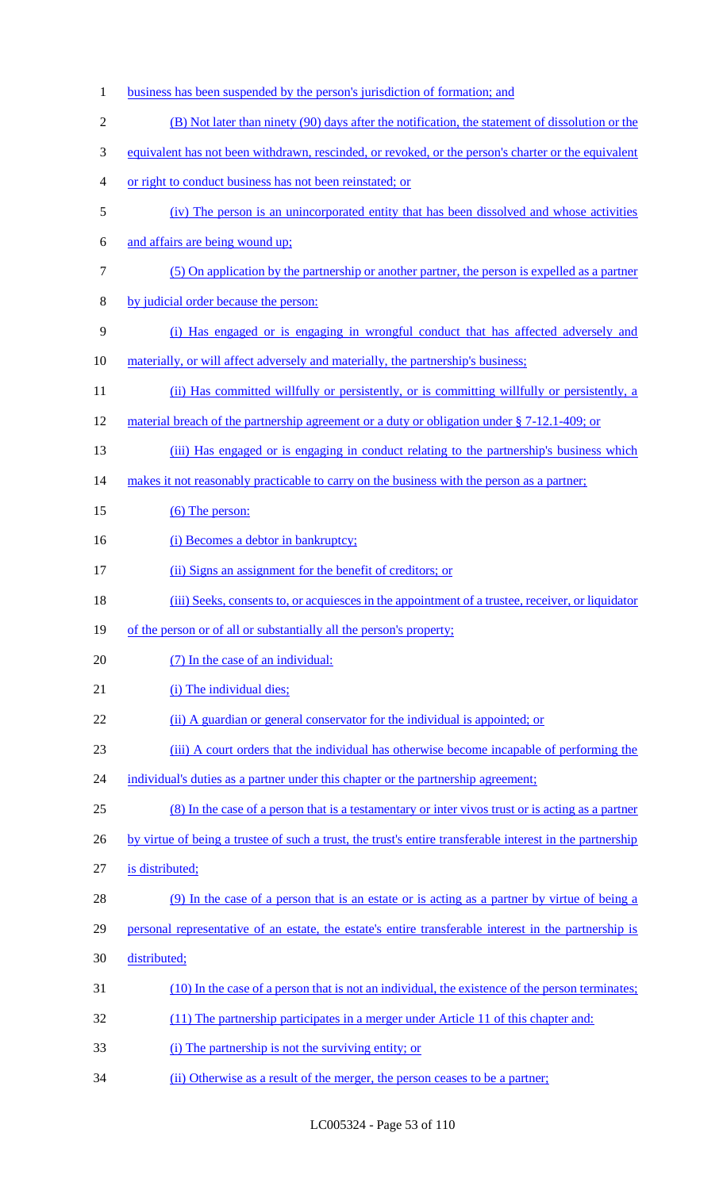business has been suspended by the person's jurisdiction of formation; and

(B) Not later than ninety (90) days after the notification, the statement of dissolution or the equivalent has not been withdrawn, rescinded, or revoked, or the person's charter or the equivalent or right to conduct business has not been reinstated; or

(iv) The person is an unincorporated entity that has been dissolved and whose activities and affairs are being wound up;

(5) On application by the partnership or another partner, the person is expelled as a partner by judicial order because the person:

(i) Has engaged or is engaging in wrongful conduct that has affected adversely and materially, or will affect adversely and materially, the partnership's business;

(ii) Has committed willfully or persistently, or is committing willfully or persistently, a material breach of the partnership agreement or a duty or obligation under § 7-12.1-409; or

(iii) Has engaged or is engaging in conduct relating to the partnership's business which makes it not reasonably practicable to carry on the business with the person as a partner;

(6) The person:

(i) Becomes a debtor in bankruptcy;

(ii) Signs an assignment for the benefit of creditors; or

(iii) Seeks, consents to, or acquiesces in the appointment of a trustee, receiver, or liquidator of the person or of all or substantially all the person's property;

(7) In the case of an individual:

(i) The individual dies;

(ii) A guardian or general conservator for the individual is appointed; or

(iii) A court orders that the individual has otherwise become incapable of performing the individual's duties as a partner under this chapter or the partnership agreement;

(8) In the case of a person that is a testamentary or inter vivos trust or is acting as a partner by virtue of being a trustee of such a trust, the trust's entire transferable interest in the partnership is distributed;

(9) In the case of a person that is an estate or is acting as a partner by virtue of being a personal representative of an estate, the estate's entire transferable interest in the partnership is distributed;

(10) In the case of a person that is not an individual, the existence of the person terminates;

(11) The partnership participates in a merger under Article 11 of this chapter and:

(i) The partnership is not the surviving entity; or

(ii) Otherwise as a result of the merger, the person ceases to be a partner;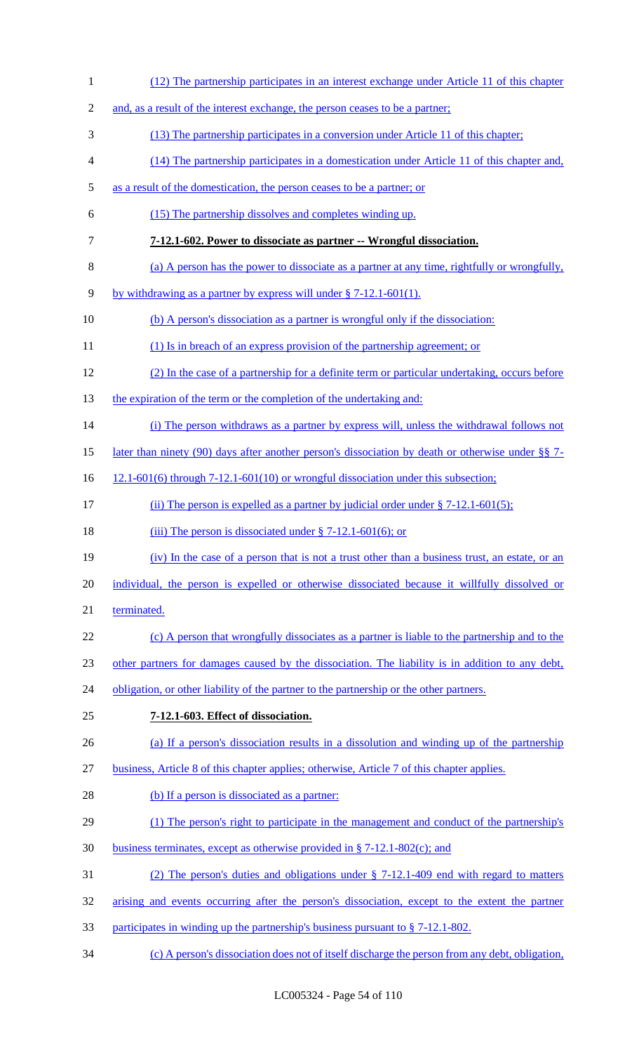(12) The partnership participates in an interest exchange under Article 11 of this chapter and, as a result of the interest exchange, the person ceases to be a partner;

(13) The partnership participates in a conversion under Article 11 of this chapter;

(14) The partnership participates in a domestication under Article 11 of this chapter and, as a result of the domestication, the person ceases to be a partner; or

(15) The partnership dissolves and completes winding up.

**7-12.1-602. Power to dissociate as partner -- Wrongful dissociation.**

(a) A person has the power to dissociate as a partner at any time, rightfully or wrongfully, by withdrawing as a partner by express will under § 7-12.1-601(1).

(b) A person's dissociation as a partner is wrongful only if the dissociation:

(1) Is in breach of an express provision of the partnership agreement; or

(2) In the case of a partnership for a definite term or particular undertaking, occurs before the expiration of the term or the completion of the undertaking and:

(i) The person withdraws as a partner by express will, unless the withdrawal follows not later than ninety (90) days after another person's dissociation by death or otherwise under §§ 7-12.1-601(6) through 7-12.1-601(10) or wrongful dissociation under this subsection;

(ii) The person is expelled as a partner by judicial order under § 7-12.1-601(5);

(iii) The person is dissociated under § 7-12.1-601(6); or

(iv) In the case of a person that is not a trust other than a business trust, an estate, or an individual, the person is expelled or otherwise dissociated because it willfully dissolved or terminated.

(c) A person that wrongfully dissociates as a partner is liable to the partnership and to the other partners for damages caused by the dissociation. The liability is in addition to any debt, obligation, or other liability of the partner to the partnership or the other partners.

**7-12.1-603. Effect of dissociation.**

(a) If a person's dissociation results in a dissolution and winding up of the partnership business, Article 8 of this chapter applies; otherwise, Article 7 of this chapter applies.

(b) If a person is dissociated as a partner:

(1) The person's right to participate in the management and conduct of the partnership's business terminates, except as otherwise provided in § 7-12.1-802(c); and

(2) The person's duties and obligations under § 7-12.1-409 end with regard to matters arising and events occurring after the person's dissociation, except to the extent the partner participates in winding up the partnership's business pursuant to § 7-12.1-802.

(c) A person's dissociation does not of itself discharge the person from any debt, obligation,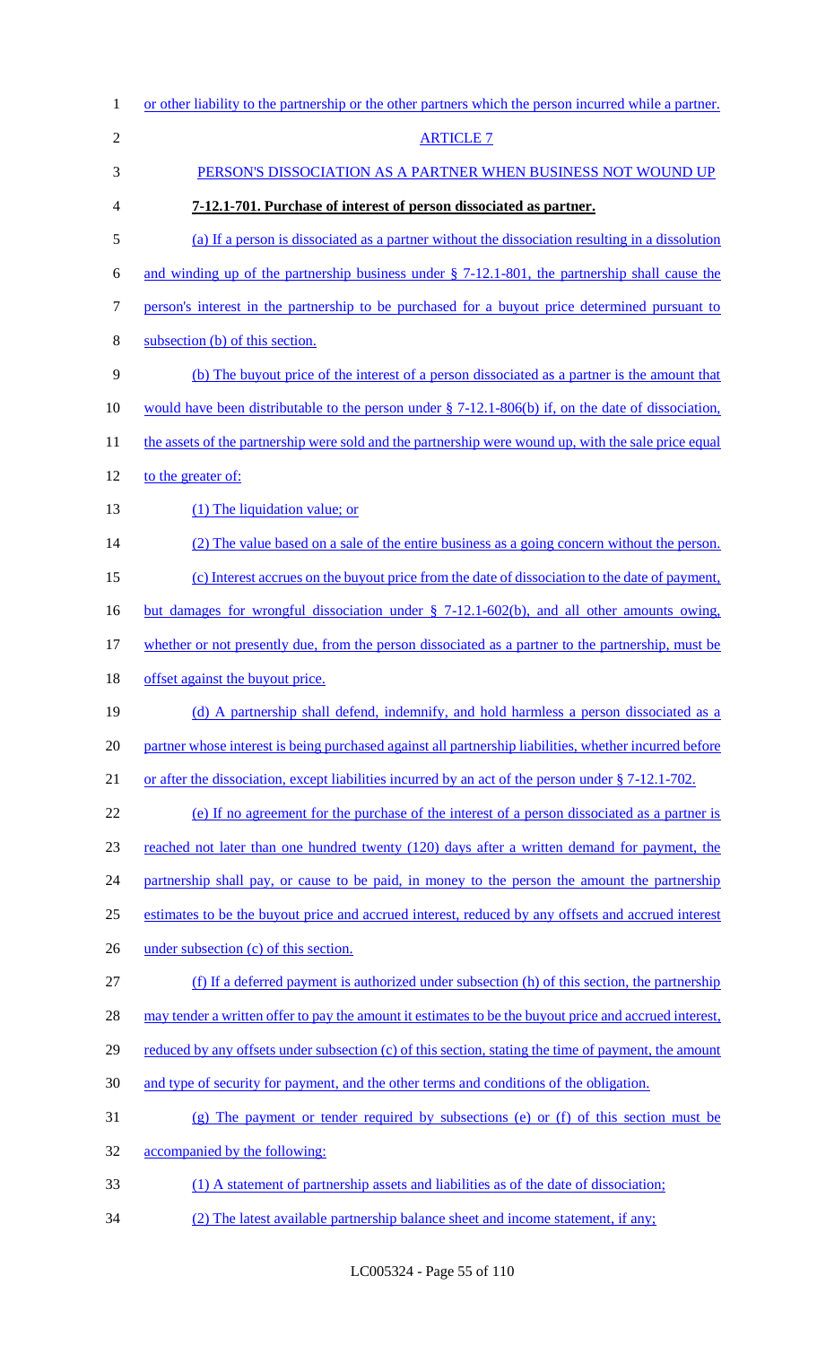or other liability to the partnership or the other partners which the person incurred while a partner.

ARTICLE 7

PERSON'S DISSOCIATION AS A PARTNER WHEN BUSINESS NOT WOUND UP

**7-12.1-701. Purchase of interest of person dissociated as partner.**

(a) If a person is dissociated as a partner without the dissociation resulting in a dissolution and winding up of the partnership business under § 7-12.1-801, the partnership shall cause the person's interest in the partnership to be purchased for a buyout price determined pursuant to subsection (b) of this section.

(b) The buyout price of the interest of a person dissociated as a partner is the amount that would have been distributable to the person under § 7-12.1-806(b) if, on the date of dissociation, the assets of the partnership were sold and the partnership were wound up, with the sale price equal to the greater of:

(1) The liquidation value; or

(2) The value based on a sale of the entire business as a going concern without the person.

(c) Interest accrues on the buyout price from the date of dissociation to the date of payment, but damages for wrongful dissociation under § 7-12.1-602(b), and all other amounts owing, whether or not presently due, from the person dissociated as a partner to the partnership, must be offset against the buyout price.

(d) A partnership shall defend, indemnify, and hold harmless a person dissociated as a partner whose interest is being purchased against all partnership liabilities, whether incurred before or after the dissociation, except liabilities incurred by an act of the person under § 7-12.1-702.

(e) If no agreement for the purchase of the interest of a person dissociated as a partner is reached not later than one hundred twenty (120) days after a written demand for payment, the partnership shall pay, or cause to be paid, in money to the person the amount the partnership estimates to be the buyout price and accrued interest, reduced by any offsets and accrued interest under subsection (c) of this section.

(f) If a deferred payment is authorized under subsection (h) of this section, the partnership may tender a written offer to pay the amount it estimates to be the buyout price and accrued interest, reduced by any offsets under subsection (c) of this section, stating the time of payment, the amount and type of security for payment, and the other terms and conditions of the obligation.

(g) The payment or tender required by subsections (e) or (f) of this section must be accompanied by the following:

(1) A statement of partnership assets and liabilities as of the date of dissociation;

(2) The latest available partnership balance sheet and income statement, if any;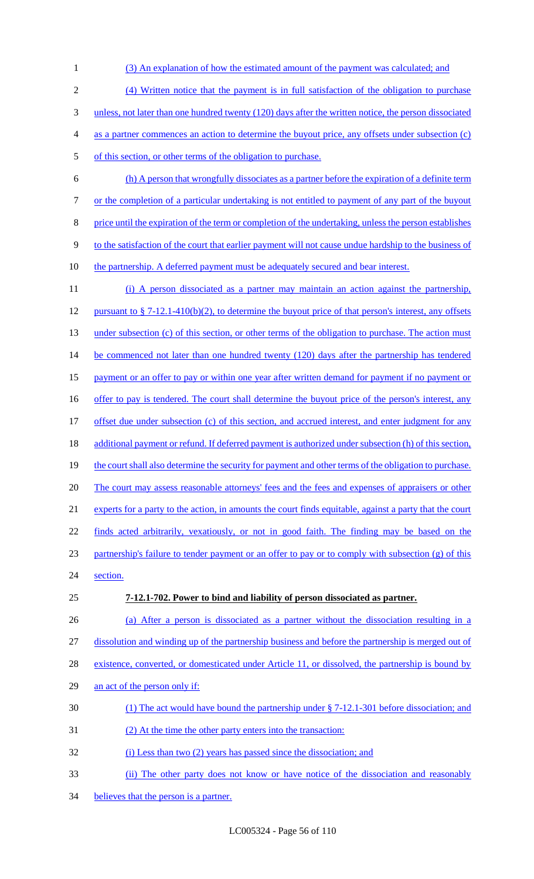(3) An explanation of how the estimated amount of the payment was calculated; and

(4) Written notice that the payment is in full satisfaction of the obligation to purchase unless, not later than one hundred twenty (120) days after the written notice, the person dissociated as a partner commences an action to determine the buyout price, any offsets under subsection (c) of this section, or other terms of the obligation to purchase.

(h) A person that wrongfully dissociates as a partner before the expiration of a definite term or the completion of a particular undertaking is not entitled to payment of any part of the buyout price until the expiration of the term or completion of the undertaking, unless the person establishes to the satisfaction of the court that earlier payment will not cause undue hardship to the business of the partnership. A deferred payment must be adequately secured and bear interest.

(i) A person dissociated as a partner may maintain an action against the partnership, pursuant to § 7-12.1-410(b)(2), to determine the buyout price of that person's interest, any offsets under subsection (c) of this section, or other terms of the obligation to purchase. The action must be commenced not later than one hundred twenty (120) days after the partnership has tendered payment or an offer to pay or within one year after written demand for payment if no payment or offer to pay is tendered. The court shall determine the buyout price of the person's interest, any offset due under subsection (c) of this section, and accrued interest, and enter judgment for any additional payment or refund. If deferred payment is authorized under subsection (h) of this section, the court shall also determine the security for payment and other terms of the obligation to purchase. The court may assess reasonable attorneys' fees and the fees and expenses of appraisers or other experts for a party to the action, in amounts the court finds equitable, against a party that the court finds acted arbitrarily, vexatiously, or not in good faith. The finding may be based on the partnership's failure to tender payment or an offer to pay or to comply with subsection (g) of this section.

**7-12.1-702. Power to bind and liability of person dissociated as partner.**

(a) After a person is dissociated as a partner without the dissociation resulting in a dissolution and winding up of the partnership business and before the partnership is merged out of existence, converted, or domesticated under Article 11, or dissolved, the partnership is bound by an act of the person only if:

(1) The act would have bound the partnership under § 7-12.1-301 before dissociation; and

(2) At the time the other party enters into the transaction:

(i) Less than two (2) years has passed since the dissociation; and

(ii) The other party does not know or have notice of the dissociation and reasonably believes that the person is a partner.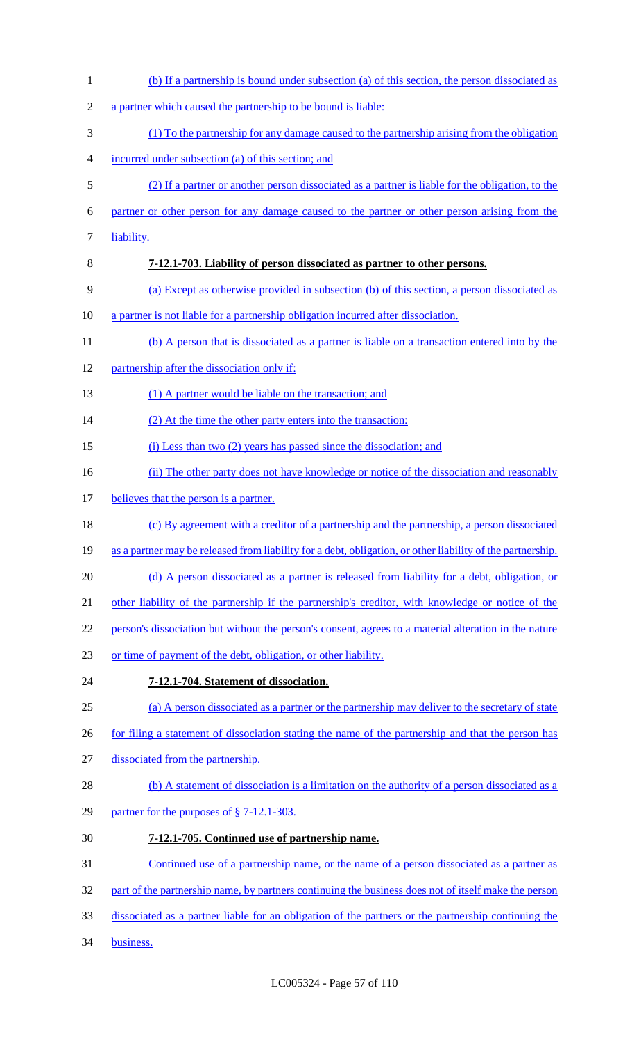(b) If a partnership is bound under subsection (a) of this section, the person dissociated as a partner which caused the partnership to be bound is liable:

(1) To the partnership for any damage caused to the partnership arising from the obligation incurred under subsection (a) of this section; and

(2) If a partner or another person dissociated as a partner is liable for the obligation, to the partner or other person for any damage caused to the partner or other person arising from the liability.

**7-12.1-703. Liability of person dissociated as partner to other persons.**

(a) Except as otherwise provided in subsection (b) of this section, a person dissociated as a partner is not liable for a partnership obligation incurred after dissociation.

(b) A person that is dissociated as a partner is liable on a transaction entered into by the partnership after the dissociation only if:

(1) A partner would be liable on the transaction; and

(2) At the time the other party enters into the transaction:

(i) Less than two (2) years has passed since the dissociation; and

(ii) The other party does not have knowledge or notice of the dissociation and reasonably believes that the person is a partner.

(c) By agreement with a creditor of a partnership and the partnership, a person dissociated as a partner may be released from liability for a debt, obligation, or other liability of the partnership.

(d) A person dissociated as a partner is released from liability for a debt, obligation, or other liability of the partnership if the partnership's creditor, with knowledge or notice of the person's dissociation but without the person's consent, agrees to a material alteration in the nature or time of payment of the debt, obligation, or other liability.

**7-12.1-704. Statement of dissociation.**

(a) A person dissociated as a partner or the partnership may deliver to the secretary of state for filing a statement of dissociation stating the name of the partnership and that the person has dissociated from the partnership.

(b) A statement of dissociation is a limitation on the authority of a person dissociated as a partner for the purposes of § 7-12.1-303.

**7-12.1-705. Continued use of partnership name.**

Continued use of a partnership name, or the name of a person dissociated as a partner as part of the partnership name, by partners continuing the business does not of itself make the person dissociated as a partner liable for an obligation of the partners or the partnership continuing the business.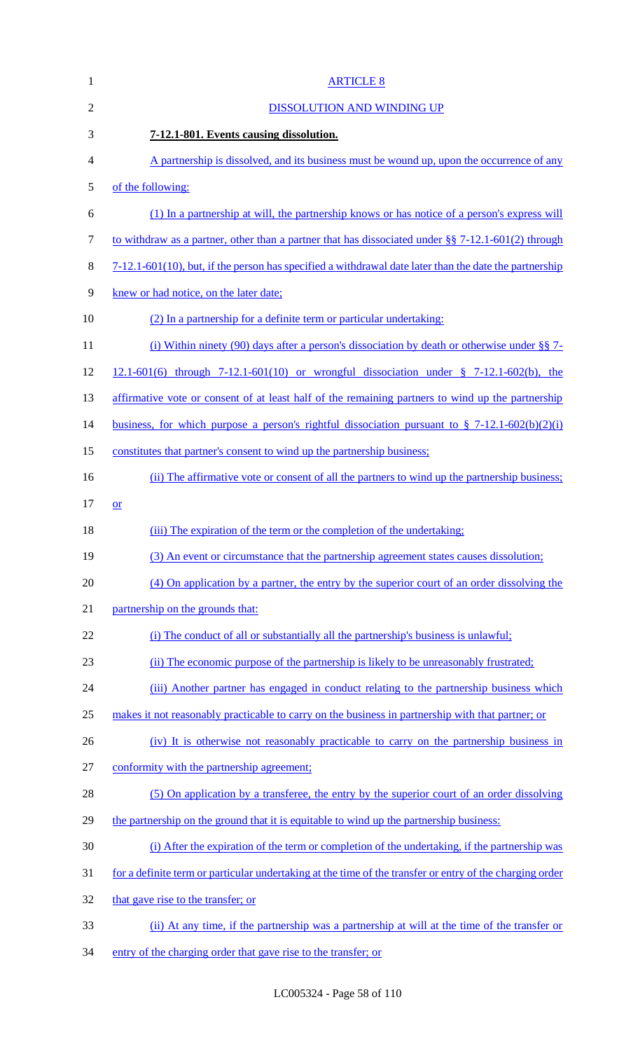ARTICLE 8

DISSOLUTION AND WINDING UP

**7-12.1-801. Events causing dissolution.**

A partnership is dissolved, and its business must be wound up, upon the occurrence of any of the following:

(1) In a partnership at will, the partnership knows or has notice of a person's express will to withdraw as a partner, other than a partner that has dissociated under §§ 7-12.1-601(2) through 7-12.1-601(10), but, if the person has specified a withdrawal date later than the date the partnership knew or had notice, on the later date;

(2) In a partnership for a definite term or particular undertaking:

(i) Within ninety (90) days after a person's dissociation by death or otherwise under §§ 7-12.1-601(6) through 7-12.1-601(10) or wrongful dissociation under § 7-12.1-602(b), the affirmative vote or consent of at least half of the remaining partners to wind up the partnership business, for which purpose a person's rightful dissociation pursuant to § 7-12.1-602(b)(2)(i) constitutes that partner's consent to wind up the partnership business;

(ii) The affirmative vote or consent of all the partners to wind up the partnership business; or

(iii) The expiration of the term or the completion of the undertaking;

(3) An event or circumstance that the partnership agreement states causes dissolution;

(4) On application by a partner, the entry by the superior court of an order dissolving the partnership on the grounds that:

(i) The conduct of all or substantially all the partnership's business is unlawful;

(ii) The economic purpose of the partnership is likely to be unreasonably frustrated;

(iii) Another partner has engaged in conduct relating to the partnership business which makes it not reasonably practicable to carry on the business in partnership with that partner; or

(iv) It is otherwise not reasonably practicable to carry on the partnership business in conformity with the partnership agreement;

(5) On application by a transferee, the entry by the superior court of an order dissolving the partnership on the ground that it is equitable to wind up the partnership business:

(i) After the expiration of the term or completion of the undertaking, if the partnership was for a definite term or particular undertaking at the time of the transfer or entry of the charging order that gave rise to the transfer; or

(ii) At any time, if the partnership was a partnership at will at the time of the transfer or entry of the charging order that gave rise to the transfer; or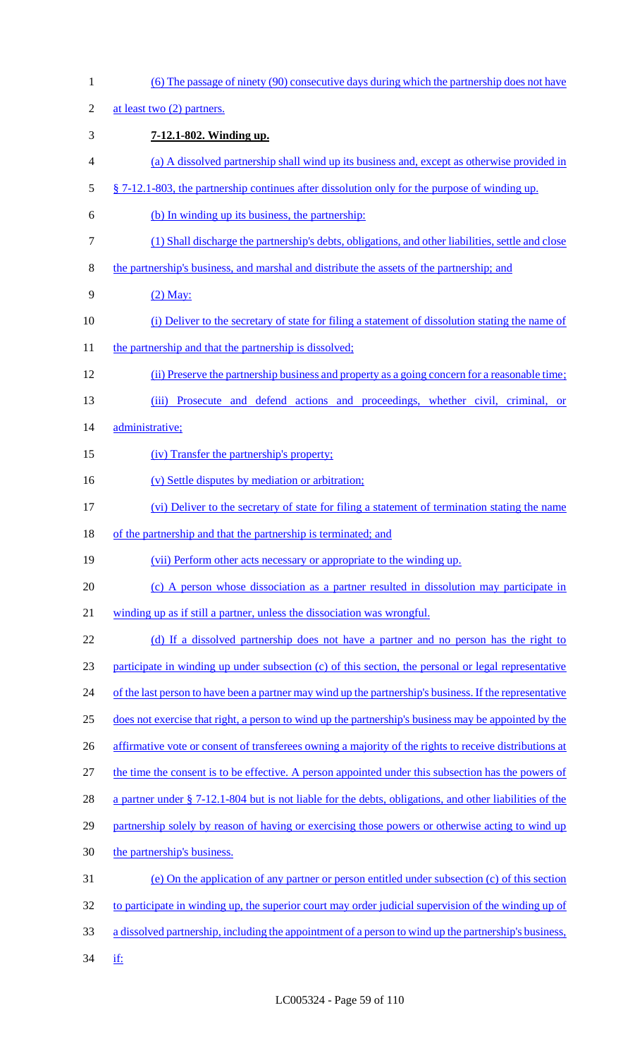(6) The passage of ninety (90) consecutive days during which the partnership does not have at least two (2) partners.

**7-12.1-802. Winding up.**

(a) A dissolved partnership shall wind up its business and, except as otherwise provided in § 7-12.1-803, the partnership continues after dissolution only for the purpose of winding up.

(b) In winding up its business, the partnership:

(1) Shall discharge the partnership's debts, obligations, and other liabilities, settle and close the partnership's business, and marshal and distribute the assets of the partnership; and

(2) May:

(i) Deliver to the secretary of state for filing a statement of dissolution stating the name of the partnership and that the partnership is dissolved;

(ii) Preserve the partnership business and property as a going concern for a reasonable time;

(iii) Prosecute and defend actions and proceedings, whether civil, criminal, or administrative;

(iv) Transfer the partnership's property;

(v) Settle disputes by mediation or arbitration;

(vi) Deliver to the secretary of state for filing a statement of termination stating the name of the partnership and that the partnership is terminated; and

(vii) Perform other acts necessary or appropriate to the winding up.

(c) A person whose dissociation as a partner resulted in dissolution may participate in winding up as if still a partner, unless the dissociation was wrongful.

(d) If a dissolved partnership does not have a partner and no person has the right to participate in winding up under subsection (c) of this section, the personal or legal representative of the last person to have been a partner may wind up the partnership's business. If the representative does not exercise that right, a person to wind up the partnership's business may be appointed by the affirmative vote or consent of transferees owning a majority of the rights to receive distributions at the time the consent is to be effective. A person appointed under this subsection has the powers of a partner under § 7-12.1-804 but is not liable for the debts, obligations, and other liabilities of the partnership solely by reason of having or exercising those powers or otherwise acting to wind up the partnership's business.

(e) On the application of any partner or person entitled under subsection (c) of this section to participate in winding up, the superior court may order judicial supervision of the winding up of a dissolved partnership, including the appointment of a person to wind up the partnership's business, if: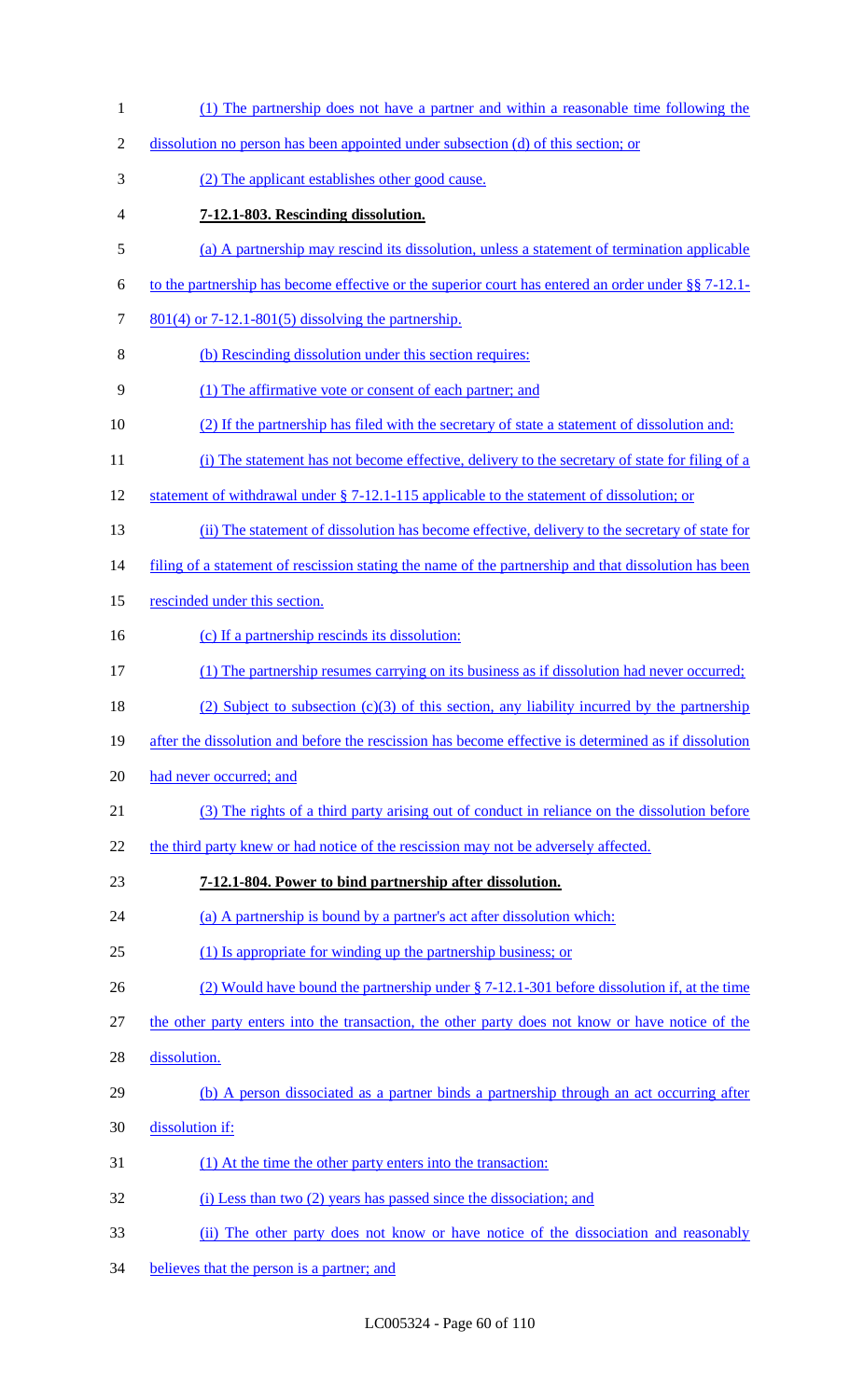(1) The partnership does not have a partner and within a reasonable time following the dissolution no person has been appointed under subsection (d) of this section; or

(2) The applicant establishes other good cause.

**7-12.1-803. Rescinding dissolution.**

(a) A partnership may rescind its dissolution, unless a statement of termination applicable to the partnership has become effective or the superior court has entered an order under §§ 7-12.1-801(4) or 7-12.1-801(5) dissolving the partnership.

(b) Rescinding dissolution under this section requires:

(1) The affirmative vote or consent of each partner; and

(2) If the partnership has filed with the secretary of state a statement of dissolution and:

(i) The statement has not become effective, delivery to the secretary of state for filing of a statement of withdrawal under § 7-12.1-115 applicable to the statement of dissolution; or

(ii) The statement of dissolution has become effective, delivery to the secretary of state for filing of a statement of rescission stating the name of the partnership and that dissolution has been rescinded under this section.

(c) If a partnership rescinds its dissolution:

(1) The partnership resumes carrying on its business as if dissolution had never occurred;

(2) Subject to subsection (c)(3) of this section, any liability incurred by the partnership after the dissolution and before the rescission has become effective is determined as if dissolution had never occurred; and

(3) The rights of a third party arising out of conduct in reliance on the dissolution before the third party knew or had notice of the rescission may not be adversely affected.

**7-12.1-804. Power to bind partnership after dissolution.**

(a) A partnership is bound by a partner's act after dissolution which:

(1) Is appropriate for winding up the partnership business; or

(2) Would have bound the partnership under § 7-12.1-301 before dissolution if, at the time the other party enters into the transaction, the other party does not know or have notice of the dissolution.

(b) A person dissociated as a partner binds a partnership through an act occurring after dissolution if:

(1) At the time the other party enters into the transaction:

(i) Less than two (2) years has passed since the dissociation; and

(ii) The other party does not know or have notice of the dissociation and reasonably believes that the person is a partner; and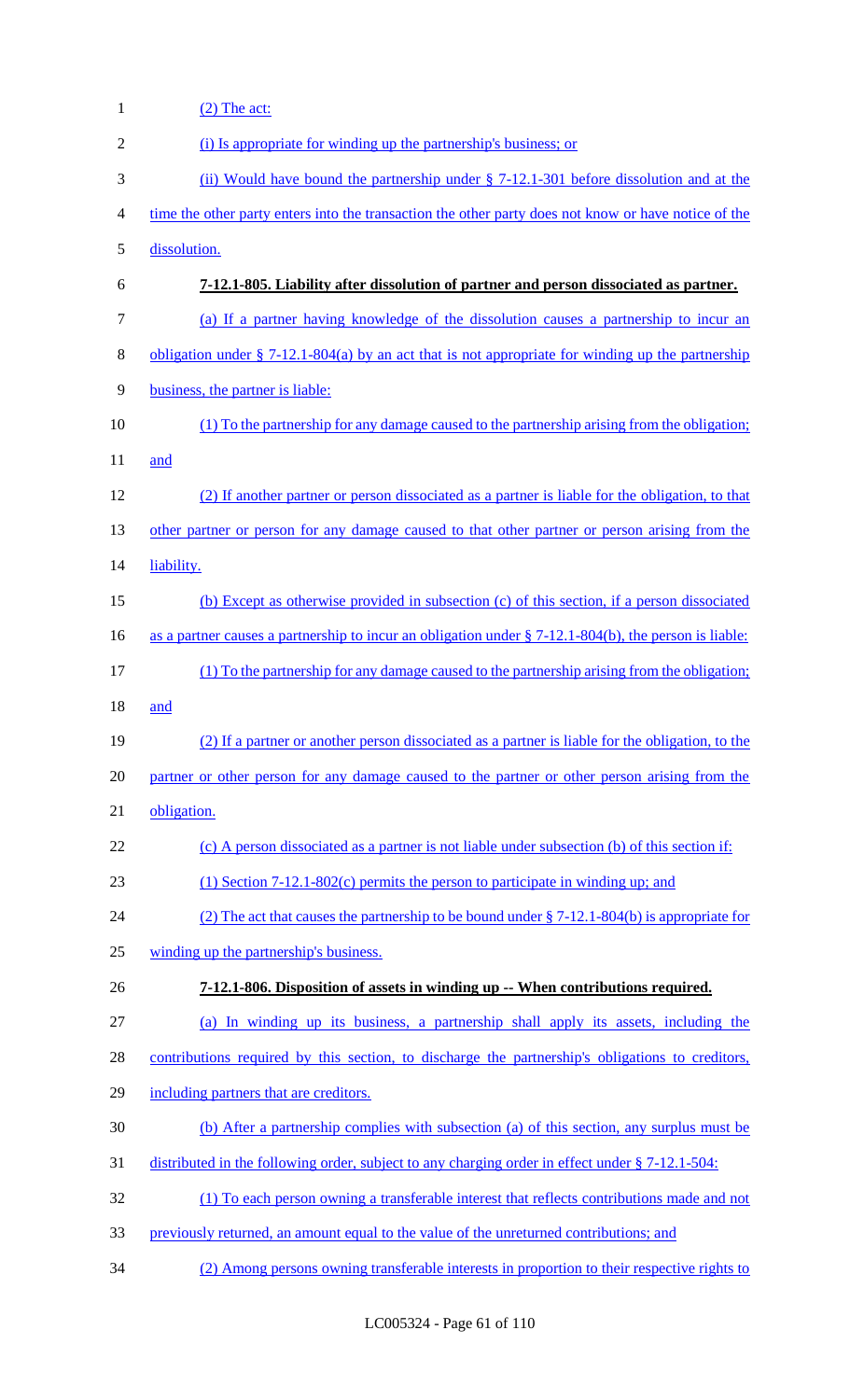(2) The act:

(i) Is appropriate for winding up the partnership's business; or

(ii) Would have bound the partnership under § 7-12.1-301 before dissolution and at the time the other party enters into the transaction the other party does not know or have notice of the dissolution.

**7-12.1-805. Liability after dissolution of partner and person dissociated as partner.**

(a) If a partner having knowledge of the dissolution causes a partnership to incur an obligation under § 7-12.1-804(a) by an act that is not appropriate for winding up the partnership business, the partner is liable:

(1) To the partnership for any damage caused to the partnership arising from the obligation; and

(2) If another partner or person dissociated as a partner is liable for the obligation, to that other partner or person for any damage caused to that other partner or person arising from the liability.

(b) Except as otherwise provided in subsection (c) of this section, if a person dissociated as a partner causes a partnership to incur an obligation under § 7-12.1-804(b), the person is liable:

(1) To the partnership for any damage caused to the partnership arising from the obligation; and

(2) If a partner or another person dissociated as a partner is liable for the obligation, to the partner or other person for any damage caused to the partner or other person arising from the obligation.

(c) A person dissociated as a partner is not liable under subsection (b) of this section if:

(1) Section 7-12.1-802(c) permits the person to participate in winding up; and

(2) The act that causes the partnership to be bound under § 7-12.1-804(b) is appropriate for winding up the partnership's business.

**7-12.1-806. Disposition of assets in winding up -- When contributions required.**

(a) In winding up its business, a partnership shall apply its assets, including the contributions required by this section, to discharge the partnership's obligations to creditors, including partners that are creditors.

(b) After a partnership complies with subsection (a) of this section, any surplus must be distributed in the following order, subject to any charging order in effect under § 7-12.1-504:

(1) To each person owning a transferable interest that reflects contributions made and not previously returned, an amount equal to the value of the unreturned contributions; and

(2) Among persons owning transferable interests in proportion to their respective rights to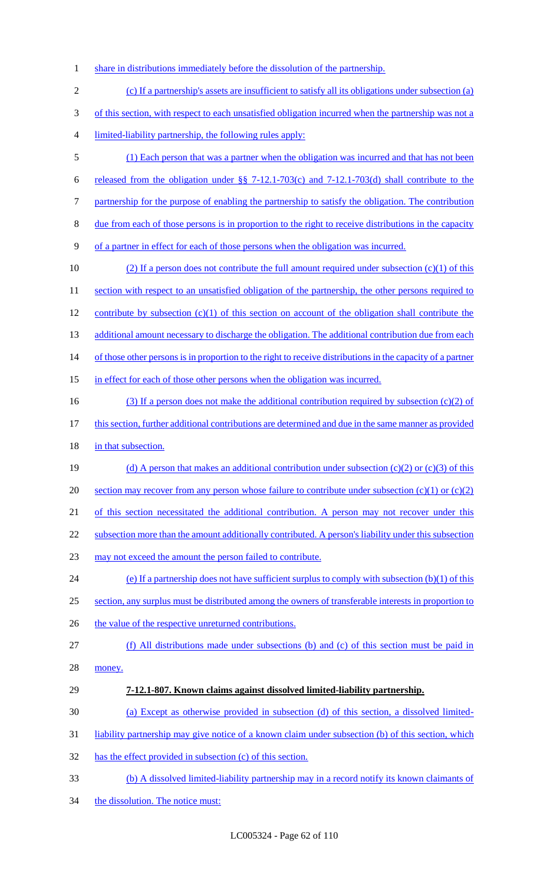share in distributions immediately before the dissolution of the partnership.

(c) If a partnership's assets are insufficient to satisfy all its obligations under subsection (a) of this section, with respect to each unsatisfied obligation incurred when the partnership was not a limited-liability partnership, the following rules apply:

(1) Each person that was a partner when the obligation was incurred and that has not been released from the obligation under §§ 7-12.1-703(c) and 7-12.1-703(d) shall contribute to the partnership for the purpose of enabling the partnership to satisfy the obligation. The contribution due from each of those persons is in proportion to the right to receive distributions in the capacity of a partner in effect for each of those persons when the obligation was incurred.

(2) If a person does not contribute the full amount required under subsection (c)(1) of this section with respect to an unsatisfied obligation of the partnership, the other persons required to contribute by subsection (c)(1) of this section on account of the obligation shall contribute the additional amount necessary to discharge the obligation. The additional contribution due from each of those other persons is in proportion to the right to receive distributions in the capacity of a partner in effect for each of those other persons when the obligation was incurred.

(3) If a person does not make the additional contribution required by subsection (c)(2) of this section, further additional contributions are determined and due in the same manner as provided in that subsection.

(d) A person that makes an additional contribution under subsection (c)(2) or (c)(3) of this section may recover from any person whose failure to contribute under subsection (c)(1) or (c)(2) of this section necessitated the additional contribution. A person may not recover under this subsection more than the amount additionally contributed. A person's liability under this subsection may not exceed the amount the person failed to contribute.

(e) If a partnership does not have sufficient surplus to comply with subsection (b)(1) of this section, any surplus must be distributed among the owners of transferable interests in proportion to the value of the respective unreturned contributions.

(f) All distributions made under subsections (b) and (c) of this section must be paid in money.

**7-12.1-807. Known claims against dissolved limited-liability partnership.**

(a) Except as otherwise provided in subsection (d) of this section, a dissolved limited-liability partnership may give notice of a known claim under subsection (b) of this section, which has the effect provided in subsection (c) of this section.

(b) A dissolved limited-liability partnership may in a record notify its known claimants of the dissolution. The notice must: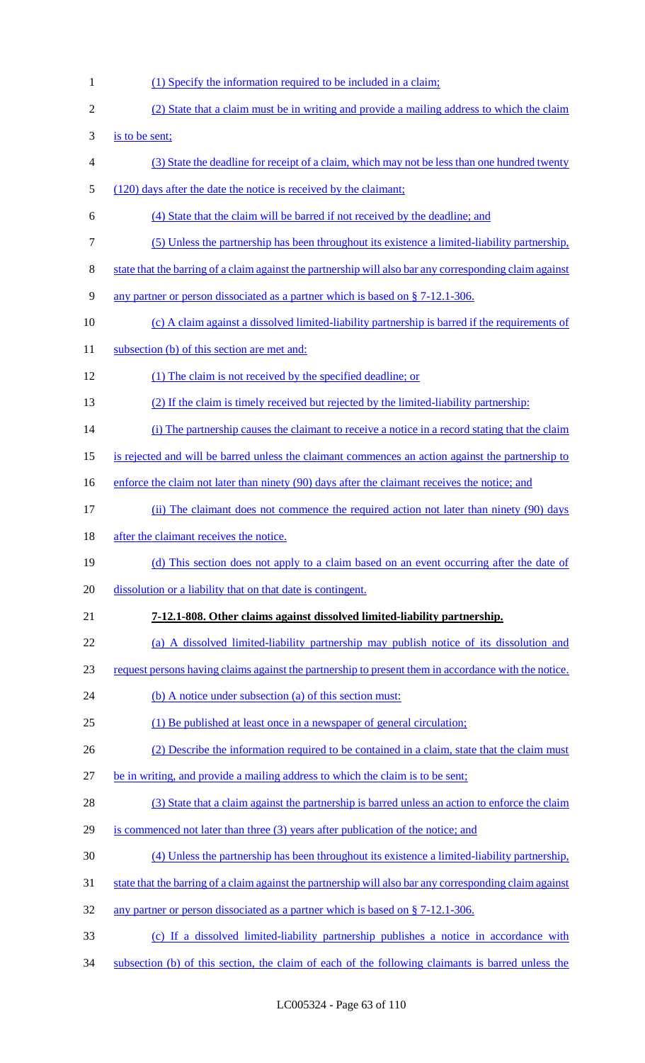(1) Specify the information required to be included in a claim;

(2) State that a claim must be in writing and provide a mailing address to which the claim is to be sent;

(3) State the deadline for receipt of a claim, which may not be less than one hundred twenty (120) days after the date the notice is received by the claimant;

(4) State that the claim will be barred if not received by the deadline; and

(5) Unless the partnership has been throughout its existence a limited-liability partnership, state that the barring of a claim against the partnership will also bar any corresponding claim against any partner or person dissociated as a partner which is based on § 7-12.1-306.

(c) A claim against a dissolved limited-liability partnership is barred if the requirements of subsection (b) of this section are met and:

(1) The claim is not received by the specified deadline; or

(2) If the claim is timely received but rejected by the limited-liability partnership:

(i) The partnership causes the claimant to receive a notice in a record stating that the claim is rejected and will be barred unless the claimant commences an action against the partnership to enforce the claim not later than ninety (90) days after the claimant receives the notice; and

(ii) The claimant does not commence the required action not later than ninety (90) days after the claimant receives the notice.

(d) This section does not apply to a claim based on an event occurring after the date of dissolution or a liability that on that date is contingent.

**7-12.1-808. Other claims against dissolved limited-liability partnership.**

(a) A dissolved limited-liability partnership may publish notice of its dissolution and request persons having claims against the partnership to present them in accordance with the notice.

(b) A notice under subsection (a) of this section must:

(1) Be published at least once in a newspaper of general circulation;

(2) Describe the information required to be contained in a claim, state that the claim must be in writing, and provide a mailing address to which the claim is to be sent;

(3) State that a claim against the partnership is barred unless an action to enforce the claim is commenced not later than three (3) years after publication of the notice; and

(4) Unless the partnership has been throughout its existence a limited-liability partnership, state that the barring of a claim against the partnership will also bar any corresponding claim against any partner or person dissociated as a partner which is based on § 7-12.1-306.

(c) If a dissolved limited-liability partnership publishes a notice in accordance with subsection (b) of this section, the claim of each of the following claimants is barred unless the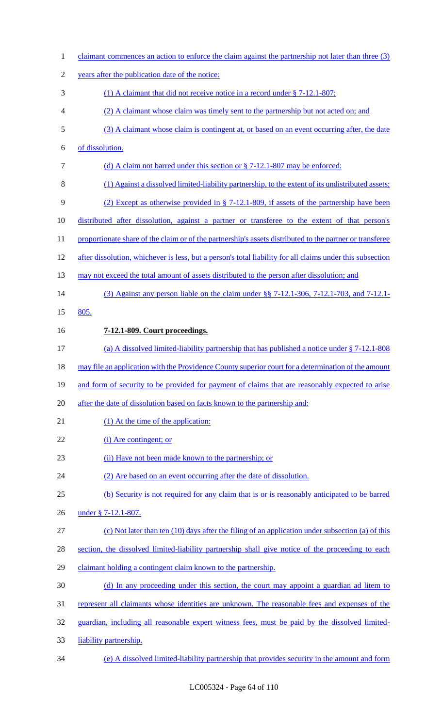claimant commences an action to enforce the claim against the partnership not later than three (3) years after the publication date of the notice:

(1) A claimant that did not receive notice in a record under § 7-12.1-807;

(2) A claimant whose claim was timely sent to the partnership but not acted on; and

(3) A claimant whose claim is contingent at, or based on an event occurring after, the date of dissolution.

(d) A claim not barred under this section or § 7-12.1-807 may be enforced:

(1) Against a dissolved limited-liability partnership, to the extent of its undistributed assets;

(2) Except as otherwise provided in § 7-12.1-809, if assets of the partnership have been distributed after dissolution, against a partner or transferee to the extent of that person's proportionate share of the claim or of the partnership's assets distributed to the partner or transferee after dissolution, whichever is less, but a person's total liability for all claims under this subsection may not exceed the total amount of assets distributed to the person after dissolution; and

(3) Against any person liable on the claim under §§ 7-12.1-306, 7-12.1-703, and 7-12.1-805.

**7-12.1-809. Court proceedings.**

(a) A dissolved limited-liability partnership that has published a notice under § 7-12.1-808 may file an application with the Providence County superior court for a determination of the amount and form of security to be provided for payment of claims that are reasonably expected to arise after the date of dissolution based on facts known to the partnership and:

(1) At the time of the application:

(i) Are contingent; or

(ii) Have not been made known to the partnership; or

(2) Are based on an event occurring after the date of dissolution.

(b) Security is not required for any claim that is or is reasonably anticipated to be barred under § 7-12.1-807.

(c) Not later than ten (10) days after the filing of an application under subsection (a) of this section, the dissolved limited-liability partnership shall give notice of the proceeding to each claimant holding a contingent claim known to the partnership.

(d) In any proceeding under this section, the court may appoint a guardian ad litem to represent all claimants whose identities are unknown. The reasonable fees and expenses of the guardian, including all reasonable expert witness fees, must be paid by the dissolved limited-liability partnership.

(e) A dissolved limited-liability partnership that provides security in the amount and form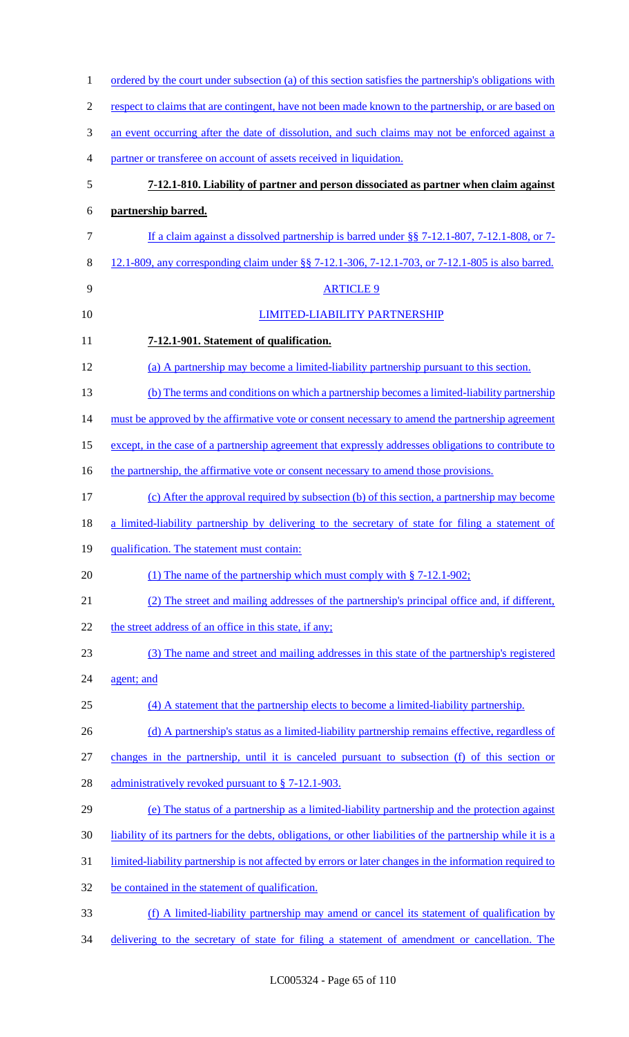ordered by the court under subsection (a) of this section satisfies the partnership's obligations with respect to claims that are contingent, have not been made known to the partnership, or are based on an event occurring after the date of dissolution, and such claims may not be enforced against a partner or transferee on account of assets received in liquidation.

**7-12.1-810. Liability of partner and person dissociated as partner when claim against partnership barred.**

If a claim against a dissolved partnership is barred under §§ 7-12.1-807, 7-12.1-808, or 7-12.1-809, any corresponding claim under §§ 7-12.1-306, 7-12.1-703, or 7-12.1-805 is also barred.

ARTICLE 9

LIMITED-LIABILITY PARTNERSHIP

**7-12.1-901. Statement of qualification.**

(a) A partnership may become a limited-liability partnership pursuant to this section.

(b) The terms and conditions on which a partnership becomes a limited-liability partnership must be approved by the affirmative vote or consent necessary to amend the partnership agreement except, in the case of a partnership agreement that expressly addresses obligations to contribute to the partnership, the affirmative vote or consent necessary to amend those provisions.

(c) After the approval required by subsection (b) of this section, a partnership may become a limited-liability partnership by delivering to the secretary of state for filing a statement of qualification. The statement must contain:

(1) The name of the partnership which must comply with § 7-12.1-902;

(2) The street and mailing addresses of the partnership's principal office and, if different, the street address of an office in this state, if any;

(3) The name and street and mailing addresses in this state of the partnership's registered agent; and

(4) A statement that the partnership elects to become a limited-liability partnership.

(d) A partnership's status as a limited-liability partnership remains effective, regardless of changes in the partnership, until it is canceled pursuant to subsection (f) of this section or administratively revoked pursuant to § 7-12.1-903.

(e) The status of a partnership as a limited-liability partnership and the protection against liability of its partners for the debts, obligations, or other liabilities of the partnership while it is a limited-liability partnership is not affected by errors or later changes in the information required to be contained in the statement of qualification.

(f) A limited-liability partnership may amend or cancel its statement of qualification by delivering to the secretary of state for filing a statement of amendment or cancellation. The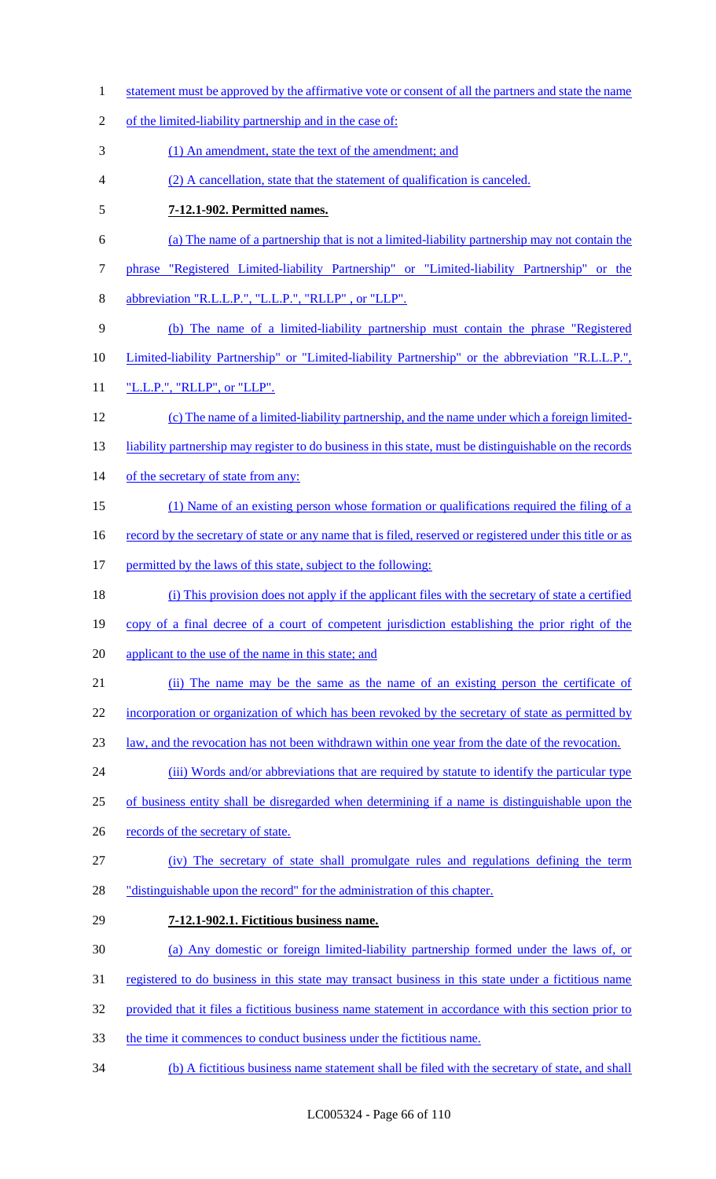statement must be approved by the affirmative vote or consent of all the partners and state the name of the limited-liability partnership and in the case of:

(1) An amendment, state the text of the amendment; and

(2) A cancellation, state that the statement of qualification is canceled.

**7-12.1-902. Permitted names.**

(a) The name of a partnership that is not a limited-liability partnership may not contain the phrase "Registered Limited-liability Partnership" or "Limited-liability Partnership" or the abbreviation "R.L.L.P.", "L.L.P.", "RLLP" , or "LLP".

(b) The name of a limited-liability partnership must contain the phrase "Registered Limited-liability Partnership" or "Limited-liability Partnership" or the abbreviation "R.L.L.P.", "L.L.P.", "RLLP", or "LLP".

(c) The name of a limited-liability partnership, and the name under which a foreign limited-liability partnership may register to do business in this state, must be distinguishable on the records of the secretary of state from any:

(1) Name of an existing person whose formation or qualifications required the filing of a record by the secretary of state or any name that is filed, reserved or registered under this title or as permitted by the laws of this state, subject to the following:

(i) This provision does not apply if the applicant files with the secretary of state a certified copy of a final decree of a court of competent jurisdiction establishing the prior right of the applicant to the use of the name in this state; and

(ii) The name may be the same as the name of an existing person the certificate of incorporation or organization of which has been revoked by the secretary of state as permitted by law, and the revocation has not been withdrawn within one year from the date of the revocation.

(iii) Words and/or abbreviations that are required by statute to identify the particular type of business entity shall be disregarded when determining if a name is distinguishable upon the records of the secretary of state.

(iv) The secretary of state shall promulgate rules and regulations defining the term "distinguishable upon the record" for the administration of this chapter.

**7-12.1-902.1. Fictitious business name.**

(a) Any domestic or foreign limited-liability partnership formed under the laws of, or registered to do business in this state may transact business in this state under a fictitious name provided that it files a fictitious business name statement in accordance with this section prior to the time it commences to conduct business under the fictitious name.

(b) A fictitious business name statement shall be filed with the secretary of state, and shall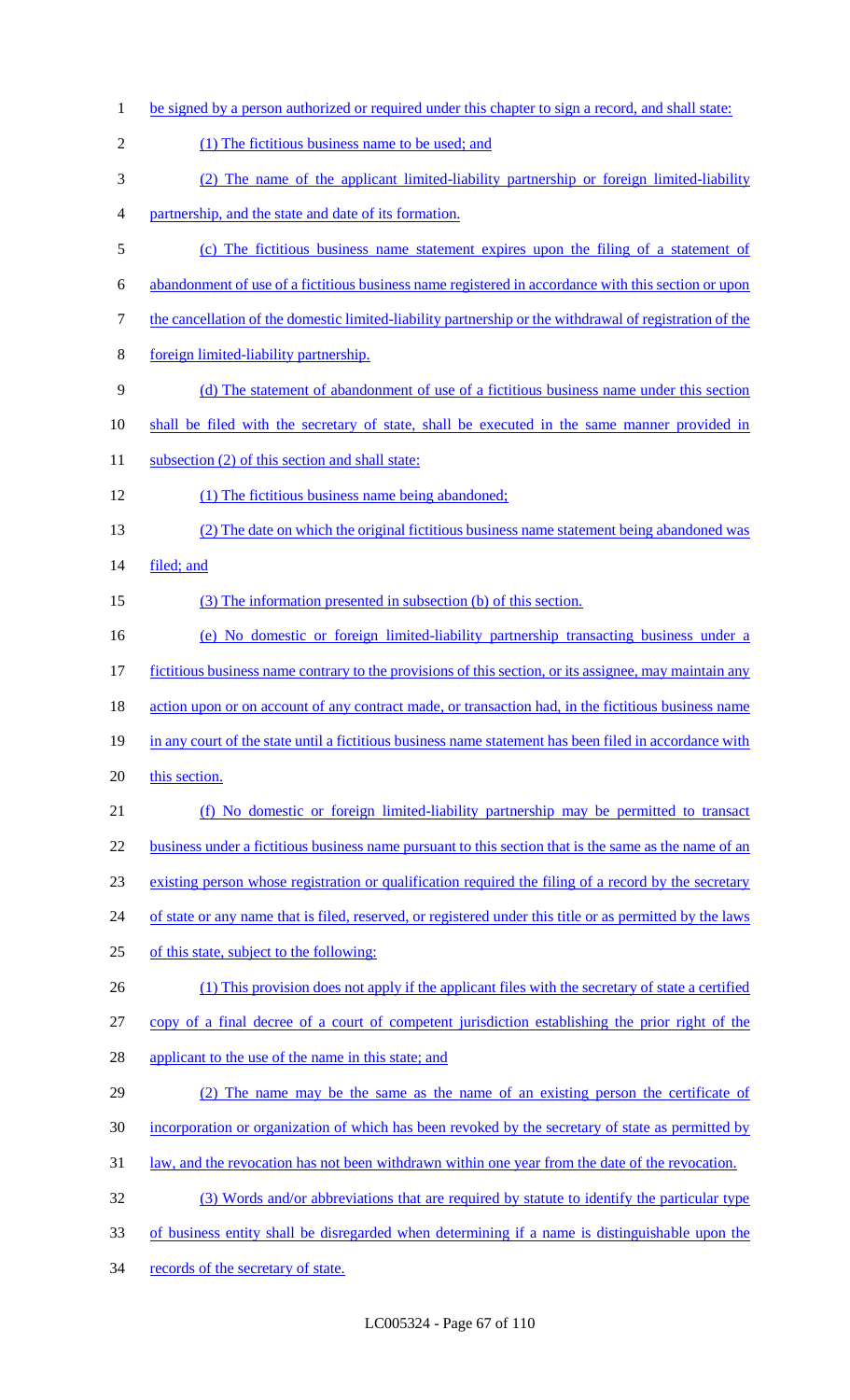be signed by a person authorized or required under this chapter to sign a record, and shall state:

(1) The fictitious business name to be used; and

(2) The name of the applicant limited-liability partnership or foreign limited-liability partnership, and the state and date of its formation.

(c) The fictitious business name statement expires upon the filing of a statement of abandonment of use of a fictitious business name registered in accordance with this section or upon the cancellation of the domestic limited-liability partnership or the withdrawal of registration of the foreign limited-liability partnership.

(d) The statement of abandonment of use of a fictitious business name under this section shall be filed with the secretary of state, shall be executed in the same manner provided in subsection (2) of this section and shall state:

(1) The fictitious business name being abandoned;

(2) The date on which the original fictitious business name statement being abandoned was filed; and

(3) The information presented in subsection (b) of this section.

(e) No domestic or foreign limited-liability partnership transacting business under a fictitious business name contrary to the provisions of this section, or its assignee, may maintain any action upon or on account of any contract made, or transaction had, in the fictitious business name in any court of the state until a fictitious business name statement has been filed in accordance with this section.

(f) No domestic or foreign limited-liability partnership may be permitted to transact business under a fictitious business name pursuant to this section that is the same as the name of an existing person whose registration or qualification required the filing of a record by the secretary of state or any name that is filed, reserved, or registered under this title or as permitted by the laws of this state, subject to the following:

(1) This provision does not apply if the applicant files with the secretary of state a certified copy of a final decree of a court of competent jurisdiction establishing the prior right of the applicant to the use of the name in this state; and

(2) The name may be the same as the name of an existing person the certificate of incorporation or organization of which has been revoked by the secretary of state as permitted by law, and the revocation has not been withdrawn within one year from the date of the revocation.

(3) Words and/or abbreviations that are required by statute to identify the particular type of business entity shall be disregarded when determining if a name is distinguishable upon the records of the secretary of state.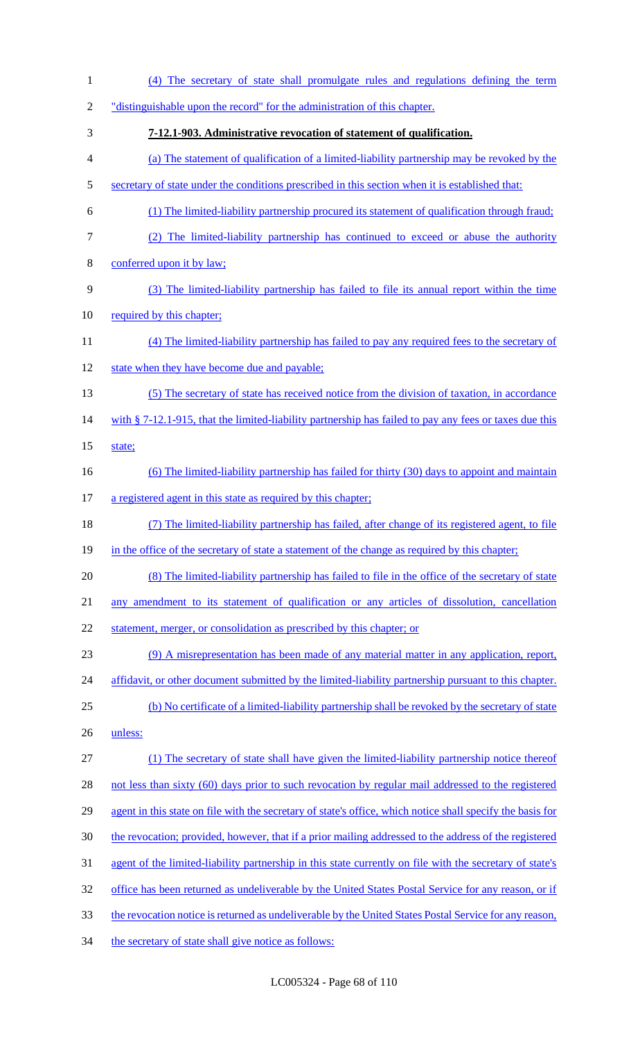(4) The secretary of state shall promulgate rules and regulations defining the term "distinguishable upon the record" for the administration of this chapter.

**7-12.1-903. Administrative revocation of statement of qualification.**

(a) The statement of qualification of a limited-liability partnership may be revoked by the secretary of state under the conditions prescribed in this section when it is established that:

(1) The limited-liability partnership procured its statement of qualification through fraud;

(2) The limited-liability partnership has continued to exceed or abuse the authority conferred upon it by law;

(3) The limited-liability partnership has failed to file its annual report within the time required by this chapter;

(4) The limited-liability partnership has failed to pay any required fees to the secretary of state when they have become due and payable;

(5) The secretary of state has received notice from the division of taxation, in accordance with § 7-12.1-915, that the limited-liability partnership has failed to pay any fees or taxes due this state;

(6) The limited-liability partnership has failed for thirty (30) days to appoint and maintain a registered agent in this state as required by this chapter;

(7) The limited-liability partnership has failed, after change of its registered agent, to file in the office of the secretary of state a statement of the change as required by this chapter;

(8) The limited-liability partnership has failed to file in the office of the secretary of state any amendment to its statement of qualification or any articles of dissolution, cancellation statement, merger, or consolidation as prescribed by this chapter; or

(9) A misrepresentation has been made of any material matter in any application, report, affidavit, or other document submitted by the limited-liability partnership pursuant to this chapter.

(b) No certificate of a limited-liability partnership shall be revoked by the secretary of state unless:

(1) The secretary of state shall have given the limited-liability partnership notice thereof not less than sixty (60) days prior to such revocation by regular mail addressed to the registered agent in this state on file with the secretary of state's office, which notice shall specify the basis for the revocation; provided, however, that if a prior mailing addressed to the address of the registered agent of the limited-liability partnership in this state currently on file with the secretary of state's office has been returned as undeliverable by the United States Postal Service for any reason, or if the revocation notice is returned as undeliverable by the United States Postal Service for any reason, the secretary of state shall give notice as follows: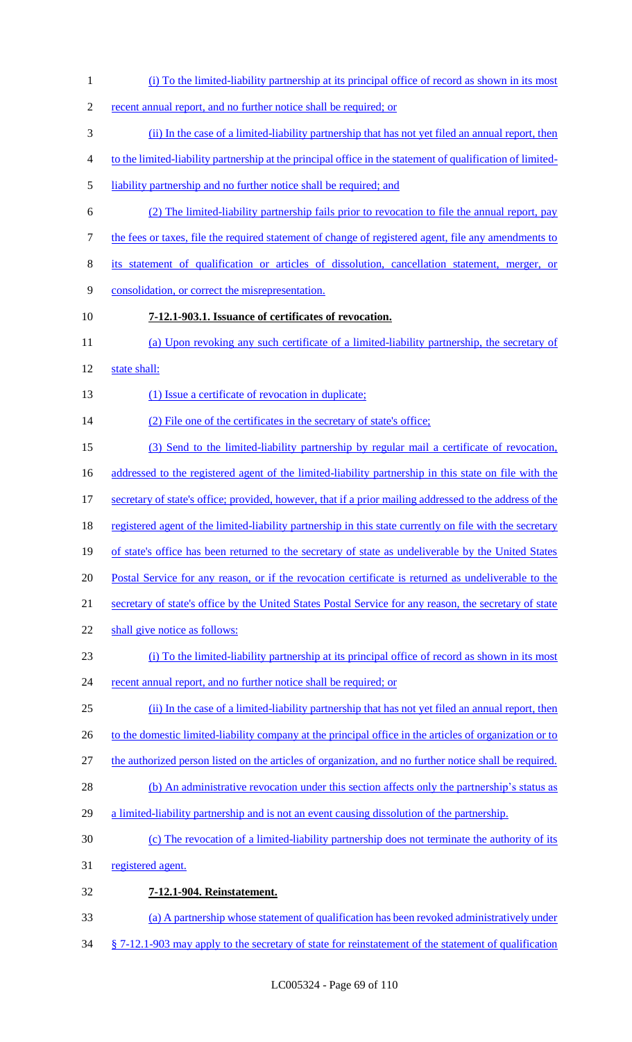(i) To the limited-liability partnership at its principal office of record as shown in its most recent annual report, and no further notice shall be required; or

(ii) In the case of a limited-liability partnership that has not yet filed an annual report, then to the limited-liability partnership at the principal office in the statement of qualification of limited-liability partnership and no further notice shall be required; and

(2) The limited-liability partnership fails prior to revocation to file the annual report, pay the fees or taxes, file the required statement of change of registered agent, file any amendments to its statement of qualification or articles of dissolution, cancellation statement, merger, or consolidation, or correct the misrepresentation.

**7-12.1-903.1. Issuance of certificates of revocation.**

(a) Upon revoking any such certificate of a limited-liability partnership, the secretary of state shall:

(1) Issue a certificate of revocation in duplicate;

(2) File one of the certificates in the secretary of state's office;

(3) Send to the limited-liability partnership by regular mail a certificate of revocation, addressed to the registered agent of the limited-liability partnership in this state on file with the secretary of state's office; provided, however, that if a prior mailing addressed to the address of the registered agent of the limited-liability partnership in this state currently on file with the secretary of state's office has been returned to the secretary of state as undeliverable by the United States Postal Service for any reason, or if the revocation certificate is returned as undeliverable to the secretary of state's office by the United States Postal Service for any reason, the secretary of state shall give notice as follows:

(i) To the limited-liability partnership at its principal office of record as shown in its most recent annual report, and no further notice shall be required; or

(ii) In the case of a limited-liability partnership that has not yet filed an annual report, then to the domestic limited-liability company at the principal office in the articles of organization or to the authorized person listed on the articles of organization, and no further notice shall be required.

(b) An administrative revocation under this section affects only the partnership's status as a limited-liability partnership and is not an event causing dissolution of the partnership.

(c) The revocation of a limited-liability partnership does not terminate the authority of its registered agent.

**7-12.1-904. Reinstatement.**

(a) A partnership whose statement of qualification has been revoked administratively under § 7-12.1-903 may apply to the secretary of state for reinstatement of the statement of qualification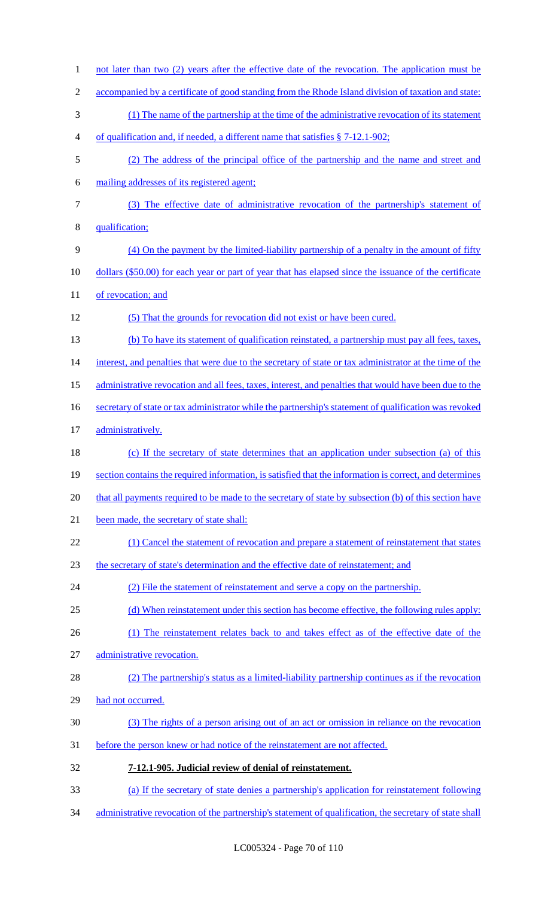not later than two (2) years after the effective date of the revocation. The application must be accompanied by a certificate of good standing from the Rhode Island division of taxation and state:

(1) The name of the partnership at the time of the administrative revocation of its statement of qualification and, if needed, a different name that satisfies § 7-12.1-902;

(2) The address of the principal office of the partnership and the name and street and mailing addresses of its registered agent;

(3) The effective date of administrative revocation of the partnership's statement of qualification;

(4) On the payment by the limited-liability partnership of a penalty in the amount of fifty dollars ($50.00) for each year or part of year that has elapsed since the issuance of the certificate of revocation; and

(5) That the grounds for revocation did not exist or have been cured.

(b) To have its statement of qualification reinstated, a partnership must pay all fees, taxes, interest, and penalties that were due to the secretary of state or tax administrator at the time of the administrative revocation and all fees, taxes, interest, and penalties that would have been due to the secretary of state or tax administrator while the partnership's statement of qualification was revoked administratively.

(c) If the secretary of state determines that an application under subsection (a) of this section contains the required information, is satisfied that the information is correct, and determines that all payments required to be made to the secretary of state by subsection (b) of this section have been made, the secretary of state shall:

(1) Cancel the statement of revocation and prepare a statement of reinstatement that states the secretary of state's determination and the effective date of reinstatement; and

(2) File the statement of reinstatement and serve a copy on the partnership.

(d) When reinstatement under this section has become effective, the following rules apply:

(1) The reinstatement relates back to and takes effect as of the effective date of the administrative revocation.

(2) The partnership's status as a limited-liability partnership continues as if the revocation had not occurred.

(3) The rights of a person arising out of an act or omission in reliance on the revocation before the person knew or had notice of the reinstatement are not affected.

**7-12.1-905. Judicial review of denial of reinstatement.**

(a) If the secretary of state denies a partnership's application for reinstatement following administrative revocation of the partnership's statement of qualification, the secretary of state shall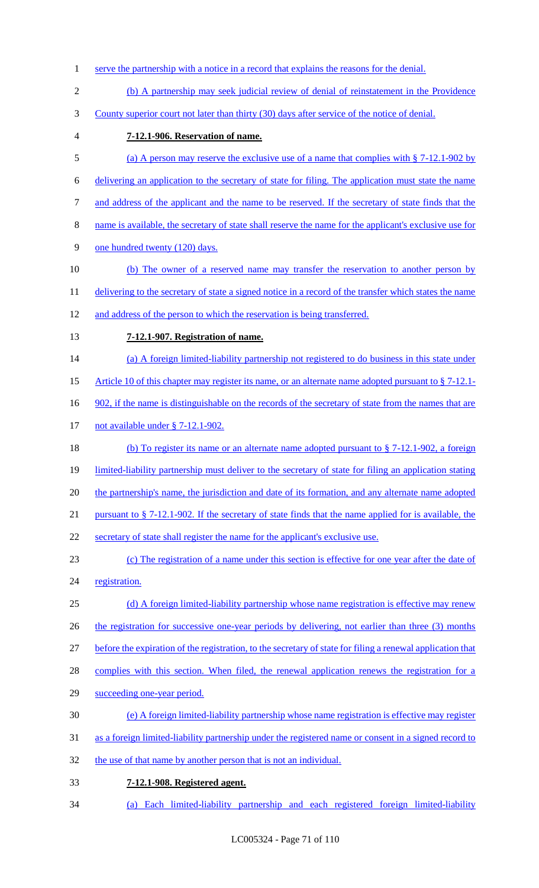serve the partnership with a notice in a record that explains the reasons for the denial.

(b) A partnership may seek judicial review of denial of reinstatement in the Providence County superior court not later than thirty (30) days after service of the notice of denial.

**7-12.1-906. Reservation of name.**

(a) A person may reserve the exclusive use of a name that complies with § 7-12.1-902 by delivering an application to the secretary of state for filing. The application must state the name and address of the applicant and the name to be reserved. If the secretary of state finds that the name is available, the secretary of state shall reserve the name for the applicant's exclusive use for one hundred twenty (120) days.

(b) The owner of a reserved name may transfer the reservation to another person by delivering to the secretary of state a signed notice in a record of the transfer which states the name and address of the person to which the reservation is being transferred.

**7-12.1-907. Registration of name.**

(a) A foreign limited-liability partnership not registered to do business in this state under Article 10 of this chapter may register its name, or an alternate name adopted pursuant to § 7-12.1-902, if the name is distinguishable on the records of the secretary of state from the names that are not available under § 7-12.1-902.

(b) To register its name or an alternate name adopted pursuant to § 7-12.1-902, a foreign limited-liability partnership must deliver to the secretary of state for filing an application stating the partnership's name, the jurisdiction and date of its formation, and any alternate name adopted pursuant to § 7-12.1-902. If the secretary of state finds that the name applied for is available, the secretary of state shall register the name for the applicant's exclusive use.

(c) The registration of a name under this section is effective for one year after the date of registration.

(d) A foreign limited-liability partnership whose name registration is effective may renew the registration for successive one-year periods by delivering, not earlier than three (3) months before the expiration of the registration, to the secretary of state for filing a renewal application that complies with this section. When filed, the renewal application renews the registration for a succeeding one-year period.

(e) A foreign limited-liability partnership whose name registration is effective may register as a foreign limited-liability partnership under the registered name or consent in a signed record to the use of that name by another person that is not an individual.

**7-12.1-908. Registered agent.**

(a) Each limited-liability partnership and each registered foreign limited-liability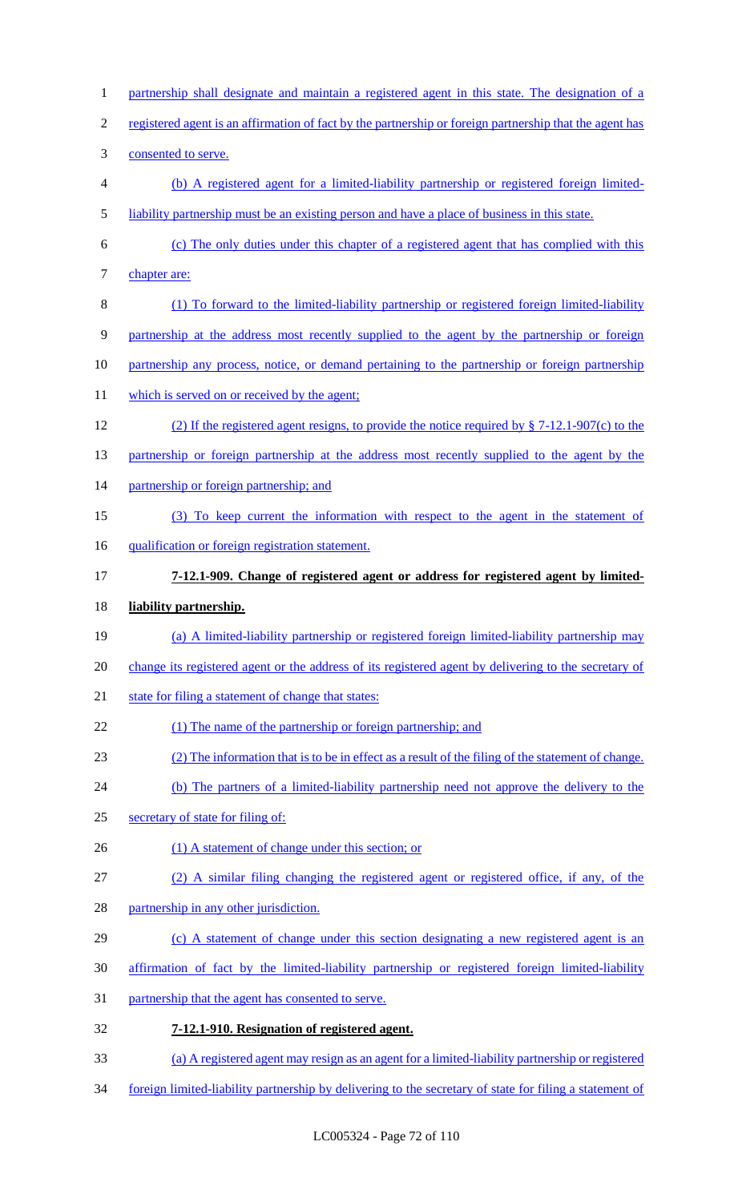partnership shall designate and maintain a registered agent in this state. The designation of a registered agent is an affirmation of fact by the partnership or foreign partnership that the agent has consented to serve.

(b) A registered agent for a limited-liability partnership or registered foreign limited-liability partnership must be an existing person and have a place of business in this state.

(c) The only duties under this chapter of a registered agent that has complied with this chapter are:

(1) To forward to the limited-liability partnership or registered foreign limited-liability partnership at the address most recently supplied to the agent by the partnership or foreign partnership any process, notice, or demand pertaining to the partnership or foreign partnership which is served on or received by the agent;

(2) If the registered agent resigns, to provide the notice required by § 7-12.1-907(c) to the partnership or foreign partnership at the address most recently supplied to the agent by the partnership or foreign partnership; and

(3) To keep current the information with respect to the agent in the statement of qualification or foreign registration statement.

**7-12.1-909. Change of registered agent or address for registered agent by limited-liability partnership.**

(a) A limited-liability partnership or registered foreign limited-liability partnership may change its registered agent or the address of its registered agent by delivering to the secretary of state for filing a statement of change that states:

(1) The name of the partnership or foreign partnership; and

(2) The information that is to be in effect as a result of the filing of the statement of change.

(b) The partners of a limited-liability partnership need not approve the delivery to the secretary of state for filing of:

(1) A statement of change under this section; or

(2) A similar filing changing the registered agent or registered office, if any, of the partnership in any other jurisdiction.

(c) A statement of change under this section designating a new registered agent is an affirmation of fact by the limited-liability partnership or registered foreign limited-liability partnership that the agent has consented to serve.

**7-12.1-910. Resignation of registered agent.**

(a) A registered agent may resign as an agent for a limited-liability partnership or registered foreign limited-liability partnership by delivering to the secretary of state for filing a statement of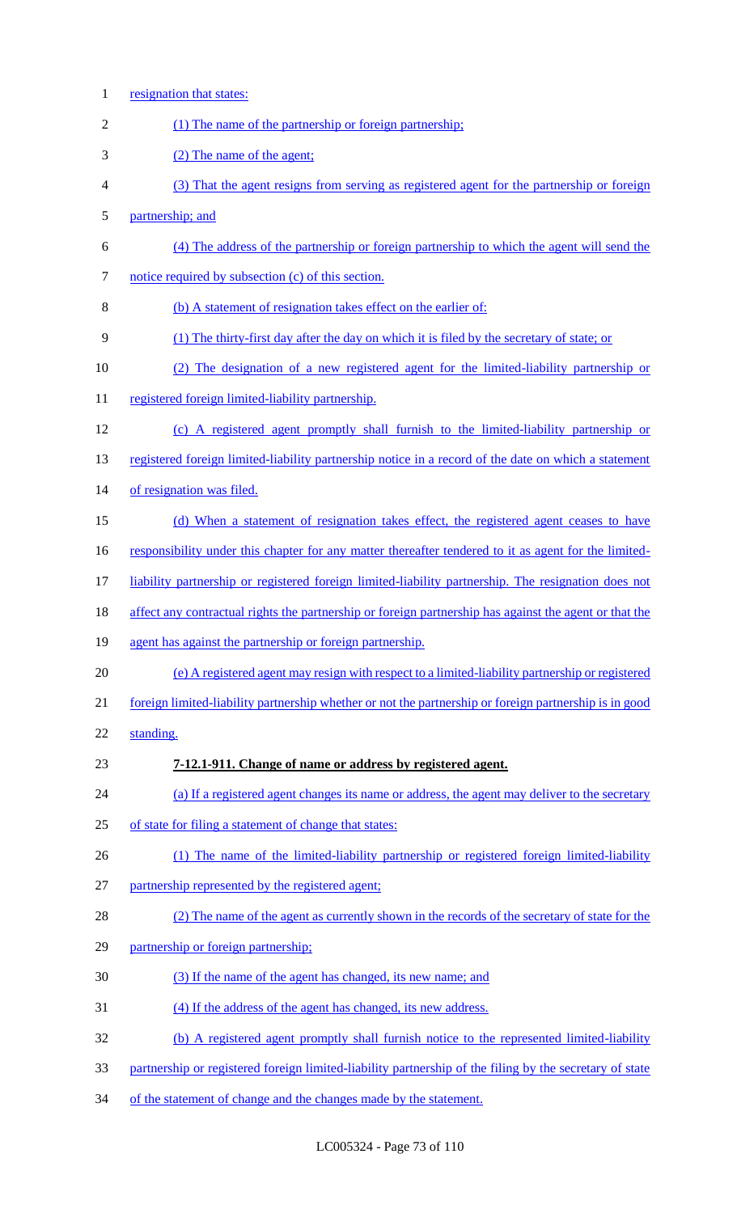resignation that states:

(1) The name of the partnership or foreign partnership;

(2) The name of the agent;

(3) That the agent resigns from serving as registered agent for the partnership or foreign partnership; and

(4) The address of the partnership or foreign partnership to which the agent will send the notice required by subsection (c) of this section.

(b) A statement of resignation takes effect on the earlier of:

(1) The thirty-first day after the day on which it is filed by the secretary of state; or

(2) The designation of a new registered agent for the limited-liability partnership or registered foreign limited-liability partnership.

(c) A registered agent promptly shall furnish to the limited-liability partnership or registered foreign limited-liability partnership notice in a record of the date on which a statement of resignation was filed.

(d) When a statement of resignation takes effect, the registered agent ceases to have responsibility under this chapter for any matter thereafter tendered to it as agent for the limited-liability partnership or registered foreign limited-liability partnership. The resignation does not affect any contractual rights the partnership or foreign partnership has against the agent or that the agent has against the partnership or foreign partnership.

(e) A registered agent may resign with respect to a limited-liability partnership or registered foreign limited-liability partnership whether or not the partnership or foreign partnership is in good standing.

**7-12.1-911. Change of name or address by registered agent.**

(a) If a registered agent changes its name or address, the agent may deliver to the secretary of state for filing a statement of change that states:

(1) The name of the limited-liability partnership or registered foreign limited-liability partnership represented by the registered agent;

(2) The name of the agent as currently shown in the records of the secretary of state for the partnership or foreign partnership;

(3) If the name of the agent has changed, its new name; and

(4) If the address of the agent has changed, its new address.

(b) A registered agent promptly shall furnish notice to the represented limited-liability partnership or registered foreign limited-liability partnership of the filing by the secretary of state of the statement of change and the changes made by the statement.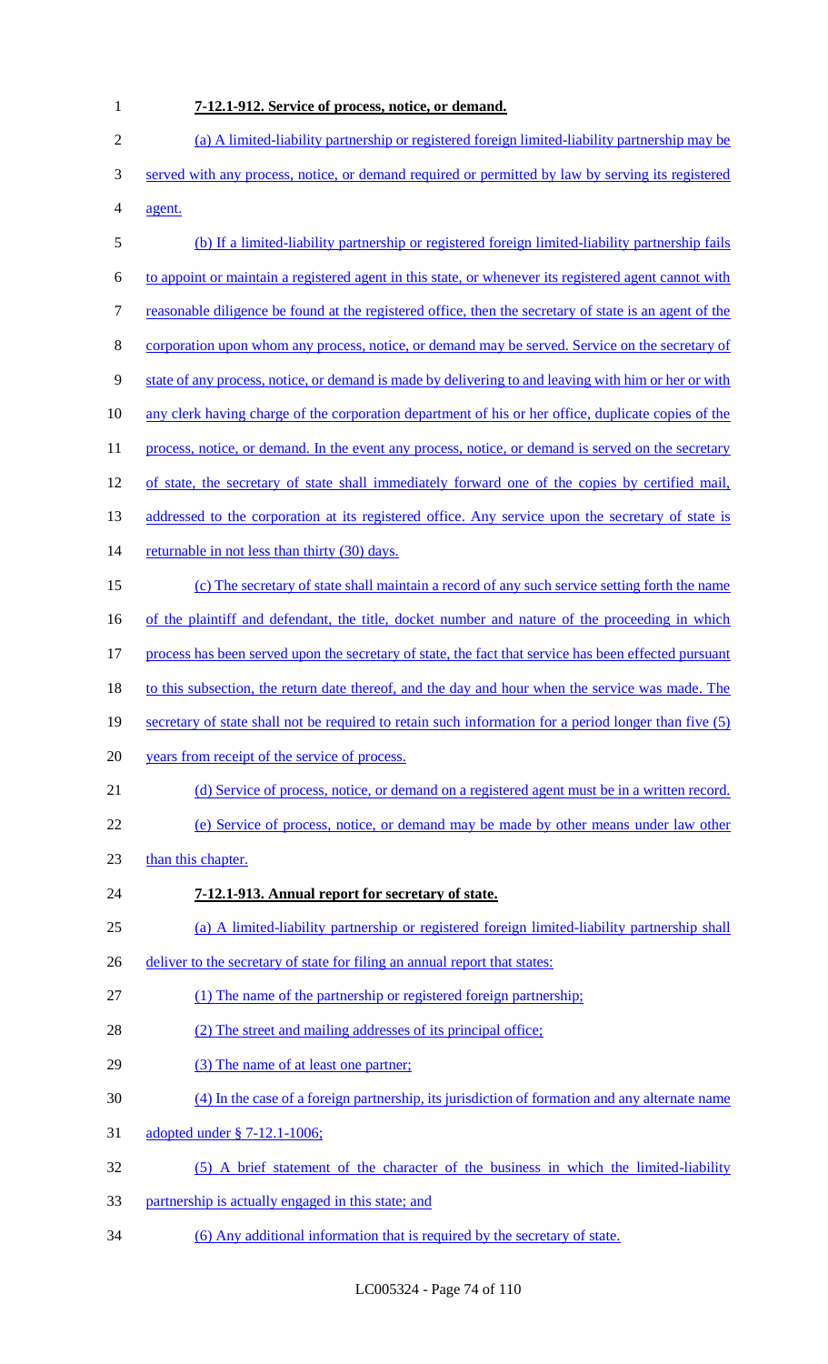**7-12.1-912. Service of process, notice, or demand.**

(a) A limited-liability partnership or registered foreign limited-liability partnership may be served with any process, notice, or demand required or permitted by law by serving its registered agent.

(b) If a limited-liability partnership or registered foreign limited-liability partnership fails to appoint or maintain a registered agent in this state, or whenever its registered agent cannot with reasonable diligence be found at the registered office, then the secretary of state is an agent of the corporation upon whom any process, notice, or demand may be served. Service on the secretary of state of any process, notice, or demand is made by delivering to and leaving with him or her or with any clerk having charge of the corporation department of his or her office, duplicate copies of the process, notice, or demand. In the event any process, notice, or demand is served on the secretary of state, the secretary of state shall immediately forward one of the copies by certified mail, addressed to the corporation at its registered office. Any service upon the secretary of state is returnable in not less than thirty (30) days.

(c) The secretary of state shall maintain a record of any such service setting forth the name of the plaintiff and defendant, the title, docket number and nature of the proceeding in which process has been served upon the secretary of state, the fact that service has been effected pursuant to this subsection, the return date thereof, and the day and hour when the service was made. The secretary of state shall not be required to retain such information for a period longer than five (5) years from receipt of the service of process.

(d) Service of process, notice, or demand on a registered agent must be in a written record.

(e) Service of process, notice, or demand may be made by other means under law other than this chapter.

**7-12.1-913. Annual report for secretary of state.**

(a) A limited-liability partnership or registered foreign limited-liability partnership shall deliver to the secretary of state for filing an annual report that states:

(1) The name of the partnership or registered foreign partnership;

(2) The street and mailing addresses of its principal office;

(3) The name of at least one partner;

(4) In the case of a foreign partnership, its jurisdiction of formation and any alternate name adopted under § 7-12.1-1006;

(5) A brief statement of the character of the business in which the limited-liability partnership is actually engaged in this state; and

(6) Any additional information that is required by the secretary of state.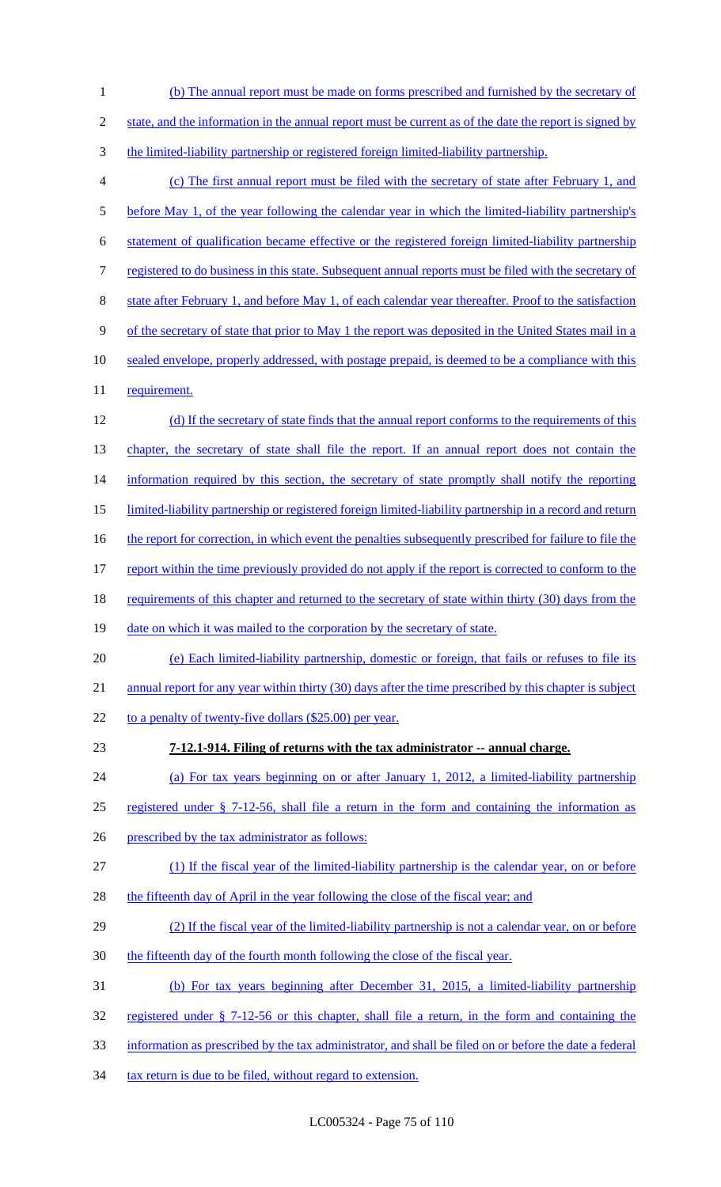(b) The annual report must be made on forms prescribed and furnished by the secretary of state, and the information in the annual report must be current as of the date the report is signed by the limited-liability partnership or registered foreign limited-liability partnership.

(c) The first annual report must be filed with the secretary of state after February 1, and before May 1, of the year following the calendar year in which the limited-liability partnership's statement of qualification became effective or the registered foreign limited-liability partnership registered to do business in this state. Subsequent annual reports must be filed with the secretary of state after February 1, and before May 1, of each calendar year thereafter. Proof to the satisfaction of the secretary of state that prior to May 1 the report was deposited in the United States mail in a sealed envelope, properly addressed, with postage prepaid, is deemed to be a compliance with this requirement.

(d) If the secretary of state finds that the annual report conforms to the requirements of this chapter, the secretary of state shall file the report. If an annual report does not contain the information required by this section, the secretary of state promptly shall notify the reporting limited-liability partnership or registered foreign limited-liability partnership in a record and return the report for correction, in which event the penalties subsequently prescribed for failure to file the report within the time previously provided do not apply if the report is corrected to conform to the requirements of this chapter and returned to the secretary of state within thirty (30) days from the date on which it was mailed to the corporation by the secretary of state.

(e) Each limited-liability partnership, domestic or foreign, that fails or refuses to file its annual report for any year within thirty (30) days after the time prescribed by this chapter is subject to a penalty of twenty-five dollars ($25.00) per year.

**7-12.1-914. Filing of returns with the tax administrator -- annual charge.**

(a) For tax years beginning on or after January 1, 2012, a limited-liability partnership registered under § 7-12-56, shall file a return in the form and containing the information as prescribed by the tax administrator as follows:

(1) If the fiscal year of the limited-liability partnership is the calendar year, on or before the fifteenth day of April in the year following the close of the fiscal year; and

(2) If the fiscal year of the limited-liability partnership is not a calendar year, on or before the fifteenth day of the fourth month following the close of the fiscal year.

(b) For tax years beginning after December 31, 2015, a limited-liability partnership registered under § 7-12-56 or this chapter, shall file a return, in the form and containing the information as prescribed by the tax administrator, and shall be filed on or before the date a federal tax return is due to be filed, without regard to extension.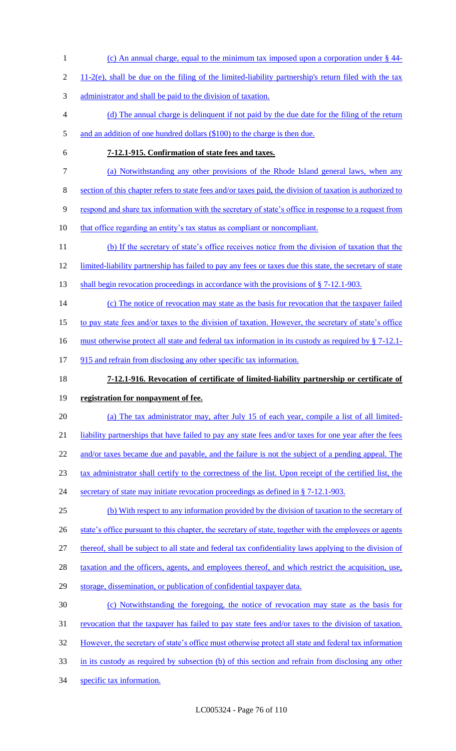(c) An annual charge, equal to the minimum tax imposed upon a corporation under § 44-11-2(e), shall be due on the filing of the limited-liability partnership's return filed with the tax administrator and shall be paid to the division of taxation.

(d) The annual charge is delinquent if not paid by the due date for the filing of the return and an addition of one hundred dollars ($100) to the charge is then due.

**7-12.1-915. Confirmation of state fees and taxes.**

(a) Notwithstanding any other provisions of the Rhode Island general laws, when any section of this chapter refers to state fees and/or taxes paid, the division of taxation is authorized to respond and share tax information with the secretary of state's office in response to a request from that office regarding an entity's tax status as compliant or noncompliant.

(b) If the secretary of state's office receives notice from the division of taxation that the limited-liability partnership has failed to pay any fees or taxes due this state, the secretary of state shall begin revocation proceedings in accordance with the provisions of § 7-12.1-903.

(c) The notice of revocation may state as the basis for revocation that the taxpayer failed to pay state fees and/or taxes to the division of taxation. However, the secretary of state's office must otherwise protect all state and federal tax information in its custody as required by § 7-12.1-915 and refrain from disclosing any other specific tax information.

**7-12.1-916. Revocation of certificate of limited-liability partnership or certificate of registration for nonpayment of fee.**

(a) The tax administrator may, after July 15 of each year, compile a list of all limited-liability partnerships that have failed to pay any state fees and/or taxes for one year after the fees and/or taxes became due and payable, and the failure is not the subject of a pending appeal. The tax administrator shall certify to the correctness of the list. Upon receipt of the certified list, the secretary of state may initiate revocation proceedings as defined in § 7-12.1-903.

(b) With respect to any information provided by the division of taxation to the secretary of state's office pursuant to this chapter, the secretary of state, together with the employees or agents thereof, shall be subject to all state and federal tax confidentiality laws applying to the division of taxation and the officers, agents, and employees thereof, and which restrict the acquisition, use, storage, dissemination, or publication of confidential taxpayer data.

(c) Notwithstanding the foregoing, the notice of revocation may state as the basis for revocation that the taxpayer has failed to pay state fees and/or taxes to the division of taxation. However, the secretary of state's office must otherwise protect all state and federal tax information in its custody as required by subsection (b) of this section and refrain from disclosing any other specific tax information.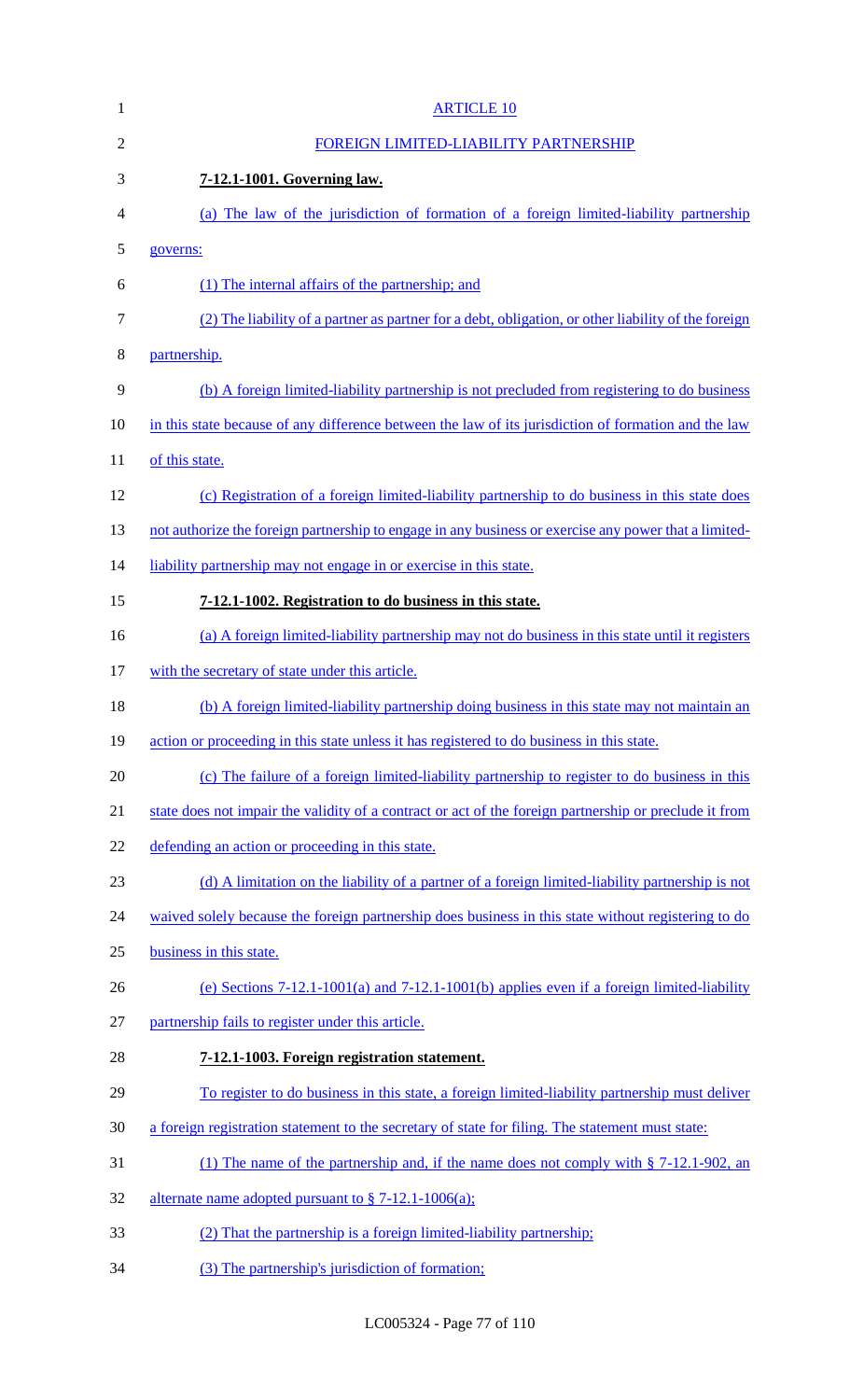ARTICLE 10

FOREIGN LIMITED-LIABILITY PARTNERSHIP

**7-12.1-1001. Governing law.**

(a) The law of the jurisdiction of formation of a foreign limited-liability partnership governs:

(1) The internal affairs of the partnership; and

(2) The liability of a partner as partner for a debt, obligation, or other liability of the foreign partnership.

(b) A foreign limited-liability partnership is not precluded from registering to do business in this state because of any difference between the law of its jurisdiction of formation and the law of this state.

(c) Registration of a foreign limited-liability partnership to do business in this state does not authorize the foreign partnership to engage in any business or exercise any power that a limited-liability partnership may not engage in or exercise in this state.

**7-12.1-1002. Registration to do business in this state.**

(a) A foreign limited-liability partnership may not do business in this state until it registers with the secretary of state under this article.

(b) A foreign limited-liability partnership doing business in this state may not maintain an action or proceeding in this state unless it has registered to do business in this state.

(c) The failure of a foreign limited-liability partnership to register to do business in this state does not impair the validity of a contract or act of the foreign partnership or preclude it from defending an action or proceeding in this state.

(d) A limitation on the liability of a partner of a foreign limited-liability partnership is not waived solely because the foreign partnership does business in this state without registering to do business in this state.

(e) Sections 7-12.1-1001(a) and 7-12.1-1001(b) applies even if a foreign limited-liability partnership fails to register under this article.

**7-12.1-1003. Foreign registration statement.**

To register to do business in this state, a foreign limited-liability partnership must deliver a foreign registration statement to the secretary of state for filing. The statement must state:

(1) The name of the partnership and, if the name does not comply with § 7-12.1-902, an alternate name adopted pursuant to § 7-12.1-1006(a);

(2) That the partnership is a foreign limited-liability partnership;

(3) The partnership's jurisdiction of formation;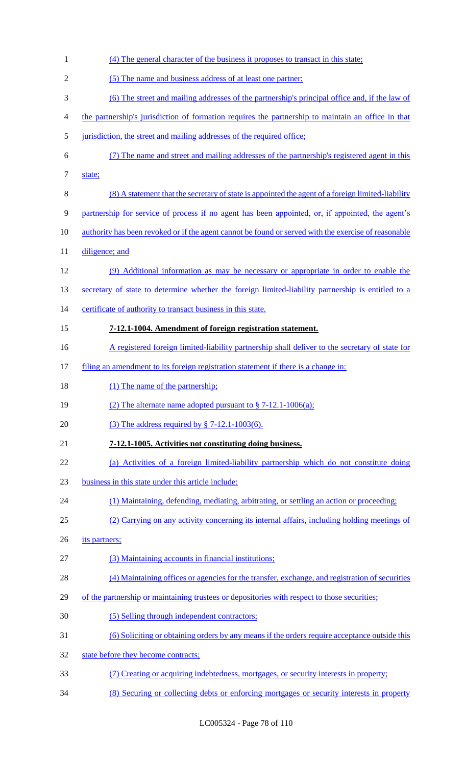(4) The general character of the business it proposes to transact in this state;

(5) The name and business address of at least one partner;

(6) The street and mailing addresses of the partnership's principal office and, if the law of the partnership's jurisdiction of formation requires the partnership to maintain an office in that jurisdiction, the street and mailing addresses of the required office;

(7) The name and street and mailing addresses of the partnership's registered agent in this state;

(8) A statement that the secretary of state is appointed the agent of a foreign limited-liability partnership for service of process if no agent has been appointed, or, if appointed, the agent's authority has been revoked or if the agent cannot be found or served with the exercise of reasonable diligence; and

(9) Additional information as may be necessary or appropriate in order to enable the secretary of state to determine whether the foreign limited-liability partnership is entitled to a certificate of authority to transact business in this state.

**7-12.1-1004. Amendment of foreign registration statement.**

A registered foreign limited-liability partnership shall deliver to the secretary of state for filing an amendment to its foreign registration statement if there is a change in:

(1) The name of the partnership;

(2) The alternate name adopted pursuant to § 7-12.1-1006(a);

(3) The address required by § 7-12.1-1003(6).

**7-12.1-1005. Activities not constituting doing business.**

(a) Activities of a foreign limited-liability partnership which do not constitute doing business in this state under this article include:

(1) Maintaining, defending, mediating, arbitrating, or settling an action or proceeding;

(2) Carrying on any activity concerning its internal affairs, including holding meetings of its partners;

(3) Maintaining accounts in financial institutions;

(4) Maintaining offices or agencies for the transfer, exchange, and registration of securities of the partnership or maintaining trustees or depositories with respect to those securities;

(5) Selling through independent contractors;

(6) Soliciting or obtaining orders by any means if the orders require acceptance outside this state before they become contracts;

(7) Creating or acquiring indebtedness, mortgages, or security interests in property;

(8) Securing or collecting debts or enforcing mortgages or security interests in property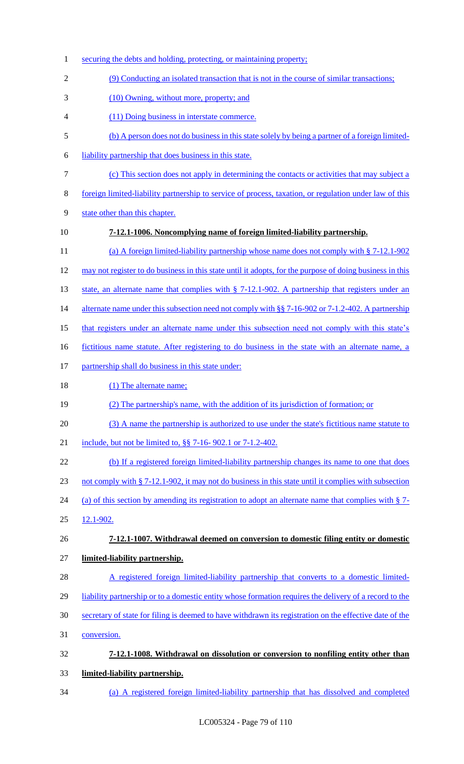securing the debts and holding, protecting, or maintaining property;

(9) Conducting an isolated transaction that is not in the course of similar transactions;

(10) Owning, without more, property; and

(11) Doing business in interstate commerce.

(b) A person does not do business in this state solely by being a partner of a foreign limited-liability partnership that does business in this state.

(c) This section does not apply in determining the contacts or activities that may subject a foreign limited-liability partnership to service of process, taxation, or regulation under law of this state other than this chapter.

**7-12.1-1006. Noncomplying name of foreign limited-liability partnership.**

(a) A foreign limited-liability partnership whose name does not comply with § 7-12.1-902 may not register to do business in this state until it adopts, for the purpose of doing business in this state, an alternate name that complies with § 7-12.1-902. A partnership that registers under an alternate name under this subsection need not comply with §§ 7-16-902 or 7-1.2-402. A partnership that registers under an alternate name under this subsection need not comply with this state's fictitious name statute. After registering to do business in the state with an alternate name, a partnership shall do business in this state under:

(1) The alternate name;

(2) The partnership's name, with the addition of its jurisdiction of formation; or

(3) A name the partnership is authorized to use under the state's fictitious name statute to include, but not be limited to, §§ 7-16- 902.1 or 7-1.2-402.

(b) If a registered foreign limited-liability partnership changes its name to one that does not comply with § 7-12.1-902, it may not do business in this state until it complies with subsection (a) of this section by amending its registration to adopt an alternate name that complies with § 7-12.1-902.

**7-12.1-1007. Withdrawal deemed on conversion to domestic filing entity or domestic limited-liability partnership.**

A registered foreign limited-liability partnership that converts to a domestic limited-liability partnership or to a domestic entity whose formation requires the delivery of a record to the secretary of state for filing is deemed to have withdrawn its registration on the effective date of the conversion.

**7-12.1-1008. Withdrawal on dissolution or conversion to nonfiling entity other than limited-liability partnership.**

(a) A registered foreign limited-liability partnership that has dissolved and completed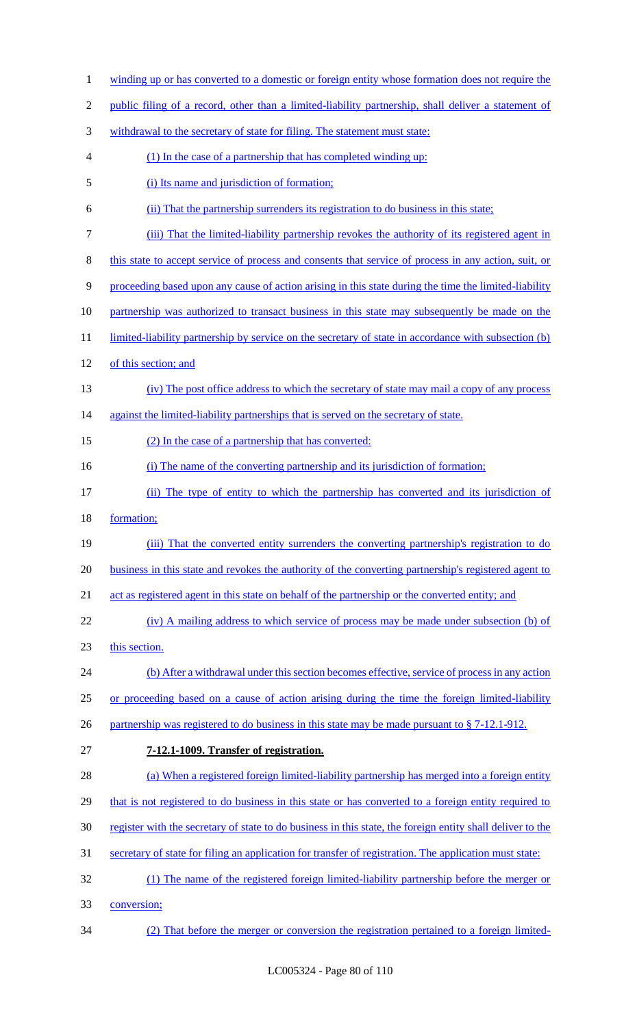winding up or has converted to a domestic or foreign entity whose formation does not require the public filing of a record, other than a limited-liability partnership, shall deliver a statement of withdrawal to the secretary of state for filing. The statement must state:

(1) In the case of a partnership that has completed winding up:

(i) Its name and jurisdiction of formation;

(ii) That the partnership surrenders its registration to do business in this state;

(iii) That the limited-liability partnership revokes the authority of its registered agent in this state to accept service of process and consents that service of process in any action, suit, or proceeding based upon any cause of action arising in this state during the time the limited-liability partnership was authorized to transact business in this state may subsequently be made on the limited-liability partnership by service on the secretary of state in accordance with subsection (b) of this section; and

(iv) The post office address to which the secretary of state may mail a copy of any process against the limited-liability partnerships that is served on the secretary of state.

(2) In the case of a partnership that has converted:

(i) The name of the converting partnership and its jurisdiction of formation;

(ii) The type of entity to which the partnership has converted and its jurisdiction of formation;

(iii) That the converted entity surrenders the converting partnership's registration to do business in this state and revokes the authority of the converting partnership's registered agent to act as registered agent in this state on behalf of the partnership or the converted entity; and

(iv) A mailing address to which service of process may be made under subsection (b) of this section.

(b) After a withdrawal under this section becomes effective, service of process in any action or proceeding based on a cause of action arising during the time the foreign limited-liability partnership was registered to do business in this state may be made pursuant to § 7-12.1-912.

**7-12.1-1009. Transfer of registration.**

(a) When a registered foreign limited-liability partnership has merged into a foreign entity that is not registered to do business in this state or has converted to a foreign entity required to register with the secretary of state to do business in this state, the foreign entity shall deliver to the secretary of state for filing an application for transfer of registration. The application must state:

(1) The name of the registered foreign limited-liability partnership before the merger or conversion;

(2) That before the merger or conversion the registration pertained to a foreign limited-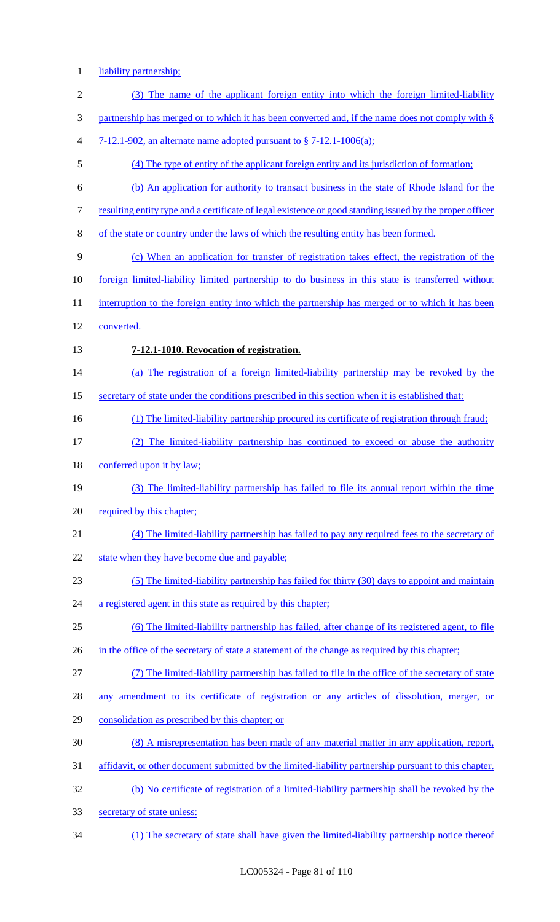liability partnership;

(3) The name of the applicant foreign entity into which the foreign limited-liability partnership has merged or to which it has been converted and, if the name does not comply with § 7-12.1-902, an alternate name adopted pursuant to § 7-12.1-1006(a);

(4) The type of entity of the applicant foreign entity and its jurisdiction of formation;

(b) An application for authority to transact business in the state of Rhode Island for the resulting entity type and a certificate of legal existence or good standing issued by the proper officer of the state or country under the laws of which the resulting entity has been formed.

(c) When an application for transfer of registration takes effect, the registration of the foreign limited-liability limited partnership to do business in this state is transferred without interruption to the foreign entity into which the partnership has merged or to which it has been converted.

**7-12.1-1010. Revocation of registration.**

(a) The registration of a foreign limited-liability partnership may be revoked by the secretary of state under the conditions prescribed in this section when it is established that:

(1) The limited-liability partnership procured its certificate of registration through fraud;

(2) The limited-liability partnership has continued to exceed or abuse the authority conferred upon it by law;

(3) The limited-liability partnership has failed to file its annual report within the time required by this chapter;

(4) The limited-liability partnership has failed to pay any required fees to the secretary of state when they have become due and payable;

(5) The limited-liability partnership has failed for thirty (30) days to appoint and maintain a registered agent in this state as required by this chapter;

(6) The limited-liability partnership has failed, after change of its registered agent, to file in the office of the secretary of state a statement of the change as required by this chapter;

(7) The limited-liability partnership has failed to file in the office of the secretary of state any amendment to its certificate of registration or any articles of dissolution, merger, or consolidation as prescribed by this chapter; or

(8) A misrepresentation has been made of any material matter in any application, report, affidavit, or other document submitted by the limited-liability partnership pursuant to this chapter.

(b) No certificate of registration of a limited-liability partnership shall be revoked by the secretary of state unless:

(1) The secretary of state shall have given the limited-liability partnership notice thereof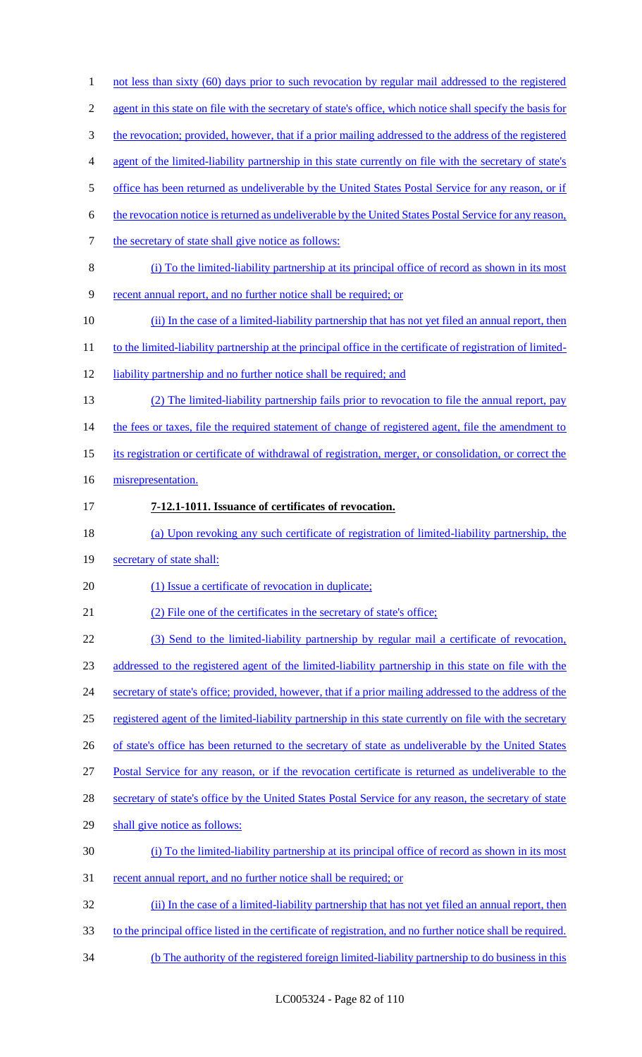not less than sixty (60) days prior to such revocation by regular mail addressed to the registered agent in this state on file with the secretary of state's office, which notice shall specify the basis for the revocation; provided, however, that if a prior mailing addressed to the address of the registered agent of the limited-liability partnership in this state currently on file with the secretary of state's office has been returned as undeliverable by the United States Postal Service for any reason, or if the revocation notice is returned as undeliverable by the United States Postal Service for any reason, the secretary of state shall give notice as follows:

(i) To the limited-liability partnership at its principal office of record as shown in its most recent annual report, and no further notice shall be required; or

(ii) In the case of a limited-liability partnership that has not yet filed an annual report, then to the limited-liability partnership at the principal office in the certificate of registration of limited-liability partnership and no further notice shall be required; and

(2) The limited-liability partnership fails prior to revocation to file the annual report, pay the fees or taxes, file the required statement of change of registered agent, file the amendment to its registration or certificate of withdrawal of registration, merger, or consolidation, or correct the misrepresentation.

**7-12.1-1011. Issuance of certificates of revocation.**

(a) Upon revoking any such certificate of registration of limited-liability partnership, the secretary of state shall:

(1) Issue a certificate of revocation in duplicate;

(2) File one of the certificates in the secretary of state's office;

(3) Send to the limited-liability partnership by regular mail a certificate of revocation, addressed to the registered agent of the limited-liability partnership in this state on file with the secretary of state's office; provided, however, that if a prior mailing addressed to the address of the registered agent of the limited-liability partnership in this state currently on file with the secretary of state's office has been returned to the secretary of state as undeliverable by the United States Postal Service for any reason, or if the revocation certificate is returned as undeliverable to the secretary of state's office by the United States Postal Service for any reason, the secretary of state shall give notice as follows:

(i) To the limited-liability partnership at its principal office of record as shown in its most recent annual report, and no further notice shall be required; or

(ii) In the case of a limited-liability partnership that has not yet filed an annual report, then to the principal office listed in the certificate of registration, and no further notice shall be required.

(b The authority of the registered foreign limited-liability partnership to do business in this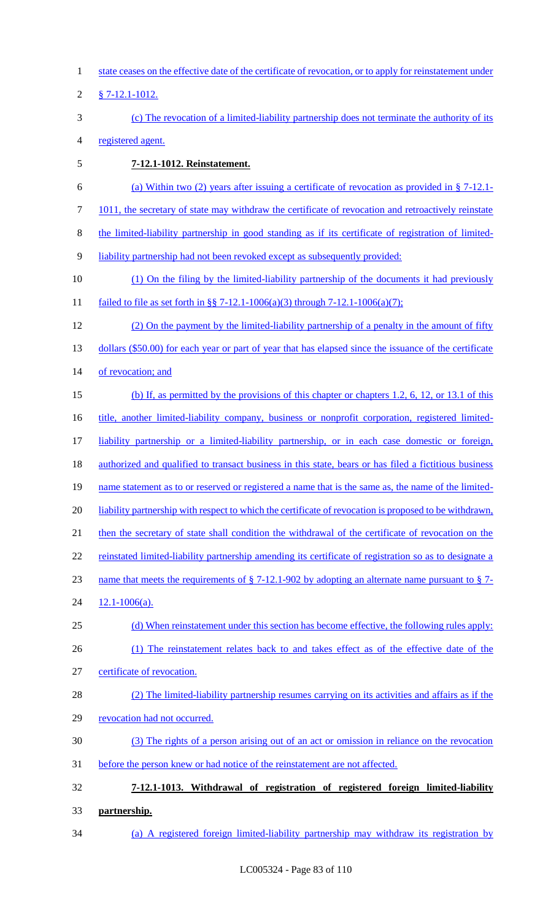state ceases on the effective date of the certificate of revocation, or to apply for reinstatement under § 7-12.1-1012.

(c) The revocation of a limited-liability partnership does not terminate the authority of its registered agent.

**7-12.1-1012. Reinstatement.**

(a) Within two (2) years after issuing a certificate of revocation as provided in § 7-12.1-1011, the secretary of state may withdraw the certificate of revocation and retroactively reinstate the limited-liability partnership in good standing as if its certificate of registration of limited-liability partnership had not been revoked except as subsequently provided:

(1) On the filing by the limited-liability partnership of the documents it had previously failed to file as set forth in §§ 7-12.1-1006(a)(3) through 7-12.1-1006(a)(7);

(2) On the payment by the limited-liability partnership of a penalty in the amount of fifty dollars ($50.00) for each year or part of year that has elapsed since the issuance of the certificate of revocation; and

(b) If, as permitted by the provisions of this chapter or chapters 1.2, 6, 12, or 13.1 of this title, another limited-liability company, business or nonprofit corporation, registered limited-liability partnership or a limited-liability partnership, or in each case domestic or foreign, authorized and qualified to transact business in this state, bears or has filed a fictitious business name statement as to or reserved or registered a name that is the same as, the name of the limited-liability partnership with respect to which the certificate of revocation is proposed to be withdrawn, then the secretary of state shall condition the withdrawal of the certificate of revocation on the reinstated limited-liability partnership amending its certificate of registration so as to designate a name that meets the requirements of § 7-12.1-902 by adopting an alternate name pursuant to § 7-12.1-1006(a).

(d) When reinstatement under this section has become effective, the following rules apply:

(1) The reinstatement relates back to and takes effect as of the effective date of the certificate of revocation.

(2) The limited-liability partnership resumes carrying on its activities and affairs as if the revocation had not occurred.

(3) The rights of a person arising out of an act or omission in reliance on the revocation before the person knew or had notice of the reinstatement are not affected.

**7-12.1-1013. Withdrawal of registration of registered foreign limited-liability partnership.**

(a) A registered foreign limited-liability partnership may withdraw its registration by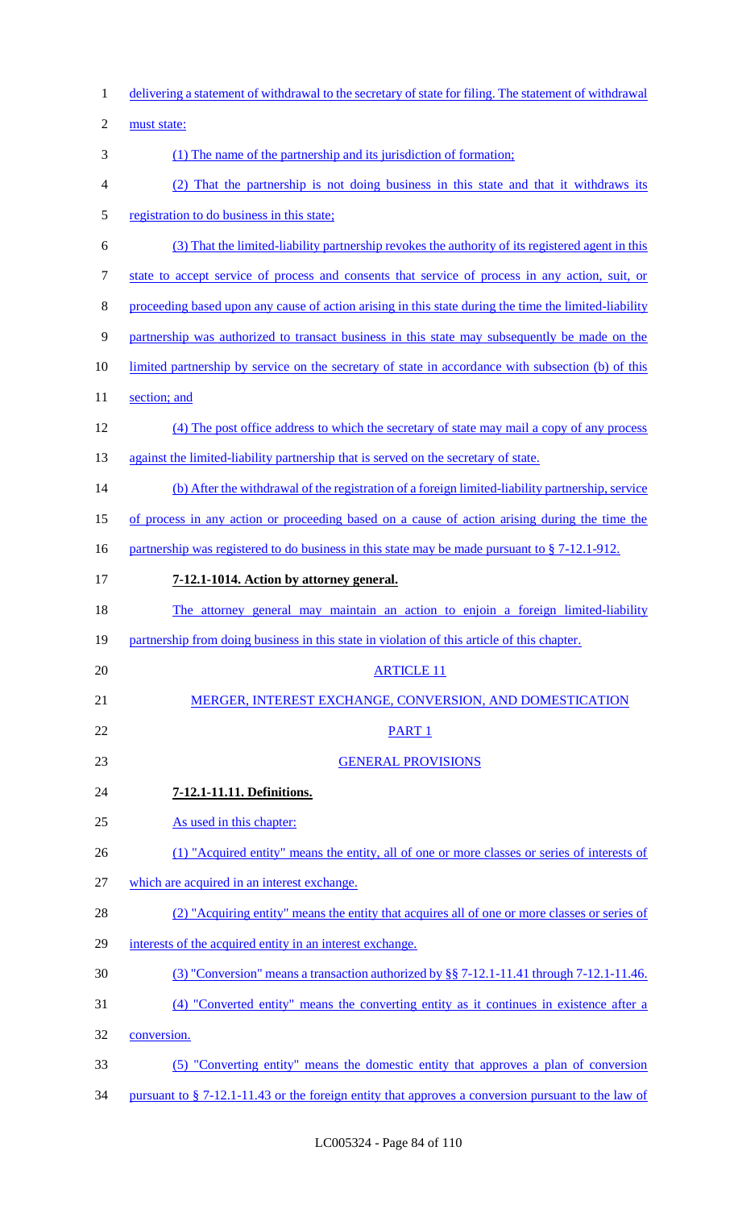delivering a statement of withdrawal to the secretary of state for filing. The statement of withdrawal must state:

(1) The name of the partnership and its jurisdiction of formation;

(2) That the partnership is not doing business in this state and that it withdraws its registration to do business in this state;

(3) That the limited-liability partnership revokes the authority of its registered agent in this state to accept service of process and consents that service of process in any action, suit, or proceeding based upon any cause of action arising in this state during the time the limited-liability partnership was authorized to transact business in this state may subsequently be made on the limited partnership by service on the secretary of state in accordance with subsection (b) of this section; and

(4) The post office address to which the secretary of state may mail a copy of any process against the limited-liability partnership that is served on the secretary of state.

(b) After the withdrawal of the registration of a foreign limited-liability partnership, service of process in any action or proceeding based on a cause of action arising during the time the partnership was registered to do business in this state may be made pursuant to § 7-12.1-912.

**7-12.1-1014. Action by attorney general.**

The attorney general may maintain an action to enjoin a foreign limited-liability partnership from doing business in this state in violation of this article of this chapter.

ARTICLE 11

MERGER, INTEREST EXCHANGE, CONVERSION, AND DOMESTICATION

PART 1

GENERAL PROVISIONS

**7-12.1-11.11. Definitions.**

As used in this chapter:

(1) "Acquired entity" means the entity, all of one or more classes or series of interests of which are acquired in an interest exchange.

(2) "Acquiring entity" means the entity that acquires all of one or more classes or series of interests of the acquired entity in an interest exchange.

(3) "Conversion" means a transaction authorized by §§ 7-12.1-11.41 through 7-12.1-11.46.

(4) "Converted entity" means the converting entity as it continues in existence after a conversion.

(5) "Converting entity" means the domestic entity that approves a plan of conversion pursuant to § 7-12.1-11.43 or the foreign entity that approves a conversion pursuant to the law of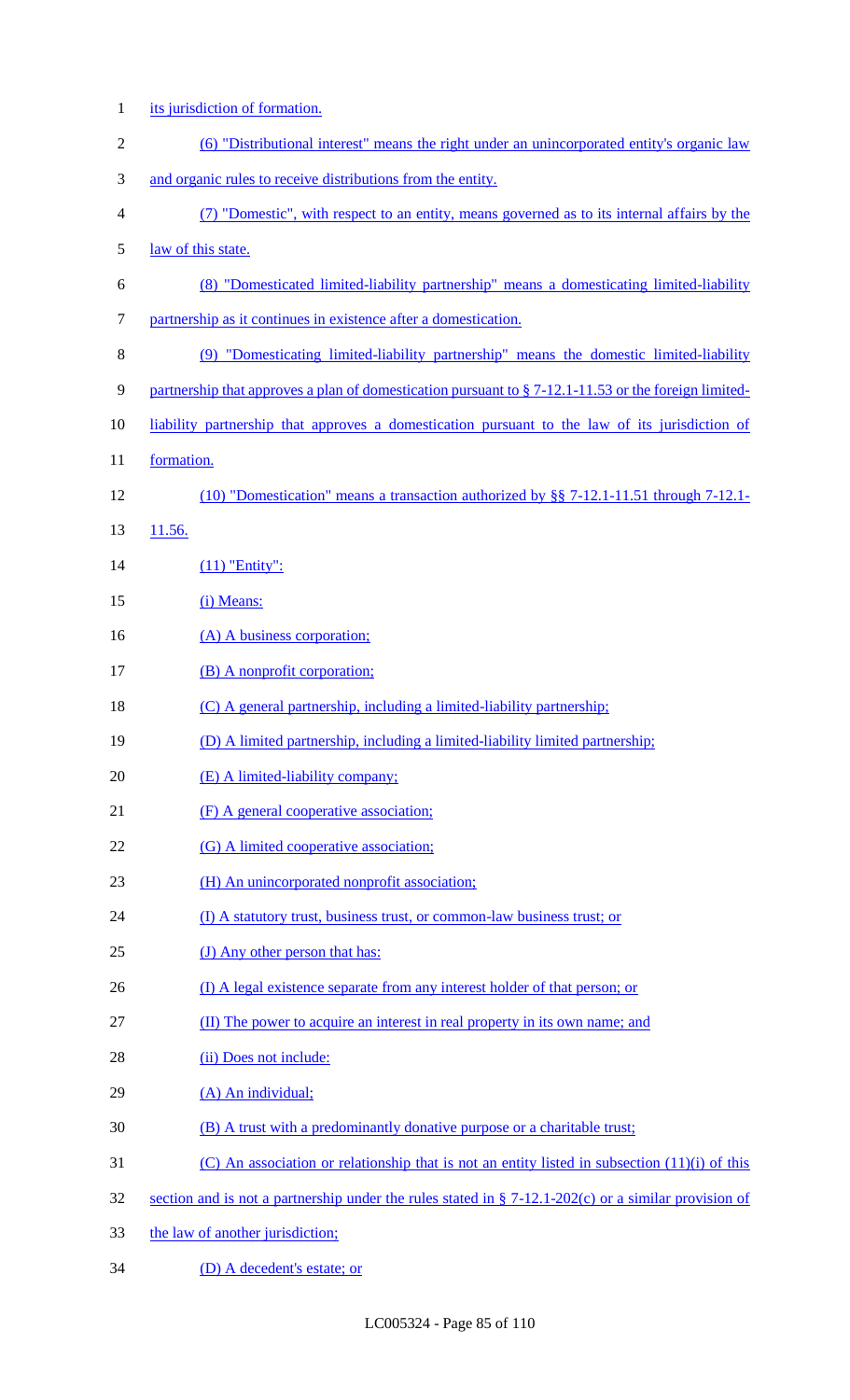its jurisdiction of formation.

(6) "Distributional interest" means the right under an unincorporated entity's organic law and organic rules to receive distributions from the entity.

(7) "Domestic", with respect to an entity, means governed as to its internal affairs by the law of this state.

(8) "Domesticated limited-liability partnership" means a domesticating limited-liability partnership as it continues in existence after a domestication.

(9) "Domesticating limited-liability partnership" means the domestic limited-liability partnership that approves a plan of domestication pursuant to § 7-12.1-11.53 or the foreign limited-liability partnership that approves a domestication pursuant to the law of its jurisdiction of formation.

(10) "Domestication" means a transaction authorized by §§ 7-12.1-11.51 through 7-12.1-11.56.

(11) "Entity":

(i) Means:

(A) A business corporation;

(B) A nonprofit corporation;

(C) A general partnership, including a limited-liability partnership;

(D) A limited partnership, including a limited-liability limited partnership;

(E) A limited-liability company;

(F) A general cooperative association;

(G) A limited cooperative association;

(H) An unincorporated nonprofit association;

(I) A statutory trust, business trust, or common-law business trust; or

(J) Any other person that has:

(I) A legal existence separate from any interest holder of that person; or

(II) The power to acquire an interest in real property in its own name; and

(ii) Does not include:

(A) An individual;

(B) A trust with a predominantly donative purpose or a charitable trust;

(C) An association or relationship that is not an entity listed in subsection (11)(i) of this section and is not a partnership under the rules stated in § 7-12.1-202(c) or a similar provision of the law of another jurisdiction;

(D) A decedent's estate; or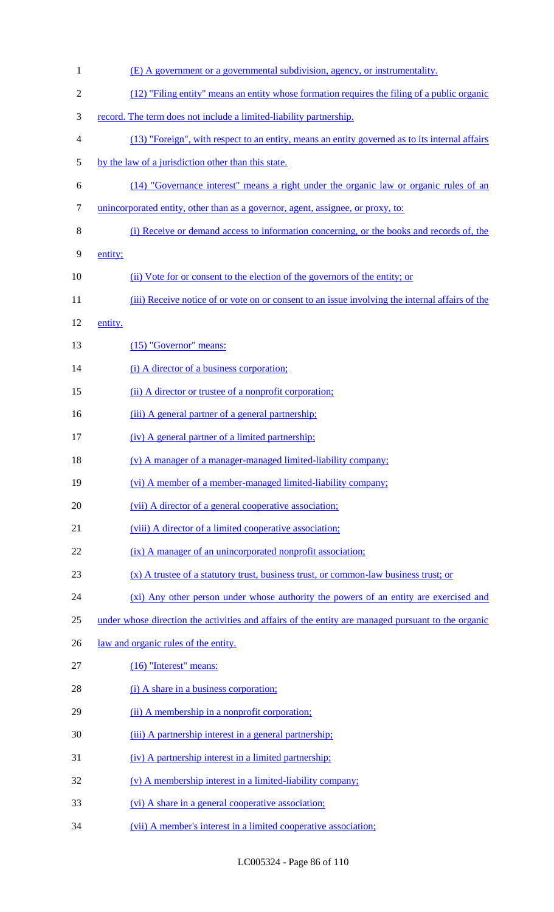(E) A government or a governmental subdivision, agency, or instrumentality.

(12) "Filing entity" means an entity whose formation requires the filing of a public organic record. The term does not include a limited-liability partnership.

(13) "Foreign", with respect to an entity, means an entity governed as to its internal affairs by the law of a jurisdiction other than this state.

(14) "Governance interest" means a right under the organic law or organic rules of an unincorporated entity, other than as a governor, agent, assignee, or proxy, to:

(i) Receive or demand access to information concerning, or the books and records of, the entity;

(ii) Vote for or consent to the election of the governors of the entity; or

(iii) Receive notice of or vote on or consent to an issue involving the internal affairs of the entity.

(15) "Governor" means:

(i) A director of a business corporation;

(ii) A director or trustee of a nonprofit corporation;

(iii) A general partner of a general partnership;

(iv) A general partner of a limited partnership;

(v) A manager of a manager-managed limited-liability company;

(vi) A member of a member-managed limited-liability company;

(vii) A director of a general cooperative association;

(viii) A director of a limited cooperative association;

(ix) A manager of an unincorporated nonprofit association;

(x) A trustee of a statutory trust, business trust, or common-law business trust; or

(xi) Any other person under whose authority the powers of an entity are exercised and under whose direction the activities and affairs of the entity are managed pursuant to the organic law and organic rules of the entity.

(16) "Interest" means:

(i) A share in a business corporation;

(ii) A membership in a nonprofit corporation;

(iii) A partnership interest in a general partnership;

(iv) A partnership interest in a limited partnership;

(v) A membership interest in a limited-liability company;

(vi) A share in a general cooperative association;

(vii) A member's interest in a limited cooperative association;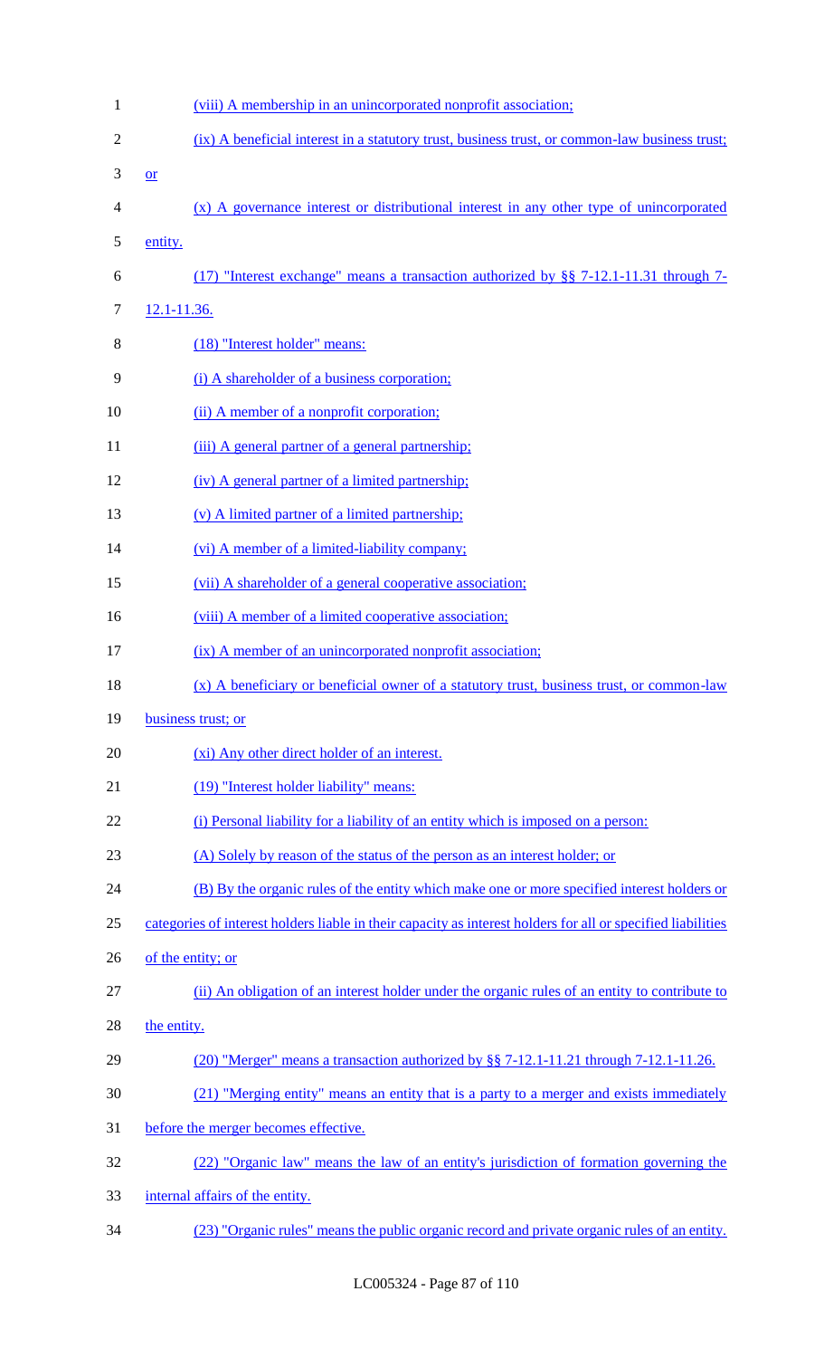(viii) A membership in an unincorporated nonprofit association;

(ix) A beneficial interest in a statutory trust, business trust, or common-law business trust; or

(x) A governance interest or distributional interest in any other type of unincorporated entity.

(17) "Interest exchange" means a transaction authorized by §§ 7-12.1-11.31 through 7-12.1-11.36.

(18) "Interest holder" means:

(i) A shareholder of a business corporation;

(ii) A member of a nonprofit corporation;

(iii) A general partner of a general partnership;

(iv) A general partner of a limited partnership;

(v) A limited partner of a limited partnership;

(vi) A member of a limited-liability company;

(vii) A shareholder of a general cooperative association;

(viii) A member of a limited cooperative association;

(ix) A member of an unincorporated nonprofit association;

(x) A beneficiary or beneficial owner of a statutory trust, business trust, or common-law business trust; or

(xi) Any other direct holder of an interest.

(19) "Interest holder liability" means:

(i) Personal liability for a liability of an entity which is imposed on a person:

(A) Solely by reason of the status of the person as an interest holder; or

(B) By the organic rules of the entity which make one or more specified interest holders or categories of interest holders liable in their capacity as interest holders for all or specified liabilities of the entity; or

(ii) An obligation of an interest holder under the organic rules of an entity to contribute to the entity.

(20) "Merger" means a transaction authorized by §§ 7-12.1-11.21 through 7-12.1-11.26.

(21) "Merging entity" means an entity that is a party to a merger and exists immediately before the merger becomes effective.

(22) "Organic law" means the law of an entity's jurisdiction of formation governing the internal affairs of the entity.

(23) "Organic rules" means the public organic record and private organic rules of an entity.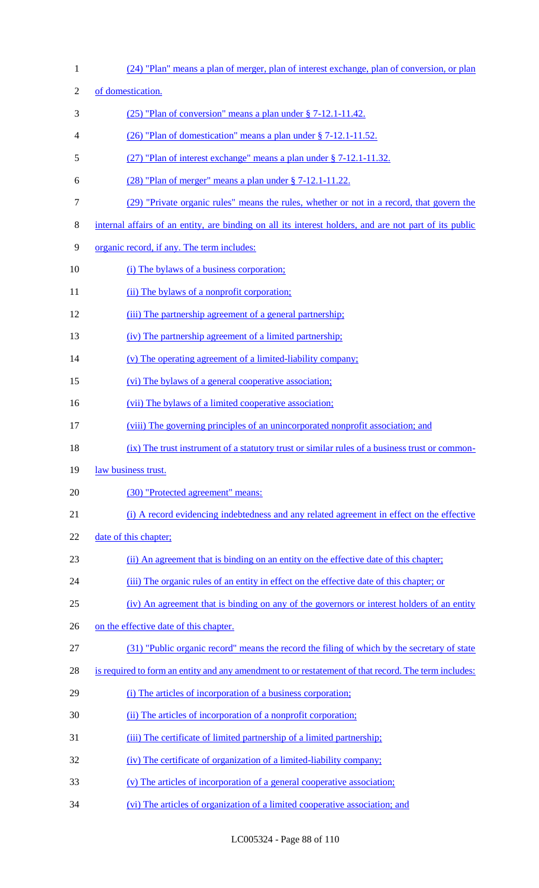(24) "Plan" means a plan of merger, plan of interest exchange, plan of conversion, or plan of domestication.

(25) "Plan of conversion" means a plan under § 7-12.1-11.42.

(26) "Plan of domestication" means a plan under § 7-12.1-11.52.

(27) "Plan of interest exchange" means a plan under § 7-12.1-11.32.

(28) "Plan of merger" means a plan under § 7-12.1-11.22.

(29) "Private organic rules" means the rules, whether or not in a record, that govern the internal affairs of an entity, are binding on all its interest holders, and are not part of its public organic record, if any. The term includes:

(i) The bylaws of a business corporation;

(ii) The bylaws of a nonprofit corporation;

(iii) The partnership agreement of a general partnership;

(iv) The partnership agreement of a limited partnership;

(v) The operating agreement of a limited-liability company;

(vi) The bylaws of a general cooperative association;

(vii) The bylaws of a limited cooperative association;

(viii) The governing principles of an unincorporated nonprofit association; and

(ix) The trust instrument of a statutory trust or similar rules of a business trust or common-law business trust.

(30) "Protected agreement" means:

(i) A record evidencing indebtedness and any related agreement in effect on the effective date of this chapter;

(ii) An agreement that is binding on an entity on the effective date of this chapter;

(iii) The organic rules of an entity in effect on the effective date of this chapter; or

(iv) An agreement that is binding on any of the governors or interest holders of an entity on the effective date of this chapter.

(31) "Public organic record" means the record the filing of which by the secretary of state is required to form an entity and any amendment to or restatement of that record. The term includes:

(i) The articles of incorporation of a business corporation;

(ii) The articles of incorporation of a nonprofit corporation;

(iii) The certificate of limited partnership of a limited partnership;

(iv) The certificate of organization of a limited-liability company;

(v) The articles of incorporation of a general cooperative association;

(vi) The articles of organization of a limited cooperative association; and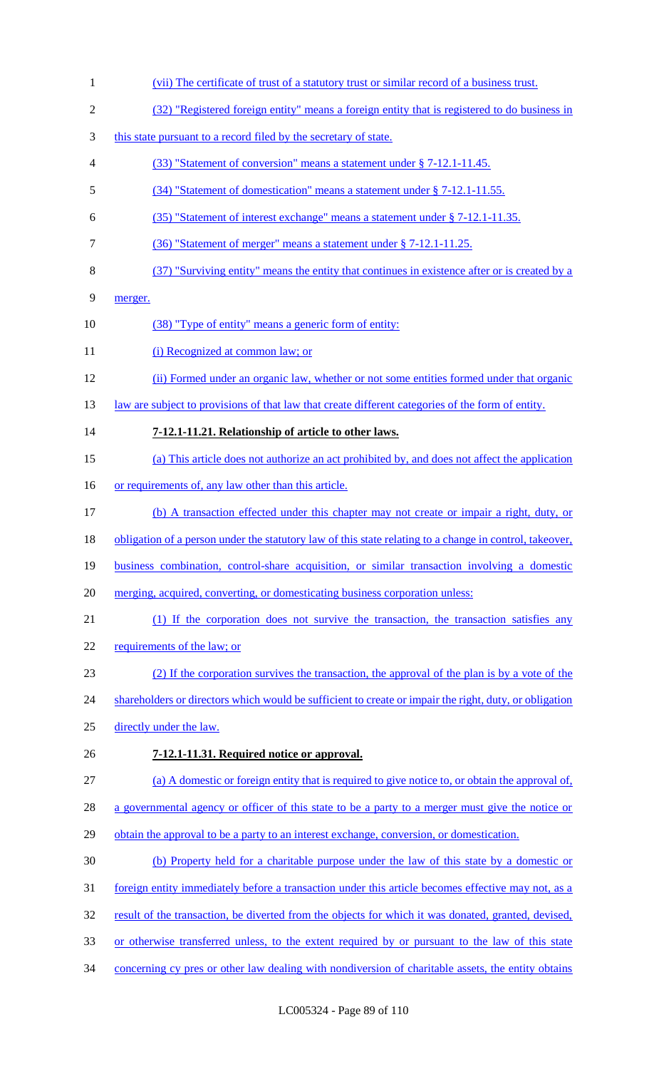(vii) The certificate of trust of a statutory trust or similar record of a business trust.

(32) "Registered foreign entity" means a foreign entity that is registered to do business in this state pursuant to a record filed by the secretary of state.

(33) "Statement of conversion" means a statement under § 7-12.1-11.45.

(34) "Statement of domestication" means a statement under § 7-12.1-11.55.

(35) "Statement of interest exchange" means a statement under § 7-12.1-11.35.

(36) "Statement of merger" means a statement under § 7-12.1-11.25.

(37) "Surviving entity" means the entity that continues in existence after or is created by a merger.

(38) "Type of entity" means a generic form of entity:

(i) Recognized at common law; or

(ii) Formed under an organic law, whether or not some entities formed under that organic law are subject to provisions of that law that create different categories of the form of entity.

**7-12.1-11.21. Relationship of article to other laws.**

(a) This article does not authorize an act prohibited by, and does not affect the application or requirements of, any law other than this article.

(b) A transaction effected under this chapter may not create or impair a right, duty, or obligation of a person under the statutory law of this state relating to a change in control, takeover, business combination, control-share acquisition, or similar transaction involving a domestic merging, acquired, converting, or domesticating business corporation unless:

(1) If the corporation does not survive the transaction, the transaction satisfies any requirements of the law; or

(2) If the corporation survives the transaction, the approval of the plan is by a vote of the shareholders or directors which would be sufficient to create or impair the right, duty, or obligation directly under the law.

**7-12.1-11.31. Required notice or approval.**

(a) A domestic or foreign entity that is required to give notice to, or obtain the approval of, a governmental agency or officer of this state to be a party to a merger must give the notice or obtain the approval to be a party to an interest exchange, conversion, or domestication.

(b) Property held for a charitable purpose under the law of this state by a domestic or foreign entity immediately before a transaction under this article becomes effective may not, as a result of the transaction, be diverted from the objects for which it was donated, granted, devised, or otherwise transferred unless, to the extent required by or pursuant to the law of this state concerning cy pres or other law dealing with nondiversion of charitable assets, the entity obtains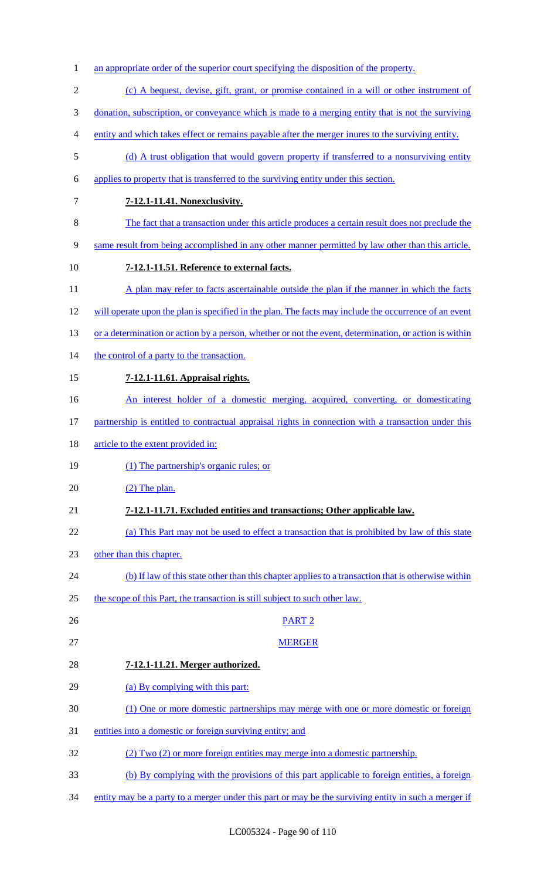an appropriate order of the superior court specifying the disposition of the property.

(c) A bequest, devise, gift, grant, or promise contained in a will or other instrument of donation, subscription, or conveyance which is made to a merging entity that is not the surviving entity and which takes effect or remains payable after the merger inures to the surviving entity.

(d) A trust obligation that would govern property if transferred to a nonsurviving entity applies to property that is transferred to the surviving entity under this section.

**7-12.1-11.41. Nonexclusivity.**

The fact that a transaction under this article produces a certain result does not preclude the same result from being accomplished in any other manner permitted by law other than this article.

**7-12.1-11.51. Reference to external facts.**

A plan may refer to facts ascertainable outside the plan if the manner in which the facts will operate upon the plan is specified in the plan. The facts may include the occurrence of an event or a determination or action by a person, whether or not the event, determination, or action is within the control of a party to the transaction.

**7-12.1-11.61. Appraisal rights.**

An interest holder of a domestic merging, acquired, converting, or domesticating partnership is entitled to contractual appraisal rights in connection with a transaction under this article to the extent provided in:

(1) The partnership's organic rules; or

(2) The plan.

**7-12.1-11.71. Excluded entities and transactions; Other applicable law.**

(a) This Part may not be used to effect a transaction that is prohibited by law of this state other than this chapter.

(b) If law of this state other than this chapter applies to a transaction that is otherwise within the scope of this Part, the transaction is still subject to such other law.

PART 2

MERGER

**7-12.1-11.21. Merger authorized.**

(a) By complying with this part:

(1) One or more domestic partnerships may merge with one or more domestic or foreign entities into a domestic or foreign surviving entity; and

(2) Two (2) or more foreign entities may merge into a domestic partnership.

(b) By complying with the provisions of this part applicable to foreign entities, a foreign entity may be a party to a merger under this part or may be the surviving entity in such a merger if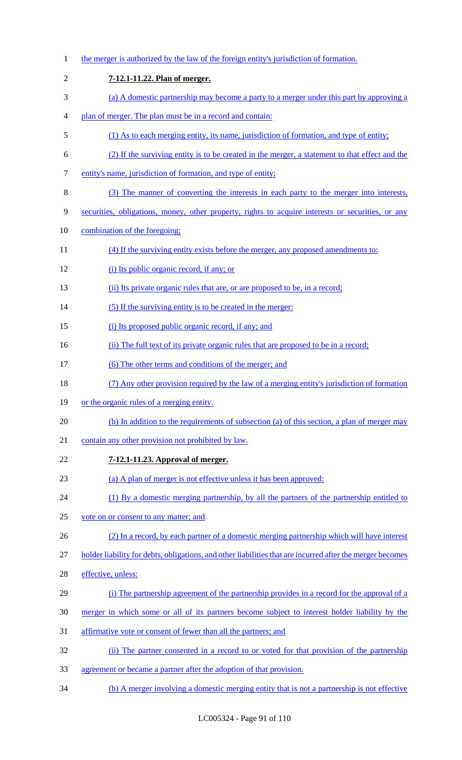the merger is authorized by the law of the foreign entity's jurisdiction of formation.

**7-12.1-11.22. Plan of merger.**

(a) A domestic partnership may become a party to a merger under this part by approving a plan of merger. The plan must be in a record and contain:

(1) As to each merging entity, its name, jurisdiction of formation, and type of entity;

(2) If the surviving entity is to be created in the merger, a statement to that effect and the entity's name, jurisdiction of formation, and type of entity;

(3) The manner of converting the interests in each party to the merger into interests, securities, obligations, money, other property, rights to acquire interests or securities, or any combination of the foregoing;

(4) If the surviving entity exists before the merger, any proposed amendments to:

(i) Its public organic record, if any; or

(ii) Its private organic rules that are, or are proposed to be, in a record;

(5) If the surviving entity is to be created in the merger:

(i) Its proposed public organic record, if any; and

(ii) The full text of its private organic rules that are proposed to be in a record;

(6) The other terms and conditions of the merger; and

(7) Any other provision required by the law of a merging entity's jurisdiction of formation or the organic rules of a merging entity.

(b) In addition to the requirements of subsection (a) of this section, a plan of merger may contain any other provision not prohibited by law.

**7-12.1-11.23. Approval of merger.**

(a) A plan of merger is not effective unless it has been approved:

(1) By a domestic merging partnership, by all the partners of the partnership entitled to vote on or consent to any matter; and

(2) In a record, by each partner of a domestic merging partnership which will have interest holder liability for debts, obligations, and other liabilities that are incurred after the merger becomes effective, unless:

(i) The partnership agreement of the partnership provides in a record for the approval of a merger in which some or all of its partners become subject to interest holder liability by the affirmative vote or consent of fewer than all the partners; and

(ii) The partner consented in a record to or voted for that provision of the partnership agreement or became a partner after the adoption of that provision.

(b) A merger involving a domestic merging entity that is not a partnership is not effective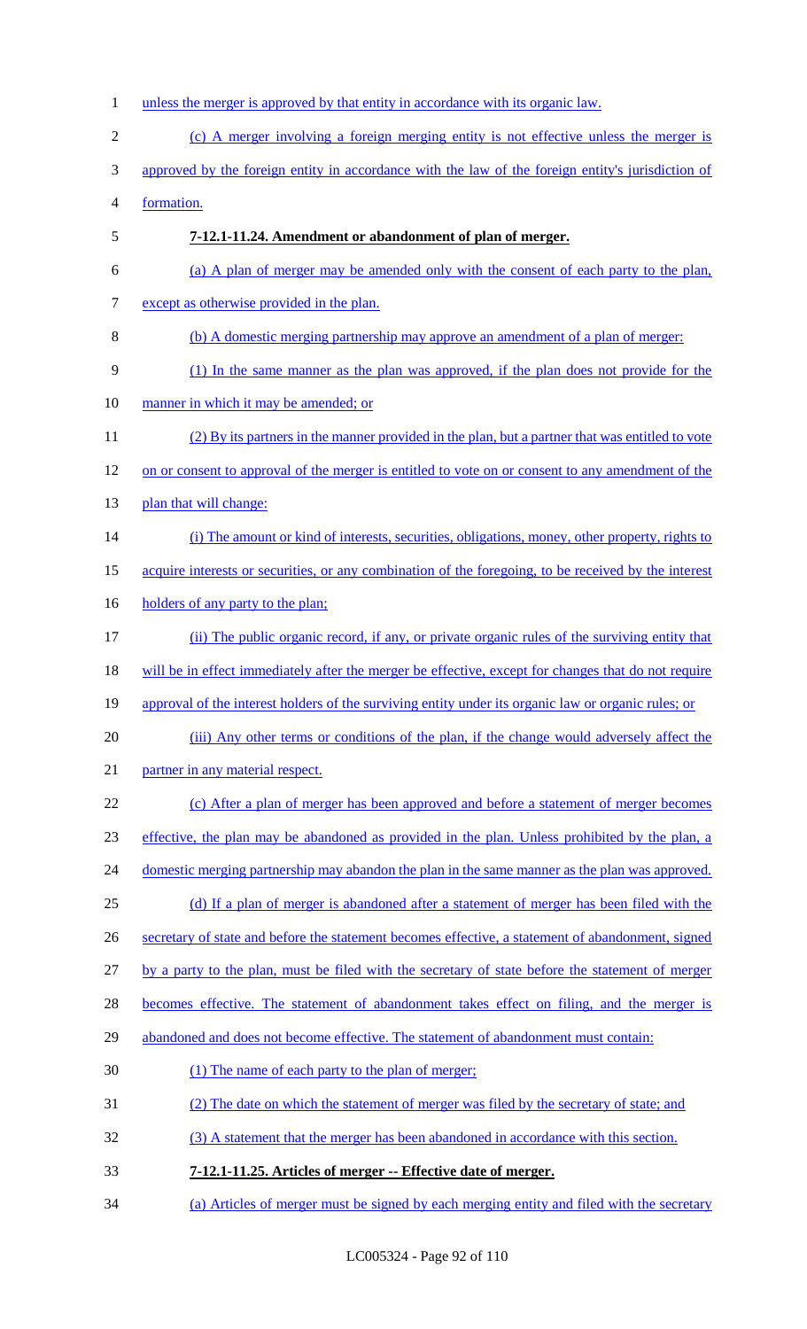unless the merger is approved by that entity in accordance with its organic law.

(c) A merger involving a foreign merging entity is not effective unless the merger is approved by the foreign entity in accordance with the law of the foreign entity's jurisdiction of formation.

**7-12.1-11.24. Amendment or abandonment of plan of merger.**

(a) A plan of merger may be amended only with the consent of each party to the plan, except as otherwise provided in the plan.

(b) A domestic merging partnership may approve an amendment of a plan of merger:

(1) In the same manner as the plan was approved, if the plan does not provide for the manner in which it may be amended; or

(2) By its partners in the manner provided in the plan, but a partner that was entitled to vote on or consent to approval of the merger is entitled to vote on or consent to any amendment of the plan that will change:

(i) The amount or kind of interests, securities, obligations, money, other property, rights to acquire interests or securities, or any combination of the foregoing, to be received by the interest holders of any party to the plan;

(ii) The public organic record, if any, or private organic rules of the surviving entity that will be in effect immediately after the merger be effective, except for changes that do not require approval of the interest holders of the surviving entity under its organic law or organic rules; or

(iii) Any other terms or conditions of the plan, if the change would adversely affect the partner in any material respect.

(c) After a plan of merger has been approved and before a statement of merger becomes effective, the plan may be abandoned as provided in the plan. Unless prohibited by the plan, a domestic merging partnership may abandon the plan in the same manner as the plan was approved.

(d) If a plan of merger is abandoned after a statement of merger has been filed with the secretary of state and before the statement becomes effective, a statement of abandonment, signed by a party to the plan, must be filed with the secretary of state before the statement of merger becomes effective. The statement of abandonment takes effect on filing, and the merger is abandoned and does not become effective. The statement of abandonment must contain:

(1) The name of each party to the plan of merger;

(2) The date on which the statement of merger was filed by the secretary of state; and

(3) A statement that the merger has been abandoned in accordance with this section.

**7-12.1-11.25. Articles of merger -- Effective date of merger.**

(a) Articles of merger must be signed by each merging entity and filed with the secretary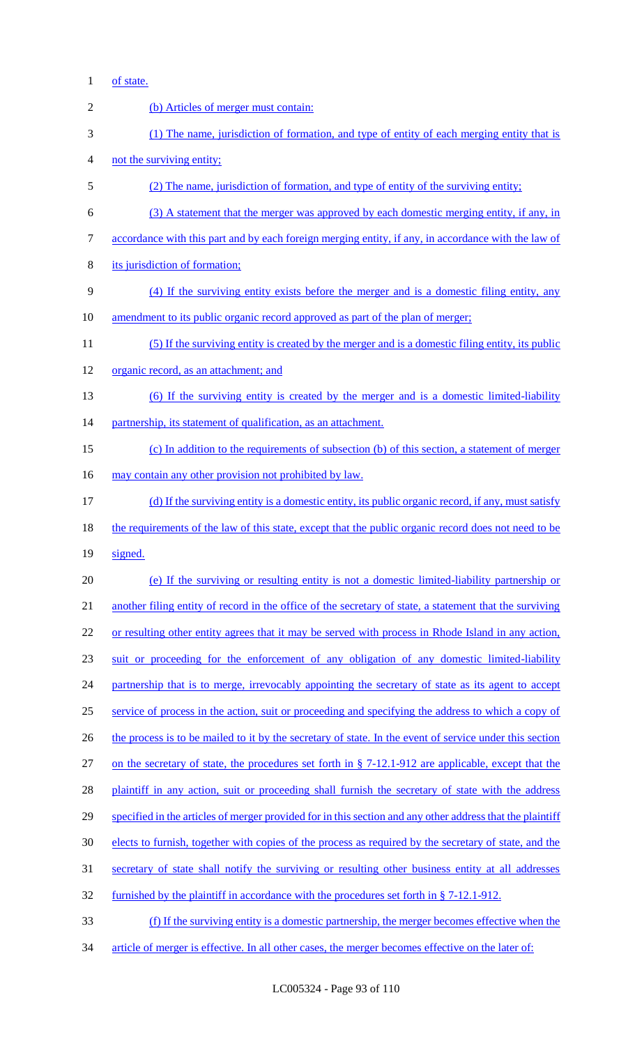of state.

(b) Articles of merger must contain:

(1) The name, jurisdiction of formation, and type of entity of each merging entity that is not the surviving entity;

(2) The name, jurisdiction of formation, and type of entity of the surviving entity;

(3) A statement that the merger was approved by each domestic merging entity, if any, in accordance with this part and by each foreign merging entity, if any, in accordance with the law of its jurisdiction of formation;

(4) If the surviving entity exists before the merger and is a domestic filing entity, any amendment to its public organic record approved as part of the plan of merger;

(5) If the surviving entity is created by the merger and is a domestic filing entity, its public organic record, as an attachment; and

(6) If the surviving entity is created by the merger and is a domestic limited-liability partnership, its statement of qualification, as an attachment.

(c) In addition to the requirements of subsection (b) of this section, a statement of merger may contain any other provision not prohibited by law.

(d) If the surviving entity is a domestic entity, its public organic record, if any, must satisfy the requirements of the law of this state, except that the public organic record does not need to be signed.

(e) If the surviving or resulting entity is not a domestic limited-liability partnership or another filing entity of record in the office of the secretary of state, a statement that the surviving or resulting other entity agrees that it may be served with process in Rhode Island in any action, suit or proceeding for the enforcement of any obligation of any domestic limited-liability partnership that is to merge, irrevocably appointing the secretary of state as its agent to accept service of process in the action, suit or proceeding and specifying the address to which a copy of the process is to be mailed to it by the secretary of state. In the event of service under this section on the secretary of state, the procedures set forth in § 7-12.1-912 are applicable, except that the plaintiff in any action, suit or proceeding shall furnish the secretary of state with the address specified in the articles of merger provided for in this section and any other address that the plaintiff elects to furnish, together with copies of the process as required by the secretary of state, and the secretary of state shall notify the surviving or resulting other business entity at all addresses furnished by the plaintiff in accordance with the procedures set forth in § 7-12.1-912.

(f) If the surviving entity is a domestic partnership, the merger becomes effective when the article of merger is effective. In all other cases, the merger becomes effective on the later of: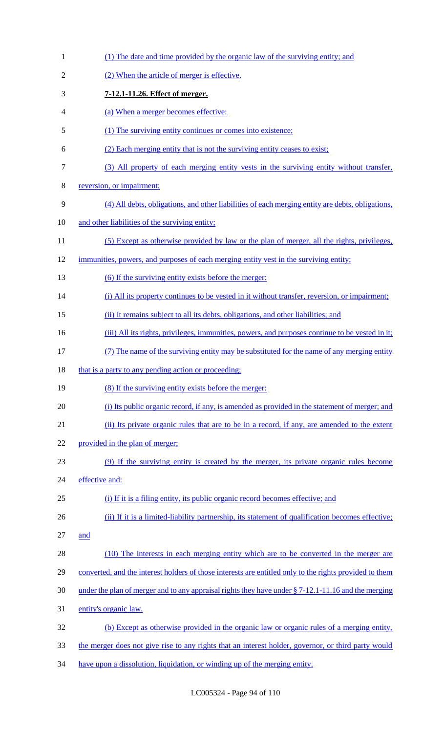(1) The date and time provided by the organic law of the surviving entity; and

(2) When the article of merger is effective.

**7-12.1-11.26. Effect of merger.**

(a) When a merger becomes effective:

(1) The surviving entity continues or comes into existence;

(2) Each merging entity that is not the surviving entity ceases to exist;

(3) All property of each merging entity vests in the surviving entity without transfer, reversion, or impairment;

(4) All debts, obligations, and other liabilities of each merging entity are debts, obligations, and other liabilities of the surviving entity;

(5) Except as otherwise provided by law or the plan of merger, all the rights, privileges, immunities, powers, and purposes of each merging entity vest in the surviving entity;

(6) If the surviving entity exists before the merger:

(i) All its property continues to be vested in it without transfer, reversion, or impairment;

(ii) It remains subject to all its debts, obligations, and other liabilities; and

(iii) All its rights, privileges, immunities, powers, and purposes continue to be vested in it;

(7) The name of the surviving entity may be substituted for the name of any merging entity that is a party to any pending action or proceeding;

(8) If the surviving entity exists before the merger:

(i) Its public organic record, if any, is amended as provided in the statement of merger; and

(ii) Its private organic rules that are to be in a record, if any, are amended to the extent provided in the plan of merger;

(9) If the surviving entity is created by the merger, its private organic rules become effective and:

(i) If it is a filing entity, its public organic record becomes effective; and

(ii) If it is a limited-liability partnership, its statement of qualification becomes effective; and

(10) The interests in each merging entity which are to be converted in the merger are converted, and the interest holders of those interests are entitled only to the rights provided to them under the plan of merger and to any appraisal rights they have under § 7-12.1-11.16 and the merging entity's organic law.

(b) Except as otherwise provided in the organic law or organic rules of a merging entity, the merger does not give rise to any rights that an interest holder, governor, or third party would have upon a dissolution, liquidation, or winding up of the merging entity.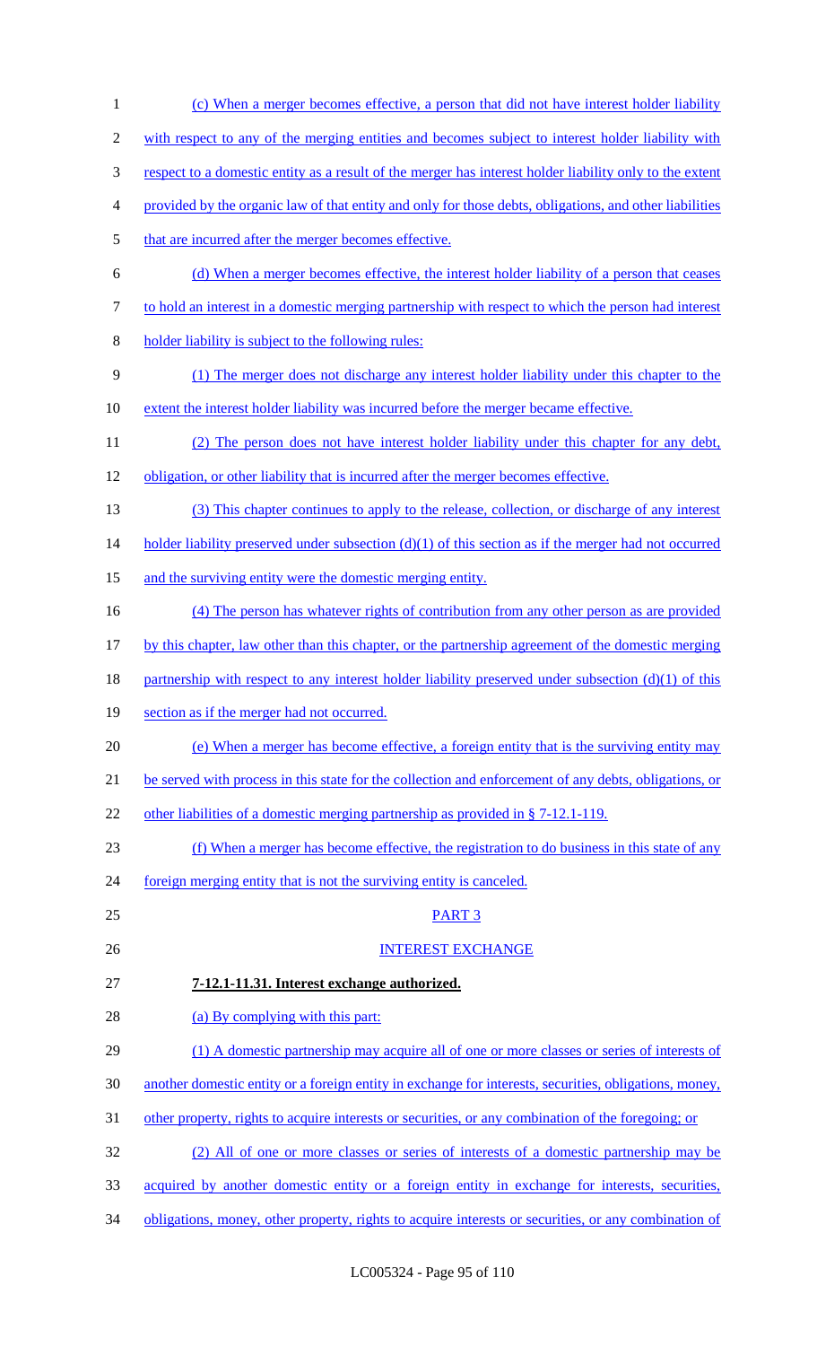(c) When a merger becomes effective, a person that did not have interest holder liability with respect to any of the merging entities and becomes subject to interest holder liability with respect to a domestic entity as a result of the merger has interest holder liability only to the extent provided by the organic law of that entity and only for those debts, obligations, and other liabilities that are incurred after the merger becomes effective.

(d) When a merger becomes effective, the interest holder liability of a person that ceases to hold an interest in a domestic merging partnership with respect to which the person had interest holder liability is subject to the following rules:

(1) The merger does not discharge any interest holder liability under this chapter to the extent the interest holder liability was incurred before the merger became effective.

(2) The person does not have interest holder liability under this chapter for any debt, obligation, or other liability that is incurred after the merger becomes effective.

(3) This chapter continues to apply to the release, collection, or discharge of any interest holder liability preserved under subsection (d)(1) of this section as if the merger had not occurred and the surviving entity were the domestic merging entity.

(4) The person has whatever rights of contribution from any other person as are provided by this chapter, law other than this chapter, or the partnership agreement of the domestic merging partnership with respect to any interest holder liability preserved under subsection (d)(1) of this section as if the merger had not occurred.

(e) When a merger has become effective, a foreign entity that is the surviving entity may be served with process in this state for the collection and enforcement of any debts, obligations, or other liabilities of a domestic merging partnership as provided in § 7-12.1-119.

(f) When a merger has become effective, the registration to do business in this state of any foreign merging entity that is not the surviving entity is canceled.

PART 3

INTEREST EXCHANGE

**7-12.1-11.31. Interest exchange authorized.**

(a) By complying with this part:

(1) A domestic partnership may acquire all of one or more classes or series of interests of another domestic entity or a foreign entity in exchange for interests, securities, obligations, money, other property, rights to acquire interests or securities, or any combination of the foregoing; or

(2) All of one or more classes or series of interests of a domestic partnership may be acquired by another domestic entity or a foreign entity in exchange for interests, securities, obligations, money, other property, rights to acquire interests or securities, or any combination of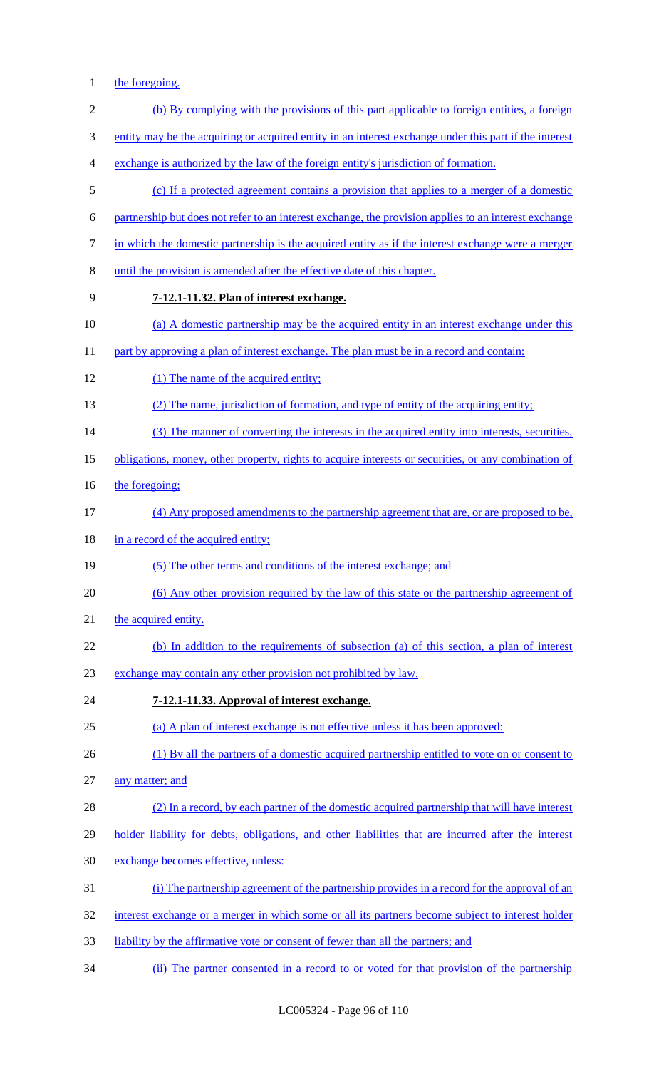the foregoing.

(b) By complying with the provisions of this part applicable to foreign entities, a foreign entity may be the acquiring or acquired entity in an interest exchange under this part if the interest exchange is authorized by the law of the foreign entity's jurisdiction of formation.

(c) If a protected agreement contains a provision that applies to a merger of a domestic partnership but does not refer to an interest exchange, the provision applies to an interest exchange in which the domestic partnership is the acquired entity as if the interest exchange were a merger until the provision is amended after the effective date of this chapter.

**7-12.1-11.32. Plan of interest exchange.**

(a) A domestic partnership may be the acquired entity in an interest exchange under this part by approving a plan of interest exchange. The plan must be in a record and contain:

(1) The name of the acquired entity;

(2) The name, jurisdiction of formation, and type of entity of the acquiring entity;

(3) The manner of converting the interests in the acquired entity into interests, securities, obligations, money, other property, rights to acquire interests or securities, or any combination of the foregoing;

(4) Any proposed amendments to the partnership agreement that are, or are proposed to be, in a record of the acquired entity;

(5) The other terms and conditions of the interest exchange; and

(6) Any other provision required by the law of this state or the partnership agreement of the acquired entity.

(b) In addition to the requirements of subsection (a) of this section, a plan of interest exchange may contain any other provision not prohibited by law.

**7-12.1-11.33. Approval of interest exchange.**

(a) A plan of interest exchange is not effective unless it has been approved:

(1) By all the partners of a domestic acquired partnership entitled to vote on or consent to any matter; and

(2) In a record, by each partner of the domestic acquired partnership that will have interest holder liability for debts, obligations, and other liabilities that are incurred after the interest exchange becomes effective, unless:

(i) The partnership agreement of the partnership provides in a record for the approval of an interest exchange or a merger in which some or all its partners become subject to interest holder liability by the affirmative vote or consent of fewer than all the partners; and

(ii) The partner consented in a record to or voted for that provision of the partnership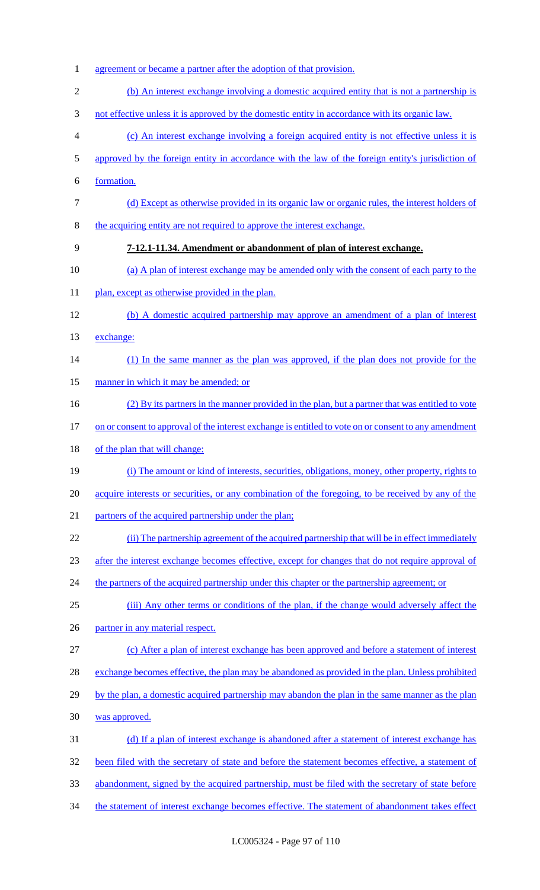agreement or became a partner after the adoption of that provision.

(b) An interest exchange involving a domestic acquired entity that is not a partnership is not effective unless it is approved by the domestic entity in accordance with its organic law.

(c) An interest exchange involving a foreign acquired entity is not effective unless it is approved by the foreign entity in accordance with the law of the foreign entity's jurisdiction of formation.

(d) Except as otherwise provided in its organic law or organic rules, the interest holders of the acquiring entity are not required to approve the interest exchange.

**7-12.1-11.34. Amendment or abandonment of plan of interest exchange.**

(a) A plan of interest exchange may be amended only with the consent of each party to the plan, except as otherwise provided in the plan.

(b) A domestic acquired partnership may approve an amendment of a plan of interest exchange:

(1) In the same manner as the plan was approved, if the plan does not provide for the manner in which it may be amended; or

(2) By its partners in the manner provided in the plan, but a partner that was entitled to vote on or consent to approval of the interest exchange is entitled to vote on or consent to any amendment of the plan that will change:

(i) The amount or kind of interests, securities, obligations, money, other property, rights to acquire interests or securities, or any combination of the foregoing, to be received by any of the partners of the acquired partnership under the plan;

(ii) The partnership agreement of the acquired partnership that will be in effect immediately after the interest exchange becomes effective, except for changes that do not require approval of the partners of the acquired partnership under this chapter or the partnership agreement; or

(iii) Any other terms or conditions of the plan, if the change would adversely affect the partner in any material respect.

(c) After a plan of interest exchange has been approved and before a statement of interest exchange becomes effective, the plan may be abandoned as provided in the plan. Unless prohibited by the plan, a domestic acquired partnership may abandon the plan in the same manner as the plan was approved.

(d) If a plan of interest exchange is abandoned after a statement of interest exchange has been filed with the secretary of state and before the statement becomes effective, a statement of abandonment, signed by the acquired partnership, must be filed with the secretary of state before the statement of interest exchange becomes effective. The statement of abandonment takes effect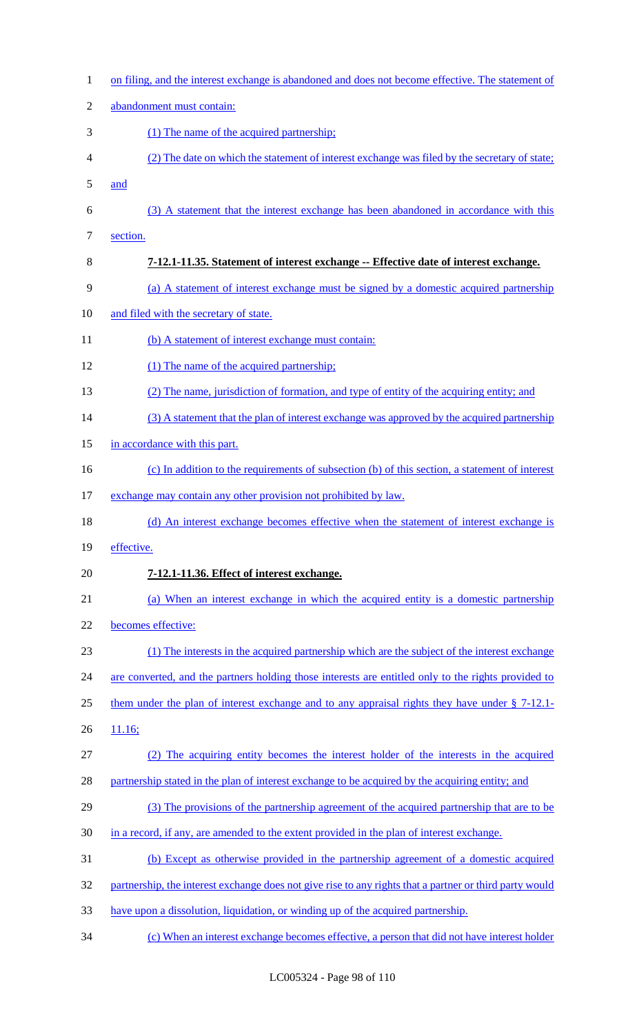on filing, and the interest exchange is abandoned and does not become effective. The statement of abandonment must contain:

(1) The name of the acquired partnership;

(2) The date on which the statement of interest exchange was filed by the secretary of state; and

(3) A statement that the interest exchange has been abandoned in accordance with this section.

**7-12.1-11.35. Statement of interest exchange -- Effective date of interest exchange.**

(a) A statement of interest exchange must be signed by a domestic acquired partnership and filed with the secretary of state.

(b) A statement of interest exchange must contain:

(1) The name of the acquired partnership;

(2) The name, jurisdiction of formation, and type of entity of the acquiring entity; and

(3) A statement that the plan of interest exchange was approved by the acquired partnership in accordance with this part.

(c) In addition to the requirements of subsection (b) of this section, a statement of interest exchange may contain any other provision not prohibited by law.

(d) An interest exchange becomes effective when the statement of interest exchange is effective.

**7-12.1-11.36. Effect of interest exchange.**

(a) When an interest exchange in which the acquired entity is a domestic partnership becomes effective:

(1) The interests in the acquired partnership which are the subject of the interest exchange are converted, and the partners holding those interests are entitled only to the rights provided to them under the plan of interest exchange and to any appraisal rights they have under § 7-12.1-11.16;

(2) The acquiring entity becomes the interest holder of the interests in the acquired partnership stated in the plan of interest exchange to be acquired by the acquiring entity; and

(3) The provisions of the partnership agreement of the acquired partnership that are to be in a record, if any, are amended to the extent provided in the plan of interest exchange.

(b) Except as otherwise provided in the partnership agreement of a domestic acquired partnership, the interest exchange does not give rise to any rights that a partner or third party would have upon a dissolution, liquidation, or winding up of the acquired partnership.

(c) When an interest exchange becomes effective, a person that did not have interest holder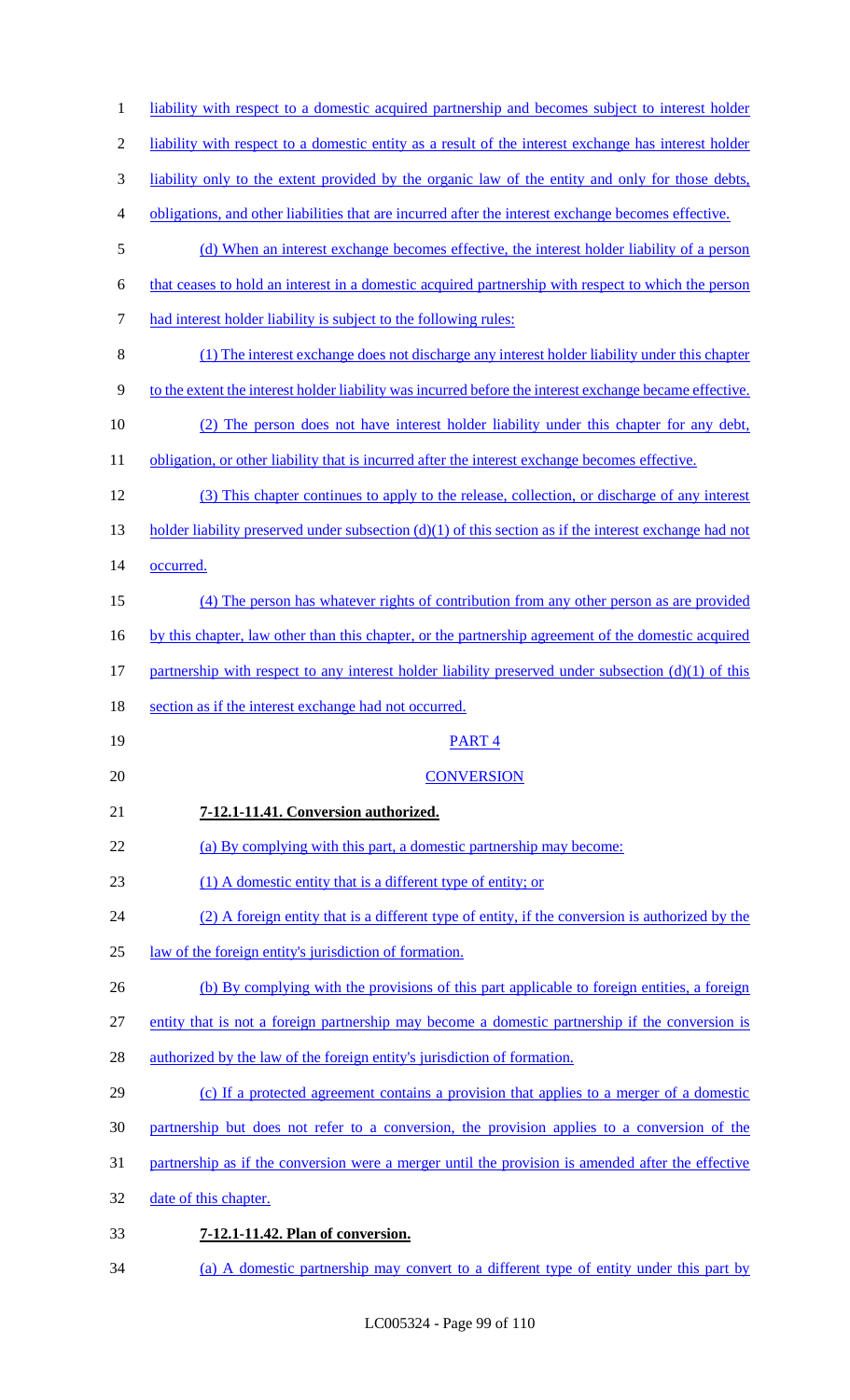liability with respect to a domestic acquired partnership and becomes subject to interest holder liability with respect to a domestic entity as a result of the interest exchange has interest holder liability only to the extent provided by the organic law of the entity and only for those debts, obligations, and other liabilities that are incurred after the interest exchange becomes effective.

(d) When an interest exchange becomes effective, the interest holder liability of a person that ceases to hold an interest in a domestic acquired partnership with respect to which the person had interest holder liability is subject to the following rules:

(1) The interest exchange does not discharge any interest holder liability under this chapter to the extent the interest holder liability was incurred before the interest exchange became effective.

(2) The person does not have interest holder liability under this chapter for any debt, obligation, or other liability that is incurred after the interest exchange becomes effective.

(3) This chapter continues to apply to the release, collection, or discharge of any interest holder liability preserved under subsection (d)(1) of this section as if the interest exchange had not occurred.

(4) The person has whatever rights of contribution from any other person as are provided by this chapter, law other than this chapter, or the partnership agreement of the domestic acquired partnership with respect to any interest holder liability preserved under subsection (d)(1) of this section as if the interest exchange had not occurred.

PART 4

CONVERSION

**7-12.1-11.41. Conversion authorized.**

(a) By complying with this part, a domestic partnership may become:

(1) A domestic entity that is a different type of entity; or

(2) A foreign entity that is a different type of entity, if the conversion is authorized by the law of the foreign entity's jurisdiction of formation.

(b) By complying with the provisions of this part applicable to foreign entities, a foreign entity that is not a foreign partnership may become a domestic partnership if the conversion is authorized by the law of the foreign entity's jurisdiction of formation.

(c) If a protected agreement contains a provision that applies to a merger of a domestic partnership but does not refer to a conversion, the provision applies to a conversion of the partnership as if the conversion were a merger until the provision is amended after the effective date of this chapter.

**7-12.1-11.42. Plan of conversion.**

(a) A domestic partnership may convert to a different type of entity under this part by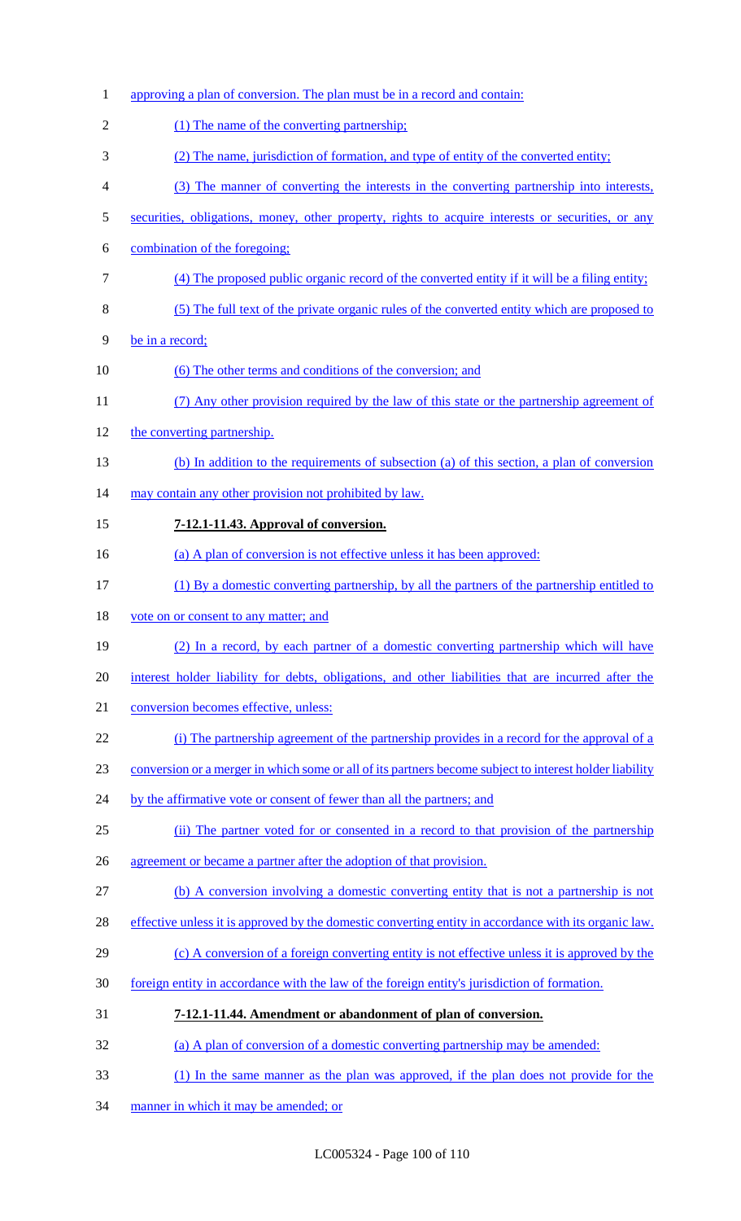approving a plan of conversion. The plan must be in a record and contain:

(1) The name of the converting partnership;

(2) The name, jurisdiction of formation, and type of entity of the converted entity;

(3) The manner of converting the interests in the converting partnership into interests, securities, obligations, money, other property, rights to acquire interests or securities, or any combination of the foregoing;

(4) The proposed public organic record of the converted entity if it will be a filing entity;

(5) The full text of the private organic rules of the converted entity which are proposed to be in a record;

(6) The other terms and conditions of the conversion; and

(7) Any other provision required by the law of this state or the partnership agreement of the converting partnership.

(b) In addition to the requirements of subsection (a) of this section, a plan of conversion may contain any other provision not prohibited by law.

**7-12.1-11.43. Approval of conversion.**

(a) A plan of conversion is not effective unless it has been approved:

(1) By a domestic converting partnership, by all the partners of the partnership entitled to vote on or consent to any matter; and

(2) In a record, by each partner of a domestic converting partnership which will have interest holder liability for debts, obligations, and other liabilities that are incurred after the conversion becomes effective, unless:

(i) The partnership agreement of the partnership provides in a record for the approval of a conversion or a merger in which some or all of its partners become subject to interest holder liability by the affirmative vote or consent of fewer than all the partners; and

(ii) The partner voted for or consented in a record to that provision of the partnership agreement or became a partner after the adoption of that provision.

(b) A conversion involving a domestic converting entity that is not a partnership is not effective unless it is approved by the domestic converting entity in accordance with its organic law.

(c) A conversion of a foreign converting entity is not effective unless it is approved by the foreign entity in accordance with the law of the foreign entity's jurisdiction of formation.

**7-12.1-11.44. Amendment or abandonment of plan of conversion.**

(a) A plan of conversion of a domestic converting partnership may be amended:

(1) In the same manner as the plan was approved, if the plan does not provide for the manner in which it may be amended; or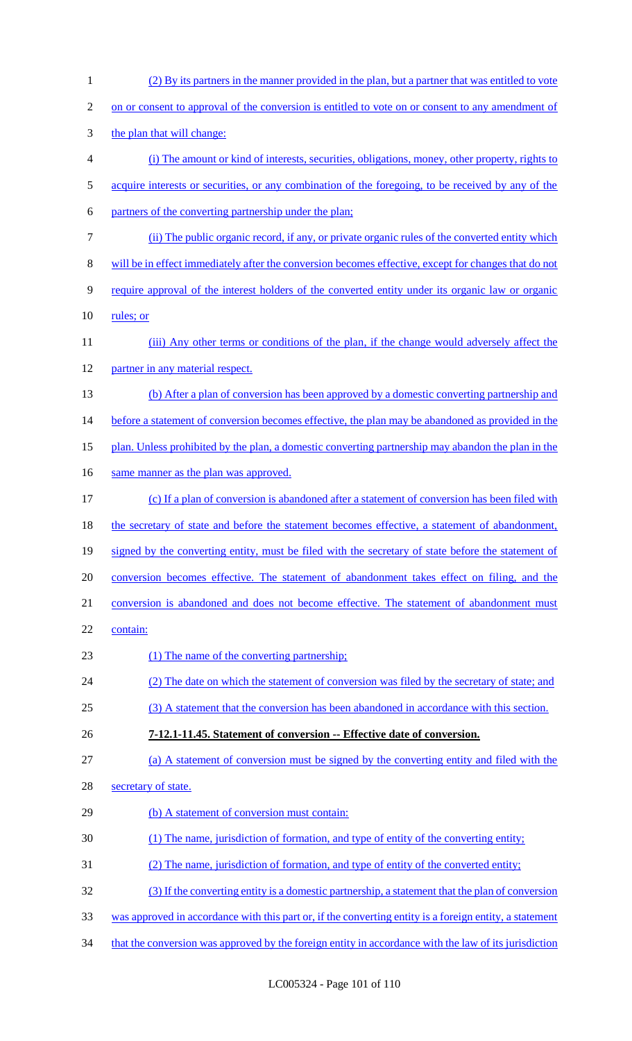(2) By its partners in the manner provided in the plan, but a partner that was entitled to vote on or consent to approval of the conversion is entitled to vote on or consent to any amendment of the plan that will change:

(i) The amount or kind of interests, securities, obligations, money, other property, rights to acquire interests or securities, or any combination of the foregoing, to be received by any of the partners of the converting partnership under the plan;

(ii) The public organic record, if any, or private organic rules of the converted entity which will be in effect immediately after the conversion becomes effective, except for changes that do not require approval of the interest holders of the converted entity under its organic law or organic rules; or

(iii) Any other terms or conditions of the plan, if the change would adversely affect the partner in any material respect.

(b) After a plan of conversion has been approved by a domestic converting partnership and before a statement of conversion becomes effective, the plan may be abandoned as provided in the plan. Unless prohibited by the plan, a domestic converting partnership may abandon the plan in the same manner as the plan was approved.

(c) If a plan of conversion is abandoned after a statement of conversion has been filed with the secretary of state and before the statement becomes effective, a statement of abandonment, signed by the converting entity, must be filed with the secretary of state before the statement of conversion becomes effective. The statement of abandonment takes effect on filing, and the conversion is abandoned and does not become effective. The statement of abandonment must contain:

(1) The name of the converting partnership;

(2) The date on which the statement of conversion was filed by the secretary of state; and

(3) A statement that the conversion has been abandoned in accordance with this section.

**7-12.1-11.45. Statement of conversion -- Effective date of conversion.**

(a) A statement of conversion must be signed by the converting entity and filed with the secretary of state.

(b) A statement of conversion must contain:

(1) The name, jurisdiction of formation, and type of entity of the converting entity;

(2) The name, jurisdiction of formation, and type of entity of the converted entity;

(3) If the converting entity is a domestic partnership, a statement that the plan of conversion was approved in accordance with this part or, if the converting entity is a foreign entity, a statement that the conversion was approved by the foreign entity in accordance with the law of its jurisdiction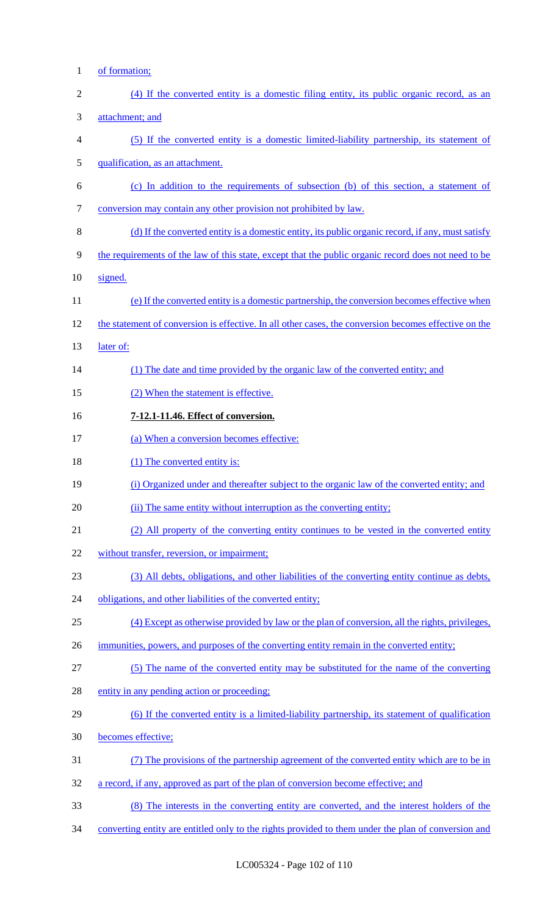of formation;

(4) If the converted entity is a domestic filing entity, its public organic record, as an attachment; and

(5) If the converted entity is a domestic limited-liability partnership, its statement of qualification, as an attachment.

(c) In addition to the requirements of subsection (b) of this section, a statement of conversion may contain any other provision not prohibited by law.

(d) If the converted entity is a domestic entity, its public organic record, if any, must satisfy the requirements of the law of this state, except that the public organic record does not need to be signed.

(e) If the converted entity is a domestic partnership, the conversion becomes effective when the statement of conversion is effective. In all other cases, the conversion becomes effective on the later of:

(1) The date and time provided by the organic law of the converted entity; and

(2) When the statement is effective.

**7-12.1-11.46. Effect of conversion.**

(a) When a conversion becomes effective:

(1) The converted entity is:

(i) Organized under and thereafter subject to the organic law of the converted entity; and

(ii) The same entity without interruption as the converting entity;

(2) All property of the converting entity continues to be vested in the converted entity without transfer, reversion, or impairment;

(3) All debts, obligations, and other liabilities of the converting entity continue as debts, obligations, and other liabilities of the converted entity;

(4) Except as otherwise provided by law or the plan of conversion, all the rights, privileges, immunities, powers, and purposes of the converting entity remain in the converted entity;

(5) The name of the converted entity may be substituted for the name of the converting entity in any pending action or proceeding;

(6) If the converted entity is a limited-liability partnership, its statement of qualification becomes effective;

(7) The provisions of the partnership agreement of the converted entity which are to be in a record, if any, approved as part of the plan of conversion become effective; and

(8) The interests in the converting entity are converted, and the interest holders of the converting entity are entitled only to the rights provided to them under the plan of conversion and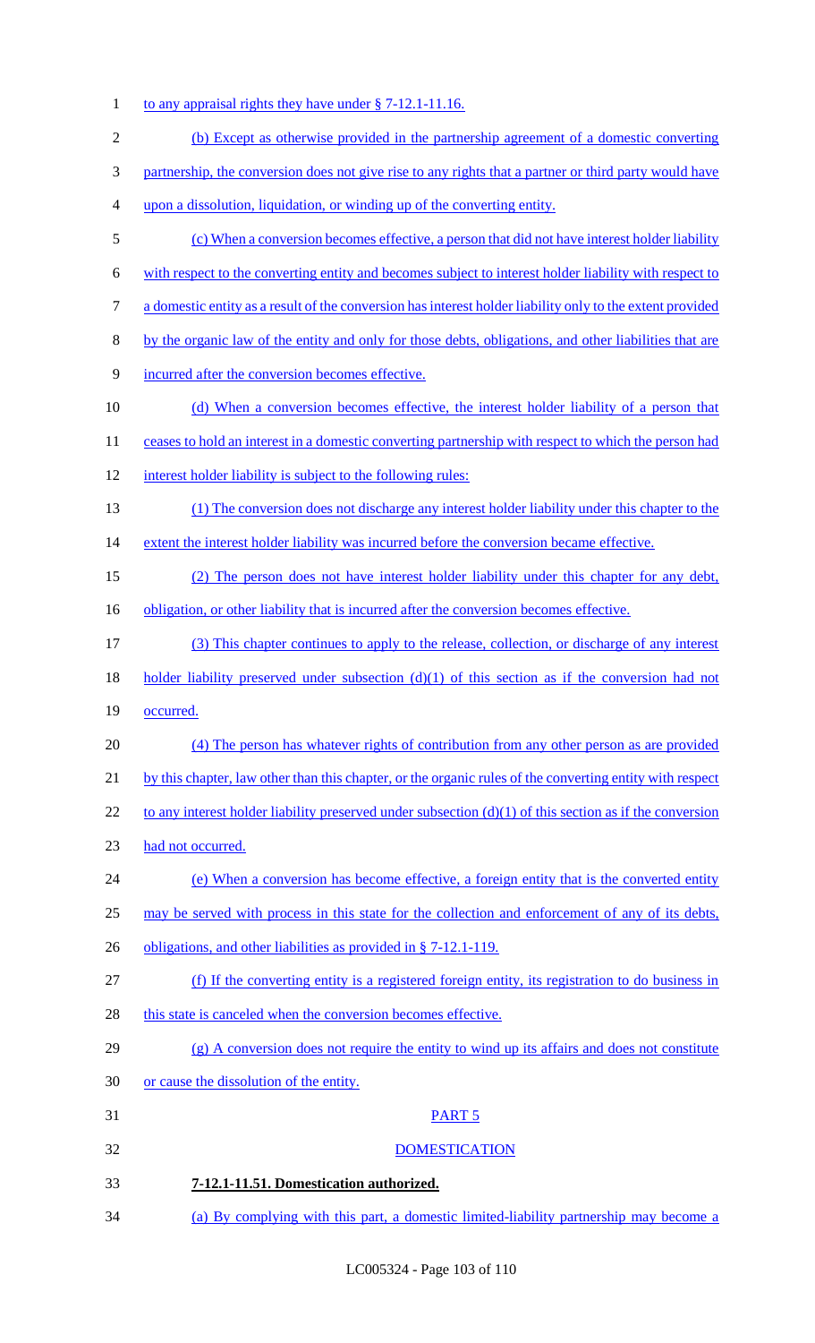to any appraisal rights they have under § 7-12.1-11.16.

(b) Except as otherwise provided in the partnership agreement of a domestic converting partnership, the conversion does not give rise to any rights that a partner or third party would have upon a dissolution, liquidation, or winding up of the converting entity.

(c) When a conversion becomes effective, a person that did not have interest holder liability with respect to the converting entity and becomes subject to interest holder liability with respect to a domestic entity as a result of the conversion has interest holder liability only to the extent provided by the organic law of the entity and only for those debts, obligations, and other liabilities that are incurred after the conversion becomes effective.

(d) When a conversion becomes effective, the interest holder liability of a person that ceases to hold an interest in a domestic converting partnership with respect to which the person had interest holder liability is subject to the following rules:

(1) The conversion does not discharge any interest holder liability under this chapter to the extent the interest holder liability was incurred before the conversion became effective.

(2) The person does not have interest holder liability under this chapter for any debt, obligation, or other liability that is incurred after the conversion becomes effective.

(3) This chapter continues to apply to the release, collection, or discharge of any interest holder liability preserved under subsection (d)(1) of this section as if the conversion had not occurred.

(4) The person has whatever rights of contribution from any other person as are provided by this chapter, law other than this chapter, or the organic rules of the converting entity with respect to any interest holder liability preserved under subsection (d)(1) of this section as if the conversion had not occurred.

(e) When a conversion has become effective, a foreign entity that is the converted entity may be served with process in this state for the collection and enforcement of any of its debts, obligations, and other liabilities as provided in § 7-12.1-119.

(f) If the converting entity is a registered foreign entity, its registration to do business in this state is canceled when the conversion becomes effective.

(g) A conversion does not require the entity to wind up its affairs and does not constitute or cause the dissolution of the entity.

PART 5

DOMESTICATION

**7-12.1-11.51. Domestication authorized.**

(a) By complying with this part, a domestic limited-liability partnership may become a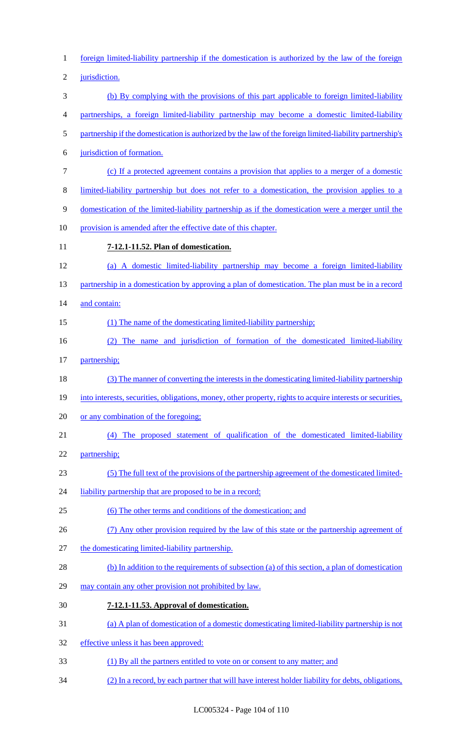foreign limited-liability partnership if the domestication is authorized by the law of the foreign jurisdiction.

(b) By complying with the provisions of this part applicable to foreign limited-liability partnerships, a foreign limited-liability partnership may become a domestic limited-liability partnership if the domestication is authorized by the law of the foreign limited-liability partnership's jurisdiction of formation.

(c) If a protected agreement contains a provision that applies to a merger of a domestic limited-liability partnership but does not refer to a domestication, the provision applies to a domestication of the limited-liability partnership as if the domestication were a merger until the provision is amended after the effective date of this chapter.

**7-12.1-11.52. Plan of domestication.**

(a) A domestic limited-liability partnership may become a foreign limited-liability partnership in a domestication by approving a plan of domestication. The plan must be in a record and contain:

(1) The name of the domesticating limited-liability partnership;

(2) The name and jurisdiction of formation of the domesticated limited-liability partnership;

(3) The manner of converting the interests in the domesticating limited-liability partnership into interests, securities, obligations, money, other property, rights to acquire interests or securities, or any combination of the foregoing;

(4) The proposed statement of qualification of the domesticated limited-liability partnership;

(5) The full text of the provisions of the partnership agreement of the domesticated limited-liability partnership that are proposed to be in a record;

(6) The other terms and conditions of the domestication; and

(7) Any other provision required by the law of this state or the partnership agreement of the domesticating limited-liability partnership.

(b) In addition to the requirements of subsection (a) of this section, a plan of domestication may contain any other provision not prohibited by law.

**7-12.1-11.53. Approval of domestication.**

(a) A plan of domestication of a domestic domesticating limited-liability partnership is not effective unless it has been approved:

(1) By all the partners entitled to vote on or consent to any matter; and

(2) In a record, by each partner that will have interest holder liability for debts, obligations,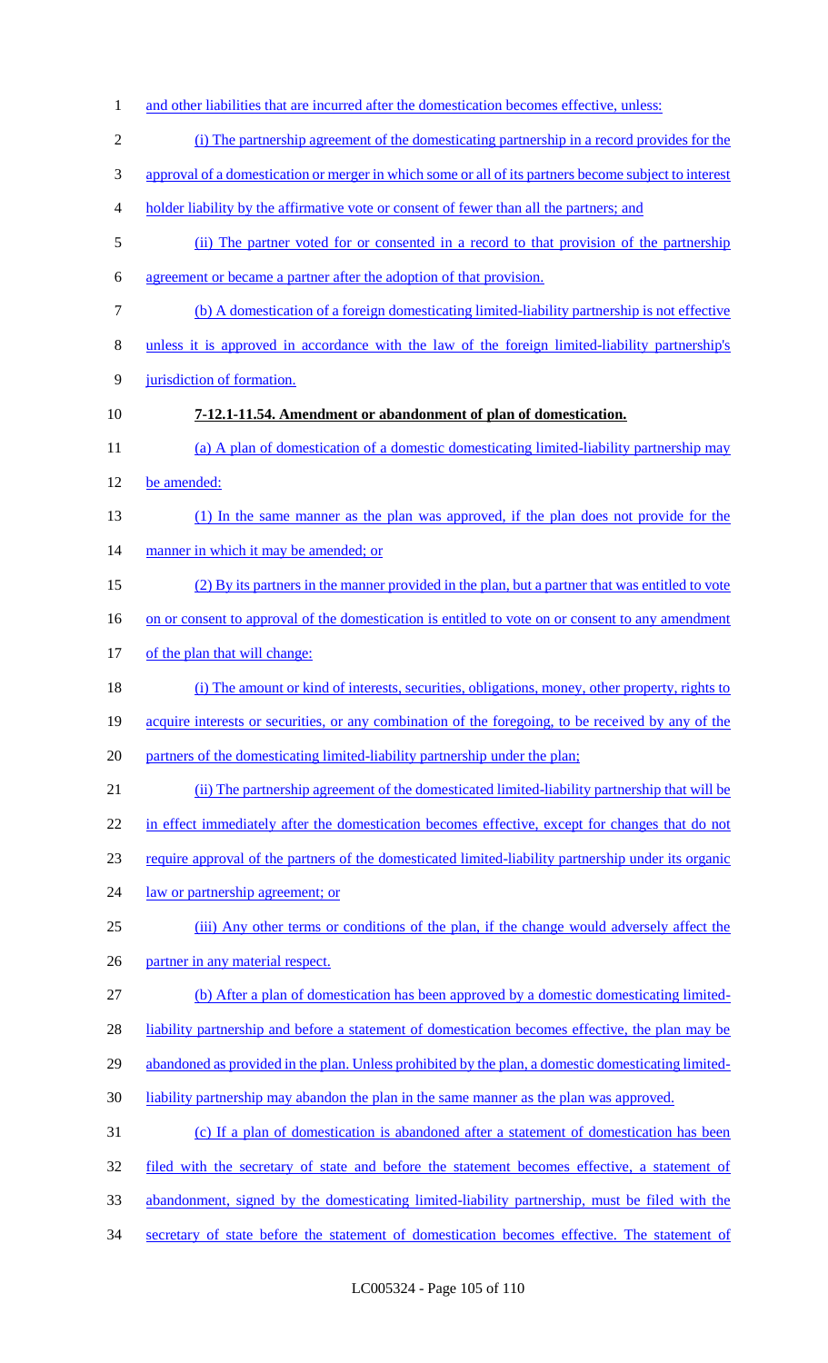and other liabilities that are incurred after the domestication becomes effective, unless:

(i) The partnership agreement of the domesticating partnership in a record provides for the approval of a domestication or merger in which some or all of its partners become subject to interest holder liability by the affirmative vote or consent of fewer than all the partners; and

(ii) The partner voted for or consented in a record to that provision of the partnership agreement or became a partner after the adoption of that provision.

(b) A domestication of a foreign domesticating limited-liability partnership is not effective unless it is approved in accordance with the law of the foreign limited-liability partnership's jurisdiction of formation.

**7-12.1-11.54. Amendment or abandonment of plan of domestication.**

(a) A plan of domestication of a domestic domesticating limited-liability partnership may be amended:

(1) In the same manner as the plan was approved, if the plan does not provide for the manner in which it may be amended; or

(2) By its partners in the manner provided in the plan, but a partner that was entitled to vote on or consent to approval of the domestication is entitled to vote on or consent to any amendment of the plan that will change:

(i) The amount or kind of interests, securities, obligations, money, other property, rights to acquire interests or securities, or any combination of the foregoing, to be received by any of the partners of the domesticating limited-liability partnership under the plan;

(ii) The partnership agreement of the domesticated limited-liability partnership that will be in effect immediately after the domestication becomes effective, except for changes that do not require approval of the partners of the domesticated limited-liability partnership under its organic law or partnership agreement; or

(iii) Any other terms or conditions of the plan, if the change would adversely affect the partner in any material respect.

(b) After a plan of domestication has been approved by a domestic domesticating limited-liability partnership and before a statement of domestication becomes effective, the plan may be abandoned as provided in the plan. Unless prohibited by the plan, a domestic domesticating limited-liability partnership may abandon the plan in the same manner as the plan was approved.

(c) If a plan of domestication is abandoned after a statement of domestication has been filed with the secretary of state and before the statement becomes effective, a statement of abandonment, signed by the domesticating limited-liability partnership, must be filed with the secretary of state before the statement of domestication becomes effective. The statement of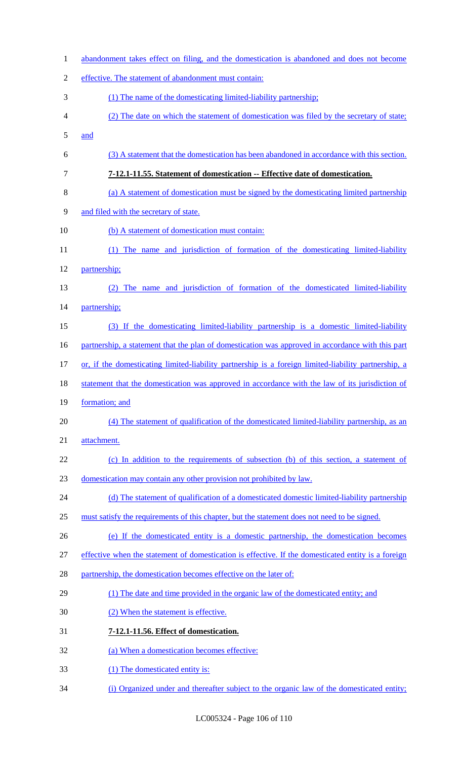abandonment takes effect on filing, and the domestication is abandoned and does not become effective. The statement of abandonment must contain:

(1) The name of the domesticating limited-liability partnership;

(2) The date on which the statement of domestication was filed by the secretary of state; and

(3) A statement that the domestication has been abandoned in accordance with this section.

**7-12.1-11.55. Statement of domestication -- Effective date of domestication.**

(a) A statement of domestication must be signed by the domesticating limited partnership and filed with the secretary of state.

(b) A statement of domestication must contain:

(1) The name and jurisdiction of formation of the domesticating limited-liability partnership;

(2) The name and jurisdiction of formation of the domesticated limited-liability partnership;

(3) If the domesticating limited-liability partnership is a domestic limited-liability partnership, a statement that the plan of domestication was approved in accordance with this part or, if the domesticating limited-liability partnership is a foreign limited-liability partnership, a statement that the domestication was approved in accordance with the law of its jurisdiction of formation; and

(4) The statement of qualification of the domesticated limited-liability partnership, as an attachment.

(c) In addition to the requirements of subsection (b) of this section, a statement of domestication may contain any other provision not prohibited by law.

(d) The statement of qualification of a domesticated domestic limited-liability partnership must satisfy the requirements of this chapter, but the statement does not need to be signed.

(e) If the domesticated entity is a domestic partnership, the domestication becomes effective when the statement of domestication is effective. If the domesticated entity is a foreign partnership, the domestication becomes effective on the later of:

(1) The date and time provided in the organic law of the domesticated entity; and

(2) When the statement is effective.

**7-12.1-11.56. Effect of domestication.**

(a) When a domestication becomes effective:

(1) The domesticated entity is:

(i) Organized under and thereafter subject to the organic law of the domesticated entity;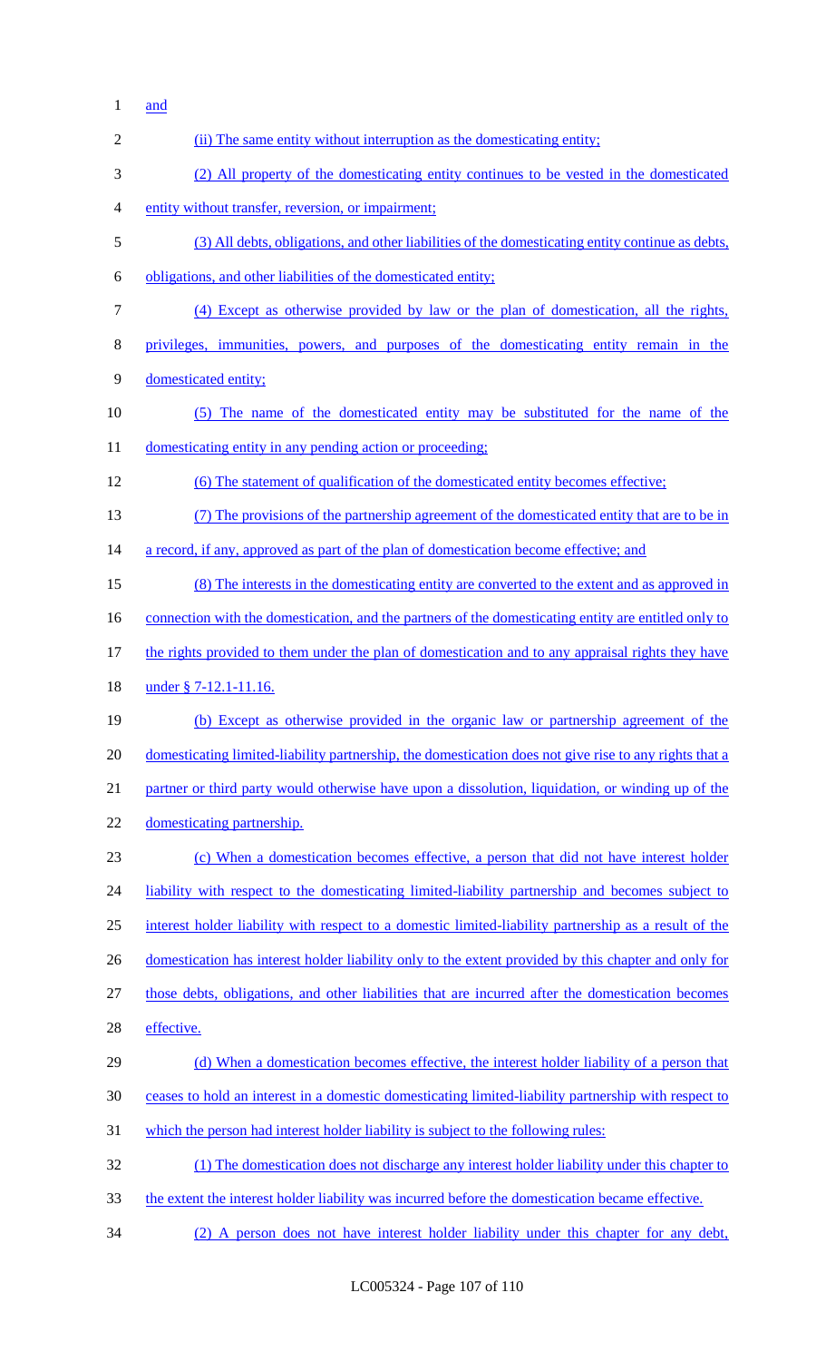and

(ii) The same entity without interruption as the domesticating entity;

(2) All property of the domesticating entity continues to be vested in the domesticated entity without transfer, reversion, or impairment;

(3) All debts, obligations, and other liabilities of the domesticating entity continue as debts, obligations, and other liabilities of the domesticated entity;

(4) Except as otherwise provided by law or the plan of domestication, all the rights, privileges, immunities, powers, and purposes of the domesticating entity remain in the domesticated entity;

(5) The name of the domesticated entity may be substituted for the name of the domesticating entity in any pending action or proceeding;

(6) The statement of qualification of the domesticated entity becomes effective;

(7) The provisions of the partnership agreement of the domesticated entity that are to be in a record, if any, approved as part of the plan of domestication become effective; and

(8) The interests in the domesticating entity are converted to the extent and as approved in connection with the domestication, and the partners of the domesticating entity are entitled only to the rights provided to them under the plan of domestication and to any appraisal rights they have under § 7-12.1-11.16.

(b) Except as otherwise provided in the organic law or partnership agreement of the domesticating limited-liability partnership, the domestication does not give rise to any rights that a partner or third party would otherwise have upon a dissolution, liquidation, or winding up of the domesticating partnership.

(c) When a domestication becomes effective, a person that did not have interest holder liability with respect to the domesticating limited-liability partnership and becomes subject to interest holder liability with respect to a domestic limited-liability partnership as a result of the domestication has interest holder liability only to the extent provided by this chapter and only for those debts, obligations, and other liabilities that are incurred after the domestication becomes effective.

(d) When a domestication becomes effective, the interest holder liability of a person that ceases to hold an interest in a domestic domesticating limited-liability partnership with respect to which the person had interest holder liability is subject to the following rules:

(1) The domestication does not discharge any interest holder liability under this chapter to the extent the interest holder liability was incurred before the domestication became effective.

(2) A person does not have interest holder liability under this chapter for any debt,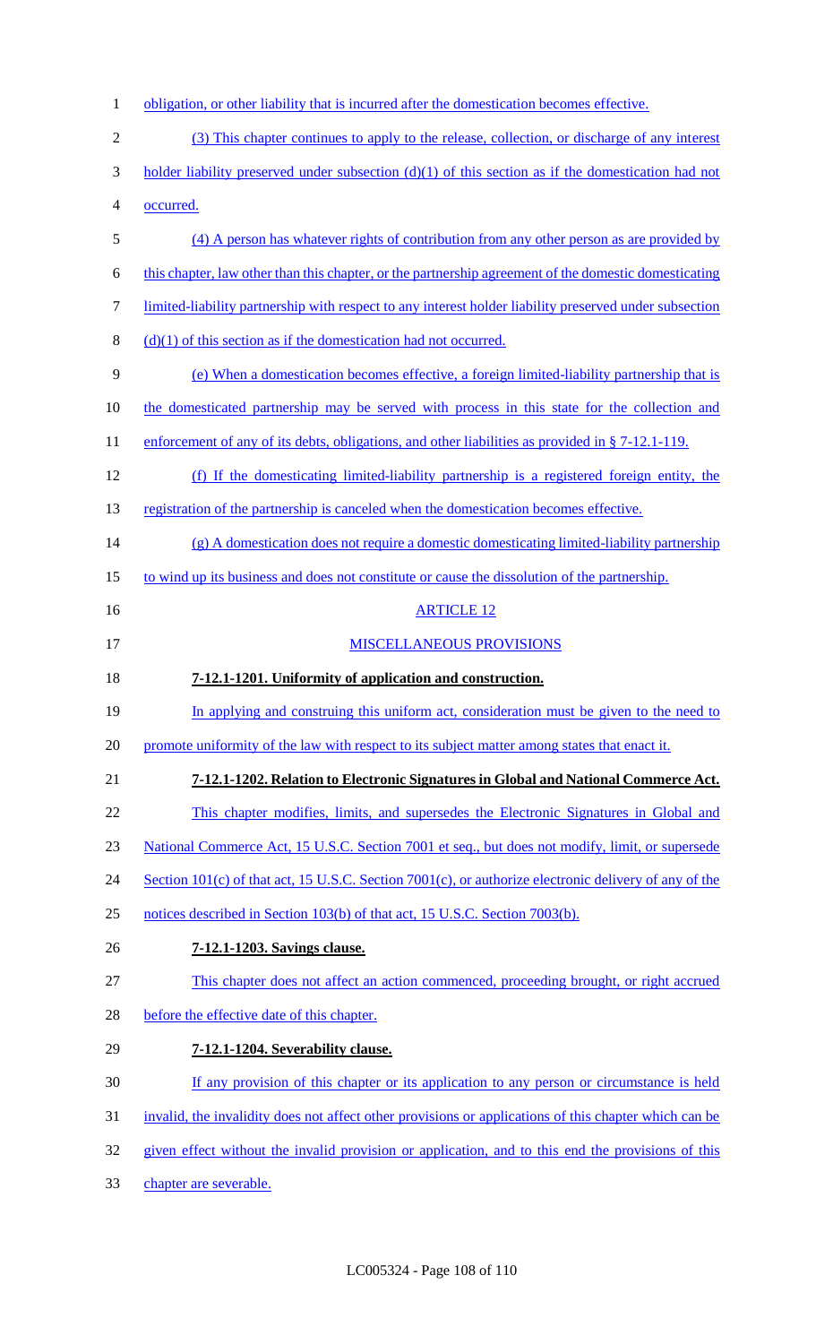obligation, or other liability that is incurred after the domestication becomes effective.

(3) This chapter continues to apply to the release, collection, or discharge of any interest holder liability preserved under subsection (d)(1) of this section as if the domestication had not occurred.

(4) A person has whatever rights of contribution from any other person as are provided by this chapter, law other than this chapter, or the partnership agreement of the domestic domesticating limited-liability partnership with respect to any interest holder liability preserved under subsection (d)(1) of this section as if the domestication had not occurred.

(e) When a domestication becomes effective, a foreign limited-liability partnership that is the domesticated partnership may be served with process in this state for the collection and enforcement of any of its debts, obligations, and other liabilities as provided in § 7-12.1-119.

(f) If the domesticating limited-liability partnership is a registered foreign entity, the registration of the partnership is canceled when the domestication becomes effective.

(g) A domestication does not require a domestic domesticating limited-liability partnership to wind up its business and does not constitute or cause the dissolution of the partnership.

ARTICLE 12

MISCELLANEOUS PROVISIONS

**7-12.1-1201. Uniformity of application and construction.**

In applying and construing this uniform act, consideration must be given to the need to promote uniformity of the law with respect to its subject matter among states that enact it.

**7-12.1-1202. Relation to Electronic Signatures in Global and National Commerce Act.**

This chapter modifies, limits, and supersedes the Electronic Signatures in Global and National Commerce Act, 15 U.S.C. Section 7001 et seq., but does not modify, limit, or supersede Section 101(c) of that act, 15 U.S.C. Section 7001(c), or authorize electronic delivery of any of the notices described in Section 103(b) of that act, 15 U.S.C. Section 7003(b).

**7-12.1-1203. Savings clause.**

This chapter does not affect an action commenced, proceeding brought, or right accrued before the effective date of this chapter.

**7-12.1-1204. Severability clause.**

If any provision of this chapter or its application to any person or circumstance is held invalid, the invalidity does not affect other provisions or applications of this chapter which can be given effect without the invalid provision or application, and to this end the provisions of this chapter are severable.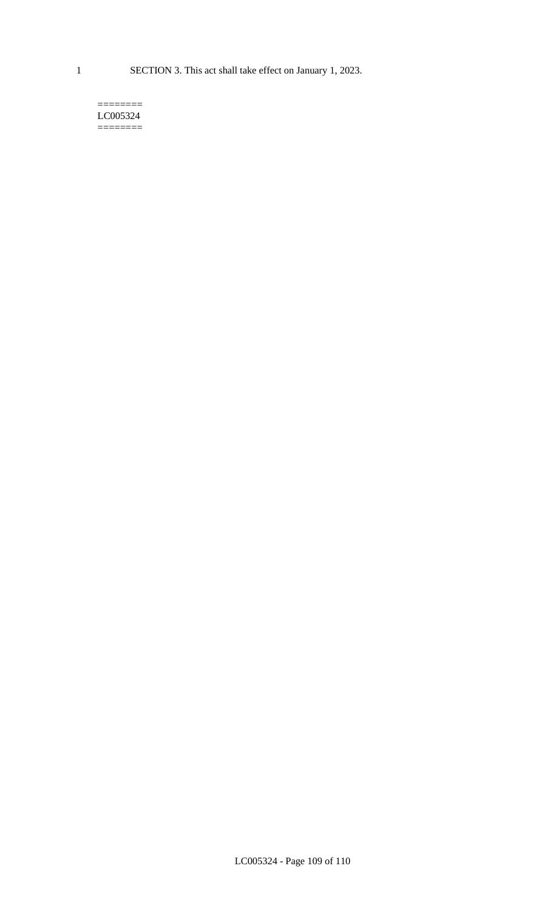SECTION 3. This act shall take effect on January 1, 2023.

========
LC005324
========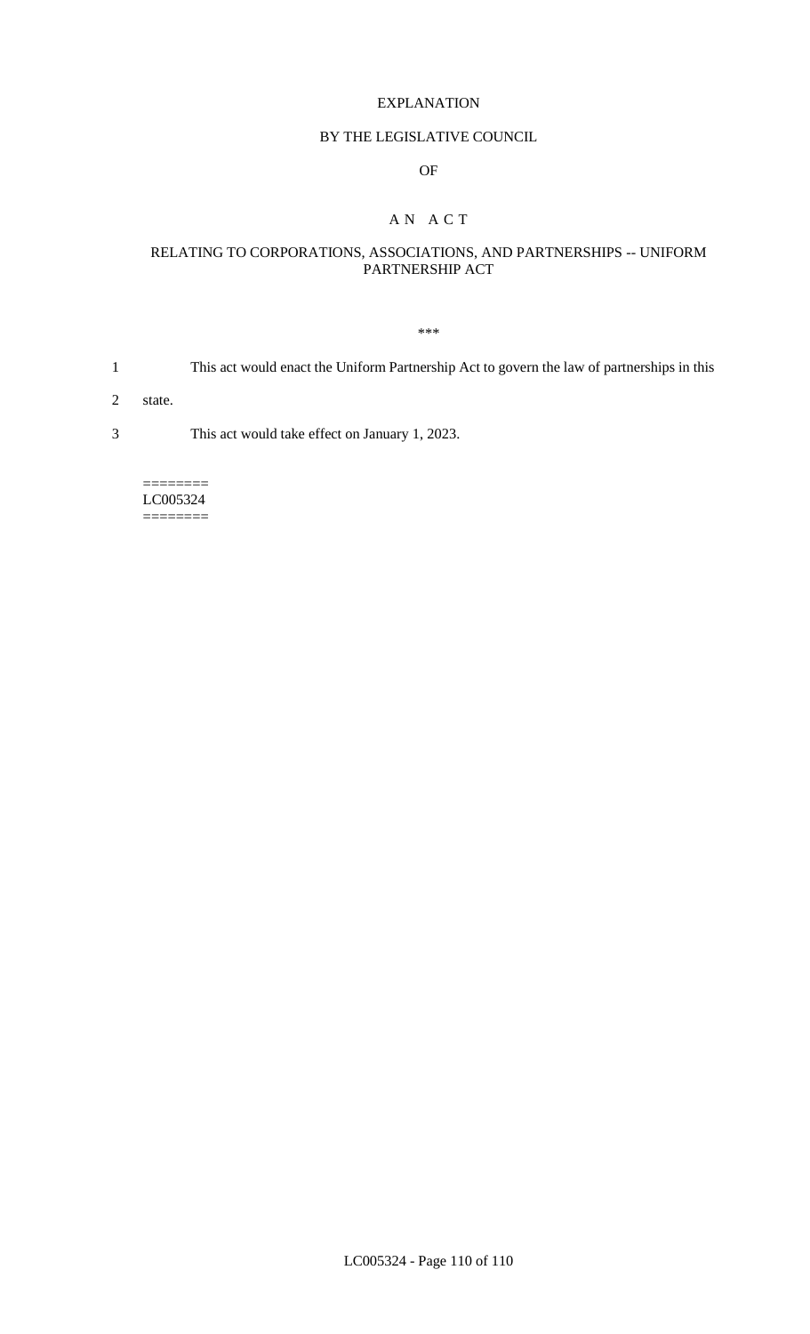EXPLANATION

BY THE LEGISLATIVE COUNCIL

OF

# A N A C T

RELATING TO CORPORATIONS, ASSOCIATIONS, AND PARTNERSHIPS -- UNIFORM PARTNERSHIP ACT

\*\*\*

1 This act would enact the Uniform Partnership Act to govern the law of partnerships in this

2 state.

3 This act would take effect on January 1, 2023.

========
LC005324
========